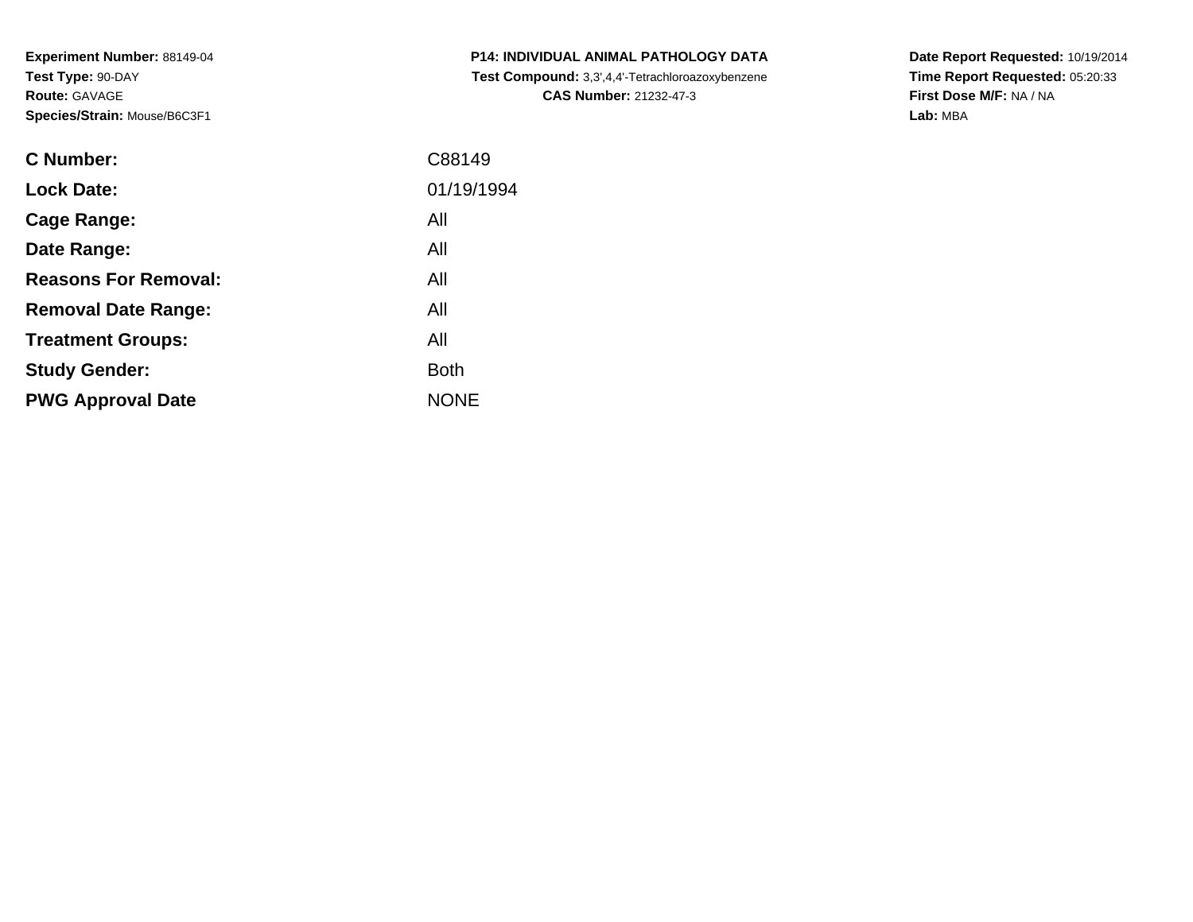**Experiment Number:** 88149-04
**Test Type:** 90-DAY
**Route:** GAVAGE
**Species/Strain:** Mouse/B6C3F1

**P14: INDIVIDUAL ANIMAL PATHOLOGY DATA**
**Test Compound:** 3,3',4,4'-Tetrachloroazoxybenzene
**CAS Number:** 21232-47-3

**Date Report Requested:** 10/19/2014
**Time Report Requested:** 05:20:33
**First Dose M/F:** NA / NA
**Lab:** MBA

| | |
|---|---|
| **C Number:** | C88149 |
| **Lock Date:** | 01/19/1994 |
| **Cage Range:** | All |
| **Date Range:** | All |
| **Reasons For Removal:** | All |
| **Removal Date Range:** | All |
| **Treatment Groups:** | All |
| **Study Gender:** | Both |
| **PWG Approval Date** | NONE |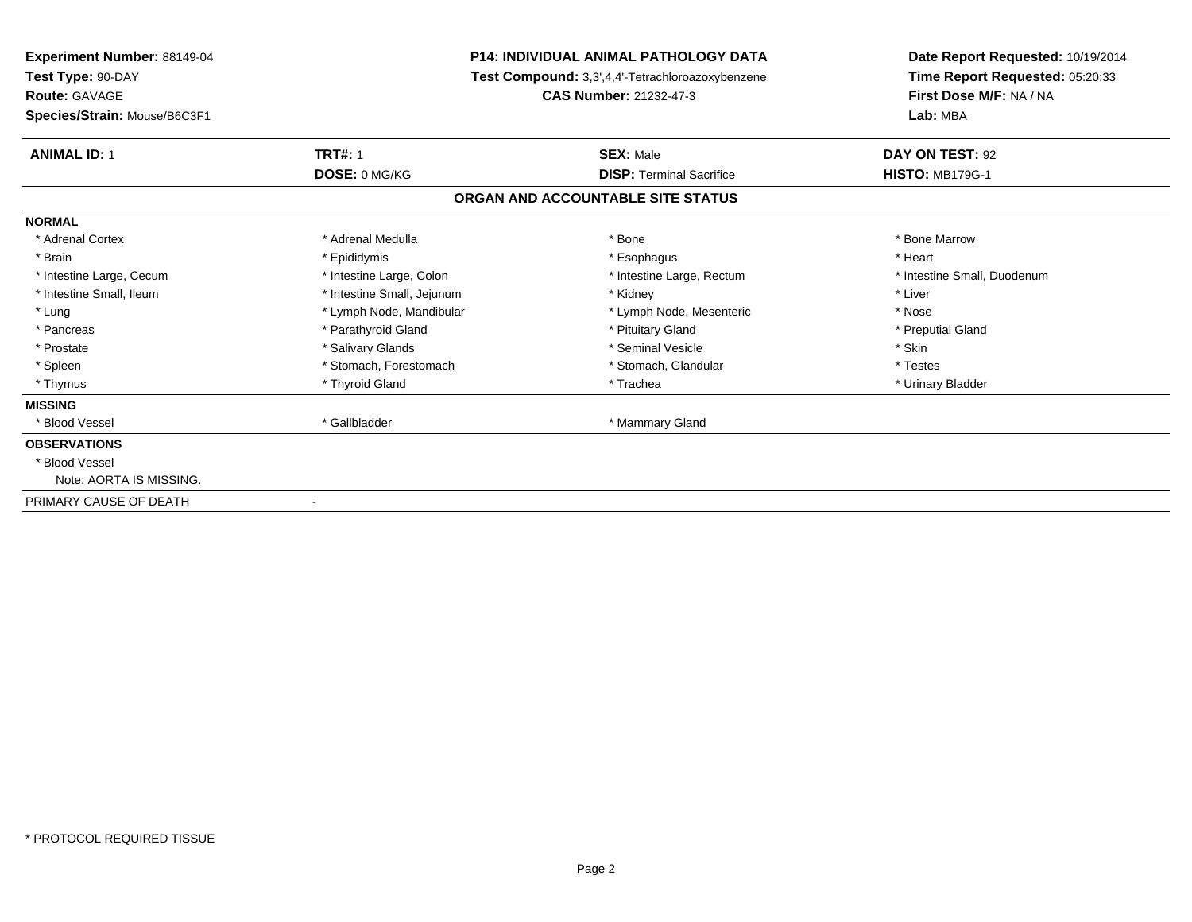**Experiment Number:** 88149-04
**Test Type:** 90-DAY
**Route:** GAVAGE
**Species/Strain:** Mouse/B6C3F1

**P14: INDIVIDUAL ANIMAL PATHOLOGY DATA**
**Test Compound:** 3,3',4,4'-Tetrachloroazoxybenzene
**CAS Number:** 21232-47-3

**Date Report Requested:** 10/19/2014
**Time Report Requested:** 05:20:33
**First Dose M/F:** NA / NA
**Lab:** MBA

| **ANIMAL ID:** 1 | **TRT#:** 1 | **SEX:** Male | **DAY ON TEST:** 92 |
|---|---|---|---|
| | **DOSE:** 0 MG/KG | **DISP:** Terminal Sacrifice | **HISTO:** MB179G-1 |

**ORGAN AND ACCOUNTABLE SITE STATUS**

**NORMAL**

| | | | |
|---|---|---|---|
| * Adrenal Cortex | * Adrenal Medulla | * Bone | * Bone Marrow |
| * Brain | * Epididymis | * Esophagus | * Heart |
| * Intestine Large, Cecum | * Intestine Large, Colon | * Intestine Large, Rectum | * Intestine Small, Duodenum |
| * Intestine Small, Ileum | * Intestine Small, Jejunum | * Kidney | * Liver |
| * Lung | * Lymph Node, Mandibular | * Lymph Node, Mesenteric | * Nose |
| * Pancreas | * Parathyroid Gland | * Pituitary Gland | * Preputial Gland |
| * Prostate | * Salivary Glands | * Seminal Vesicle | * Skin |
| * Spleen | * Stomach, Forestomach | * Stomach, Glandular | * Testes |
| * Thymus | * Thyroid Gland | * Trachea | * Urinary Bladder |

**MISSING**

| | | |
|---|---|---|
| * Blood Vessel | * Gallbladder | * Mammary Gland |

**OBSERVATIONS**

* Blood Vessel
  Note: AORTA IS MISSING.

PRIMARY CAUSE OF DEATH -

* PROTOCOL REQUIRED TISSUE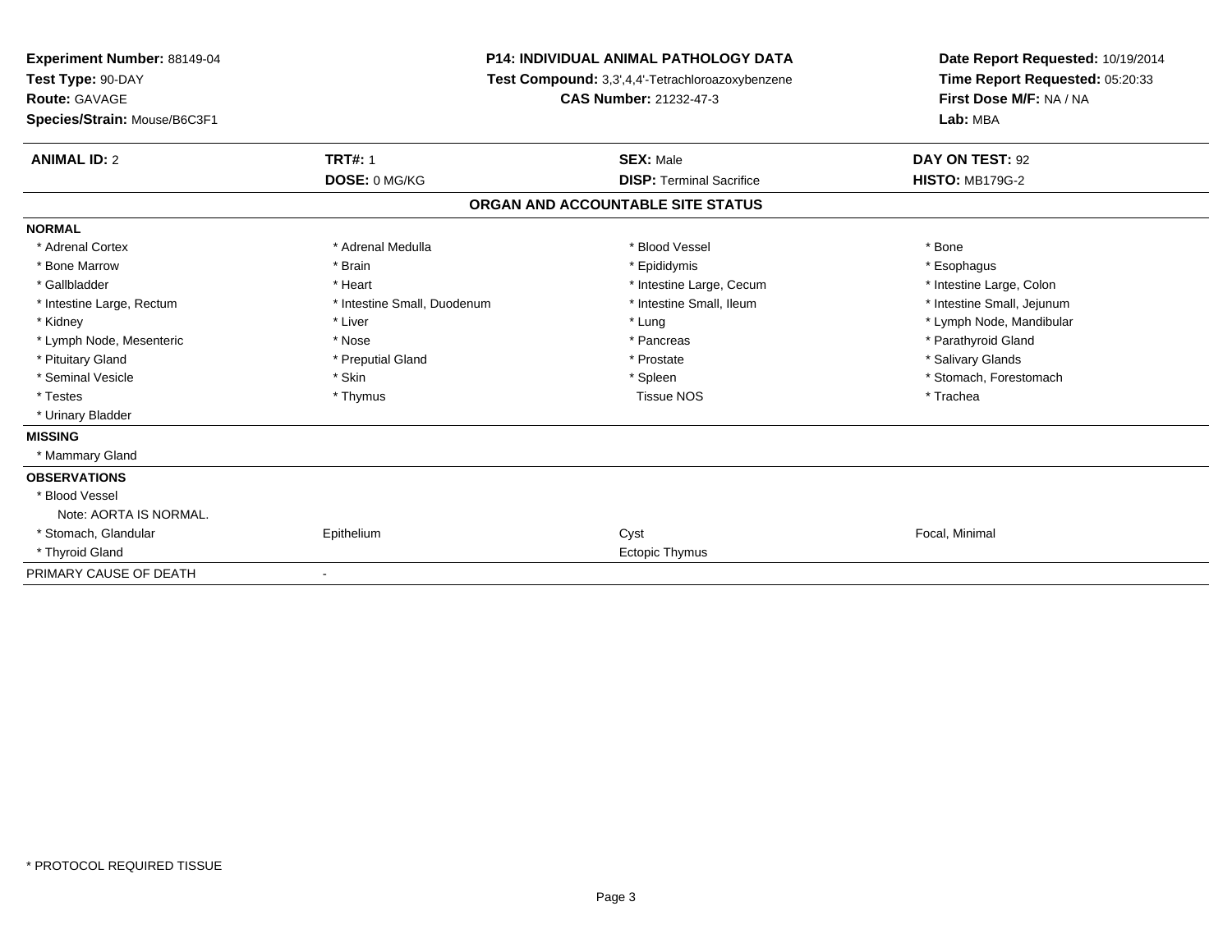**Experiment Number:** 88149-04
**Test Type:** 90-DAY
**Route:** GAVAGE
**Species/Strain:** Mouse/B6C3F1

**P14: INDIVIDUAL ANIMAL PATHOLOGY DATA**
**Test Compound:** 3,3',4,4'-Tetrachloroazoxybenzene
**CAS Number:** 21232-47-3

**Date Report Requested:** 10/19/2014
**Time Report Requested:** 05:20:33
**First Dose M/F:** NA / NA
**Lab:** MBA

| **ANIMAL ID:** 2 | **TRT#:** 1 | **SEX:** Male | **DAY ON TEST:** 92 |
|---|---|---|---|
| | **DOSE:** 0 MG/KG | **DISP:** Terminal Sacrifice | **HISTO:** MB179G-2 |

**ORGAN AND ACCOUNTABLE SITE STATUS**

| | | | |
|---|---|---|---|
| **NORMAL** | | | |
| * Adrenal Cortex | * Adrenal Medulla | * Blood Vessel | * Bone |
| * Bone Marrow | * Brain | * Epididymis | * Esophagus |
| * Gallbladder | * Heart | * Intestine Large, Cecum | * Intestine Large, Colon |
| * Intestine Large, Rectum | * Intestine Small, Duodenum | * Intestine Small, Ileum | * Intestine Small, Jejunum |
| * Kidney | * Liver | * Lung | * Lymph Node, Mandibular |
| * Lymph Node, Mesenteric | * Nose | * Pancreas | * Parathyroid Gland |
| * Pituitary Gland | * Preputial Gland | * Prostate | * Salivary Glands |
| * Seminal Vesicle | * Skin | * Spleen | * Stomach, Forestomach |
| * Testes | * Thymus | Tissue NOS | * Trachea |
| * Urinary Bladder | | | |
| **MISSING** | | | |
| * Mammary Gland | | | |
| **OBSERVATIONS** | | | |
| * Blood Vessel | | | |
| Note: AORTA IS NORMAL. | | | |
| * Stomach, Glandular | Epithelium | Cyst | Focal, Minimal |
| * Thyroid Gland | | Ectopic Thymus | |
| PRIMARY CAUSE OF DEATH | - | | |

* PROTOCOL REQUIRED TISSUE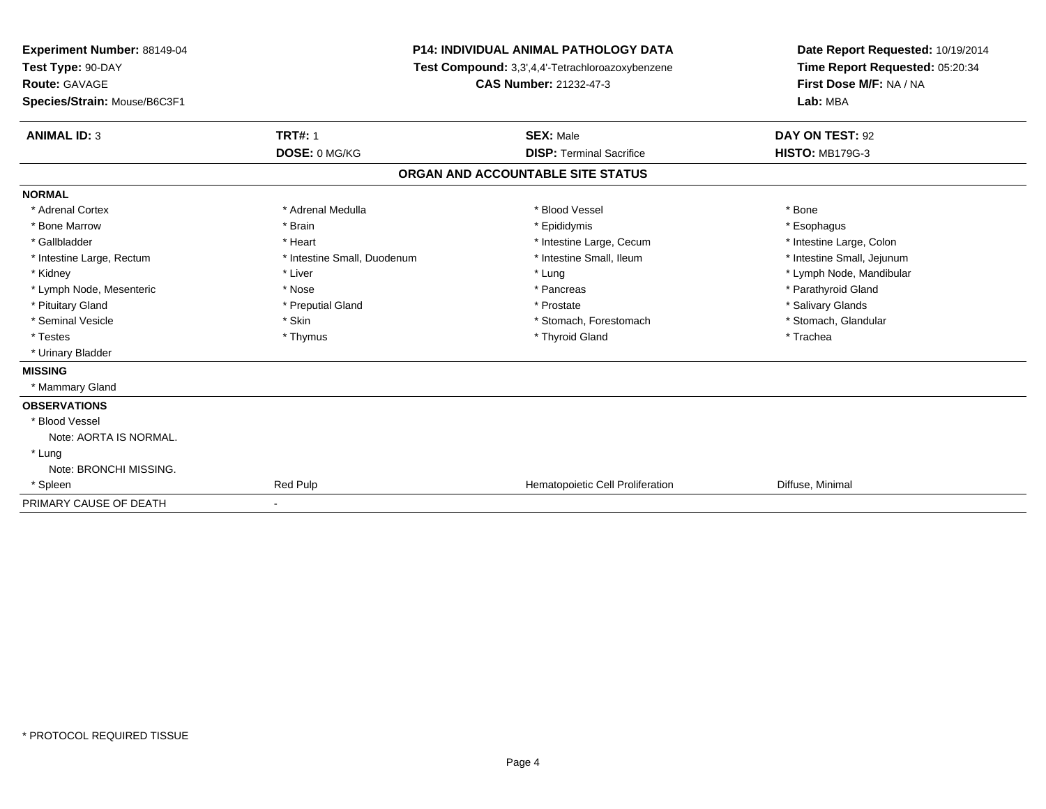**Experiment Number:** 88149-04
**Test Type:** 90-DAY
**Route:** GAVAGE
**Species/Strain:** Mouse/B6C3F1

**P14: INDIVIDUAL ANIMAL PATHOLOGY DATA**
**Test Compound:** 3,3',4,4'-Tetrachloroazoxybenzene
**CAS Number:** 21232-47-3

**Date Report Requested:** 10/19/2014
**Time Report Requested:** 05:20:34
**First Dose M/F:** NA / NA
**Lab:** MBA

| **ANIMAL ID:** 3 | **TRT#:** 1 | **SEX:** Male | **DAY ON TEST:** 92 |
|---|---|---|---|
| | **DOSE:** 0 MG/KG | **DISP:** Terminal Sacrifice | **HISTO:** MB179G-3 |

## ORGAN AND ACCOUNTABLE SITE STATUS

| | | | |
|---|---|---|---|
| **NORMAL** | | | |
| * Adrenal Cortex | * Adrenal Medulla | * Blood Vessel | * Bone |
| * Bone Marrow | * Brain | * Epididymis | * Esophagus |
| * Gallbladder | * Heart | * Intestine Large, Cecum | * Intestine Large, Colon |
| * Intestine Large, Rectum | * Intestine Small, Duodenum | * Intestine Small, Ileum | * Intestine Small, Jejunum |
| * Kidney | * Liver | * Lung | * Lymph Node, Mandibular |
| * Lymph Node, Mesenteric | * Nose | * Pancreas | * Parathyroid Gland |
| * Pituitary Gland | * Preputial Gland | * Prostate | * Salivary Glands |
| * Seminal Vesicle | * Skin | * Stomach, Forestomach | * Stomach, Glandular |
| * Testes | * Thymus | * Thyroid Gland | * Trachea |
| * Urinary Bladder | | | |
| **MISSING** | | | |
| * Mammary Gland | | | |
| **OBSERVATIONS** | | | |
| * Blood Vessel | | | |
| Note: AORTA IS NORMAL. | | | |
| * Lung | | | |
| Note: BRONCHI MISSING. | | | |
| * Spleen | Red Pulp | Hematopoietic Cell Proliferation | Diffuse, Minimal |
| PRIMARY CAUSE OF DEATH | - | | |

* PROTOCOL REQUIRED TISSUE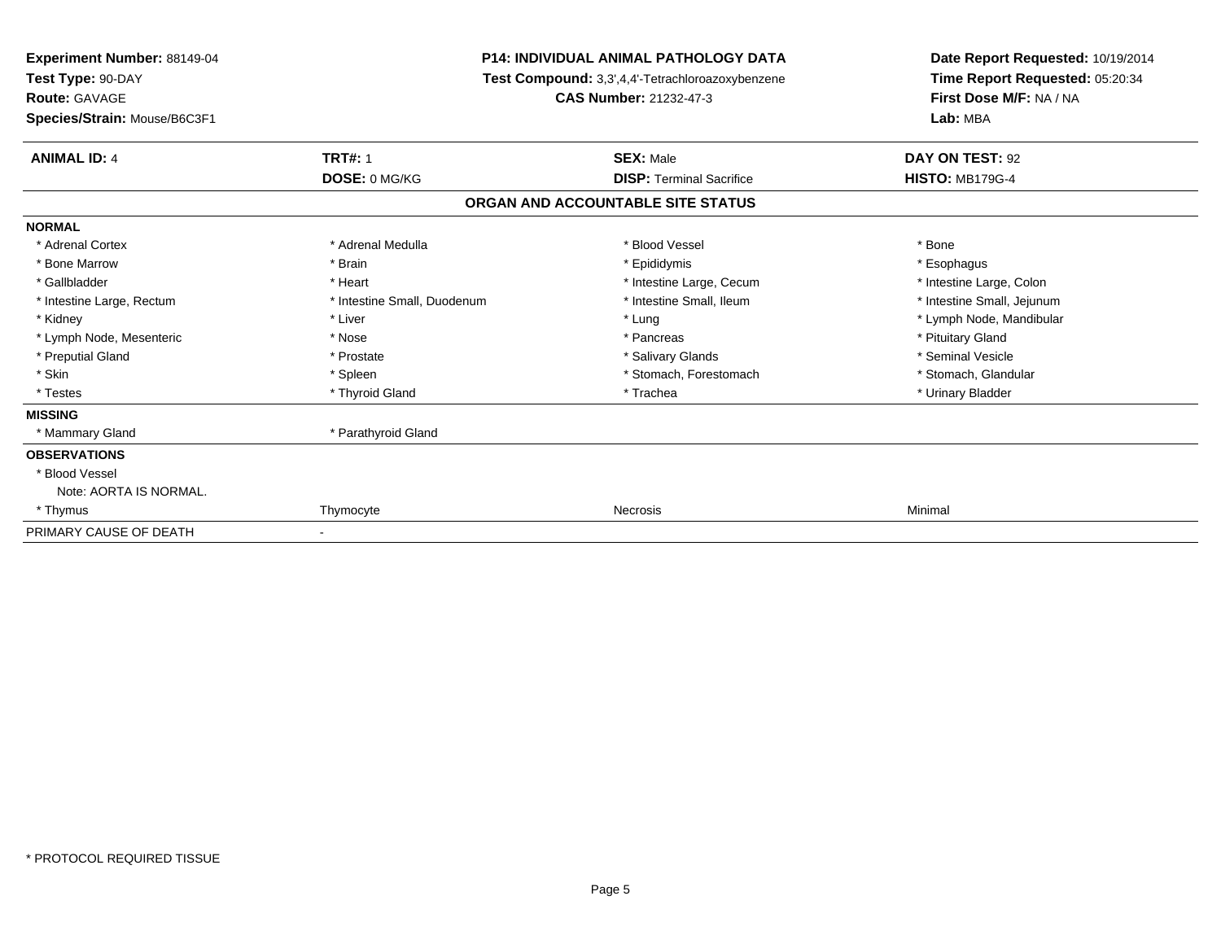**Experiment Number:** 88149-04
**Test Type:** 90-DAY
**Route:** GAVAGE
**Species/Strain:** Mouse/B6C3F1

**P14: INDIVIDUAL ANIMAL PATHOLOGY DATA**
**Test Compound:** 3,3',4,4'-Tetrachloroazoxybenzene
**CAS Number:** 21232-47-3

**Date Report Requested:** 10/19/2014
**Time Report Requested:** 05:20:34
**First Dose M/F:** NA / NA
**Lab:** MBA

| **ANIMAL ID:** 4 | **TRT#:** 1 | **SEX:** Male | **DAY ON TEST:** 92 |
|---|---|---|---|
| | **DOSE:** 0 MG/KG | **DISP:** Terminal Sacrifice | **HISTO:** MB179G-4 |

**ORGAN AND ACCOUNTABLE SITE STATUS**

| | | | |
|---|---|---|---|
| **NORMAL** | | | |
| * Adrenal Cortex | * Adrenal Medulla | * Blood Vessel | * Bone |
| * Bone Marrow | * Brain | * Epididymis | * Esophagus |
| * Gallbladder | * Heart | * Intestine Large, Cecum | * Intestine Large, Colon |
| * Intestine Large, Rectum | * Intestine Small, Duodenum | * Intestine Small, Ileum | * Intestine Small, Jejunum |
| * Kidney | * Liver | * Lung | * Lymph Node, Mandibular |
| * Lymph Node, Mesenteric | * Nose | * Pancreas | * Pituitary Gland |
| * Preputial Gland | * Prostate | * Salivary Glands | * Seminal Vesicle |
| * Skin | * Spleen | * Stomach, Forestomach | * Stomach, Glandular |
| * Testes | * Thyroid Gland | * Trachea | * Urinary Bladder |
| **MISSING** | | | |
| * Mammary Gland | * Parathyroid Gland | | |
| **OBSERVATIONS** | | | |
| * Blood Vessel | | | |
| Note: AORTA IS NORMAL. | | | |
| * Thymus | Thymocyte | Necrosis | Minimal |
| PRIMARY CAUSE OF DEATH | - | | |

* PROTOCOL REQUIRED TISSUE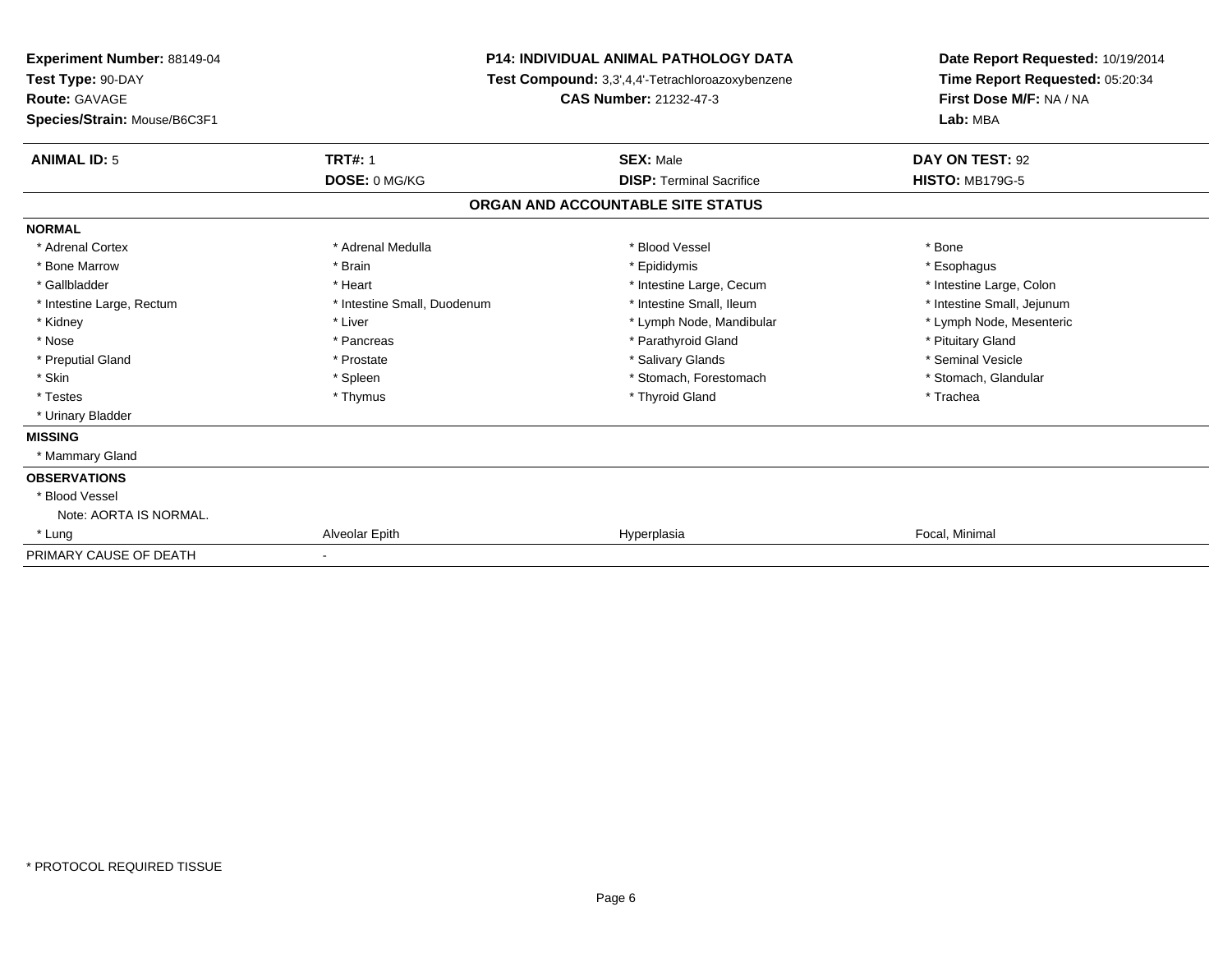**Experiment Number:** 88149-04
**Test Type:** 90-DAY
**Route:** GAVAGE
**Species/Strain:** Mouse/B6C3F1

**P14: INDIVIDUAL ANIMAL PATHOLOGY DATA**
**Test Compound:** 3,3',4,4'-Tetrachloroazoxybenzene
**CAS Number:** 21232-47-3

**Date Report Requested:** 10/19/2014
**Time Report Requested:** 05:20:34
**First Dose M/F:** NA / NA
**Lab:** MBA

| **ANIMAL ID:** 5 | **TRT#:** 1 | **SEX:** Male | **DAY ON TEST:** 92 |
|---|---|---|---|
| | **DOSE:** 0 MG/KG | **DISP:** Terminal Sacrifice | **HISTO:** MB179G-5 |

**ORGAN AND ACCOUNTABLE SITE STATUS**

**NORMAL**

| | | | |
|---|---|---|---|
| * Adrenal Cortex | * Adrenal Medulla | * Blood Vessel | * Bone |
| * Bone Marrow | * Brain | * Epididymis | * Esophagus |
| * Gallbladder | * Heart | * Intestine Large, Cecum | * Intestine Large, Colon |
| * Intestine Large, Rectum | * Intestine Small, Duodenum | * Intestine Small, Ileum | * Intestine Small, Jejunum |
| * Kidney | * Liver | * Lymph Node, Mandibular | * Lymph Node, Mesenteric |
| * Nose | * Pancreas | * Parathyroid Gland | * Pituitary Gland |
| * Preputial Gland | * Prostate | * Salivary Glands | * Seminal Vesicle |
| * Skin | * Spleen | * Stomach, Forestomach | * Stomach, Glandular |
| * Testes | * Thymus | * Thyroid Gland | * Trachea |
| * Urinary Bladder | | | |

**MISSING**

* Mammary Gland

**OBSERVATIONS**

* Blood Vessel
  Note: AORTA IS NORMAL.

| | | | |
|---|---|---|---|
| * Lung | Alveolar Epith | Hyperplasia | Focal, Minimal |

PRIMARY CAUSE OF DEATH -

* PROTOCOL REQUIRED TISSUE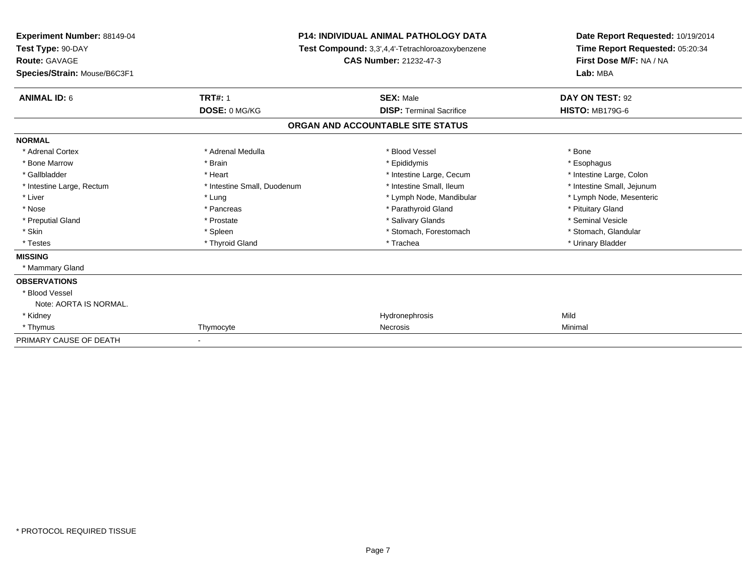**Experiment Number:** 88149-04
**Test Type:** 90-DAY
**Route:** GAVAGE
**Species/Strain:** Mouse/B6C3F1

**P14: INDIVIDUAL ANIMAL PATHOLOGY DATA**
**Test Compound:** 3,3',4,4'-Tetrachloroazoxybenzene
**CAS Number:** 21232-47-3

**Date Report Requested:** 10/19/2014
**Time Report Requested:** 05:20:34
**First Dose M/F:** NA / NA
**Lab:** MBA

| **ANIMAL ID:** 6 | **TRT#:** 1 | **SEX:** Male | **DAY ON TEST:** 92 |
|---|---|---|---|
| | **DOSE:** 0 MG/KG | **DISP:** Terminal Sacrifice | **HISTO:** MB179G-6 |

## ORGAN AND ACCOUNTABLE SITE STATUS

**NORMAL**

| | | | |
|---|---|---|---|
| * Adrenal Cortex | * Adrenal Medulla | * Blood Vessel | * Bone |
| * Bone Marrow | * Brain | * Epididymis | * Esophagus |
| * Gallbladder | * Heart | * Intestine Large, Cecum | * Intestine Large, Colon |
| * Intestine Large, Rectum | * Intestine Small, Duodenum | * Intestine Small, Ileum | * Intestine Small, Jejunum |
| * Liver | * Lung | * Lymph Node, Mandibular | * Lymph Node, Mesenteric |
| * Nose | * Pancreas | * Parathyroid Gland | * Pituitary Gland |
| * Preputial Gland | * Prostate | * Salivary Glands | * Seminal Vesicle |
| * Skin | * Spleen | * Stomach, Forestomach | * Stomach, Glandular |
| * Testes | * Thyroid Gland | * Trachea | * Urinary Bladder |

**MISSING**

* Mammary Gland

**OBSERVATIONS**

| | | | |
|---|---|---|---|
| * Blood Vessel | | | |
| Note: AORTA IS NORMAL. | | | |
| * Kidney | | Hydronephrosis | Mild |
| * Thymus | Thymocyte | Necrosis | Minimal |

PRIMARY CAUSE OF DEATH -

\* PROTOCOL REQUIRED TISSUE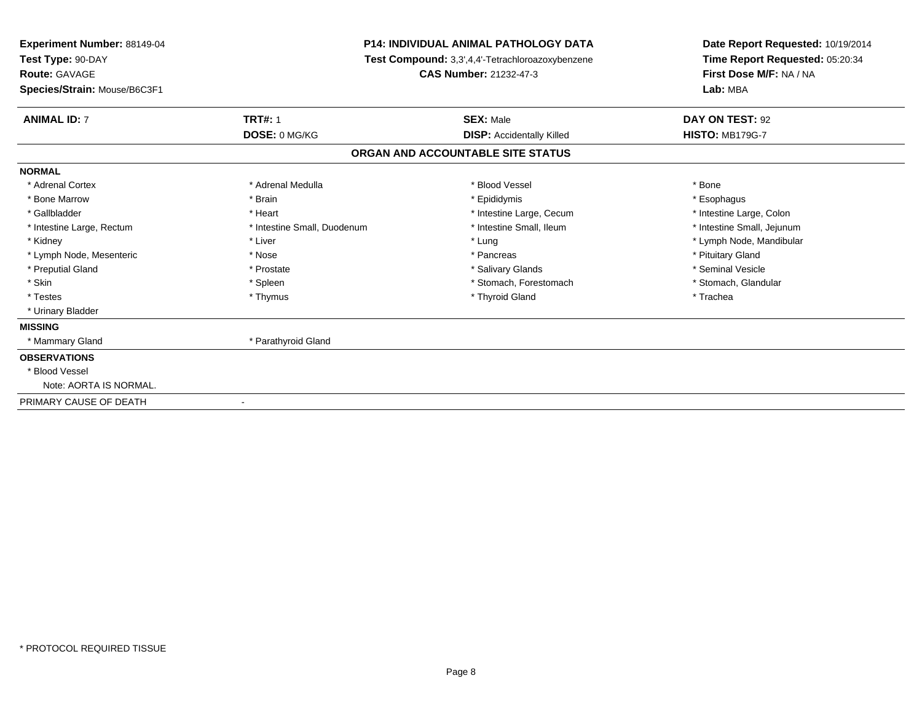**Experiment Number:** 88149-04
**Test Type:** 90-DAY
**Route:** GAVAGE
**Species/Strain:** Mouse/B6C3F1

**P14: INDIVIDUAL ANIMAL PATHOLOGY DATA**
**Test Compound:** 3,3',4,4'-Tetrachloroazoxybenzene
**CAS Number:** 21232-47-3

**Date Report Requested:** 10/19/2014
**Time Report Requested:** 05:20:34
**First Dose M/F:** NA / NA
**Lab:** MBA

| **ANIMAL ID:** 7 | **TRT#:** 1 | **SEX:** Male | **DAY ON TEST:** 92 |
|---|---|---|---|
| | **DOSE:** 0 MG/KG | **DISP:** Accidentally Killed | **HISTO:** MB179G-7 |

## ORGAN AND ACCOUNTABLE SITE STATUS

**NORMAL**

| | | | |
|---|---|---|---|
| * Adrenal Cortex | * Adrenal Medulla | * Blood Vessel | * Bone |
| * Bone Marrow | * Brain | * Epididymis | * Esophagus |
| * Gallbladder | * Heart | * Intestine Large, Cecum | * Intestine Large, Colon |
| * Intestine Large, Rectum | * Intestine Small, Duodenum | * Intestine Small, Ileum | * Intestine Small, Jejunum |
| * Kidney | * Liver | * Lung | * Lymph Node, Mandibular |
| * Lymph Node, Mesenteric | * Nose | * Pancreas | * Pituitary Gland |
| * Preputial Gland | * Prostate | * Salivary Glands | * Seminal Vesicle |
| * Skin | * Spleen | * Stomach, Forestomach | * Stomach, Glandular |
| * Testes | * Thymus | * Thyroid Gland | * Trachea |
| * Urinary Bladder | | | |

**MISSING**

| | |
|---|---|
| * Mammary Gland | * Parathyroid Gland |

**OBSERVATIONS**

* Blood Vessel
  Note: AORTA IS NORMAL.

PRIMARY CAUSE OF DEATH -

* PROTOCOL REQUIRED TISSUE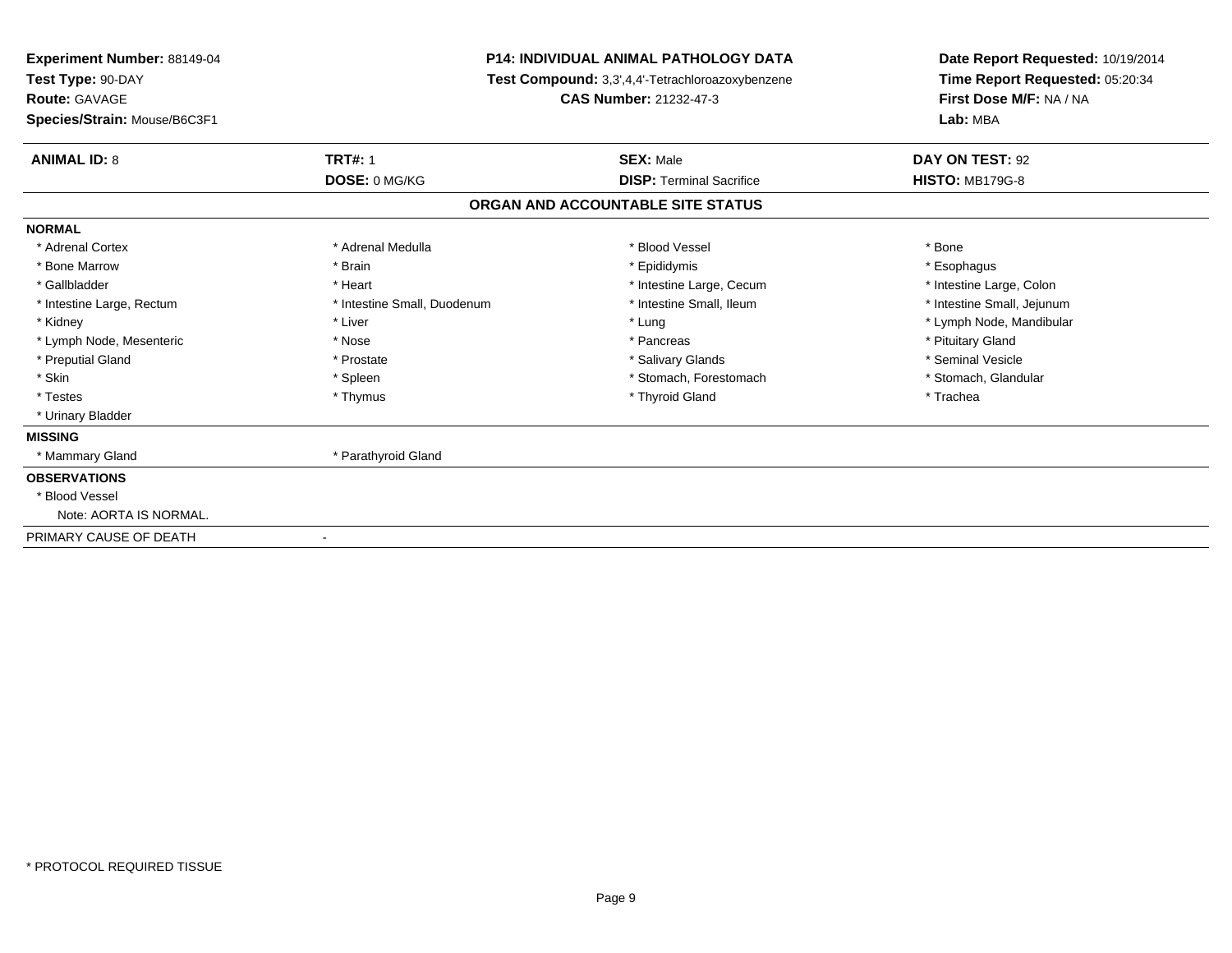**Experiment Number:** 88149-04
**Test Type:** 90-DAY
**Route:** GAVAGE
**Species/Strain:** Mouse/B6C3F1

**P14: INDIVIDUAL ANIMAL PATHOLOGY DATA**
**Test Compound:** 3,3',4,4'-Tetrachloroazoxybenzene
**CAS Number:** 21232-47-3

**Date Report Requested:** 10/19/2014
**Time Report Requested:** 05:20:34
**First Dose M/F:** NA / NA
**Lab:** MBA

| **ANIMAL ID:** 8 | **TRT#:** 1 | **SEX:** Male | **DAY ON TEST:** 92 |
|---|---|---|---|
| | **DOSE:** 0 MG/KG | **DISP:** Terminal Sacrifice | **HISTO:** MB179G-8 |

## ORGAN AND ACCOUNTABLE SITE STATUS

**NORMAL**

| | | | |
|---|---|---|---|
| * Adrenal Cortex | * Adrenal Medulla | * Blood Vessel | * Bone |
| * Bone Marrow | * Brain | * Epididymis | * Esophagus |
| * Gallbladder | * Heart | * Intestine Large, Cecum | * Intestine Large, Colon |
| * Intestine Large, Rectum | * Intestine Small, Duodenum | * Intestine Small, Ileum | * Intestine Small, Jejunum |
| * Kidney | * Liver | * Lung | * Lymph Node, Mandibular |
| * Lymph Node, Mesenteric | * Nose | * Pancreas | * Pituitary Gland |
| * Preputial Gland | * Prostate | * Salivary Glands | * Seminal Vesicle |
| * Skin | * Spleen | * Stomach, Forestomach | * Stomach, Glandular |
| * Testes | * Thymus | * Thyroid Gland | * Trachea |
| * Urinary Bladder | | | |

**MISSING**

* Mammary Gland
* Parathyroid Gland

**OBSERVATIONS**

* Blood Vessel
  Note: AORTA IS NORMAL.

PRIMARY CAUSE OF DEATH -

* PROTOCOL REQUIRED TISSUE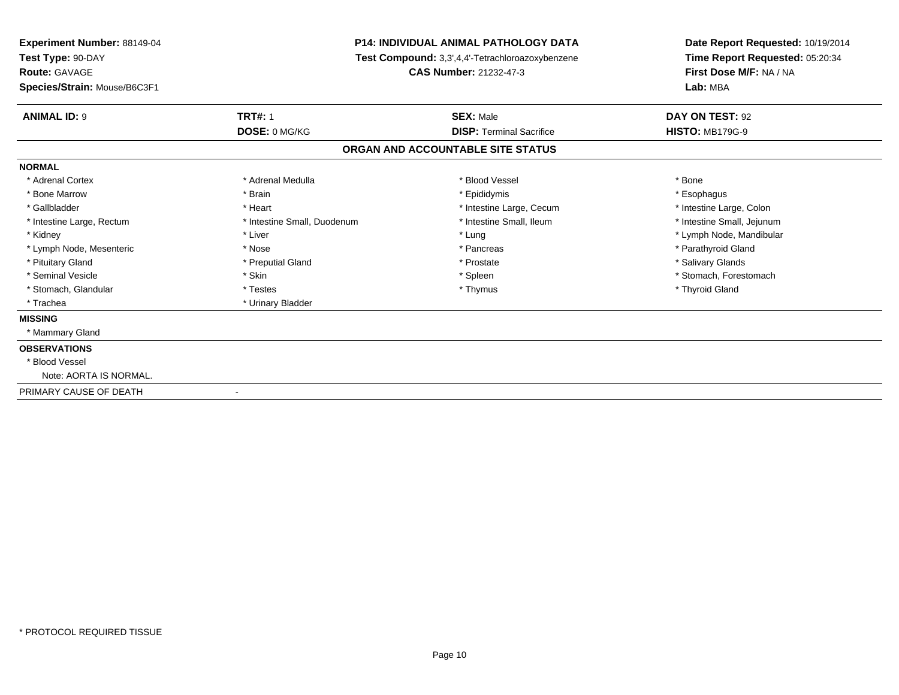**Experiment Number:** 88149-04
**Test Type:** 90-DAY
**Route:** GAVAGE
**Species/Strain:** Mouse/B6C3F1

**P14: INDIVIDUAL ANIMAL PATHOLOGY DATA**
**Test Compound:** 3,3',4,4'-Tetrachloroazoxybenzene
**CAS Number:** 21232-47-3

**Date Report Requested:** 10/19/2014
**Time Report Requested:** 05:20:34
**First Dose M/F:** NA / NA
**Lab:** MBA

| **ANIMAL ID:** 9 | **TRT#:** 1 | **SEX:** Male | **DAY ON TEST:** 92 |
|---|---|---|---|
| | **DOSE:** 0 MG/KG | **DISP:** Terminal Sacrifice | **HISTO:** MB179G-9 |

**ORGAN AND ACCOUNTABLE SITE STATUS**

**NORMAL**

| | | | |
|---|---|---|---|
| * Adrenal Cortex | * Adrenal Medulla | * Blood Vessel | * Bone |
| * Bone Marrow | * Brain | * Epididymis | * Esophagus |
| * Gallbladder | * Heart | * Intestine Large, Cecum | * Intestine Large, Colon |
| * Intestine Large, Rectum | * Intestine Small, Duodenum | * Intestine Small, Ileum | * Intestine Small, Jejunum |
| * Kidney | * Liver | * Lung | * Lymph Node, Mandibular |
| * Lymph Node, Mesenteric | * Nose | * Pancreas | * Parathyroid Gland |
| * Pituitary Gland | * Preputial Gland | * Prostate | * Salivary Glands |
| * Seminal Vesicle | * Skin | * Spleen | * Stomach, Forestomach |
| * Stomach, Glandular | * Testes | * Thymus | * Thyroid Gland |
| * Trachea | * Urinary Bladder | | |

**MISSING**

* Mammary Gland

**OBSERVATIONS**

* Blood Vessel
  Note: AORTA IS NORMAL.

PRIMARY CAUSE OF DEATH -

* PROTOCOL REQUIRED TISSUE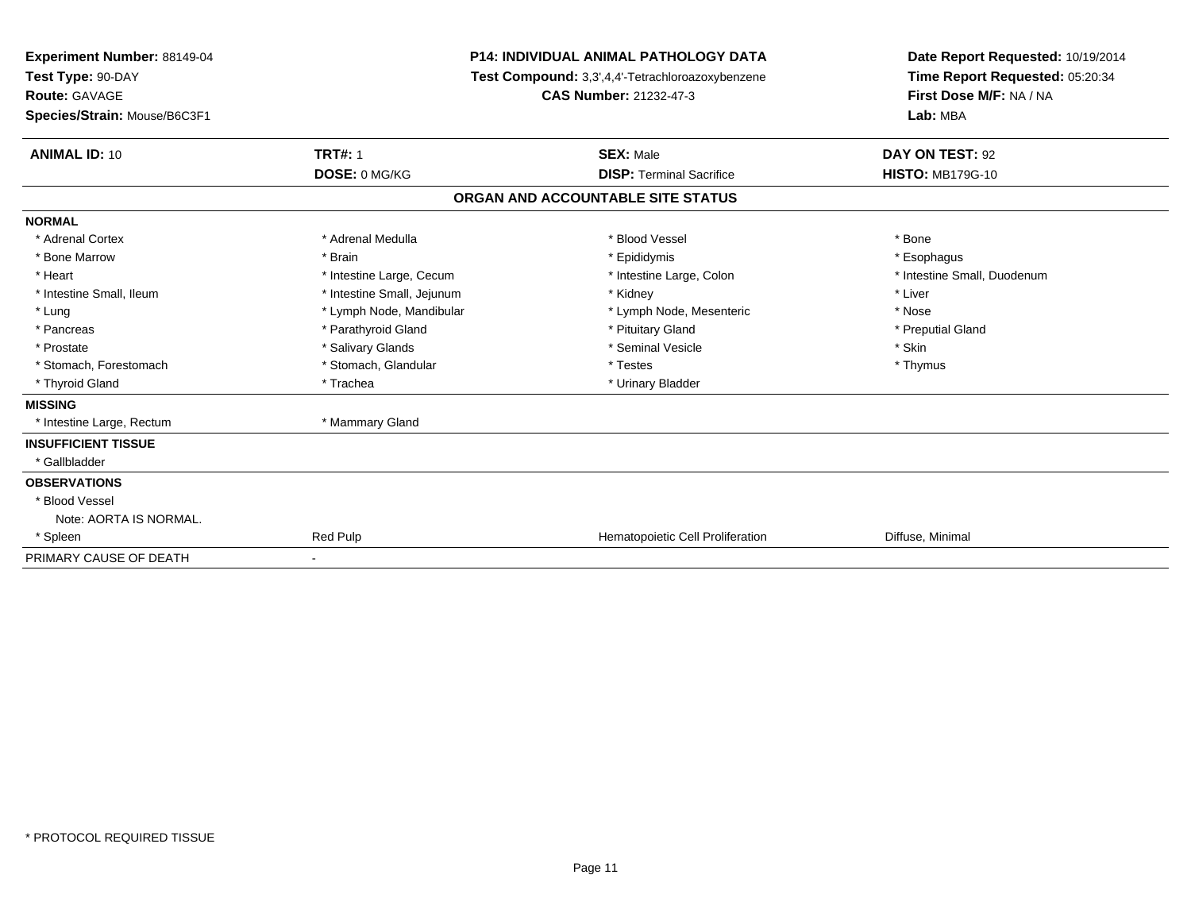**Experiment Number:** 88149-04
**Test Type:** 90-DAY
**Route:** GAVAGE
**Species/Strain:** Mouse/B6C3F1

**P14: INDIVIDUAL ANIMAL PATHOLOGY DATA**
**Test Compound:** 3,3',4,4'-Tetrachloroazoxybenzene
**CAS Number:** 21232-47-3

**Date Report Requested:** 10/19/2014
**Time Report Requested:** 05:20:34
**First Dose M/F:** NA / NA
**Lab:** MBA

| **ANIMAL ID:** 10 | **TRT#:** 1 | **SEX:** Male | **DAY ON TEST:** 92 |
|---|---|---|---|
| | **DOSE:** 0 MG/KG | **DISP:** Terminal Sacrifice | **HISTO:** MB179G-10 |

## ORGAN AND ACCOUNTABLE SITE STATUS

| | | | |
|---|---|---|---|
| **NORMAL** | | | |
| * Adrenal Cortex | * Adrenal Medulla | * Blood Vessel | * Bone |
| * Bone Marrow | * Brain | * Epididymis | * Esophagus |
| * Heart | * Intestine Large, Cecum | * Intestine Large, Colon | * Intestine Small, Duodenum |
| * Intestine Small, Ileum | * Intestine Small, Jejunum | * Kidney | * Liver |
| * Lung | * Lymph Node, Mandibular | * Lymph Node, Mesenteric | * Nose |
| * Pancreas | * Parathyroid Gland | * Pituitary Gland | * Preputial Gland |
| * Prostate | * Salivary Glands | * Seminal Vesicle | * Skin |
| * Stomach, Forestomach | * Stomach, Glandular | * Testes | * Thymus |
| * Thyroid Gland | * Trachea | * Urinary Bladder | |
| **MISSING** | | | |
| * Intestine Large, Rectum | * Mammary Gland | | |
| **INSUFFICIENT TISSUE** | | | |
| * Gallbladder | | | |
| **OBSERVATIONS** | | | |
| * Blood Vessel | | | |
| Note: AORTA IS NORMAL. | | | |
| * Spleen | Red Pulp | Hematopoietic Cell Proliferation | Diffuse, Minimal |
| PRIMARY CAUSE OF DEATH | - | | |

* PROTOCOL REQUIRED TISSUE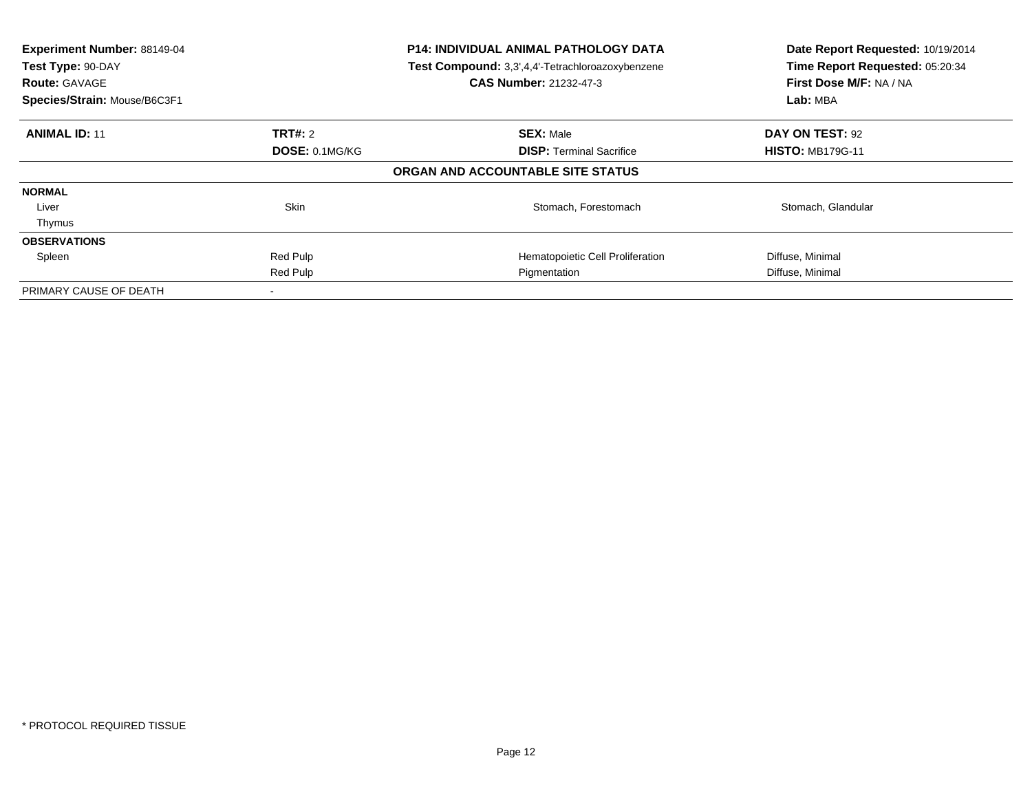**Experiment Number:** 88149-04
**Test Type:** 90-DAY
**Route:** GAVAGE
**Species/Strain:** Mouse/B6C3F1

**P14: INDIVIDUAL ANIMAL PATHOLOGY DATA**
**Test Compound:** 3,3',4,4'-Tetrachloroazoxybenzene
**CAS Number:** 21232-47-3

**Date Report Requested:** 10/19/2014
**Time Report Requested:** 05:20:34
**First Dose M/F:** NA / NA
**Lab:** MBA

| **ANIMAL ID:** 11 | **TRT#:** 2 | **SEX:** Male | **DAY ON TEST:** 92 |
|---|---|---|---|
| | **DOSE:** 0.1MG/KG | **DISP:** Terminal Sacrifice | **HISTO:** MB179G-11 |

**ORGAN AND ACCOUNTABLE SITE STATUS**

| | | | |
|---|---|---|---|
| **NORMAL** | | | |
| Liver | Skin | Stomach, Forestomach | Stomach, Glandular |
| Thymus | | | |
| **OBSERVATIONS** | | | |
| Spleen | Red Pulp | Hematopoietic Cell Proliferation | Diffuse, Minimal |
| | Red Pulp | Pigmentation | Diffuse, Minimal |
| PRIMARY CAUSE OF DEATH | - | | |

* PROTOCOL REQUIRED TISSUE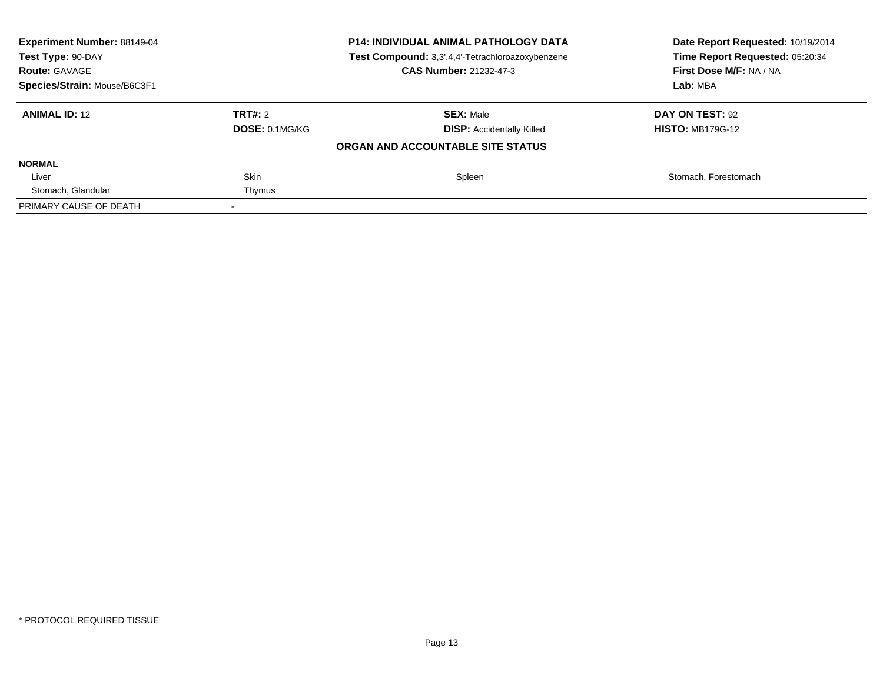**Experiment Number:** 88149-04
**Test Type:** 90-DAY
**Route:** GAVAGE
**Species/Strain:** Mouse/B6C3F1

**P14: INDIVIDUAL ANIMAL PATHOLOGY DATA**
**Test Compound:** 3,3',4,4'-Tetrachloroazoxybenzene
**CAS Number:** 21232-47-3

**Date Report Requested:** 10/19/2014
**Time Report Requested:** 05:20:34
**First Dose M/F:** NA / NA
**Lab:** MBA

| **ANIMAL ID:** 12 | **TRT#:** 2 | **SEX:** Male | **DAY ON TEST:** 92 |
|---|---|---|---|
| | **DOSE:** 0.1MG/KG | **DISP:** Accidentally Killed | **HISTO:** MB179G-12 |

**ORGAN AND ACCOUNTABLE SITE STATUS**

| **NORMAL** | | | |
|---|---|---|---|
| Liver | Skin | Spleen | Stomach, Forestomach |
| Stomach, Glandular | Thymus | | |
| PRIMARY CAUSE OF DEATH | - | | |

\* PROTOCOL REQUIRED TISSUE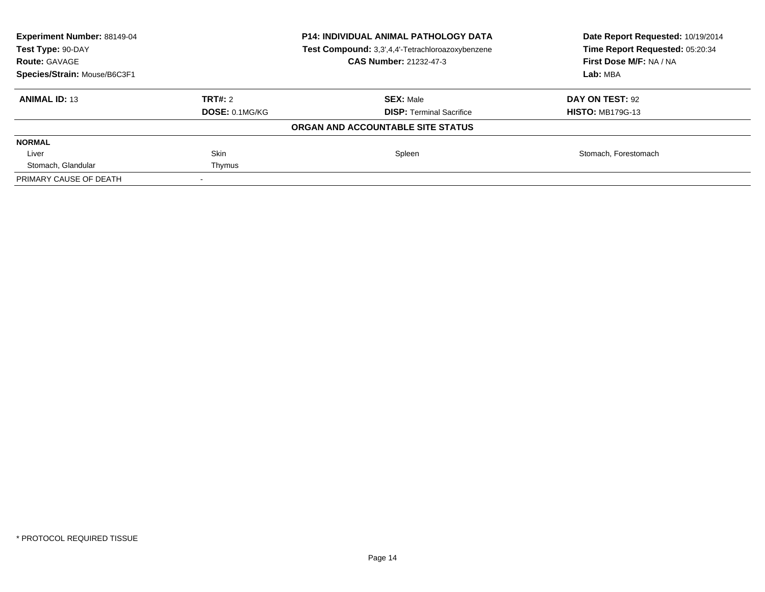| Experiment Number: 88149-04 | P14: INDIVIDUAL ANIMAL PATHOLOGY DATA | Date Report Requested: 10/19/2014 |
|---|---|---|
| Test Type: 90-DAY | Test Compound: 3,3',4,4'-Tetrachloroazoxybenzene | Time Report Requested: 05:20:34 |
| Route: GAVAGE | CAS Number: 21232-47-3 | First Dose M/F: NA / NA |
| Species/Strain: Mouse/B6C3F1 | | Lab: MBA |

| **ANIMAL ID:** 13 | **TRT#:** 2 | **SEX:** Male | **DAY ON TEST:** 92 |
|---|---|---|---|
| | **DOSE:** 0.1MG/KG | **DISP:** Terminal Sacrifice | **HISTO:** MB179G-13 |

**ORGAN AND ACCOUNTABLE SITE STATUS**

| **NORMAL** | | | |
|---|---|---|---|
| Liver | Skin | Spleen | Stomach, Forestomach |
| Stomach, Glandular | Thymus | | |
| PRIMARY CAUSE OF DEATH | - | | |

\* PROTOCOL REQUIRED TISSUE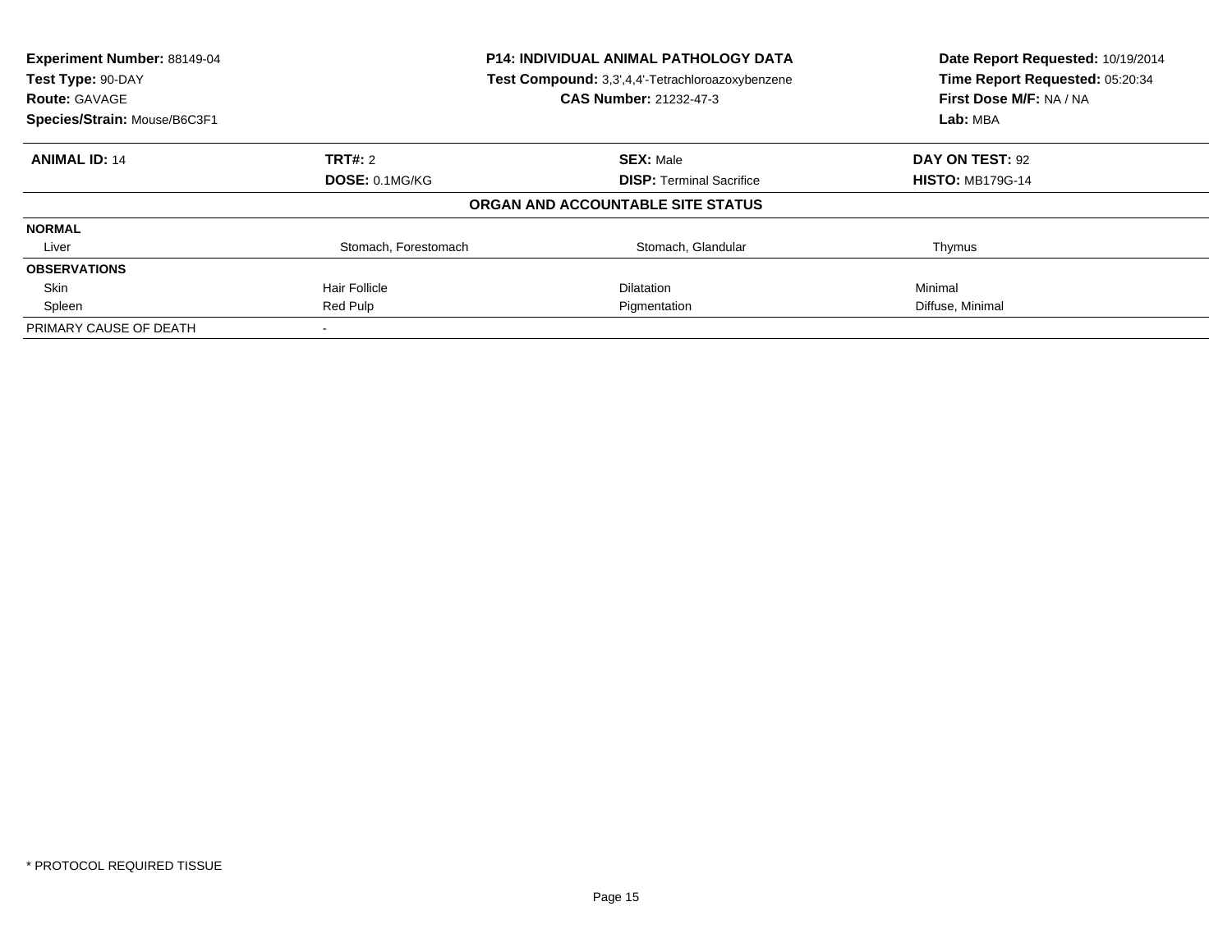**Experiment Number:** 88149-04
**Test Type:** 90-DAY
**Route:** GAVAGE
**Species/Strain:** Mouse/B6C3F1

**P14: INDIVIDUAL ANIMAL PATHOLOGY DATA**
**Test Compound:** 3,3',4,4'-Tetrachloroazoxybenzene
**CAS Number:** 21232-47-3

**Date Report Requested:** 10/19/2014
**Time Report Requested:** 05:20:34
**First Dose M/F:** NA / NA
**Lab:** MBA

| **ANIMAL ID:** 14 | **TRT#:** 2 | **SEX:** Male | **DAY ON TEST:** 92 |
|---|---|---|---|
| | **DOSE:** 0.1MG/KG | **DISP:** Terminal Sacrifice | **HISTO:** MB179G-14 |

**ORGAN AND ACCOUNTABLE SITE STATUS**

| | | | |
|---|---|---|---|
| **NORMAL** | | | |
| Liver | Stomach, Forestomach | Stomach, Glandular | Thymus |
| **OBSERVATIONS** | | | |
| Skin | Hair Follicle | Dilatation | Minimal |
| Spleen | Red Pulp | Pigmentation | Diffuse, Minimal |
| PRIMARY CAUSE OF DEATH | - | | |

* PROTOCOL REQUIRED TISSUE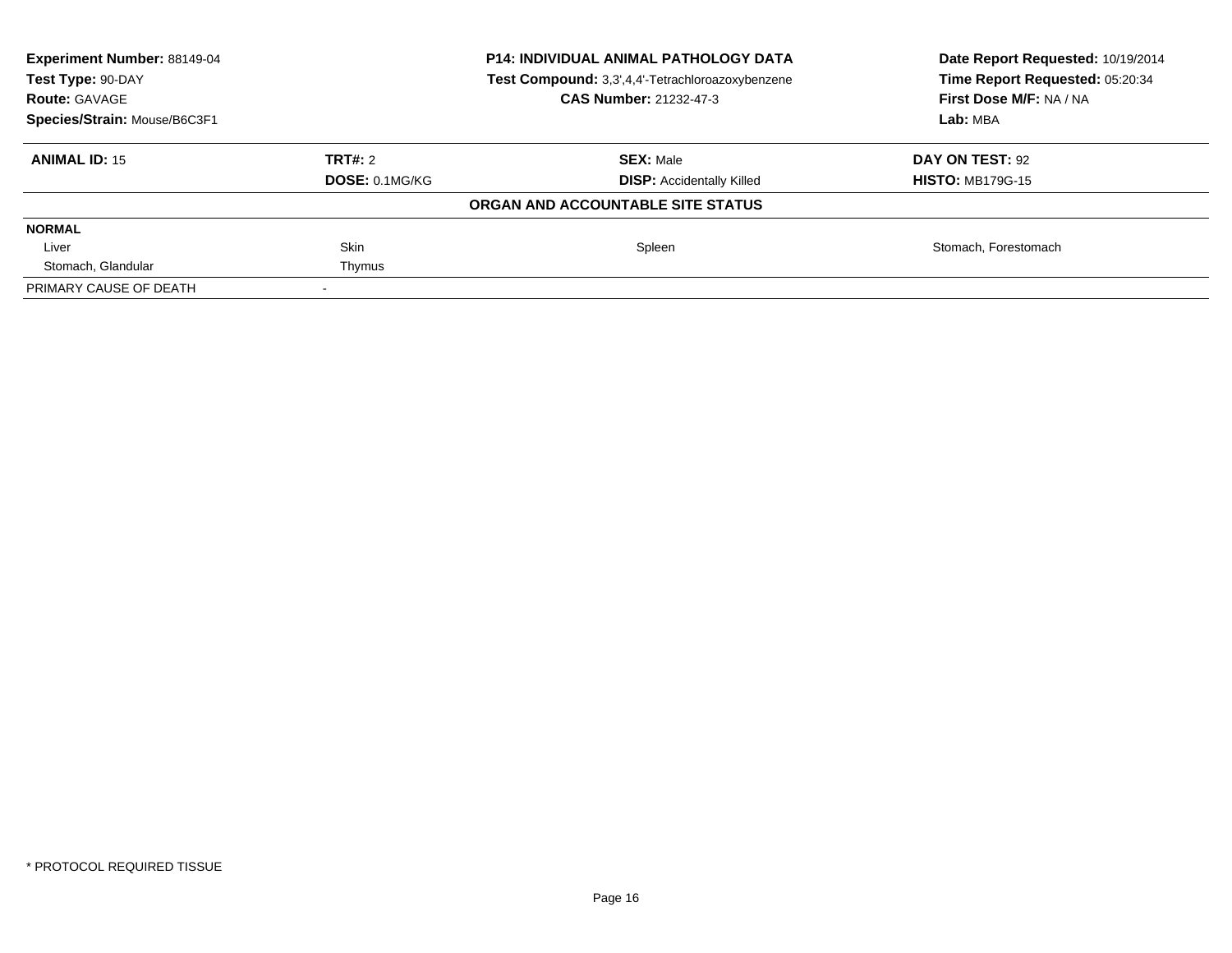| **Experiment Number:** 88149-04 | **P14: INDIVIDUAL ANIMAL PATHOLOGY DATA** | **Date Report Requested:** 10/19/2014 |
|---|---|---|
| **Test Type:** 90-DAY | **Test Compound:** 3,3',4,4'-Tetrachloroazoxybenzene | **Time Report Requested:** 05:20:34 |
| **Route:** GAVAGE | **CAS Number:** 21232-47-3 | **First Dose M/F:** NA / NA |
| **Species/Strain:** Mouse/B6C3F1 | | **Lab:** MBA |

| **ANIMAL ID:** 15 | **TRT#:** 2 | **SEX:** Male | **DAY ON TEST:** 92 |
|---|---|---|---|
| | **DOSE:** 0.1MG/KG | **DISP:** Accidentally Killed | **HISTO:** MB179G-15 |

**ORGAN AND ACCOUNTABLE SITE STATUS**

| **NORMAL** | | | |
|---|---|---|---|
| Liver | Skin | Spleen | Stomach, Forestomach |
| Stomach, Glandular | Thymus | | |
| PRIMARY CAUSE OF DEATH | - | | |

\* PROTOCOL REQUIRED TISSUE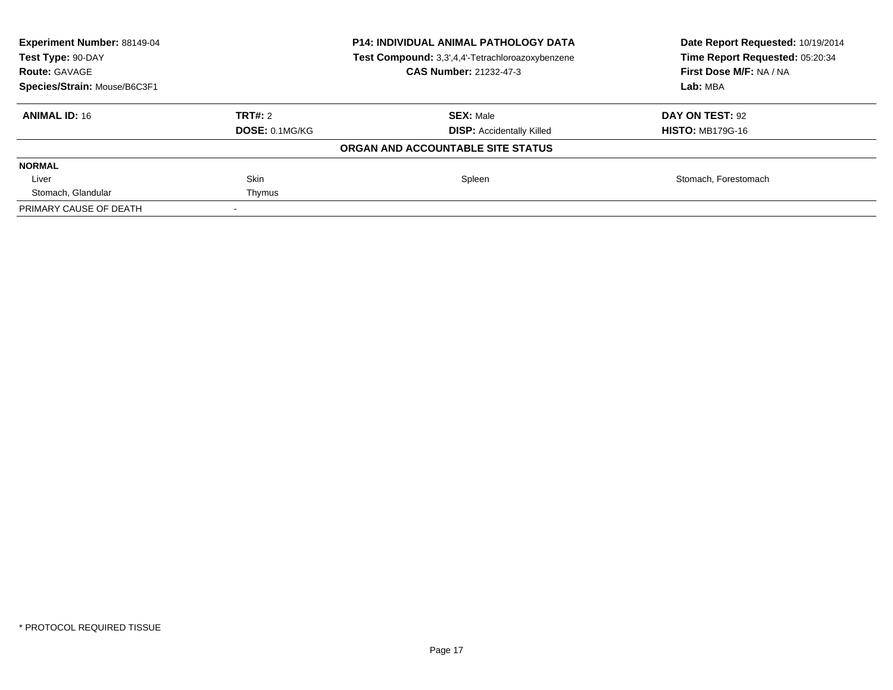| Experiment Number: 88149-04 | P14: INDIVIDUAL ANIMAL PATHOLOGY DATA | Date Report Requested: 10/19/2014 |
|---|---|---|
| Test Type: 90-DAY | Test Compound: 3,3',4,4'-Tetrachloroazoxybenzene | Time Report Requested: 05:20:34 |
| Route: GAVAGE | CAS Number: 21232-47-3 | First Dose M/F: NA / NA |
| Species/Strain: Mouse/B6C3F1 | | Lab: MBA |

| ANIMAL ID: 16 | TRT#: 2 | SEX: Male | DAY ON TEST: 92 |
|---|---|---|---|
| | DOSE: 0.1MG/KG | DISP: Accidentally Killed | HISTO: MB179G-16 |

**ORGAN AND ACCOUNTABLE SITE STATUS**

| NORMAL | | | |
|---|---|---|---|
| Liver | Skin | Spleen | Stomach, Forestomach |
| Stomach, Glandular | Thymus | | |
| PRIMARY CAUSE OF DEATH | - | | |

* PROTOCOL REQUIRED TISSUE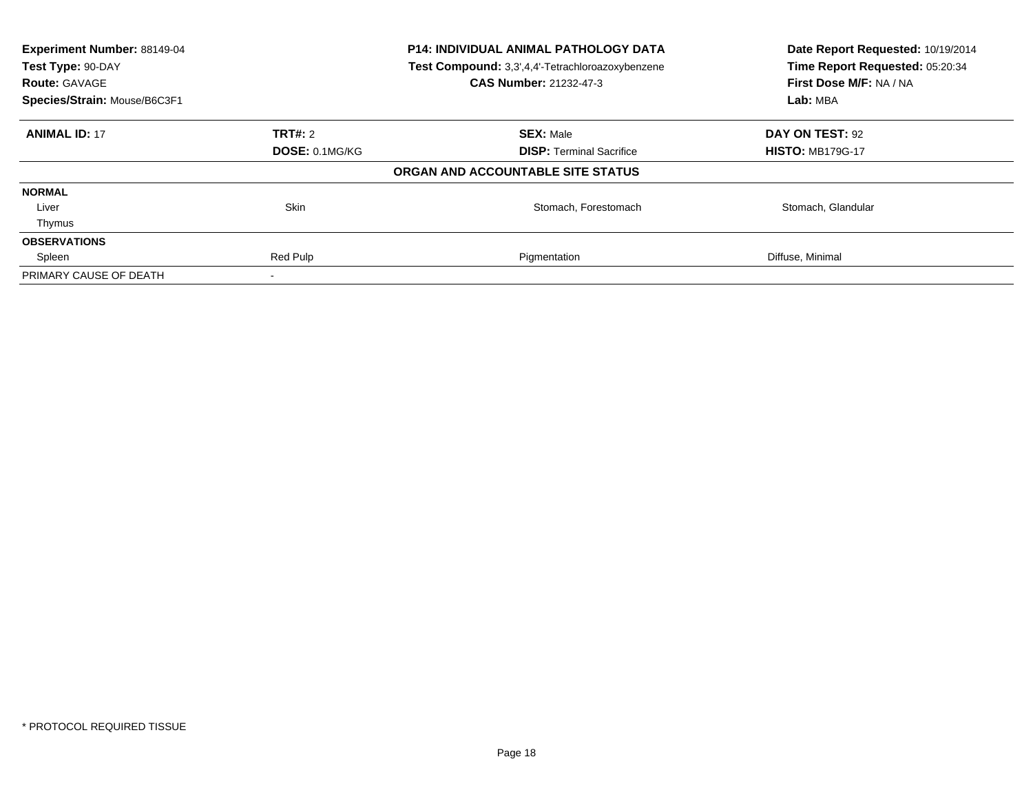**Experiment Number:** 88149-04
**Test Type:** 90-DAY
**Route:** GAVAGE
**Species/Strain:** Mouse/B6C3F1

**P14: INDIVIDUAL ANIMAL PATHOLOGY DATA**
**Test Compound:** 3,3',4,4'-Tetrachloroazoxybenzene
**CAS Number:** 21232-47-3

**Date Report Requested:** 10/19/2014
**Time Report Requested:** 05:20:34
**First Dose M/F:** NA / NA
**Lab:** MBA

| **ANIMAL ID:** 17 | **TRT#:** 2 | **SEX:** Male | **DAY ON TEST:** 92 |
|---|---|---|---|
| | **DOSE:** 0.1MG/KG | **DISP:** Terminal Sacrifice | **HISTO:** MB179G-17 |
| | | **ORGAN AND ACCOUNTABLE SITE STATUS** | |
| **NORMAL** | | | |
| Liver | Skin | Stomach, Forestomach | Stomach, Glandular |
| Thymus | | | |
| **OBSERVATIONS** | | | |
| Spleen | Red Pulp | Pigmentation | Diffuse, Minimal |
| PRIMARY CAUSE OF DEATH | - | | |

* PROTOCOL REQUIRED TISSUE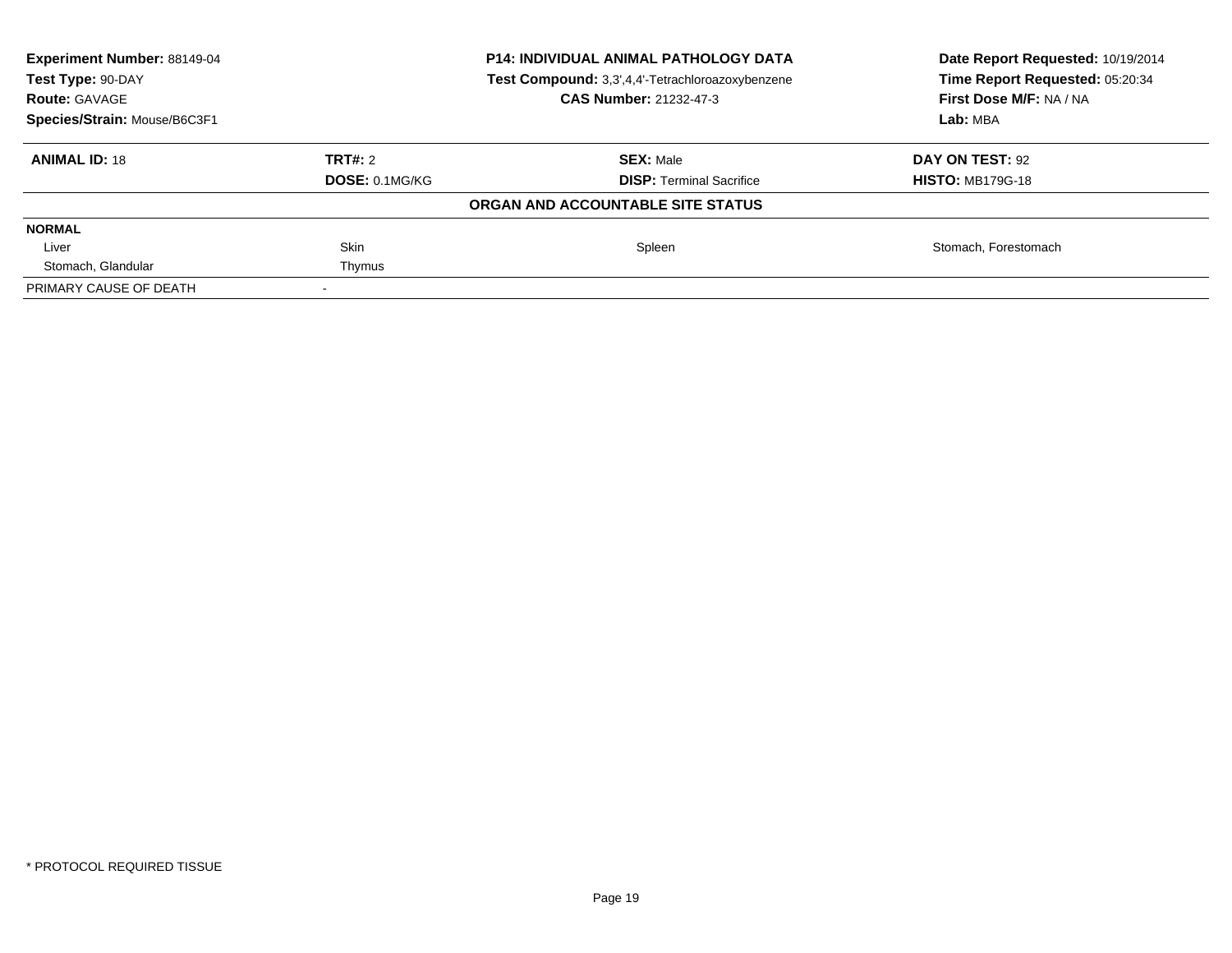**Experiment Number:** 88149-04
**Test Type:** 90-DAY
**Route:** GAVAGE
**Species/Strain:** Mouse/B6C3F1

**P14: INDIVIDUAL ANIMAL PATHOLOGY DATA**
**Test Compound:** 3,3',4,4'-Tetrachloroazoxybenzene
**CAS Number:** 21232-47-3

**Date Report Requested:** 10/19/2014
**Time Report Requested:** 05:20:34
**First Dose M/F:** NA / NA
**Lab:** MBA

| **ANIMAL ID:** 18 | **TRT#:** 2 | **SEX:** Male | **DAY ON TEST:** 92 |
|---|---|---|---|
| | **DOSE:** 0.1MG/KG | **DISP:** Terminal Sacrifice | **HISTO:** MB179G-18 |

**ORGAN AND ACCOUNTABLE SITE STATUS**

| **NORMAL** | | | |
|---|---|---|---|
| Liver | Skin | Spleen | Stomach, Forestomach |
| Stomach, Glandular | Thymus | | |
| PRIMARY CAUSE OF DEATH | - | | |

* PROTOCOL REQUIRED TISSUE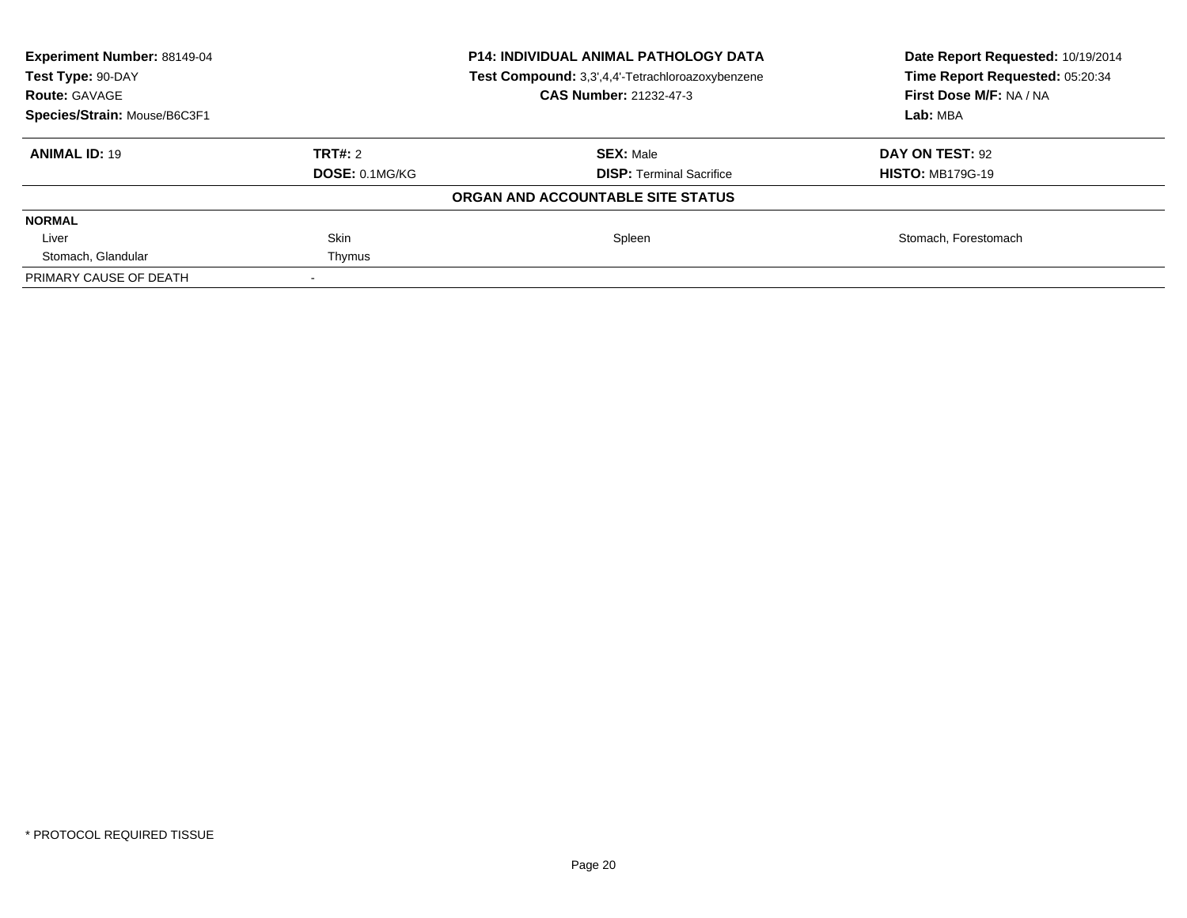**Experiment Number:** 88149-04
**Test Type:** 90-DAY
**Route:** GAVAGE
**Species/Strain:** Mouse/B6C3F1

**P14: INDIVIDUAL ANIMAL PATHOLOGY DATA**
**Test Compound:** 3,3',4,4'-Tetrachloroazoxybenzene
**CAS Number:** 21232-47-3

**Date Report Requested:** 10/19/2014
**Time Report Requested:** 05:20:34
**First Dose M/F:** NA / NA
**Lab:** MBA

| **ANIMAL ID:** 19 | **TRT#:** 2 | **SEX:** Male | **DAY ON TEST:** 92 |
|---|---|---|---|
| | **DOSE:** 0.1MG/KG | **DISP:** Terminal Sacrifice | **HISTO:** MB179G-19 |

**ORGAN AND ACCOUNTABLE SITE STATUS**

| **NORMAL** | | | |
|---|---|---|---|
| Liver | Skin | Spleen | Stomach, Forestomach |
| Stomach, Glandular | Thymus | | |
| PRIMARY CAUSE OF DEATH | - | | |

\* PROTOCOL REQUIRED TISSUE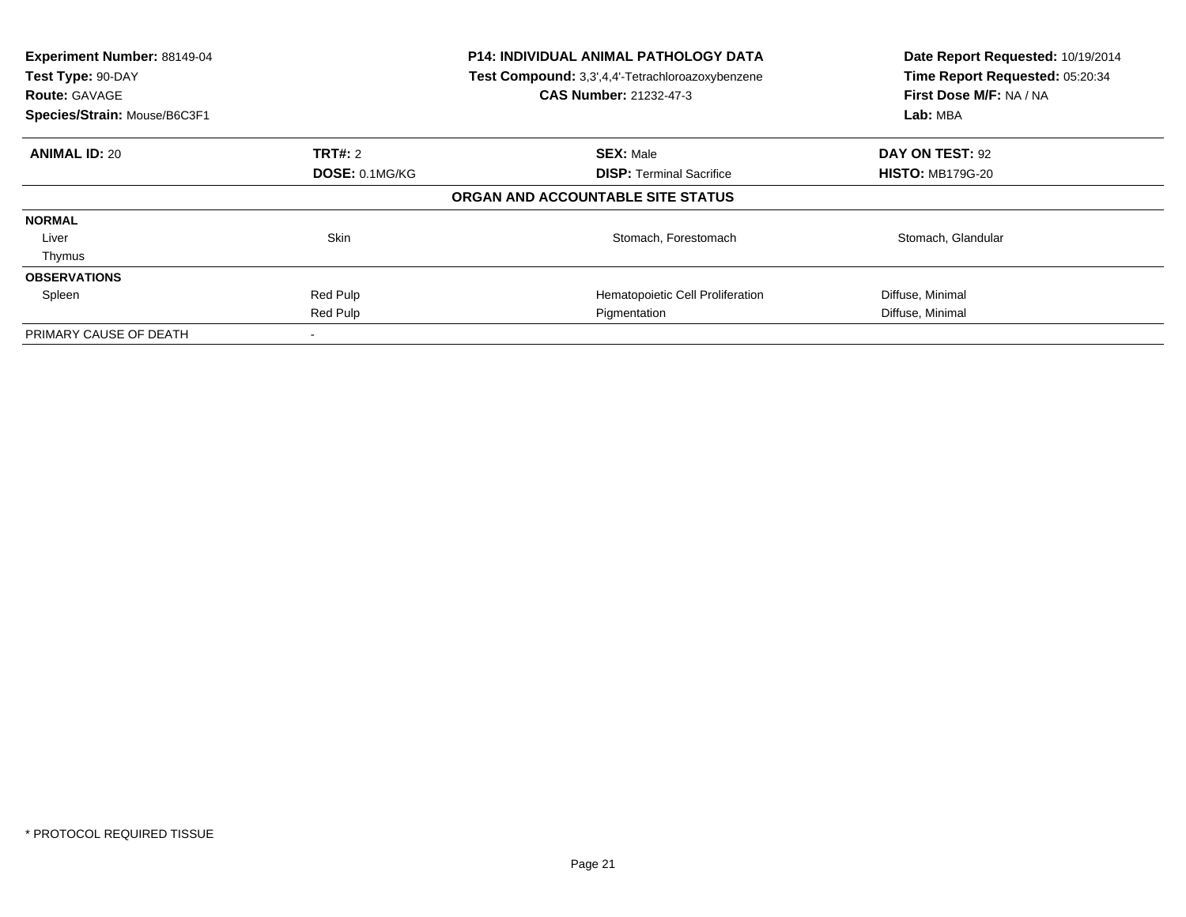| **Experiment Number:** 88149-04 | **P14: INDIVIDUAL ANIMAL PATHOLOGY DATA** | **Date Report Requested:** 10/19/2014 |
|---|---|---|
| **Test Type:** 90-DAY | **Test Compound:** 3,3',4,4'-Tetrachloroazoxybenzene | **Time Report Requested:** 05:20:34 |
| **Route:** GAVAGE | **CAS Number:** 21232-47-3 | **First Dose M/F:** NA / NA |
| **Species/Strain:** Mouse/B6C3F1 | | **Lab:** MBA |

| **ANIMAL ID:** 20 | **TRT#:** 2 | **SEX:** Male | **DAY ON TEST:** 92 |
|---|---|---|---|
| | **DOSE:** 0.1MG/KG | **DISP:** Terminal Sacrifice | **HISTO:** MB179G-20 |

**ORGAN AND ACCOUNTABLE SITE STATUS**

| | | | |
|---|---|---|---|
| **NORMAL** | | | |
| Liver | Skin | Stomach, Forestomach | Stomach, Glandular |
| Thymus | | | |
| **OBSERVATIONS** | | | |
| Spleen | Red Pulp | Hematopoietic Cell Proliferation | Diffuse, Minimal |
| | Red Pulp | Pigmentation | Diffuse, Minimal |
| PRIMARY CAUSE OF DEATH | - | | |

* PROTOCOL REQUIRED TISSUE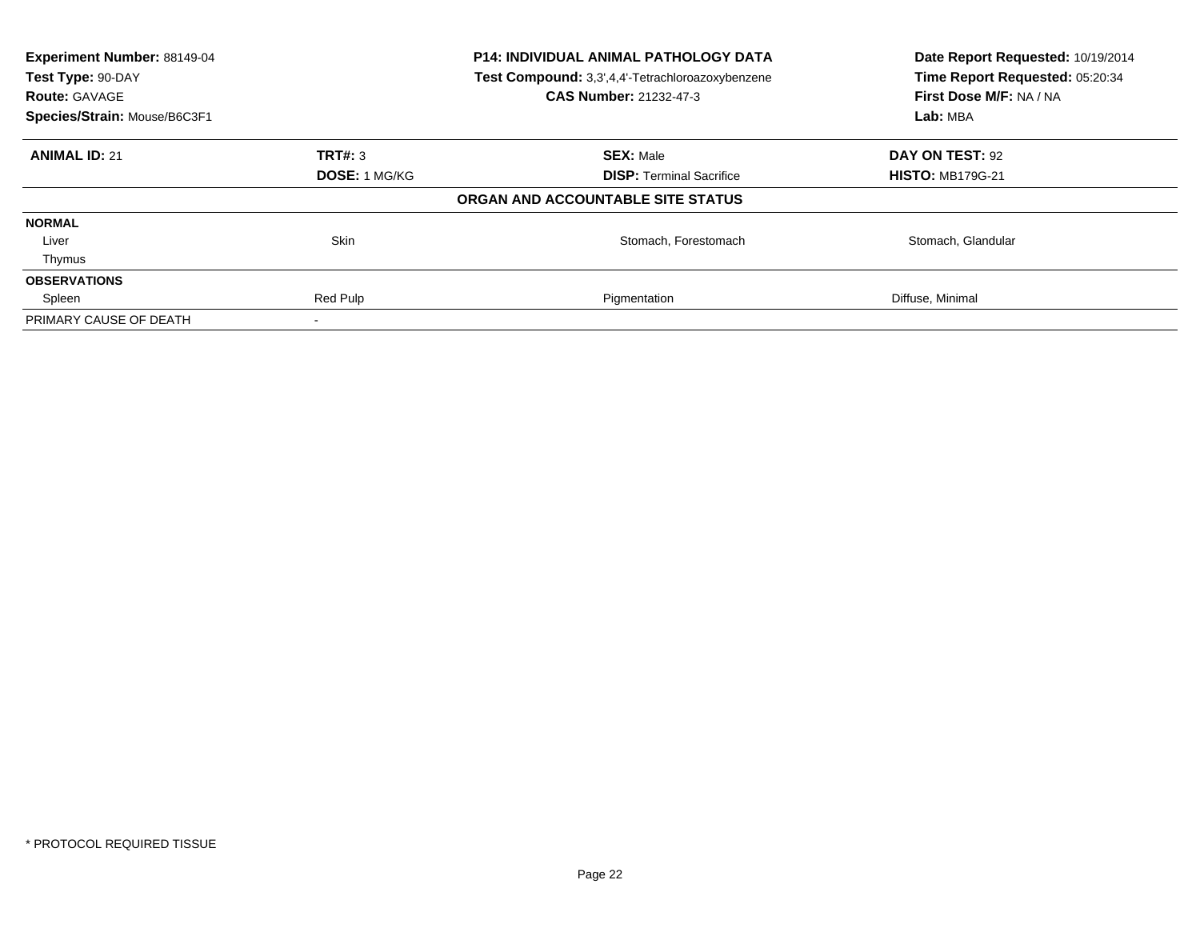**Experiment Number:** 88149-04
**Test Type:** 90-DAY
**Route:** GAVAGE
**Species/Strain:** Mouse/B6C3F1

**P14: INDIVIDUAL ANIMAL PATHOLOGY DATA**
**Test Compound:** 3,3',4,4'-Tetrachloroazoxybenzene
**CAS Number:** 21232-47-3

**Date Report Requested:** 10/19/2014
**Time Report Requested:** 05:20:34
**First Dose M/F:** NA / NA
**Lab:** MBA

| **ANIMAL ID:** 21 | **TRT#:** 3 | **SEX:** Male | **DAY ON TEST:** 92 |
|---|---|---|---|
| | **DOSE:** 1 MG/KG | **DISP:** Terminal Sacrifice | **HISTO:** MB179G-21 |
| | | **ORGAN AND ACCOUNTABLE SITE STATUS** | |
| **NORMAL** | | | |
| Liver | Skin | Stomach, Forestomach | Stomach, Glandular |
| Thymus | | | |
| **OBSERVATIONS** | | | |
| Spleen | Red Pulp | Pigmentation | Diffuse, Minimal |
| PRIMARY CAUSE OF DEATH | - | | |

* PROTOCOL REQUIRED TISSUE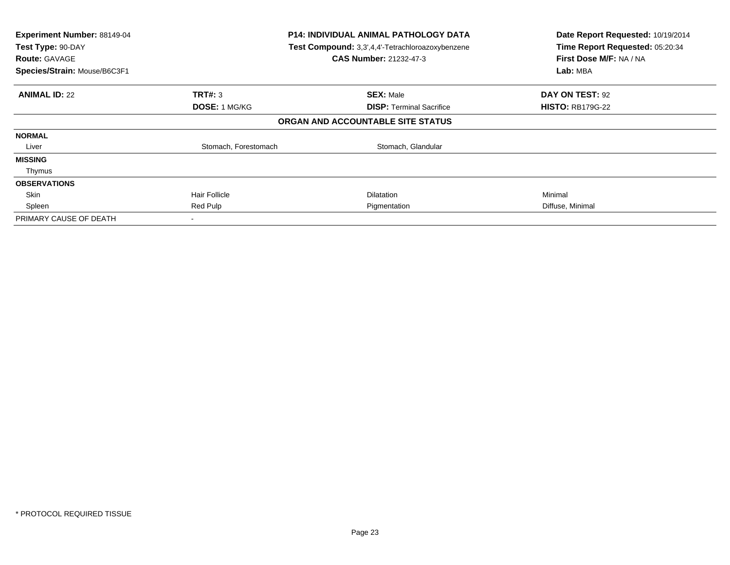**Experiment Number:** 88149-04
**Test Type:** 90-DAY
**Route:** GAVAGE
**Species/Strain:** Mouse/B6C3F1

**P14: INDIVIDUAL ANIMAL PATHOLOGY DATA**
**Test Compound:** 3,3',4,4'-Tetrachloroazoxybenzene
**CAS Number:** 21232-47-3

**Date Report Requested:** 10/19/2014
**Time Report Requested:** 05:20:34
**First Dose M/F:** NA / NA
**Lab:** MBA

| **ANIMAL ID:** 22 | **TRT#:** 3 | **SEX:** Male | **DAY ON TEST:** 92 |
|---|---|---|---|
| | **DOSE:** 1 MG/KG | **DISP:** Terminal Sacrifice | **HISTO:** RB179G-22 |

**ORGAN AND ACCOUNTABLE SITE STATUS**

| | | | |
|---|---|---|---|
| **NORMAL** | | | |
| Liver | Stomach, Forestomach | Stomach, Glandular | |
| **MISSING** | | | |
| Thymus | | | |
| **OBSERVATIONS** | | | |
| Skin | Hair Follicle | Dilatation | Minimal |
| Spleen | Red Pulp | Pigmentation | Diffuse, Minimal |
| PRIMARY CAUSE OF DEATH | - | | |

* PROTOCOL REQUIRED TISSUE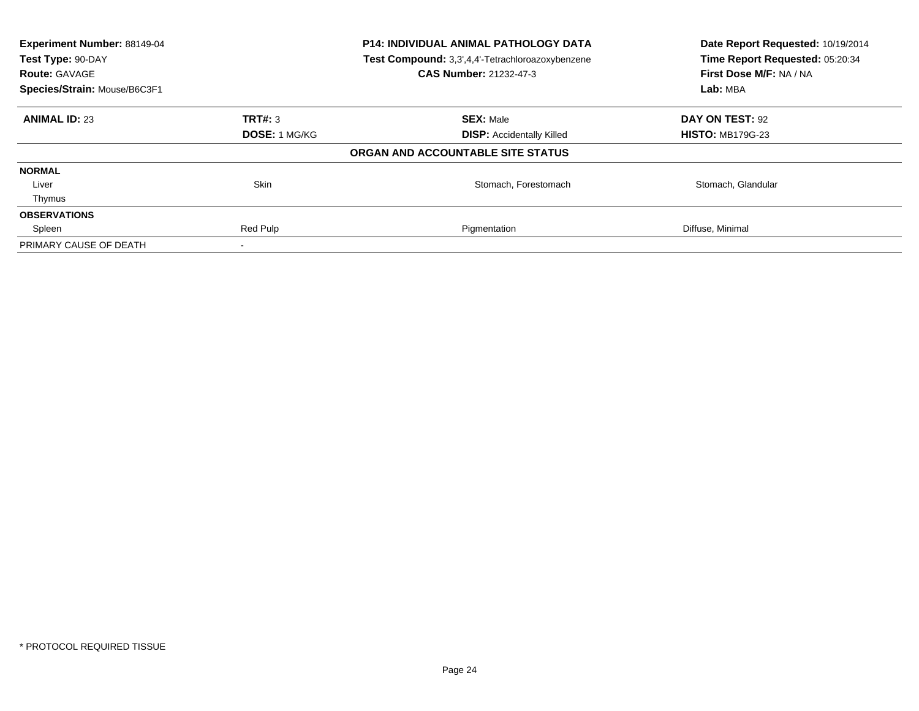**Experiment Number:** 88149-04
**Test Type:** 90-DAY
**Route:** GAVAGE
**Species/Strain:** Mouse/B6C3F1

**P14: INDIVIDUAL ANIMAL PATHOLOGY DATA**
**Test Compound:** 3,3',4,4'-Tetrachloroazoxybenzene
**CAS Number:** 21232-47-3

**Date Report Requested:** 10/19/2014
**Time Report Requested:** 05:20:34
**First Dose M/F:** NA / NA
**Lab:** MBA

| **ANIMAL ID:** 23 | **TRT#:** 3 | **SEX:** Male | **DAY ON TEST:** 92 |
|---|---|---|---|
| | **DOSE:** 1 MG/KG | **DISP:** Accidentally Killed | **HISTO:** MB179G-23 |
| | | **ORGAN AND ACCOUNTABLE SITE STATUS** | |
| **NORMAL** | | | |
| Liver | Skin | Stomach, Forestomach | Stomach, Glandular |
| Thymus | | | |
| **OBSERVATIONS** | | | |
| Spleen | Red Pulp | Pigmentation | Diffuse, Minimal |
| PRIMARY CAUSE OF DEATH | - | | |

\* PROTOCOL REQUIRED TISSUE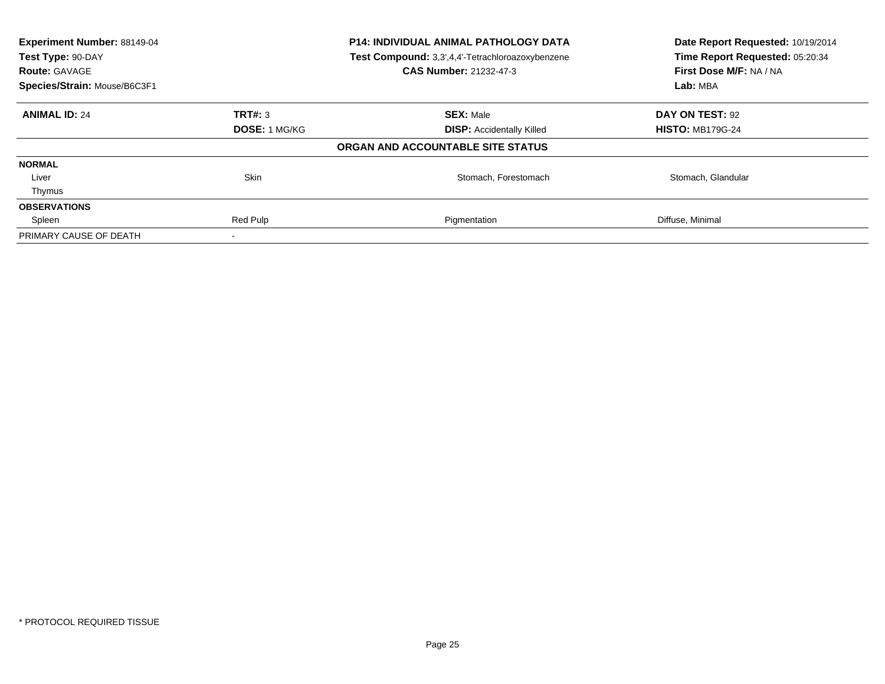**Experiment Number:** 88149-04
**Test Type:** 90-DAY
**Route:** GAVAGE
**Species/Strain:** Mouse/B6C3F1

**P14: INDIVIDUAL ANIMAL PATHOLOGY DATA**
**Test Compound:** 3,3',4,4'-Tetrachloroazoxybenzene
**CAS Number:** 21232-47-3

**Date Report Requested:** 10/19/2014
**Time Report Requested:** 05:20:34
**First Dose M/F:** NA / NA
**Lab:** MBA

| **ANIMAL ID:** 24 | **TRT#:** 3 | **SEX:** Male | **DAY ON TEST:** 92 |
|---|---|---|---|
| | **DOSE:** 1 MG/KG | **DISP:** Accidentally Killed | **HISTO:** MB179G-24 |

**ORGAN AND ACCOUNTABLE SITE STATUS**

| | | | |
|---|---|---|---|
| **NORMAL** | | | |
| Liver | Skin | Stomach, Forestomach | Stomach, Glandular |
| Thymus | | | |
| **OBSERVATIONS** | | | |
| Spleen | Red Pulp | Pigmentation | Diffuse, Minimal |
| PRIMARY CAUSE OF DEATH | - | | |

\* PROTOCOL REQUIRED TISSUE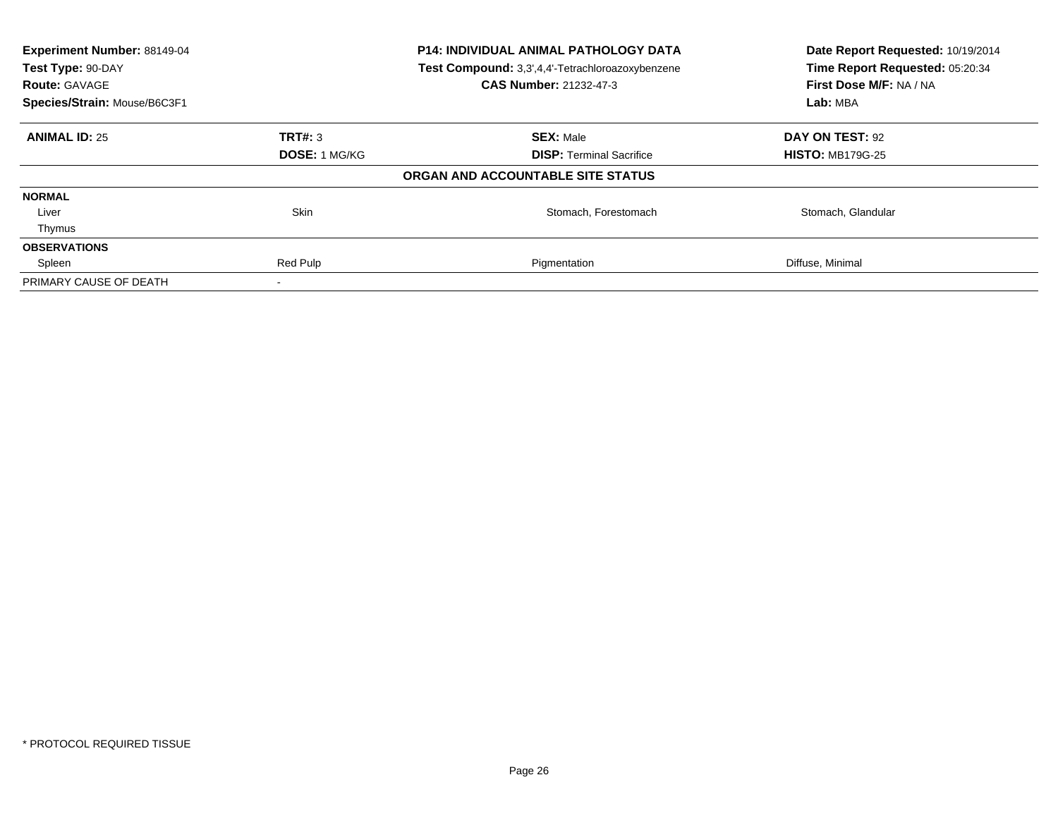**Experiment Number:** 88149-04
**Test Type:** 90-DAY
**Route:** GAVAGE
**Species/Strain:** Mouse/B6C3F1

**P14: INDIVIDUAL ANIMAL PATHOLOGY DATA**
**Test Compound:** 3,3',4,4'-Tetrachloroazoxybenzene
**CAS Number:** 21232-47-3

**Date Report Requested:** 10/19/2014
**Time Report Requested:** 05:20:34
**First Dose M/F:** NA / NA
**Lab:** MBA

| **ANIMAL ID:** 25 | **TRT#:** 3 | **SEX:** Male | **DAY ON TEST:** 92 |
|---|---|---|---|
| | **DOSE:** 1 MG/KG | **DISP:** Terminal Sacrifice | **HISTO:** MB179G-25 |

**ORGAN AND ACCOUNTABLE SITE STATUS**

| | | | |
|---|---|---|---|
| **NORMAL** | | | |
| Liver | Skin | Stomach, Forestomach | Stomach, Glandular |
| Thymus | | | |
| **OBSERVATIONS** | | | |
| Spleen | Red Pulp | Pigmentation | Diffuse, Minimal |
| PRIMARY CAUSE OF DEATH | - | | |

\* PROTOCOL REQUIRED TISSUE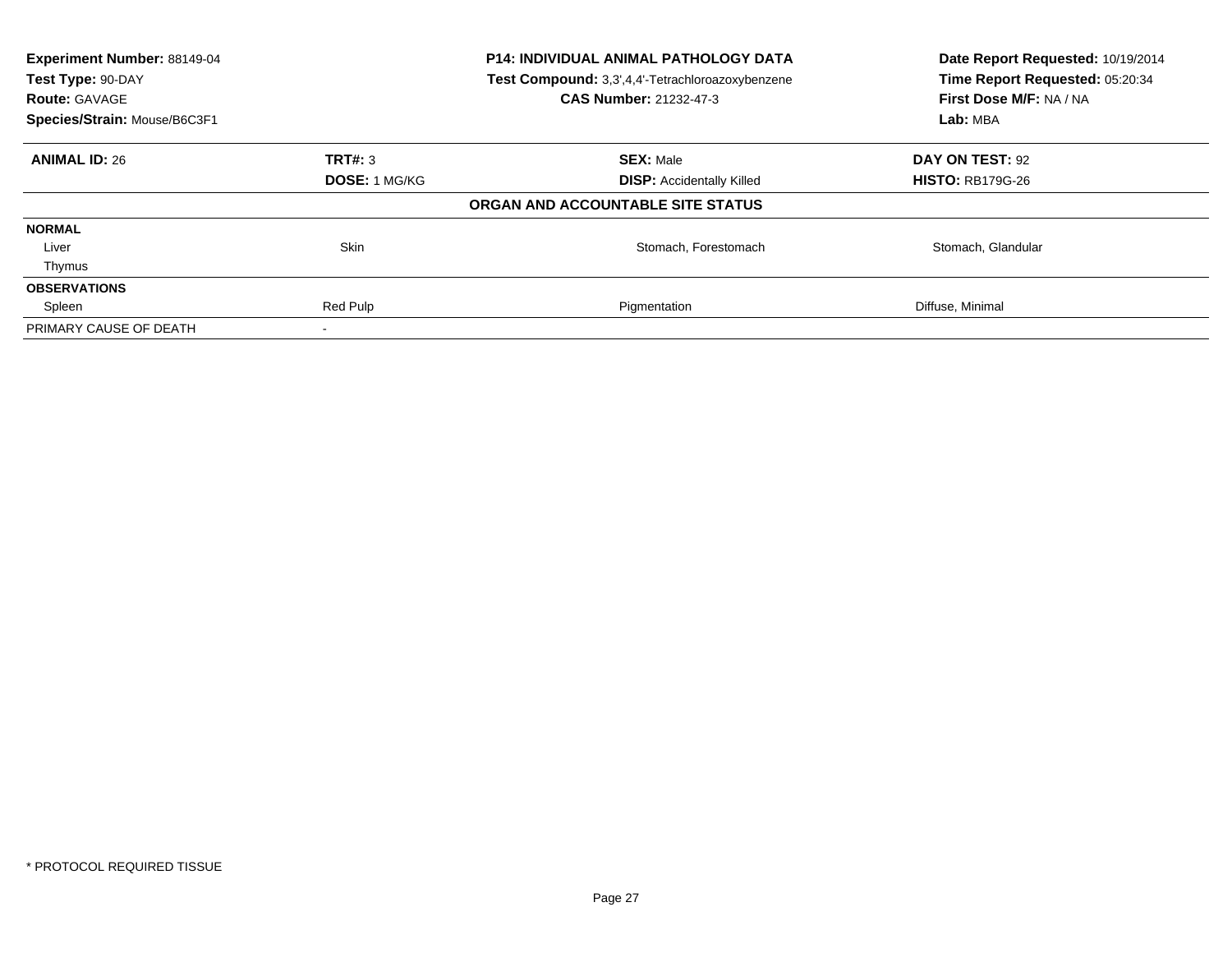**Experiment Number:** 88149-04
**Test Type:** 90-DAY
**Route:** GAVAGE
**Species/Strain:** Mouse/B6C3F1

**P14: INDIVIDUAL ANIMAL PATHOLOGY DATA**
**Test Compound:** 3,3',4,4'-Tetrachloroazoxybenzene
**CAS Number:** 21232-47-3

**Date Report Requested:** 10/19/2014
**Time Report Requested:** 05:20:34
**First Dose M/F:** NA / NA
**Lab:** MBA

| **ANIMAL ID:** 26 | **TRT#:** 3 | **SEX:** Male | **DAY ON TEST:** 92 |
|---|---|---|---|
| | **DOSE:** 1 MG/KG | **DISP:** Accidentally Killed | **HISTO:** RB179G-26 |
| | | **ORGAN AND ACCOUNTABLE SITE STATUS** | |
| **NORMAL** | | | |
| Liver | Skin | Stomach, Forestomach | Stomach, Glandular |
| Thymus | | | |
| **OBSERVATIONS** | | | |
| Spleen | Red Pulp | Pigmentation | Diffuse, Minimal |
| PRIMARY CAUSE OF DEATH | - | | |

* PROTOCOL REQUIRED TISSUE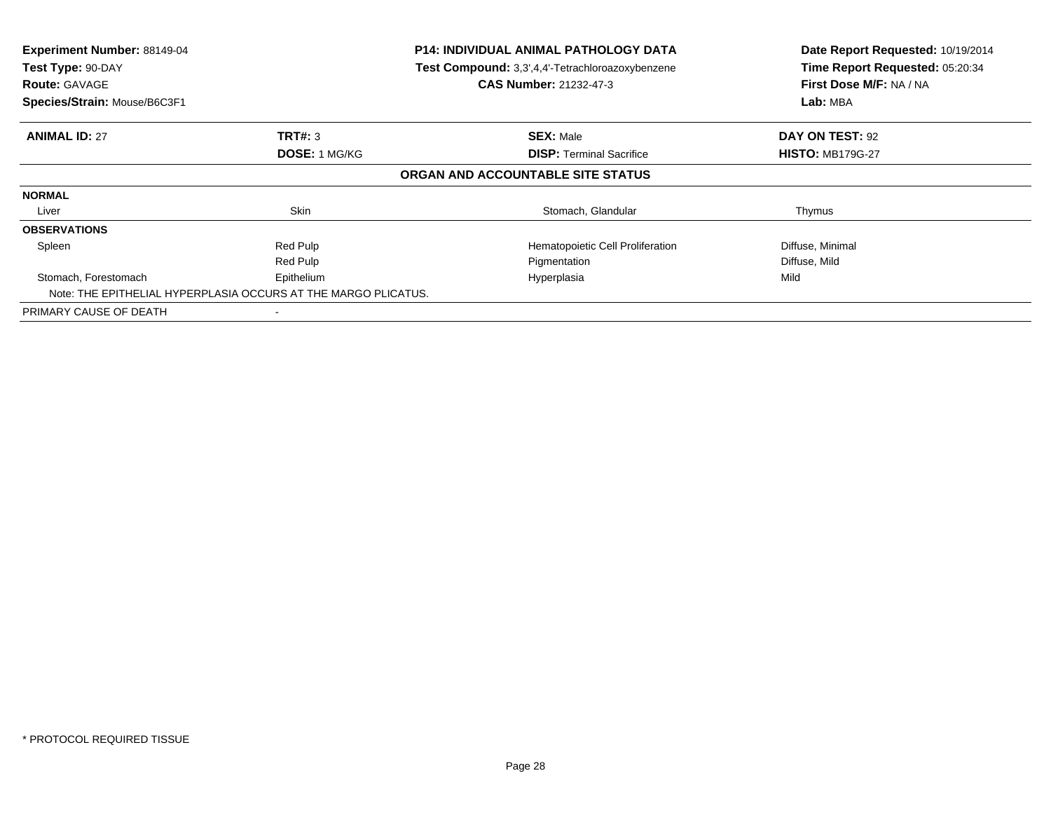**Experiment Number:** 88149-04
**Test Type:** 90-DAY
**Route:** GAVAGE
**Species/Strain:** Mouse/B6C3F1

**P14: INDIVIDUAL ANIMAL PATHOLOGY DATA**
**Test Compound:** 3,3',4,4'-Tetrachloroazoxybenzene
**CAS Number:** 21232-47-3

**Date Report Requested:** 10/19/2014
**Time Report Requested:** 05:20:34
**First Dose M/F:** NA / NA
**Lab:** MBA

| **ANIMAL ID:** 27 | **TRT#:** 3 | **SEX:** Male | **DAY ON TEST:** 92 |
|---|---|---|---|
| | **DOSE:** 1 MG/KG | **DISP:** Terminal Sacrifice | **HISTO:** MB179G-27 |

**ORGAN AND ACCOUNTABLE SITE STATUS**

| | | | |
|---|---|---|---|
| **NORMAL** | | | |
| Liver | Skin | Stomach, Glandular | Thymus |
| **OBSERVATIONS** | | | |
| Spleen | Red Pulp | Hematopoietic Cell Proliferation | Diffuse, Minimal |
| | Red Pulp | Pigmentation | Diffuse, Mild |
| Stomach, Forestomach | Epithelium | Hyperplasia | Mild |
| Note: THE EPITHELIAL HYPERPLASIA OCCURS AT THE MARGO PLICATUS. | | | |
| PRIMARY CAUSE OF DEATH | - | | |

* PROTOCOL REQUIRED TISSUE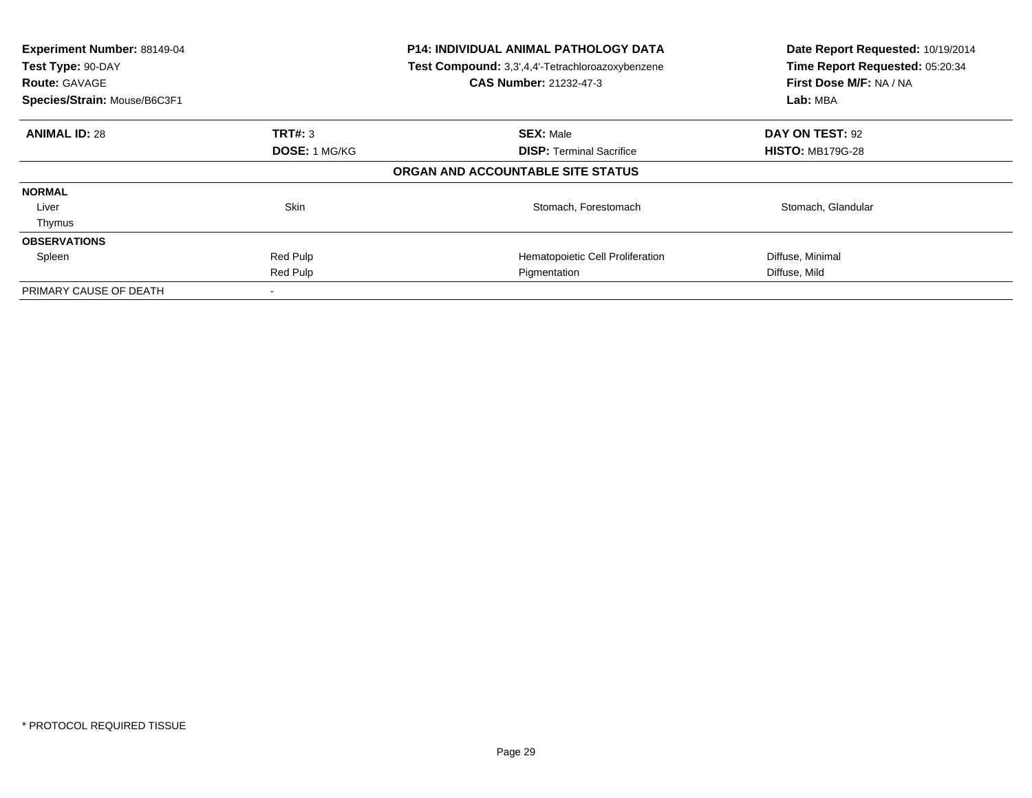| **Experiment Number:** 88149-04 | **P14: INDIVIDUAL ANIMAL PATHOLOGY DATA** | **Date Report Requested:** 10/19/2014 |
|---|---|---|
| **Test Type:** 90-DAY | **Test Compound:** 3,3',4,4'-Tetrachloroazoxybenzene | **Time Report Requested:** 05:20:34 |
| **Route:** GAVAGE | **CAS Number:** 21232-47-3 | **First Dose M/F:** NA / NA |
| **Species/Strain:** Mouse/B6C3F1 | | **Lab:** MBA |

| **ANIMAL ID:** 28 | **TRT#:** 3 | **SEX:** Male | **DAY ON TEST:** 92 |
|---|---|---|---|
| | **DOSE:** 1 MG/KG | **DISP:** Terminal Sacrifice | **HISTO:** MB179G-28 |
| | | **ORGAN AND ACCOUNTABLE SITE STATUS** | |
| **NORMAL** | | | |
| Liver | Skin | Stomach, Forestomach | Stomach, Glandular |
| Thymus | | | |
| **OBSERVATIONS** | | | |
| Spleen | Red Pulp | Hematopoietic Cell Proliferation | Diffuse, Minimal |
| | Red Pulp | Pigmentation | Diffuse, Mild |
| PRIMARY CAUSE OF DEATH | - | | |

\* PROTOCOL REQUIRED TISSUE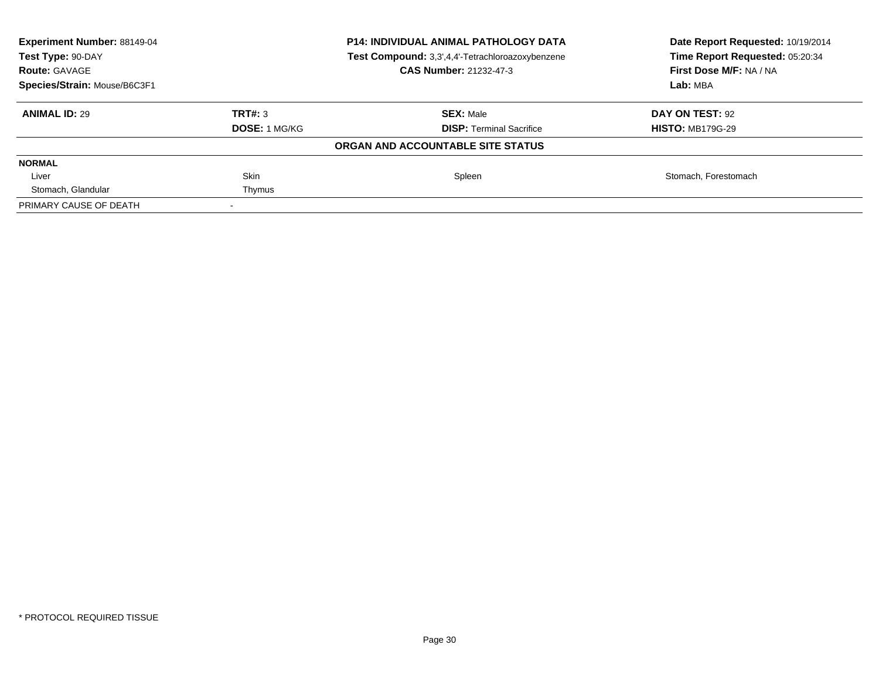| Experiment Number: 88149-04 | P14: INDIVIDUAL ANIMAL PATHOLOGY DATA | Date Report Requested: 10/19/2014 |
|---|---|---|
| Test Type: 90-DAY | Test Compound: 3,3',4,4'-Tetrachloroazoxybenzene | Time Report Requested: 05:20:34 |
| Route: GAVAGE | CAS Number: 21232-47-3 | First Dose M/F: NA / NA |
| Species/Strain: Mouse/B6C3F1 | | Lab: MBA |

| **ANIMAL ID:** 29 | **TRT#:** 3 | **SEX:** Male | **DAY ON TEST:** 92 |
|---|---|---|---|
| | **DOSE:** 1 MG/KG | **DISP:** Terminal Sacrifice | **HISTO:** MB179G-29 |

**ORGAN AND ACCOUNTABLE SITE STATUS**

| **NORMAL** | | | |
|---|---|---|---|
| Liver | Skin | Spleen | Stomach, Forestomach |
| Stomach, Glandular | Thymus | | |
| PRIMARY CAUSE OF DEATH | - | | |

\* PROTOCOL REQUIRED TISSUE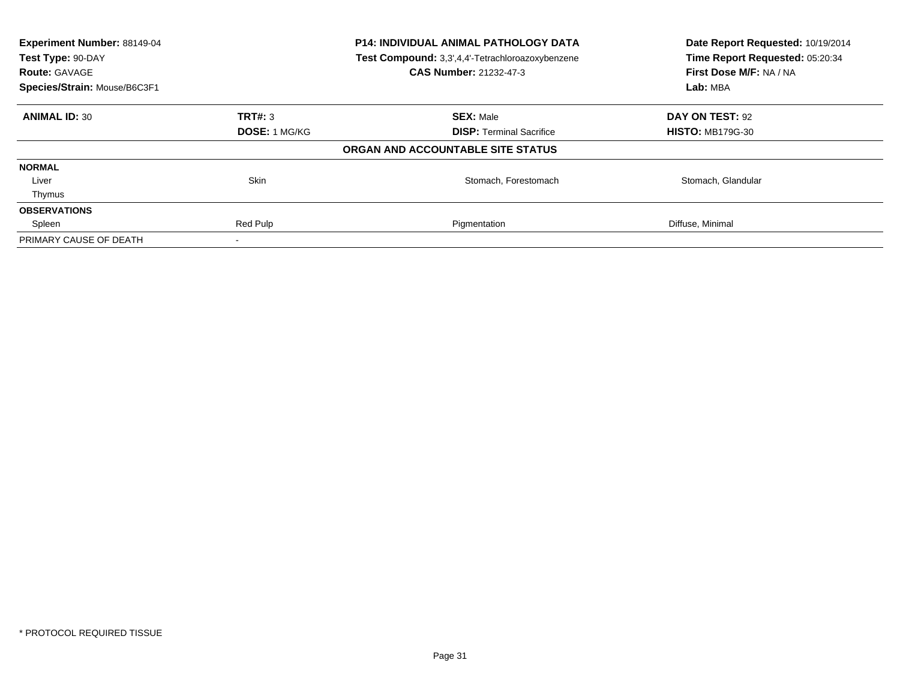**Experiment Number:** 88149-04
**Test Type:** 90-DAY
**Route:** GAVAGE
**Species/Strain:** Mouse/B6C3F1

**P14: INDIVIDUAL ANIMAL PATHOLOGY DATA**
**Test Compound:** 3,3',4,4'-Tetrachloroazoxybenzene
**CAS Number:** 21232-47-3

**Date Report Requested:** 10/19/2014
**Time Report Requested:** 05:20:34
**First Dose M/F:** NA / NA
**Lab:** MBA

| **ANIMAL ID:** 30 | **TRT#:** 3 | **SEX:** Male | **DAY ON TEST:** 92 |
|---|---|---|---|
| | **DOSE:** 1 MG/KG | **DISP:** Terminal Sacrifice | **HISTO:** MB179G-30 |
| | | **ORGAN AND ACCOUNTABLE SITE STATUS** | |
| **NORMAL** | | | |
| Liver | Skin | Stomach, Forestomach | Stomach, Glandular |
| Thymus | | | |
| **OBSERVATIONS** | | | |
| Spleen | Red Pulp | Pigmentation | Diffuse, Minimal |
| PRIMARY CAUSE OF DEATH | - | | |

* PROTOCOL REQUIRED TISSUE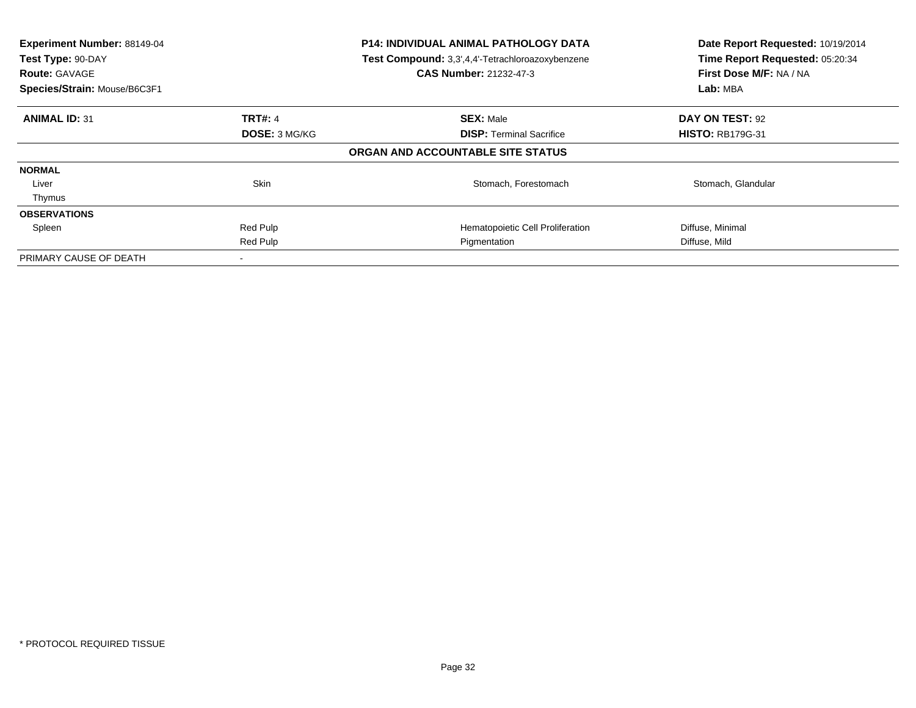| **Experiment Number:** 88149-04 | **P14: INDIVIDUAL ANIMAL PATHOLOGY DATA** | **Date Report Requested:** 10/19/2014 |
|---|---|---|
| **Test Type:** 90-DAY | **Test Compound:** 3,3',4,4'-Tetrachloroazoxybenzene | **Time Report Requested:** 05:20:34 |
| **Route:** GAVAGE | **CAS Number:** 21232-47-3 | **First Dose M/F:** NA / NA |
| **Species/Strain:** Mouse/B6C3F1 | | **Lab:** MBA |

| **ANIMAL ID:** 31 | **TRT#:** 4 | **SEX:** Male | **DAY ON TEST:** 92 |
|---|---|---|---|
| | **DOSE:** 3 MG/KG | **DISP:** Terminal Sacrifice | **HISTO:** RB179G-31 |

**ORGAN AND ACCOUNTABLE SITE STATUS**

| | | | |
|---|---|---|---|
| **NORMAL** | | | |
| Liver | Skin | Stomach, Forestomach | Stomach, Glandular |
| Thymus | | | |
| **OBSERVATIONS** | | | |
| Spleen | Red Pulp | Hematopoietic Cell Proliferation | Diffuse, Minimal |
| | Red Pulp | Pigmentation | Diffuse, Mild |
| PRIMARY CAUSE OF DEATH | - | | |

* PROTOCOL REQUIRED TISSUE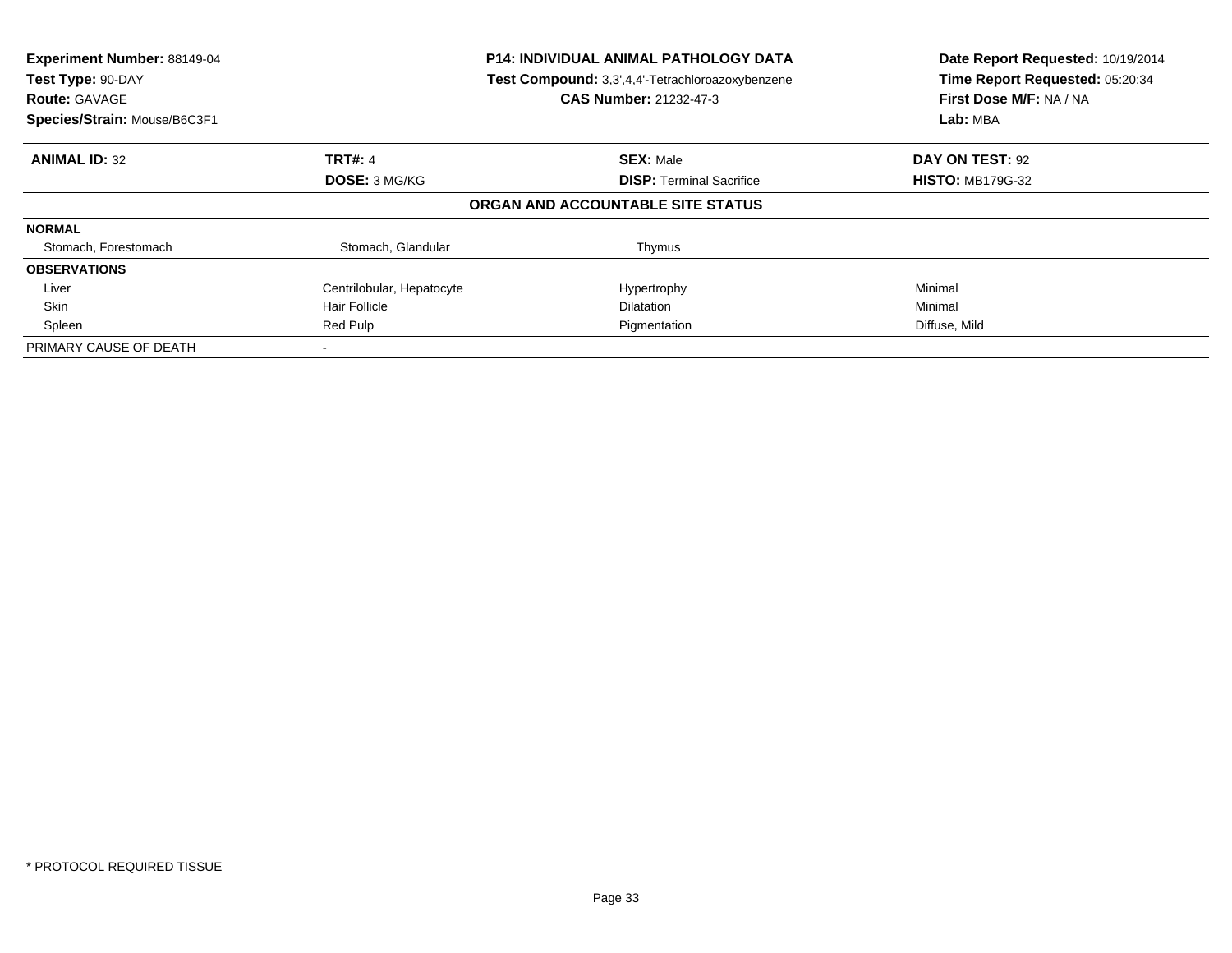**Experiment Number:** 88149-04
**Test Type:** 90-DAY
**Route:** GAVAGE
**Species/Strain:** Mouse/B6C3F1

**P14: INDIVIDUAL ANIMAL PATHOLOGY DATA**
**Test Compound:** 3,3',4,4'-Tetrachloroazoxybenzene
**CAS Number:** 21232-47-3

**Date Report Requested:** 10/19/2014
**Time Report Requested:** 05:20:34
**First Dose M/F:** NA / NA
**Lab:** MBA

| **ANIMAL ID:** 32 | **TRT#:** 4 | **SEX:** Male | **DAY ON TEST:** 92 |
|---|---|---|---|
| | **DOSE:** 3 MG/KG | **DISP:** Terminal Sacrifice | **HISTO:** MB179G-32 |

**ORGAN AND ACCOUNTABLE SITE STATUS**

| | | | |
|---|---|---|---|
| **NORMAL** | | | |
| Stomach, Forestomach | Stomach, Glandular | Thymus | |
| **OBSERVATIONS** | | | |
| Liver | Centrilobular, Hepatocyte | Hypertrophy | Minimal |
| Skin | Hair Follicle | Dilatation | Minimal |
| Spleen | Red Pulp | Pigmentation | Diffuse, Mild |
| PRIMARY CAUSE OF DEATH | - | | |

* PROTOCOL REQUIRED TISSUE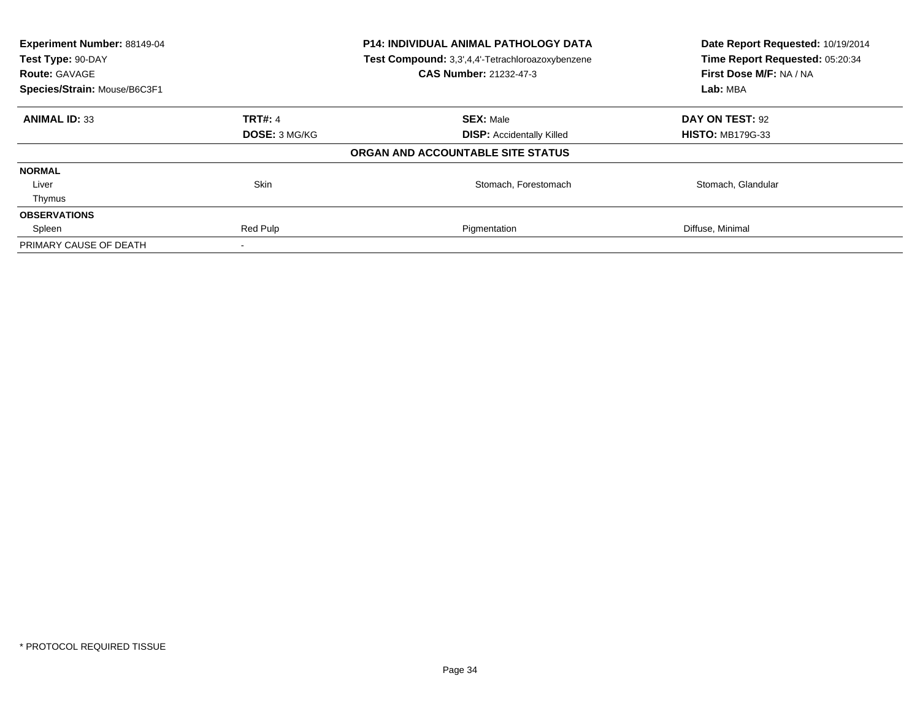**Experiment Number:** 88149-04
**Test Type:** 90-DAY
**Route:** GAVAGE
**Species/Strain:** Mouse/B6C3F1

**P14: INDIVIDUAL ANIMAL PATHOLOGY DATA**
**Test Compound:** 3,3',4,4'-Tetrachloroazoxybenzene
**CAS Number:** 21232-47-3

**Date Report Requested:** 10/19/2014
**Time Report Requested:** 05:20:34
**First Dose M/F:** NA / NA
**Lab:** MBA

| **ANIMAL ID:** 33 | **TRT#:** 4 | **SEX:** Male | **DAY ON TEST:** 92 |
|---|---|---|---|
| | **DOSE:** 3 MG/KG | **DISP:** Accidentally Killed | **HISTO:** MB179G-33 |

**ORGAN AND ACCOUNTABLE SITE STATUS**

| | | | |
|---|---|---|---|
| **NORMAL** | | | |
| Liver | Skin | Stomach, Forestomach | Stomach, Glandular |
| Thymus | | | |
| **OBSERVATIONS** | | | |
| Spleen | Red Pulp | Pigmentation | Diffuse, Minimal |
| PRIMARY CAUSE OF DEATH | - | | |

\* PROTOCOL REQUIRED TISSUE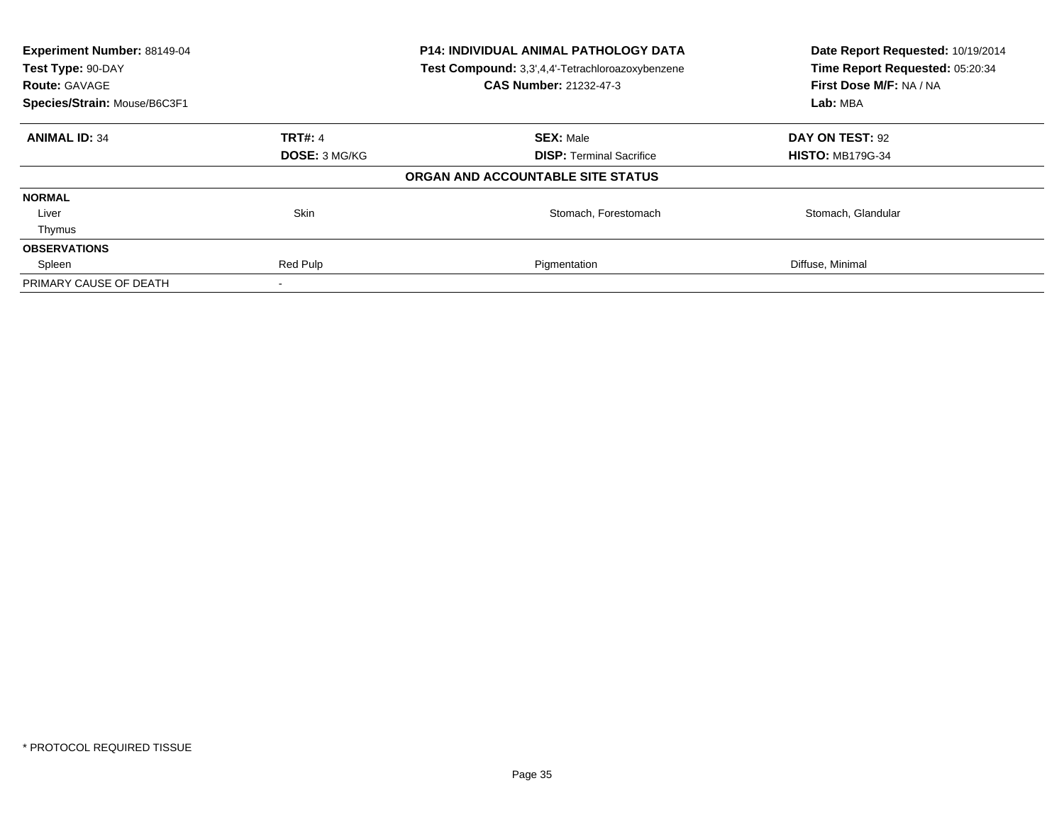| **Experiment Number:** 88149-04 | **P14: INDIVIDUAL ANIMAL PATHOLOGY DATA** | **Date Report Requested:** 10/19/2014 |
|---|---|---|
| **Test Type:** 90-DAY | **Test Compound:** 3,3',4,4'-Tetrachloroazoxybenzene | **Time Report Requested:** 05:20:34 |
| **Route:** GAVAGE | **CAS Number:** 21232-47-3 | **First Dose M/F:** NA / NA |
| **Species/Strain:** Mouse/B6C3F1 | | **Lab:** MBA |

| **ANIMAL ID:** 34 | **TRT#:** 4 | **SEX:** Male | **DAY ON TEST:** 92 |
|---|---|---|---|
| | **DOSE:** 3 MG/KG | **DISP:** Terminal Sacrifice | **HISTO:** MB179G-34 |
| | | **ORGAN AND ACCOUNTABLE SITE STATUS** | |
| **NORMAL** | | | |
| Liver | Skin | Stomach, Forestomach | Stomach, Glandular |
| Thymus | | | |
| **OBSERVATIONS** | | | |
| Spleen | Red Pulp | Pigmentation | Diffuse, Minimal |
| PRIMARY CAUSE OF DEATH | - | | |

* PROTOCOL REQUIRED TISSUE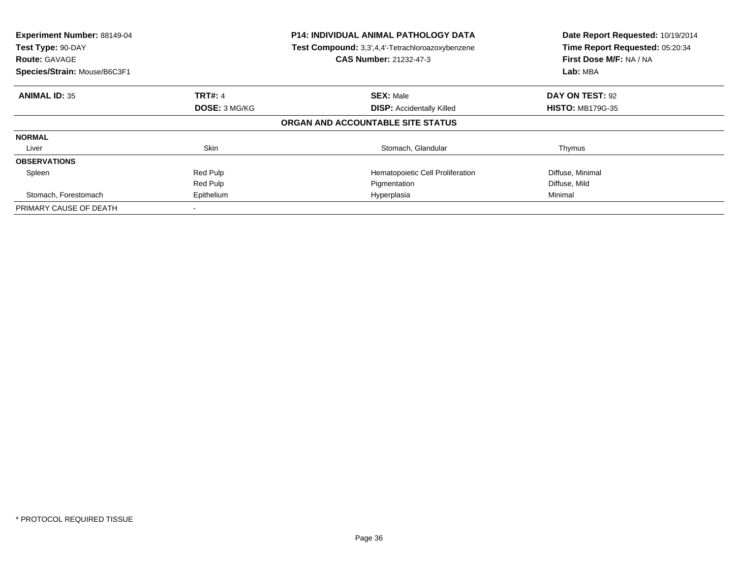**Experiment Number:** 88149-04
**Test Type:** 90-DAY
**Route:** GAVAGE
**Species/Strain:** Mouse/B6C3F1

**P14: INDIVIDUAL ANIMAL PATHOLOGY DATA**
**Test Compound:** 3,3',4,4'-Tetrachloroazoxybenzene
**CAS Number:** 21232-47-3

**Date Report Requested:** 10/19/2014
**Time Report Requested:** 05:20:34
**First Dose M/F:** NA / NA
**Lab:** MBA

| **ANIMAL ID:** 35 | **TRT#:** 4 | **SEX:** Male | **DAY ON TEST:** 92 |
|---|---|---|---|
| | **DOSE:** 3 MG/KG | **DISP:** Accidentally Killed | **HISTO:** MB179G-35 |

**ORGAN AND ACCOUNTABLE SITE STATUS**

| | | | |
|---|---|---|---|
| **NORMAL** | | | |
| Liver | Skin | Stomach, Glandular | Thymus |
| **OBSERVATIONS** | | | |
| Spleen | Red Pulp | Hematopoietic Cell Proliferation | Diffuse, Minimal |
| | Red Pulp | Pigmentation | Diffuse, Mild |
| Stomach, Forestomach | Epithelium | Hyperplasia | Minimal |
| PRIMARY CAUSE OF DEATH | - | | |

* PROTOCOL REQUIRED TISSUE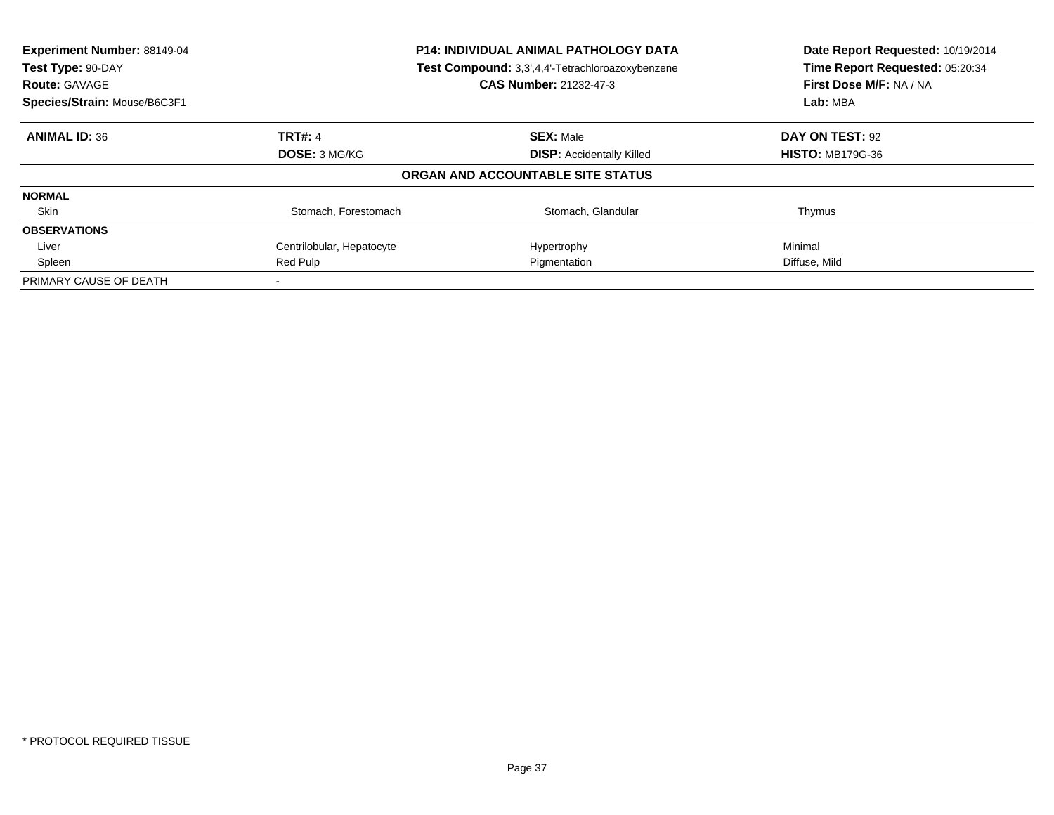**Experiment Number:** 88149-04
**Test Type:** 90-DAY
**Route:** GAVAGE
**Species/Strain:** Mouse/B6C3F1

**P14: INDIVIDUAL ANIMAL PATHOLOGY DATA**
**Test Compound:** 3,3',4,4'-Tetrachloroazoxybenzene
**CAS Number:** 21232-47-3

**Date Report Requested:** 10/19/2014
**Time Report Requested:** 05:20:34
**First Dose M/F:** NA / NA
**Lab:** MBA

| **ANIMAL ID:** 36 | **TRT#:** 4 | **SEX:** Male | **DAY ON TEST:** 92 |
|---|---|---|---|
| | **DOSE:** 3 MG/KG | **DISP:** Accidentally Killed | **HISTO:** MB179G-36 |

**ORGAN AND ACCOUNTABLE SITE STATUS**

| | | | |
|---|---|---|---|
| **NORMAL** | | | |
| Skin | Stomach, Forestomach | Stomach, Glandular | Thymus |
| **OBSERVATIONS** | | | |
| Liver | Centrilobular, Hepatocyte | Hypertrophy | Minimal |
| Spleen | Red Pulp | Pigmentation | Diffuse, Mild |
| PRIMARY CAUSE OF DEATH | - | | |

* PROTOCOL REQUIRED TISSUE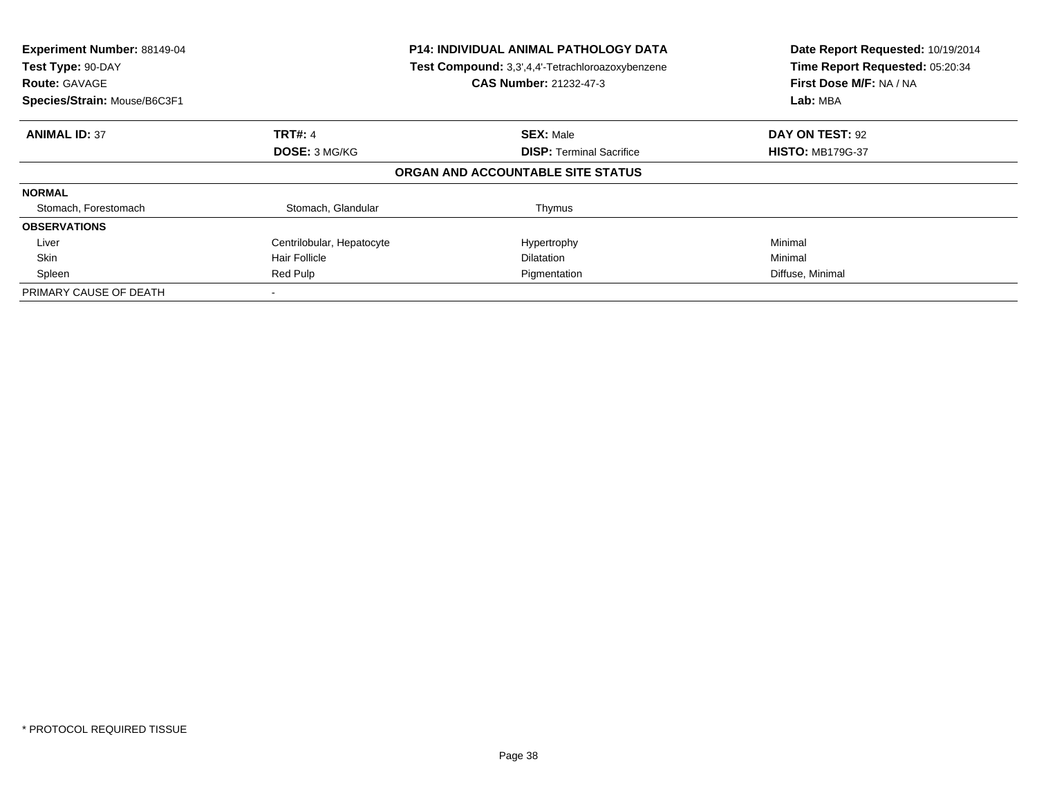**Experiment Number:** 88149-04
**Test Type:** 90-DAY
**Route:** GAVAGE
**Species/Strain:** Mouse/B6C3F1

**P14: INDIVIDUAL ANIMAL PATHOLOGY DATA**
**Test Compound:** 3,3',4,4'-Tetrachloroazoxybenzene
**CAS Number:** 21232-47-3

**Date Report Requested:** 10/19/2014
**Time Report Requested:** 05:20:34
**First Dose M/F:** NA / NA
**Lab:** MBA

| **ANIMAL ID:** 37 | **TRT#:** 4 | **SEX:** Male | **DAY ON TEST:** 92 |
|---|---|---|---|
| | **DOSE:** 3 MG/KG | **DISP:** Terminal Sacrifice | **HISTO:** MB179G-37 |

**ORGAN AND ACCOUNTABLE SITE STATUS**

| | | | |
|---|---|---|---|
| **NORMAL** | | | |
| Stomach, Forestomach | Stomach, Glandular | Thymus | |
| **OBSERVATIONS** | | | |
| Liver | Centrilobular, Hepatocyte | Hypertrophy | Minimal |
| Skin | Hair Follicle | Dilatation | Minimal |
| Spleen | Red Pulp | Pigmentation | Diffuse, Minimal |
| PRIMARY CAUSE OF DEATH | - | | |

\* PROTOCOL REQUIRED TISSUE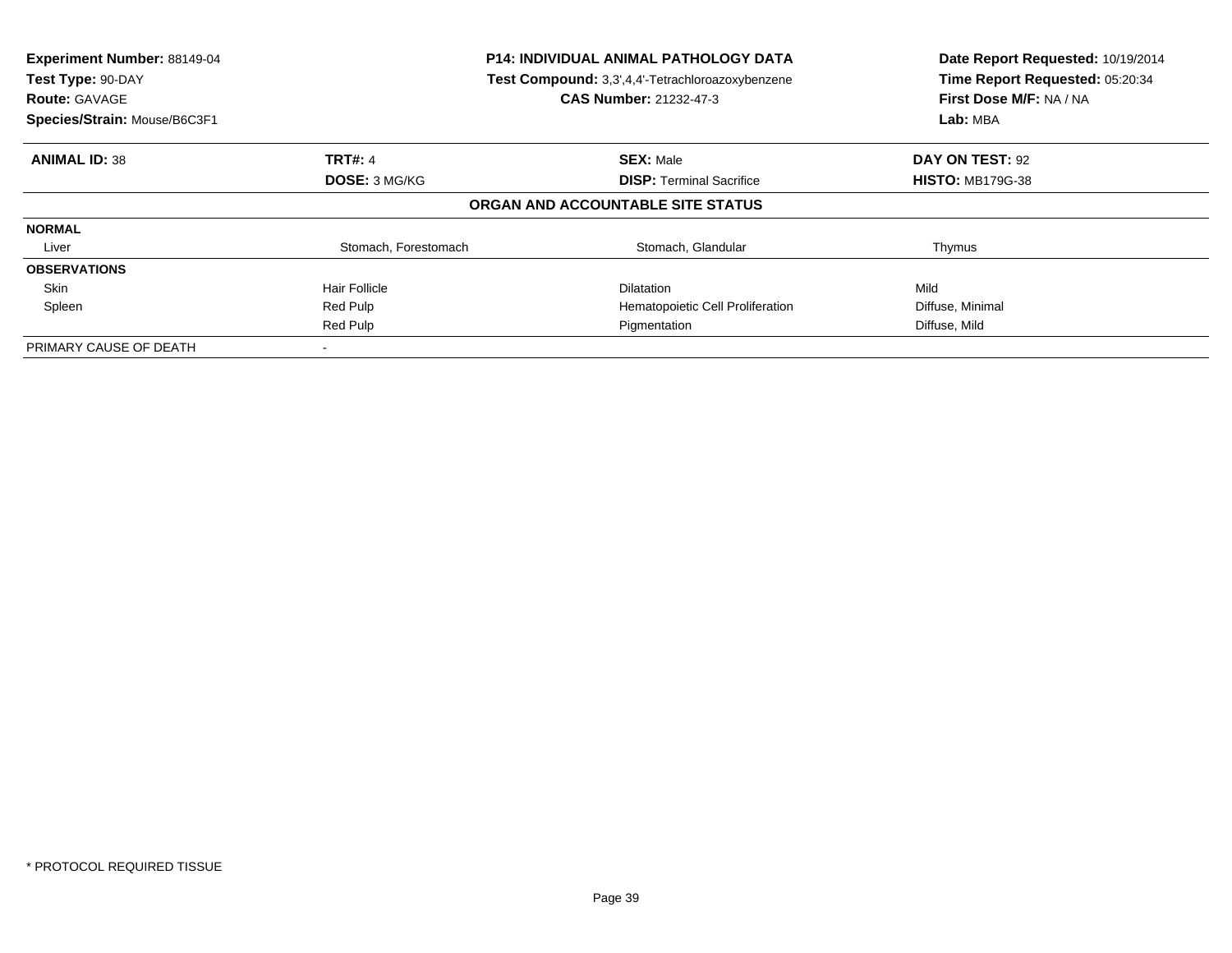**Experiment Number:** 88149-04
**Test Type:** 90-DAY
**Route:** GAVAGE
**Species/Strain:** Mouse/B6C3F1

**P14: INDIVIDUAL ANIMAL PATHOLOGY DATA**
**Test Compound:** 3,3',4,4'-Tetrachloroazoxybenzene
**CAS Number:** 21232-47-3

**Date Report Requested:** 10/19/2014
**Time Report Requested:** 05:20:34
**First Dose M/F:** NA / NA
**Lab:** MBA

| **ANIMAL ID:** 38 | **TRT#:** 4 | **SEX:** Male | **DAY ON TEST:** 92 |
|---|---|---|---|
| | **DOSE:** 3 MG/KG | **DISP:** Terminal Sacrifice | **HISTO:** MB179G-38 |

**ORGAN AND ACCOUNTABLE SITE STATUS**

| | | | |
|---|---|---|---|
| **NORMAL** | | | |
| Liver | Stomach, Forestomach | Stomach, Glandular | Thymus |
| **OBSERVATIONS** | | | |
| Skin | Hair Follicle | Dilatation | Mild |
| Spleen | Red Pulp | Hematopoietic Cell Proliferation | Diffuse, Minimal |
| | Red Pulp | Pigmentation | Diffuse, Mild |
| PRIMARY CAUSE OF DEATH | - | | |

* PROTOCOL REQUIRED TISSUE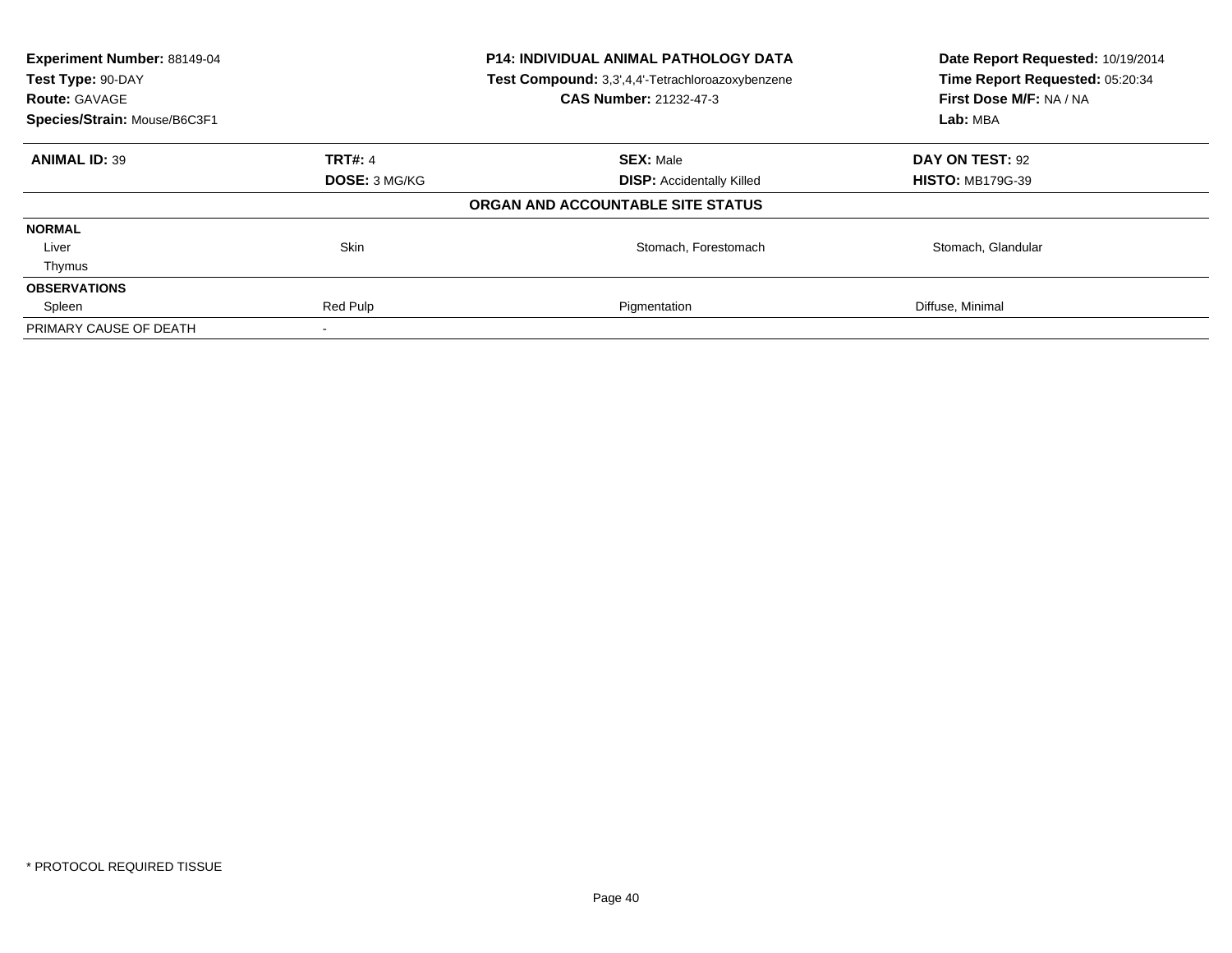| **Experiment Number:** 88149-04 | **P14: INDIVIDUAL ANIMAL PATHOLOGY DATA** | **Date Report Requested:** 10/19/2014 |
|---|---|---|
| **Test Type:** 90-DAY | **Test Compound:** 3,3',4,4'-Tetrachloroazoxybenzene | **Time Report Requested:** 05:20:34 |
| **Route:** GAVAGE | **CAS Number:** 21232-47-3 | **First Dose M/F:** NA / NA |
| **Species/Strain:** Mouse/B6C3F1 | | **Lab:** MBA |

| **ANIMAL ID:** 39 | **TRT#:** 4 | **SEX:** Male | **DAY ON TEST:** 92 |
|---|---|---|---|
| | **DOSE:** 3 MG/KG | **DISP:** Accidentally Killed | **HISTO:** MB179G-39 |
| | | **ORGAN AND ACCOUNTABLE SITE STATUS** | |
| **NORMAL** | | | |
| Liver | Skin | Stomach, Forestomach | Stomach, Glandular |
| Thymus | | | |
| **OBSERVATIONS** | | | |
| Spleen | Red Pulp | Pigmentation | Diffuse, Minimal |
| PRIMARY CAUSE OF DEATH | - | | |

* PROTOCOL REQUIRED TISSUE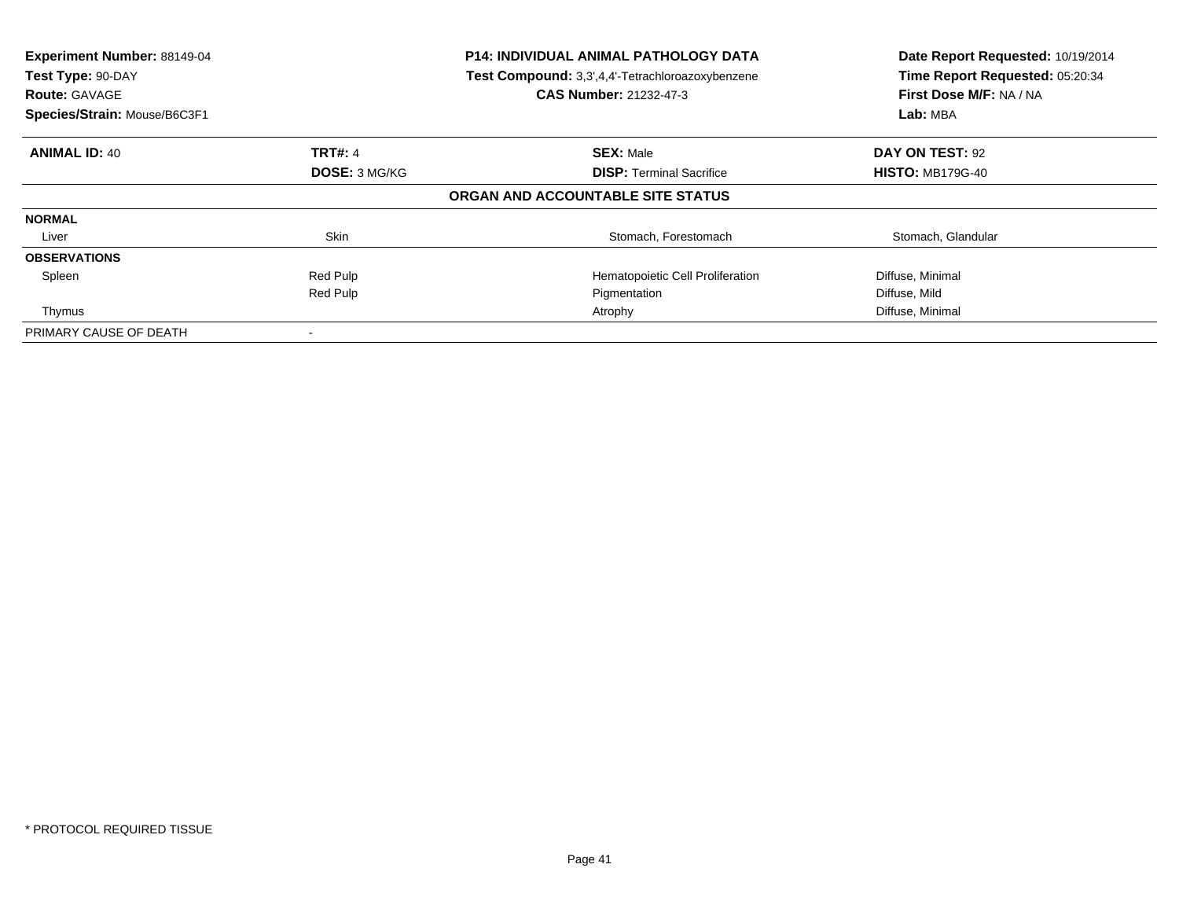| Experiment Number: 88149-04 | P14: INDIVIDUAL ANIMAL PATHOLOGY DATA | Date Report Requested: 10/19/2014 |
|---|---|---|
| Test Type: 90-DAY | Test Compound: 3,3',4,4'-Tetrachloroazoxybenzene | Time Report Requested: 05:20:34 |
| Route: GAVAGE | CAS Number: 21232-47-3 | First Dose M/F: NA / NA |
| Species/Strain: Mouse/B6C3F1 | | Lab: MBA |

| ANIMAL ID: 40 | TRT#: 4 | SEX: Male | DAY ON TEST: 92 |
|---|---|---|---|
| | DOSE: 3 MG/KG | DISP: Terminal Sacrifice | HISTO: MB179G-40 |

**ORGAN AND ACCOUNTABLE SITE STATUS**

| | | | |
|---|---|---|---|
| **NORMAL** | | | |
| Liver | Skin | Stomach, Forestomach | Stomach, Glandular |
| **OBSERVATIONS** | | | |
| Spleen | Red Pulp | Hematopoietic Cell Proliferation | Diffuse, Minimal |
| | Red Pulp | Pigmentation | Diffuse, Mild |
| Thymus | | Atrophy | Diffuse, Minimal |
| PRIMARY CAUSE OF DEATH | - | | |

* PROTOCOL REQUIRED TISSUE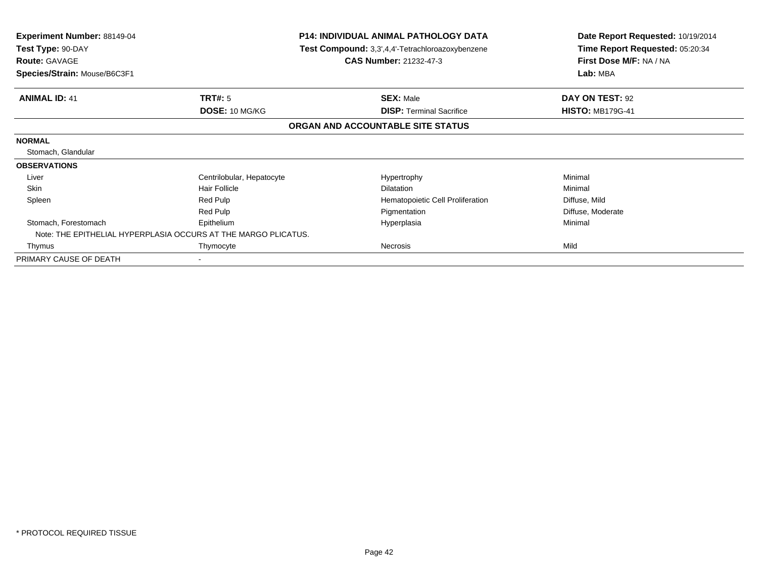**Experiment Number:** 88149-04
**Test Type:** 90-DAY
**Route:** GAVAGE
**Species/Strain:** Mouse/B6C3F1

**P14: INDIVIDUAL ANIMAL PATHOLOGY DATA**
**Test Compound:** 3,3',4,4'-Tetrachloroazoxybenzene
**CAS Number:** 21232-47-3

**Date Report Requested:** 10/19/2014
**Time Report Requested:** 05:20:34
**First Dose M/F:** NA / NA
**Lab:** MBA

| **ANIMAL ID:** 41 | **TRT#:** 5 | **SEX:** Male | **DAY ON TEST:** 92 |
|---|---|---|---|
| | **DOSE:** 10 MG/KG | **DISP:** Terminal Sacrifice | **HISTO:** MB179G-41 |

**ORGAN AND ACCOUNTABLE SITE STATUS**

**NORMAL**

Stomach, Glandular

**OBSERVATIONS**

| Organ | Site | Observation | Severity |
|---|---|---|---|
| Liver | Centrilobular, Hepatocyte | Hypertrophy | Minimal |
| Skin | Hair Follicle | Dilatation | Minimal |
| Spleen | Red Pulp | Hematopoietic Cell Proliferation | Diffuse, Mild |
| | Red Pulp | Pigmentation | Diffuse, Moderate |
| Stomach, Forestomach | Epithelium | Hyperplasia | Minimal |
| Note: THE EPITHELIAL HYPERPLASIA OCCURS AT THE MARGO PLICATUS. | | | |
| Thymus | Thymocyte | Necrosis | Mild |

PRIMARY CAUSE OF DEATH -

* PROTOCOL REQUIRED TISSUE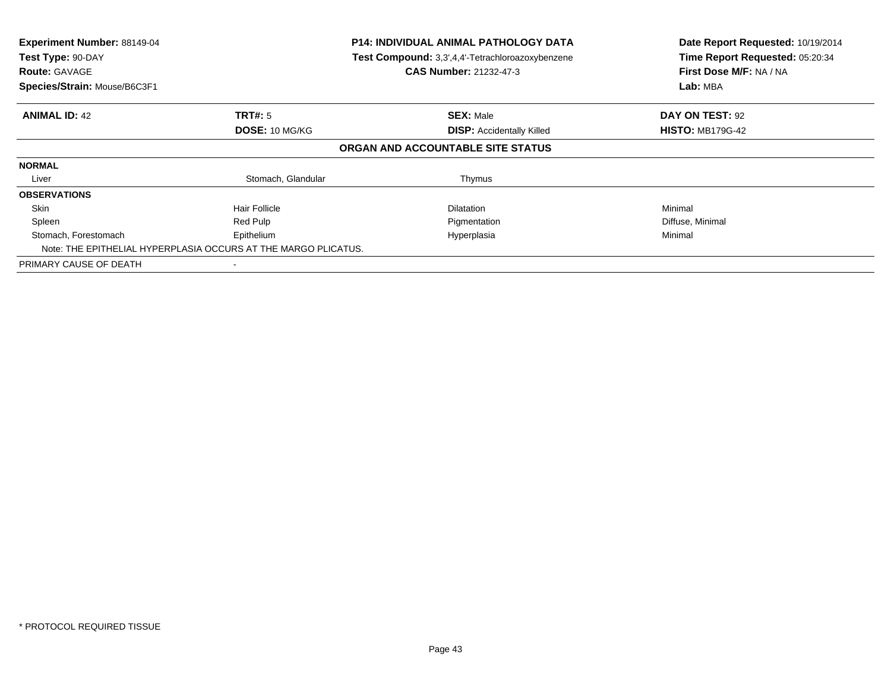**Experiment Number:** 88149-04
**Test Type:** 90-DAY
**Route:** GAVAGE
**Species/Strain:** Mouse/B6C3F1

**P14: INDIVIDUAL ANIMAL PATHOLOGY DATA**
**Test Compound:** 3,3',4,4'-Tetrachloroazoxybenzene
**CAS Number:** 21232-47-3

**Date Report Requested:** 10/19/2014
**Time Report Requested:** 05:20:34
**First Dose M/F:** NA / NA
**Lab:** MBA

| **ANIMAL ID:** 42 | **TRT#:** 5 | **SEX:** Male | **DAY ON TEST:** 92 |
|---|---|---|---|
| | **DOSE:** 10 MG/KG | **DISP:** Accidentally Killed | **HISTO:** MB179G-42 |

**ORGAN AND ACCOUNTABLE SITE STATUS**

| | | | |
|---|---|---|---|
| **NORMAL** | | | |
| Liver | Stomach, Glandular | Thymus | |
| **OBSERVATIONS** | | | |
| Skin | Hair Follicle | Dilatation | Minimal |
| Spleen | Red Pulp | Pigmentation | Diffuse, Minimal |
| Stomach, Forestomach | Epithelium | Hyperplasia | Minimal |
| Note: THE EPITHELIAL HYPERPLASIA OCCURS AT THE MARGO PLICATUS. | | | |
| PRIMARY CAUSE OF DEATH | - | | |

* PROTOCOL REQUIRED TISSUE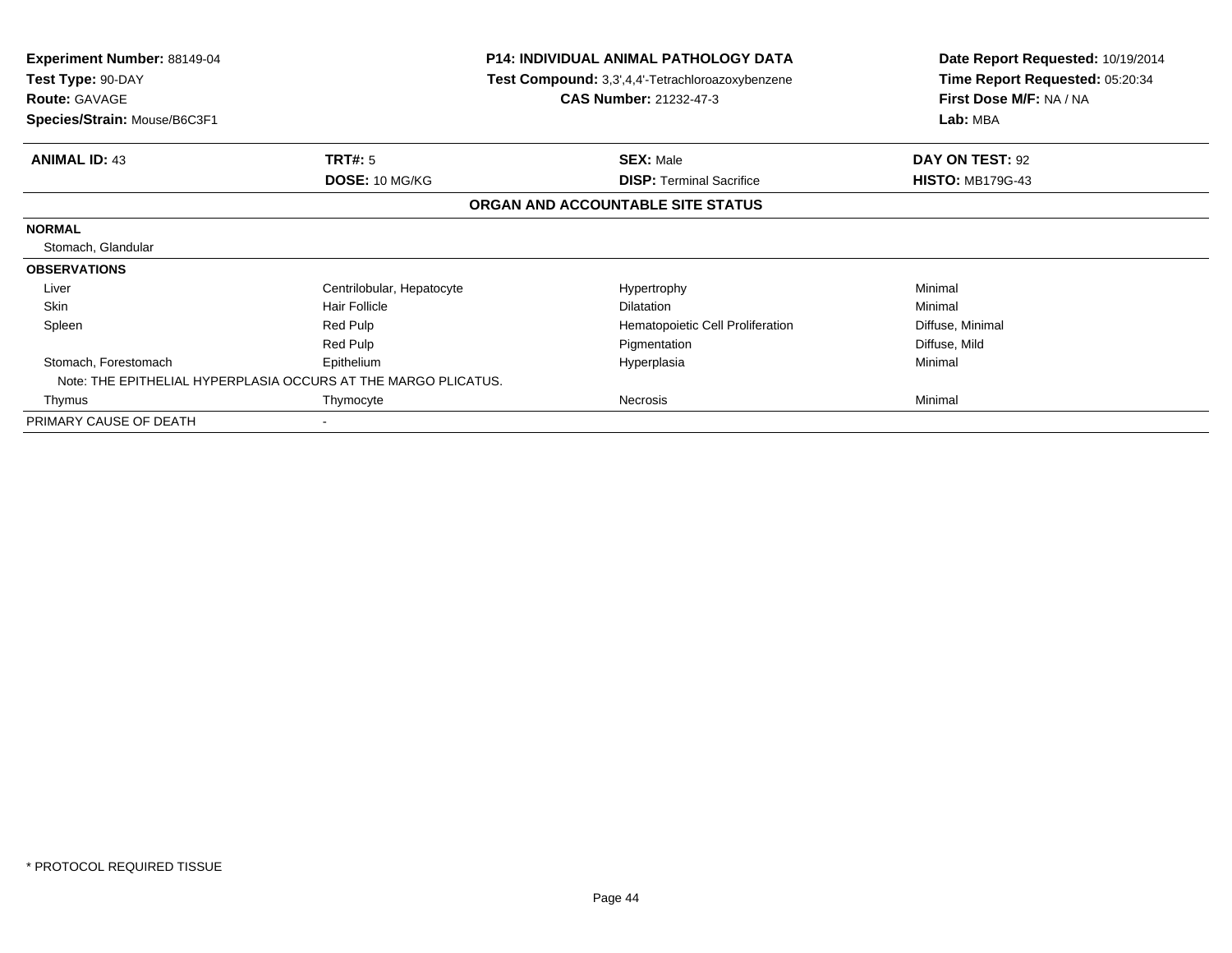| **Experiment Number:** 88149-04 | **P14: INDIVIDUAL ANIMAL PATHOLOGY DATA** | **Date Report Requested:** 10/19/2014 |
|---|---|---|
| **Test Type:** 90-DAY | **Test Compound:** 3,3',4,4'-Tetrachloroazoxybenzene | **Time Report Requested:** 05:20:34 |
| **Route:** GAVAGE | **CAS Number:** 21232-47-3 | **First Dose M/F:** NA / NA |
| **Species/Strain:** Mouse/B6C3F1 | | **Lab:** MBA |

| **ANIMAL ID:** 43 | **TRT#:** 5 | **SEX:** Male | **DAY ON TEST:** 92 |
|---|---|---|---|
| | **DOSE:** 10 MG/KG | **DISP:** Terminal Sacrifice | **HISTO:** MB179G-43 |

**ORGAN AND ACCOUNTABLE SITE STATUS**

| | | | |
|---|---|---|---|
| **NORMAL** | | | |
| Stomach, Glandular | | | |
| **OBSERVATIONS** | | | |
| Liver | Centrilobular, Hepatocyte | Hypertrophy | Minimal |
| Skin | Hair Follicle | Dilatation | Minimal |
| Spleen | Red Pulp | Hematopoietic Cell Proliferation | Diffuse, Minimal |
| | Red Pulp | Pigmentation | Diffuse, Mild |
| Stomach, Forestomach | Epithelium | Hyperplasia | Minimal |
| Note: THE EPITHELIAL HYPERPLASIA OCCURS AT THE MARGO PLICATUS. | | | |
| Thymus | Thymocyte | Necrosis | Minimal |
| PRIMARY CAUSE OF DEATH | - | | |

* PROTOCOL REQUIRED TISSUE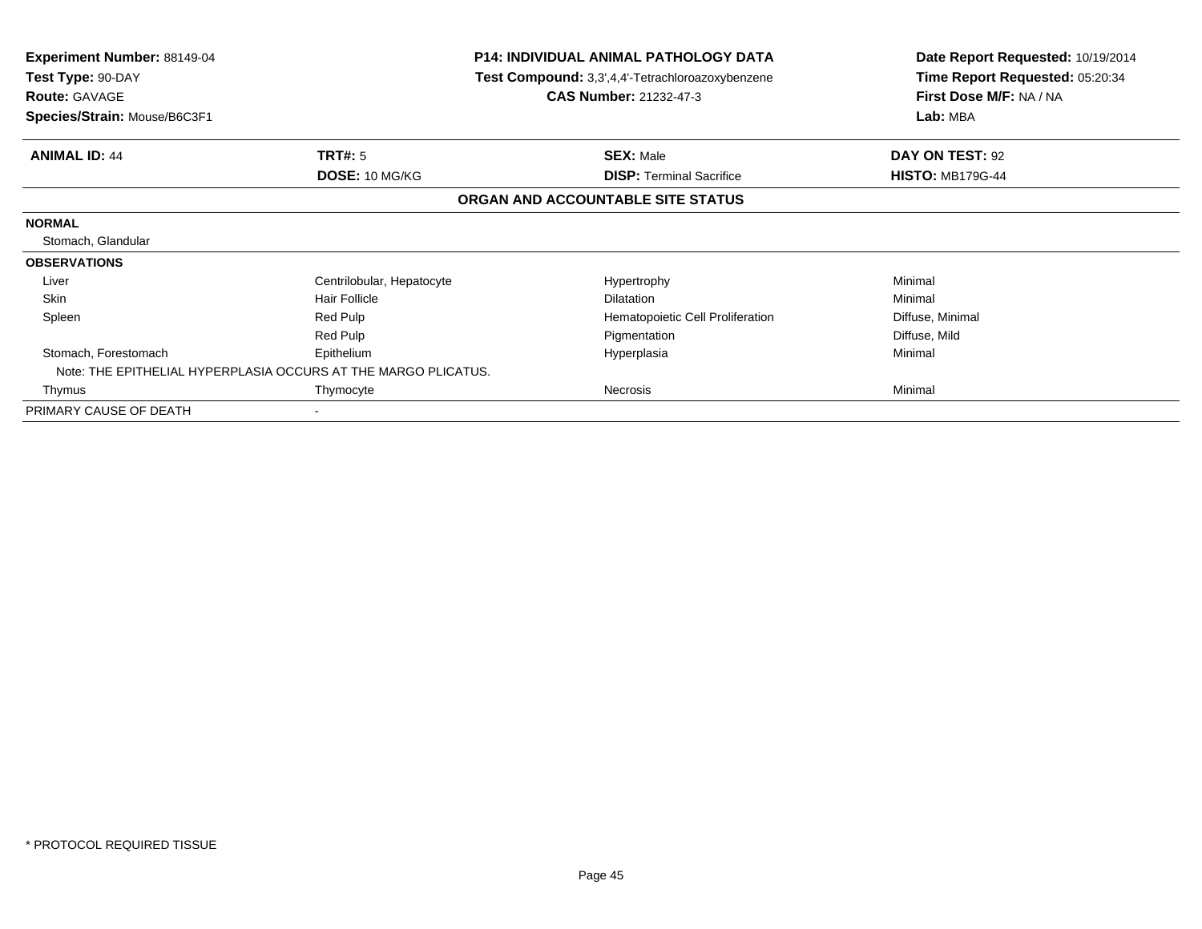**Experiment Number:** 88149-04
**Test Type:** 90-DAY
**Route:** GAVAGE
**Species/Strain:** Mouse/B6C3F1

**P14: INDIVIDUAL ANIMAL PATHOLOGY DATA**
**Test Compound:** 3,3',4,4'-Tetrachloroazoxybenzene
**CAS Number:** 21232-47-3

**Date Report Requested:** 10/19/2014
**Time Report Requested:** 05:20:34
**First Dose M/F:** NA / NA
**Lab:** MBA

| **ANIMAL ID:** 44 | **TRT#:** 5 | **SEX:** Male | **DAY ON TEST:** 92 |
|---|---|---|---|
| | **DOSE:** 10 MG/KG | **DISP:** Terminal Sacrifice | **HISTO:** MB179G-44 |

**ORGAN AND ACCOUNTABLE SITE STATUS**

**NORMAL**

Stomach, Glandular

**OBSERVATIONS**

| Organ | Site | Observation | Severity |
|---|---|---|---|
| Liver | Centrilobular, Hepatocyte | Hypertrophy | Minimal |
| Skin | Hair Follicle | Dilatation | Minimal |
| Spleen | Red Pulp | Hematopoietic Cell Proliferation | Diffuse, Minimal |
| | Red Pulp | Pigmentation | Diffuse, Mild |
| Stomach, Forestomach | Epithelium | Hyperplasia | Minimal |
| Note: THE EPITHELIAL HYPERPLASIA OCCURS AT THE MARGO PLICATUS. | | | |
| Thymus | Thymocyte | Necrosis | Minimal |

PRIMARY CAUSE OF DEATH -

* PROTOCOL REQUIRED TISSUE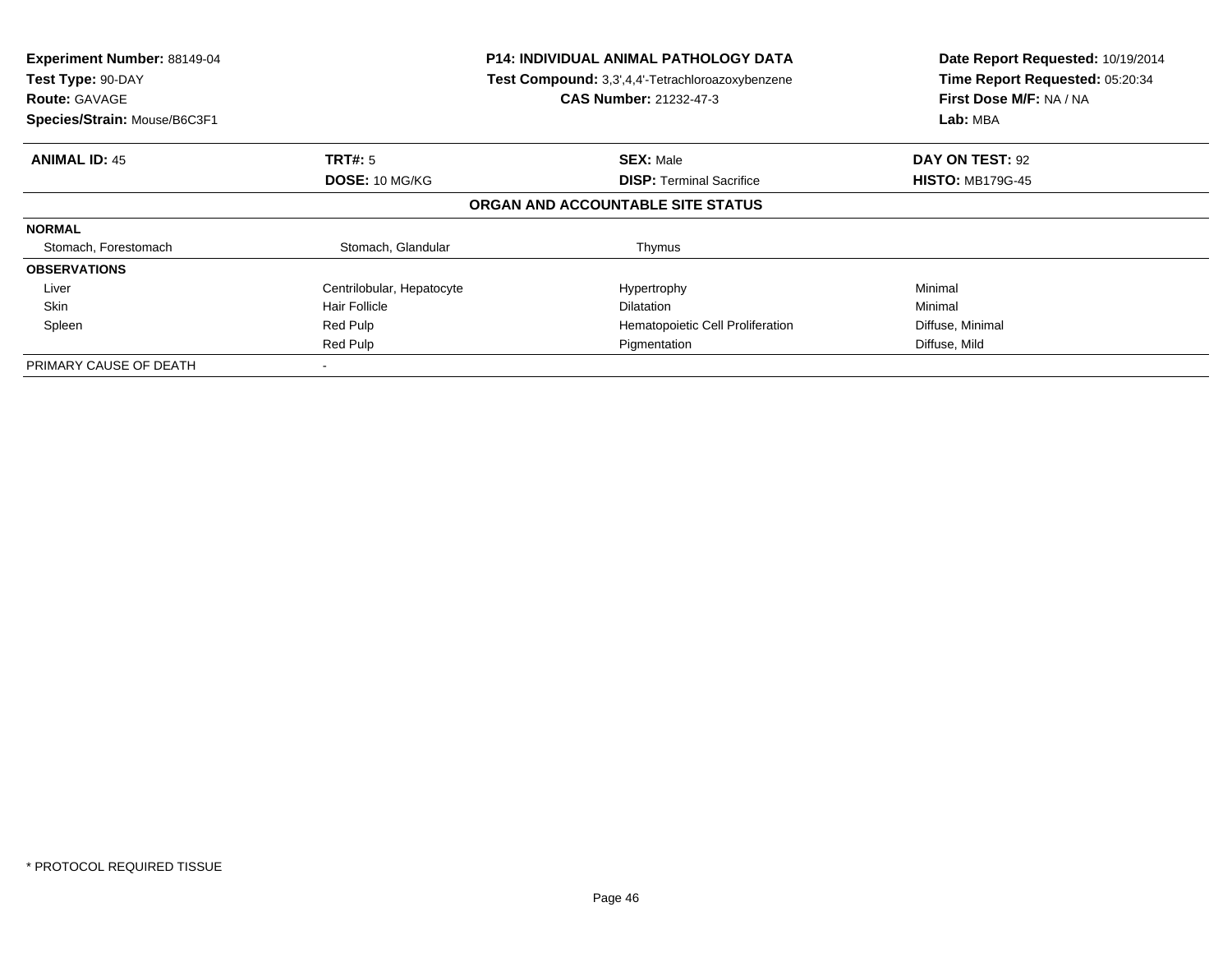**Experiment Number:** 88149-04
**Test Type:** 90-DAY
**Route:** GAVAGE
**Species/Strain:** Mouse/B6C3F1

**P14: INDIVIDUAL ANIMAL PATHOLOGY DATA**
**Test Compound:** 3,3',4,4'-Tetrachloroazoxybenzene
**CAS Number:** 21232-47-3

**Date Report Requested:** 10/19/2014
**Time Report Requested:** 05:20:34
**First Dose M/F:** NA / NA
**Lab:** MBA

| **ANIMAL ID:** 45 | **TRT#:** 5 | **SEX:** Male | **DAY ON TEST:** 92 |
|---|---|---|---|
| | **DOSE:** 10 MG/KG | **DISP:** Terminal Sacrifice | **HISTO:** MB179G-45 |

**ORGAN AND ACCOUNTABLE SITE STATUS**

| | | | |
|---|---|---|---|
| **NORMAL** | | | |
| Stomach, Forestomach | Stomach, Glandular | Thymus | |
| **OBSERVATIONS** | | | |
| Liver | Centrilobular, Hepatocyte | Hypertrophy | Minimal |
| Skin | Hair Follicle | Dilatation | Minimal |
| Spleen | Red Pulp | Hematopoietic Cell Proliferation | Diffuse, Minimal |
| | Red Pulp | Pigmentation | Diffuse, Mild |
| PRIMARY CAUSE OF DEATH | - | | |

* PROTOCOL REQUIRED TISSUE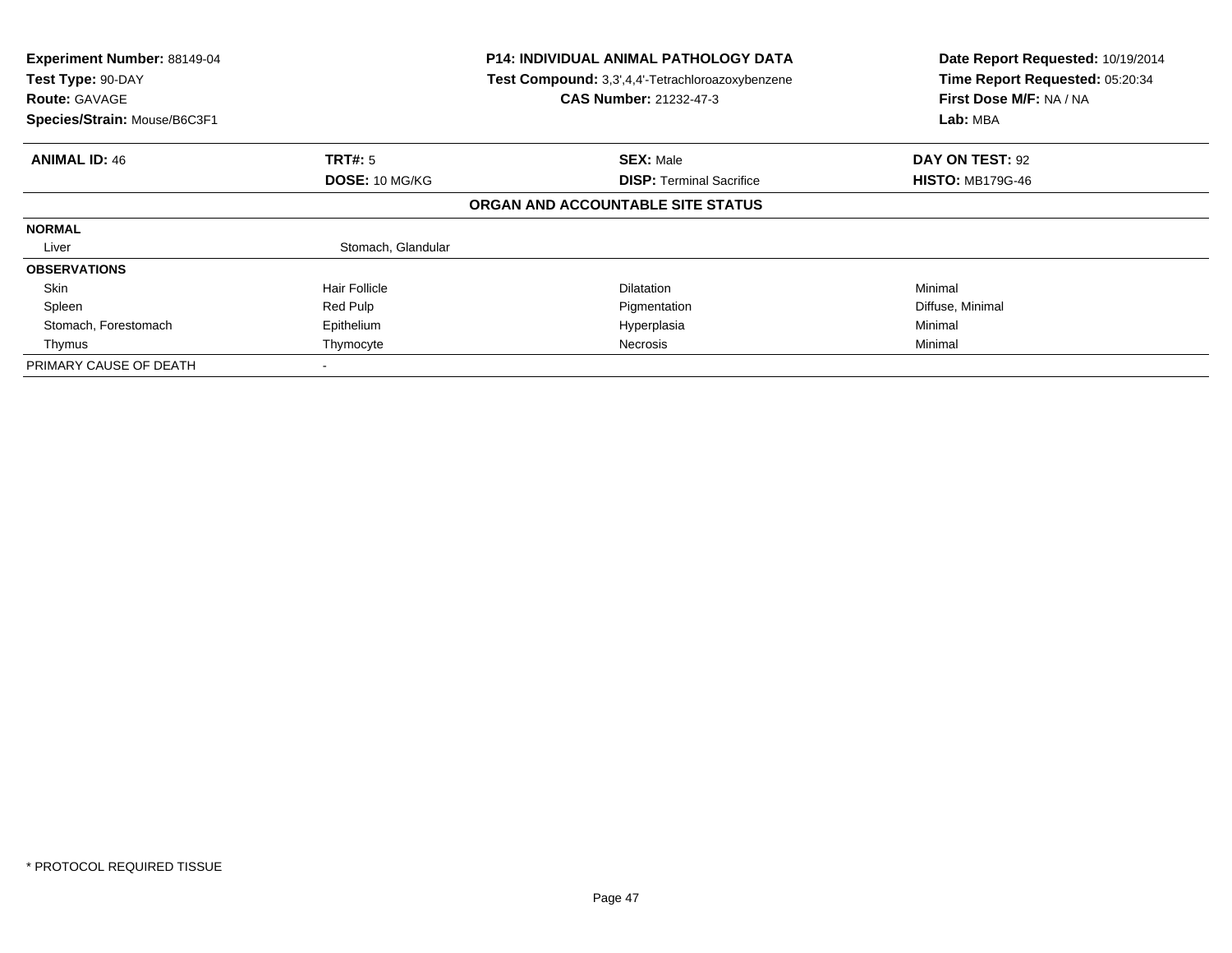**Experiment Number:** 88149-04
**Test Type:** 90-DAY
**Route:** GAVAGE
**Species/Strain:** Mouse/B6C3F1

**P14: INDIVIDUAL ANIMAL PATHOLOGY DATA**
**Test Compound:** 3,3',4,4'-Tetrachloroazoxybenzene
**CAS Number:** 21232-47-3

**Date Report Requested:** 10/19/2014
**Time Report Requested:** 05:20:34
**First Dose M/F:** NA / NA
**Lab:** MBA

| **ANIMAL ID:** 46 | **TRT#:** 5 | **SEX:** Male | **DAY ON TEST:** 92 |
|---|---|---|---|
| | **DOSE:** 10 MG/KG | **DISP:** Terminal Sacrifice | **HISTO:** MB179G-46 |

**ORGAN AND ACCOUNTABLE SITE STATUS**

| | | | |
|---|---|---|---|
| **NORMAL** | | | |
| Liver | Stomach, Glandular | | |
| **OBSERVATIONS** | | | |
| Skin | Hair Follicle | Dilatation | Minimal |
| Spleen | Red Pulp | Pigmentation | Diffuse, Minimal |
| Stomach, Forestomach | Epithelium | Hyperplasia | Minimal |
| Thymus | Thymocyte | Necrosis | Minimal |
| PRIMARY CAUSE OF DEATH | - | | |

* PROTOCOL REQUIRED TISSUE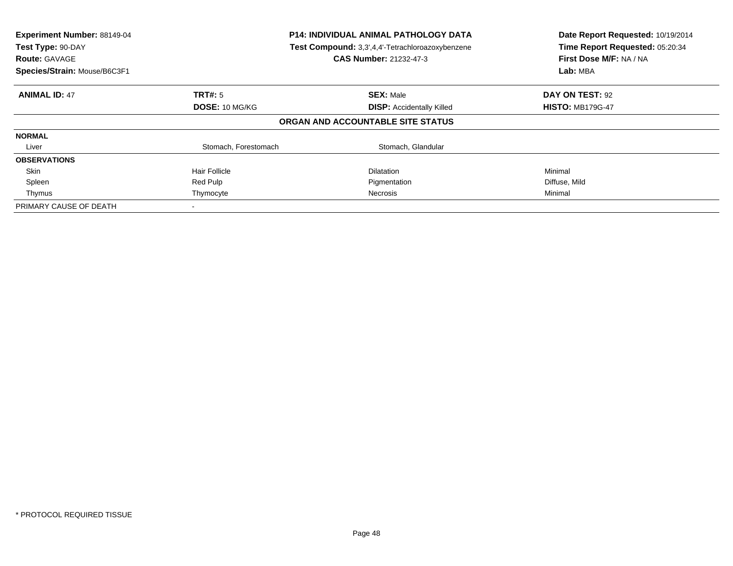| **Experiment Number:** 88149-04 | **P14: INDIVIDUAL ANIMAL PATHOLOGY DATA** | **Date Report Requested:** 10/19/2014 |
|---|---|---|
| **Test Type:** 90-DAY | **Test Compound:** 3,3',4,4'-Tetrachloroazoxybenzene | **Time Report Requested:** 05:20:34 |
| **Route:** GAVAGE | **CAS Number:** 21232-47-3 | **First Dose M/F:** NA / NA |
| **Species/Strain:** Mouse/B6C3F1 | | **Lab:** MBA |

| **ANIMAL ID:** 47 | **TRT#:** 5 | **SEX:** Male | **DAY ON TEST:** 92 |
|---|---|---|---|
| | **DOSE:** 10 MG/KG | **DISP:** Accidentally Killed | **HISTO:** MB179G-47 |

## ORGAN AND ACCOUNTABLE SITE STATUS

| | | | |
|---|---|---|---|
| **NORMAL** | | | |
| Liver | Stomach, Forestomach | Stomach, Glandular | |
| **OBSERVATIONS** | | | |
| Skin | Hair Follicle | Dilatation | Minimal |
| Spleen | Red Pulp | Pigmentation | Diffuse, Mild |
| Thymus | Thymocyte | Necrosis | Minimal |
| PRIMARY CAUSE OF DEATH | - | | |

\* PROTOCOL REQUIRED TISSUE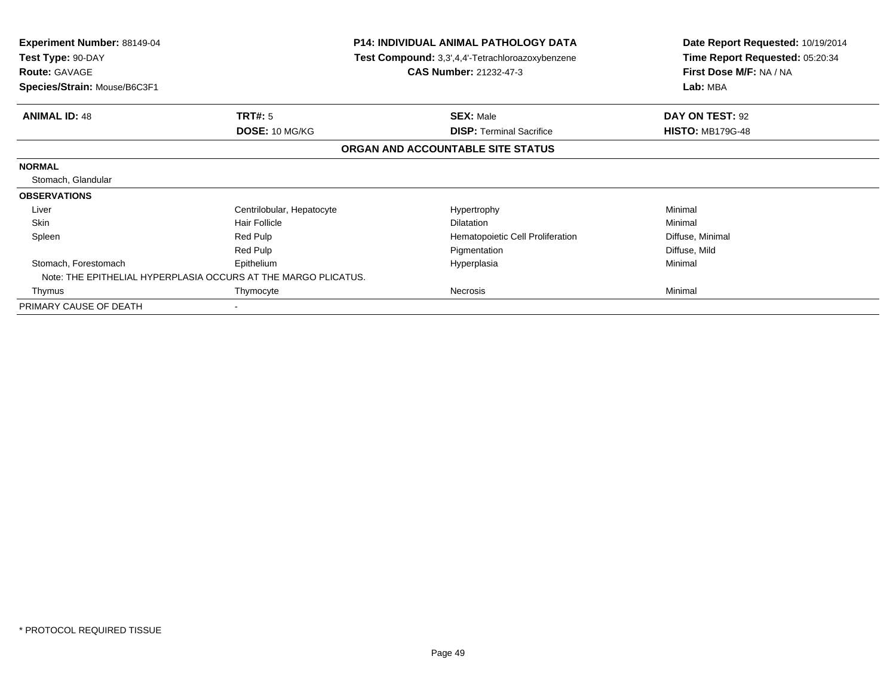**Experiment Number:** 88149-04
**Test Type:** 90-DAY
**Route:** GAVAGE
**Species/Strain:** Mouse/B6C3F1

**P14: INDIVIDUAL ANIMAL PATHOLOGY DATA**
**Test Compound:** 3,3',4,4'-Tetrachloroazoxybenzene
**CAS Number:** 21232-47-3

**Date Report Requested:** 10/19/2014
**Time Report Requested:** 05:20:34
**First Dose M/F:** NA / NA
**Lab:** MBA

| **ANIMAL ID:** 48 | **TRT#:** 5 | **SEX:** Male | **DAY ON TEST:** 92 |
|---|---|---|---|
| | **DOSE:** 10 MG/KG | **DISP:** Terminal Sacrifice | **HISTO:** MB179G-48 |

**ORGAN AND ACCOUNTABLE SITE STATUS**

| | | | |
|---|---|---|---|
| **NORMAL** | | | |
| Stomach, Glandular | | | |
| **OBSERVATIONS** | | | |
| Liver | Centrilobular, Hepatocyte | Hypertrophy | Minimal |
| Skin | Hair Follicle | Dilatation | Minimal |
| Spleen | Red Pulp | Hematopoietic Cell Proliferation | Diffuse, Minimal |
| | Red Pulp | Pigmentation | Diffuse, Mild |
| Stomach, Forestomach | Epithelium | Hyperplasia | Minimal |
| Note: THE EPITHELIAL HYPERPLASIA OCCURS AT THE MARGO PLICATUS. | | | |
| Thymus | Thymocyte | Necrosis | Minimal |
| PRIMARY CAUSE OF DEATH | - | | |

* PROTOCOL REQUIRED TISSUE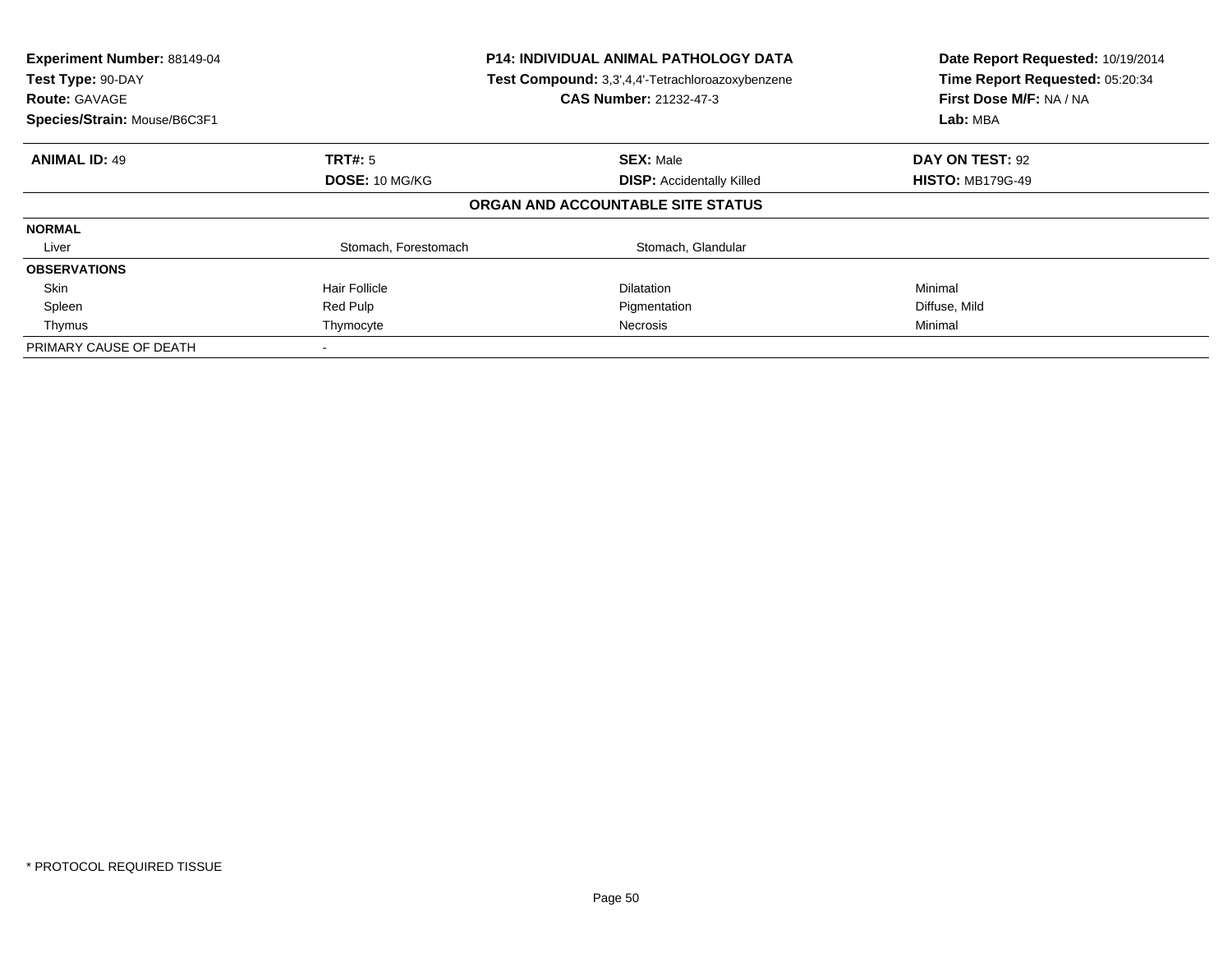| **Experiment Number:** 88149-04 | **P14: INDIVIDUAL ANIMAL PATHOLOGY DATA** | **Date Report Requested:** 10/19/2014 |
|---|---|---|
| **Test Type:** 90-DAY | **Test Compound:** 3,3',4,4'-Tetrachloroazoxybenzene | **Time Report Requested:** 05:20:34 |
| **Route:** GAVAGE | **CAS Number:** 21232-47-3 | **First Dose M/F:** NA / NA |
| **Species/Strain:** Mouse/B6C3F1 | | **Lab:** MBA |

| **ANIMAL ID:** 49 | **TRT#:** 5 | **SEX:** Male | **DAY ON TEST:** 92 |
|---|---|---|---|
| | **DOSE:** 10 MG/KG | **DISP:** Accidentally Killed | **HISTO:** MB179G-49 |

**ORGAN AND ACCOUNTABLE SITE STATUS**

| | | | |
|---|---|---|---|
| **NORMAL** | | | |
| Liver | Stomach, Forestomach | Stomach, Glandular | |
| **OBSERVATIONS** | | | |
| Skin | Hair Follicle | Dilatation | Minimal |
| Spleen | Red Pulp | Pigmentation | Diffuse, Mild |
| Thymus | Thymocyte | Necrosis | Minimal |
| PRIMARY CAUSE OF DEATH | - | | |

* PROTOCOL REQUIRED TISSUE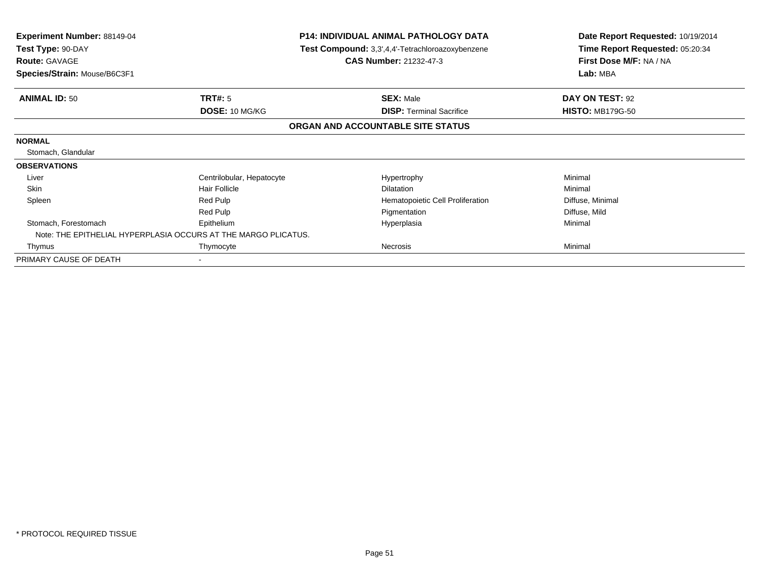**Experiment Number:** 88149-04
**Test Type:** 90-DAY
**Route:** GAVAGE
**Species/Strain:** Mouse/B6C3F1

**P14: INDIVIDUAL ANIMAL PATHOLOGY DATA**
**Test Compound:** 3,3',4,4'-Tetrachloroazoxybenzene
**CAS Number:** 21232-47-3

**Date Report Requested:** 10/19/2014
**Time Report Requested:** 05:20:34
**First Dose M/F:** NA / NA
**Lab:** MBA

| **ANIMAL ID:** 50 | **TRT#:** 5 | **SEX:** Male | **DAY ON TEST:** 92 |
|---|---|---|---|
| | **DOSE:** 10 MG/KG | **DISP:** Terminal Sacrifice | **HISTO:** MB179G-50 |

**ORGAN AND ACCOUNTABLE SITE STATUS**

| | | | |
|---|---|---|---|
| **NORMAL** | | | |
| Stomach, Glandular | | | |
| **OBSERVATIONS** | | | |
| Liver | Centrilobular, Hepatocyte | Hypertrophy | Minimal |
| Skin | Hair Follicle | Dilatation | Minimal |
| Spleen | Red Pulp | Hematopoietic Cell Proliferation | Diffuse, Minimal |
| | Red Pulp | Pigmentation | Diffuse, Mild |
| Stomach, Forestomach | Epithelium | Hyperplasia | Minimal |
| Note: THE EPITHELIAL HYPERPLASIA OCCURS AT THE MARGO PLICATUS. | | | |
| Thymus | Thymocyte | Necrosis | Minimal |
| PRIMARY CAUSE OF DEATH | - | | |

\* PROTOCOL REQUIRED TISSUE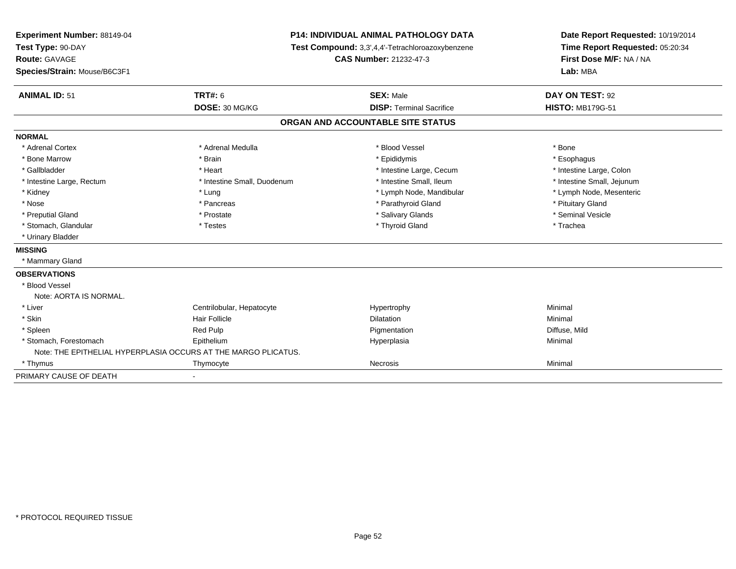**Experiment Number:** 88149-04
**Test Type:** 90-DAY
**Route:** GAVAGE
**Species/Strain:** Mouse/B6C3F1

**P14: INDIVIDUAL ANIMAL PATHOLOGY DATA**
**Test Compound:** 3,3',4,4'-Tetrachloroazoxybenzene
**CAS Number:** 21232-47-3

**Date Report Requested:** 10/19/2014
**Time Report Requested:** 05:20:34
**First Dose M/F:** NA / NA
**Lab:** MBA

| **ANIMAL ID:** 51 | **TRT#:** 6 | **SEX:** Male | **DAY ON TEST:** 92 |
|---|---|---|---|
| | **DOSE:** 30 MG/KG | **DISP:** Terminal Sacrifice | **HISTO:** MB179G-51 |

## ORGAN AND ACCOUNTABLE SITE STATUS

**NORMAL**

| | | | |
|---|---|---|---|
| * Adrenal Cortex | * Adrenal Medulla | * Blood Vessel | * Bone |
| * Bone Marrow | * Brain | * Epididymis | * Esophagus |
| * Gallbladder | * Heart | * Intestine Large, Cecum | * Intestine Large, Colon |
| * Intestine Large, Rectum | * Intestine Small, Duodenum | * Intestine Small, Ileum | * Intestine Small, Jejunum |
| * Kidney | * Lung | * Lymph Node, Mandibular | * Lymph Node, Mesenteric |
| * Nose | * Pancreas | * Parathyroid Gland | * Pituitary Gland |
| * Preputial Gland | * Prostate | * Salivary Glands | * Seminal Vesicle |
| * Stomach, Glandular | * Testes | * Thyroid Gland | * Trachea |
| * Urinary Bladder | | | |

**MISSING**

* Mammary Gland

**OBSERVATIONS**

| | | | |
|---|---|---|---|
| * Blood Vessel | | | |
| Note: AORTA IS NORMAL. | | | |
| * Liver | Centrilobular, Hepatocyte | Hypertrophy | Minimal |
| * Skin | Hair Follicle | Dilatation | Minimal |
| * Spleen | Red Pulp | Pigmentation | Diffuse, Mild |
| * Stomach, Forestomach | Epithelium | Hyperplasia | Minimal |
| Note: THE EPITHELIAL HYPERPLASIA OCCURS AT THE MARGO PLICATUS. | | | |
| * Thymus | Thymocyte | Necrosis | Minimal |

PRIMARY CAUSE OF DEATH -

* PROTOCOL REQUIRED TISSUE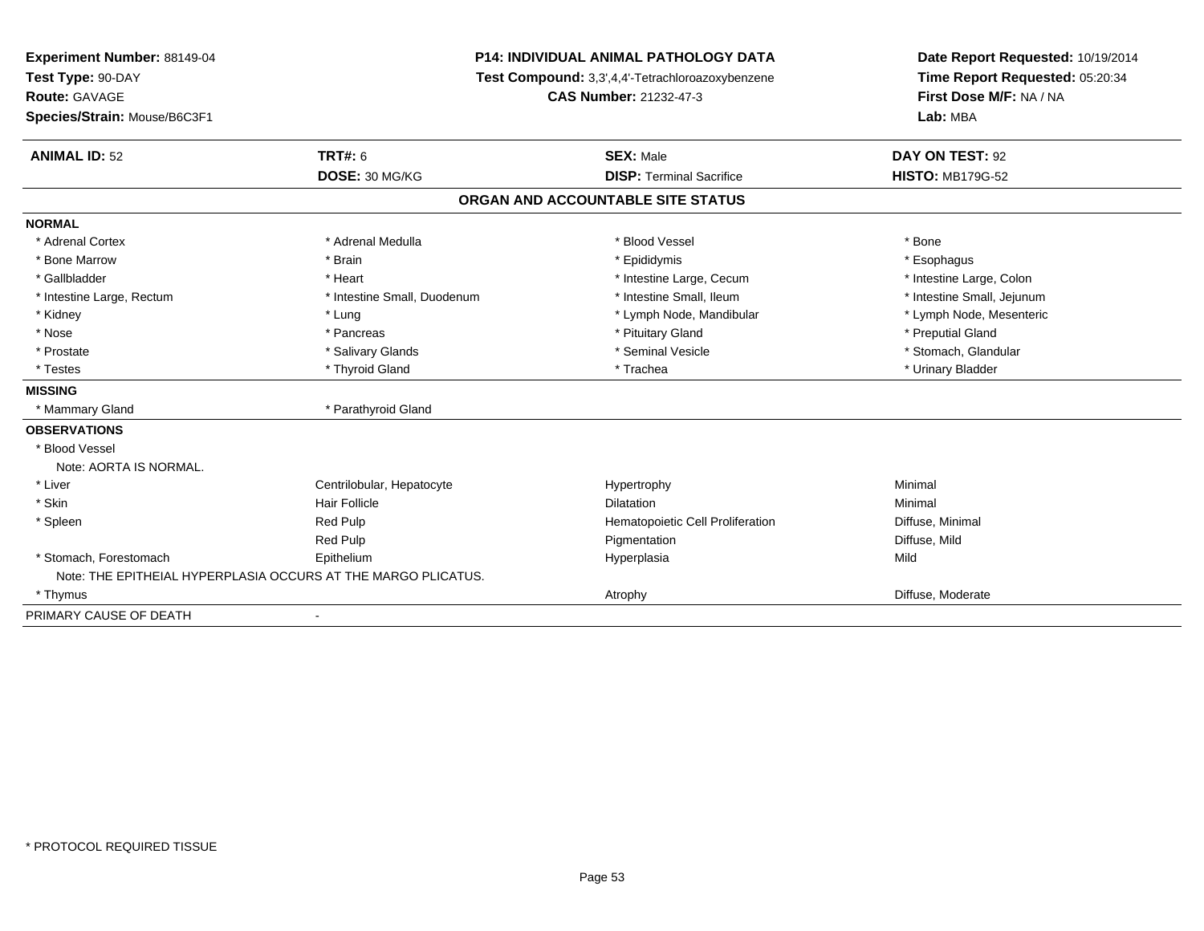**Experiment Number:** 88149-04
**Test Type:** 90-DAY
**Route:** GAVAGE
**Species/Strain:** Mouse/B6C3F1

**P14: INDIVIDUAL ANIMAL PATHOLOGY DATA**
**Test Compound:** 3,3',4,4'-Tetrachloroazoxybenzene
**CAS Number:** 21232-47-3

**Date Report Requested:** 10/19/2014
**Time Report Requested:** 05:20:34
**First Dose M/F:** NA / NA
**Lab:** MBA

| **ANIMAL ID:** 52 | **TRT#:** 6 | **SEX:** Male | **DAY ON TEST:** 92 |
|---|---|---|---|
| | **DOSE:** 30 MG/KG | **DISP:** Terminal Sacrifice | **HISTO:** MB179G-52 |

## ORGAN AND ACCOUNTABLE SITE STATUS

**NORMAL**

| | | | |
|---|---|---|---|
| * Adrenal Cortex | * Adrenal Medulla | * Blood Vessel | * Bone |
| * Bone Marrow | * Brain | * Epididymis | * Esophagus |
| * Gallbladder | * Heart | * Intestine Large, Cecum | * Intestine Large, Colon |
| * Intestine Large, Rectum | * Intestine Small, Duodenum | * Intestine Small, Ileum | * Intestine Small, Jejunum |
| * Kidney | * Lung | * Lymph Node, Mandibular | * Lymph Node, Mesenteric |
| * Nose | * Pancreas | * Pituitary Gland | * Preputial Gland |
| * Prostate | * Salivary Glands | * Seminal Vesicle | * Stomach, Glandular |
| * Testes | * Thyroid Gland | * Trachea | * Urinary Bladder |

**MISSING**

* Mammary Gland
* Parathyroid Gland

**OBSERVATIONS**

| | | | |
|---|---|---|---|
| * Blood Vessel | | | |
| Note: AORTA IS NORMAL. | | | |
| * Liver | Centrilobular, Hepatocyte | Hypertrophy | Minimal |
| * Skin | Hair Follicle | Dilatation | Minimal |
| * Spleen | Red Pulp | Hematopoietic Cell Proliferation | Diffuse, Minimal |
| | Red Pulp | Pigmentation | Diffuse, Mild |
| * Stomach, Forestomach | Epithelium | Hyperplasia | Mild |
| Note: THE EPITHEIAL HYPERPLASIA OCCURS AT THE MARGO PLICATUS. | | | |
| * Thymus | | Atrophy | Diffuse, Moderate |

PRIMARY CAUSE OF DEATH -

* PROTOCOL REQUIRED TISSUE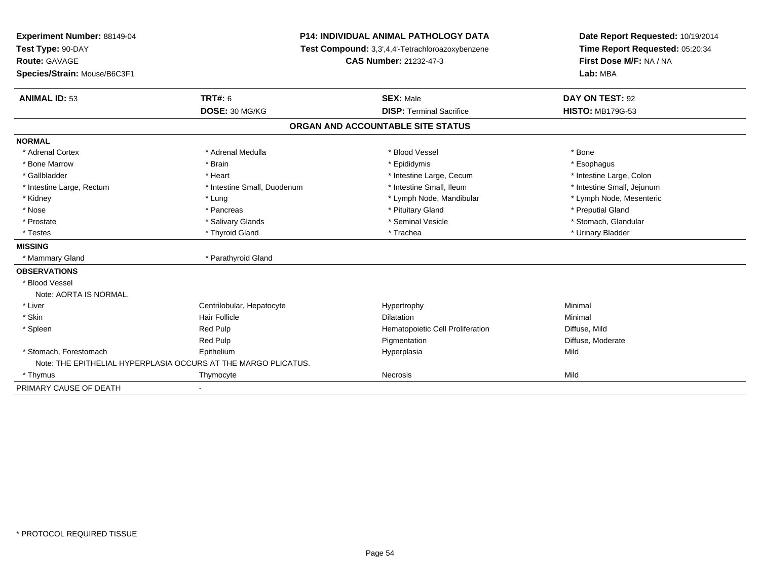**Experiment Number:** 88149-04
**Test Type:** 90-DAY
**Route:** GAVAGE
**Species/Strain:** Mouse/B6C3F1

**P14: INDIVIDUAL ANIMAL PATHOLOGY DATA**
**Test Compound:** 3,3',4,4'-Tetrachloroazoxybenzene
**CAS Number:** 21232-47-3

**Date Report Requested:** 10/19/2014
**Time Report Requested:** 05:20:34
**First Dose M/F:** NA / NA
**Lab:** MBA

| **ANIMAL ID:** 53 | **TRT#:** 6 | **SEX:** Male | **DAY ON TEST:** 92 |
|---|---|---|---|
| | **DOSE:** 30 MG/KG | **DISP:** Terminal Sacrifice | **HISTO:** MB179G-53 |

## ORGAN AND ACCOUNTABLE SITE STATUS

**NORMAL**

| | | | |
|---|---|---|---|
| * Adrenal Cortex | * Adrenal Medulla | * Blood Vessel | * Bone |
| * Bone Marrow | * Brain | * Epididymis | * Esophagus |
| * Gallbladder | * Heart | * Intestine Large, Cecum | * Intestine Large, Colon |
| * Intestine Large, Rectum | * Intestine Small, Duodenum | * Intestine Small, Ileum | * Intestine Small, Jejunum |
| * Kidney | * Lung | * Lymph Node, Mandibular | * Lymph Node, Mesenteric |
| * Nose | * Pancreas | * Pituitary Gland | * Preputial Gland |
| * Prostate | * Salivary Glands | * Seminal Vesicle | * Stomach, Glandular |
| * Testes | * Thyroid Gland | * Trachea | * Urinary Bladder |

**MISSING**

| | |
|---|---|
| * Mammary Gland | * Parathyroid Gland |

**OBSERVATIONS**

* Blood Vessel
  Note: AORTA IS NORMAL.

| | | | |
|---|---|---|---|
| * Liver | Centrilobular, Hepatocyte | Hypertrophy | Minimal |
| * Skin | Hair Follicle | Dilatation | Minimal |
| * Spleen | Red Pulp | Hematopoietic Cell Proliferation | Diffuse, Mild |
| | Red Pulp | Pigmentation | Diffuse, Moderate |
| * Stomach, Forestomach | Epithelium | Hyperplasia | Mild |

Note: THE EPITHELIAL HYPERPLASIA OCCURS AT THE MARGO PLICATUS.

| | | | |
|---|---|---|---|
| * Thymus | Thymocyte | Necrosis | Mild |

PRIMARY CAUSE OF DEATH -

* PROTOCOL REQUIRED TISSUE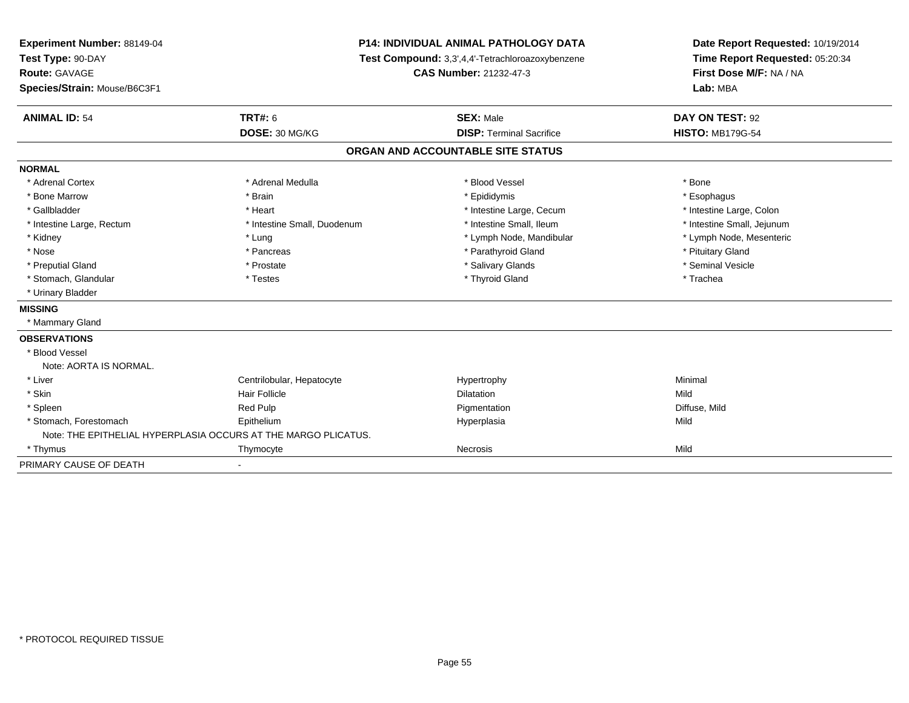**Experiment Number:** 88149-04
**Test Type:** 90-DAY
**Route:** GAVAGE
**Species/Strain:** Mouse/B6C3F1

**P14: INDIVIDUAL ANIMAL PATHOLOGY DATA**
**Test Compound:** 3,3',4,4'-Tetrachloroazoxybenzene
**CAS Number:** 21232-47-3

**Date Report Requested:** 10/19/2014
**Time Report Requested:** 05:20:34
**First Dose M/F:** NA / NA
**Lab:** MBA

| **ANIMAL ID:** 54 | **TRT#:** 6 | **SEX:** Male | **DAY ON TEST:** 92 |
|---|---|---|---|
| | **DOSE:** 30 MG/KG | **DISP:** Terminal Sacrifice | **HISTO:** MB179G-54 |

## ORGAN AND ACCOUNTABLE SITE STATUS

**NORMAL**

| | | | |
|---|---|---|---|
| * Adrenal Cortex | * Adrenal Medulla | * Blood Vessel | * Bone |
| * Bone Marrow | * Brain | * Epididymis | * Esophagus |
| * Gallbladder | * Heart | * Intestine Large, Cecum | * Intestine Large, Colon |
| * Intestine Large, Rectum | * Intestine Small, Duodenum | * Intestine Small, Ileum | * Intestine Small, Jejunum |
| * Kidney | * Lung | * Lymph Node, Mandibular | * Lymph Node, Mesenteric |
| * Nose | * Pancreas | * Parathyroid Gland | * Pituitary Gland |
| * Preputial Gland | * Prostate | * Salivary Glands | * Seminal Vesicle |
| * Stomach, Glandular | * Testes | * Thyroid Gland | * Trachea |
| * Urinary Bladder | | | |

**MISSING**

* Mammary Gland

**OBSERVATIONS**

* Blood Vessel
  Note: AORTA IS NORMAL.

| | | | |
|---|---|---|---|
| * Liver | Centrilobular, Hepatocyte | Hypertrophy | Minimal |
| * Skin | Hair Follicle | Dilatation | Mild |
| * Spleen | Red Pulp | Pigmentation | Diffuse, Mild |
| * Stomach, Forestomach | Epithelium | Hyperplasia | Mild |

Note: THE EPITHELIAL HYPERPLASIA OCCURS AT THE MARGO PLICATUS.

| | | | |
|---|---|---|---|
| * Thymus | Thymocyte | Necrosis | Mild |

PRIMARY CAUSE OF DEATH -

* PROTOCOL REQUIRED TISSUE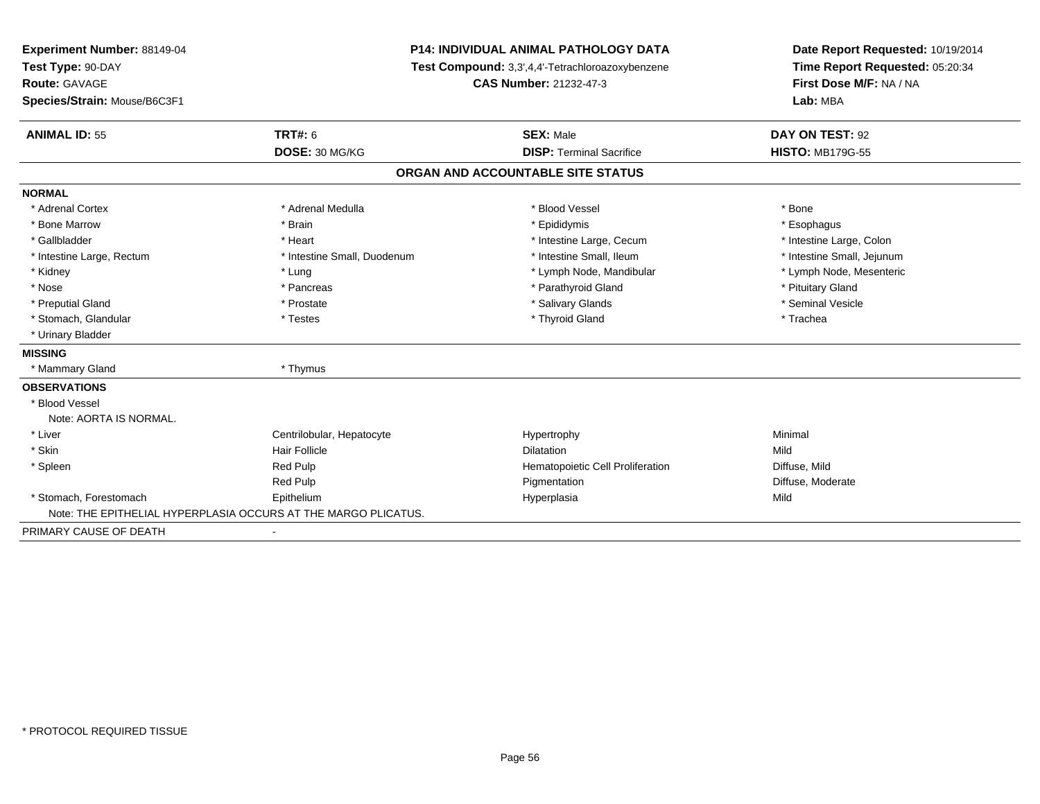**Experiment Number:** 88149-04
**Test Type:** 90-DAY
**Route:** GAVAGE
**Species/Strain:** Mouse/B6C3F1

## P14: INDIVIDUAL ANIMAL PATHOLOGY DATA

**Test Compound:** 3,3',4,4'-Tetrachloroazoxybenzene
**CAS Number:** 21232-47-3

**Date Report Requested:** 10/19/2014
**Time Report Requested:** 05:20:34
**First Dose M/F:** NA / NA
**Lab:** MBA

| **ANIMAL ID:** 55 | **TRT#:** 6 | **SEX:** Male | **DAY ON TEST:** 92 |
|---|---|---|---|
| | **DOSE:** 30 MG/KG | **DISP:** Terminal Sacrifice | **HISTO:** MB179G-55 |

### ORGAN AND ACCOUNTABLE SITE STATUS

**NORMAL**

| | | | |
|---|---|---|---|
| * Adrenal Cortex | * Adrenal Medulla | * Blood Vessel | * Bone |
| * Bone Marrow | * Brain | * Epididymis | * Esophagus |
| * Gallbladder | * Heart | * Intestine Large, Cecum | * Intestine Large, Colon |
| * Intestine Large, Rectum | * Intestine Small, Duodenum | * Intestine Small, Ileum | * Intestine Small, Jejunum |
| * Kidney | * Lung | * Lymph Node, Mandibular | * Lymph Node, Mesenteric |
| * Nose | * Pancreas | * Parathyroid Gland | * Pituitary Gland |
| * Preputial Gland | * Prostate | * Salivary Glands | * Seminal Vesicle |
| * Stomach, Glandular | * Testes | * Thyroid Gland | * Trachea |
| * Urinary Bladder | | | |

**MISSING**

| | |
|---|---|
| * Mammary Gland | * Thymus |

**OBSERVATIONS**

* Blood Vessel
  Note: AORTA IS NORMAL.

| | | | |
|---|---|---|---|
| * Liver | Centrilobular, Hepatocyte | Hypertrophy | Minimal |
| * Skin | Hair Follicle | Dilatation | Mild |
| * Spleen | Red Pulp | Hematopoietic Cell Proliferation | Diffuse, Mild |
| | Red Pulp | Pigmentation | Diffuse, Moderate |
| * Stomach, Forestomach | Epithelium | Hyperplasia | Mild |

Note: THE EPITHELIAL HYPERPLASIA OCCURS AT THE MARGO PLICATUS.

PRIMARY CAUSE OF DEATH -

* PROTOCOL REQUIRED TISSUE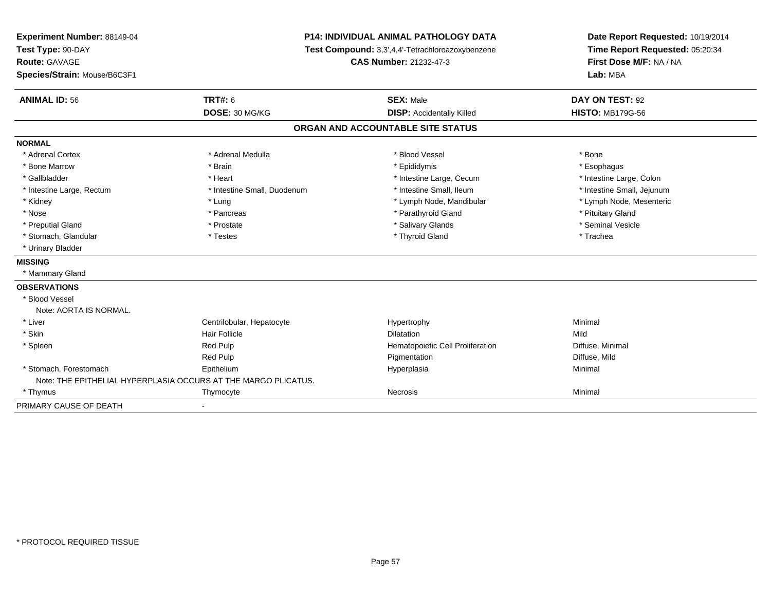**Experiment Number:** 88149-04
**Test Type:** 90-DAY
**Route:** GAVAGE
**Species/Strain:** Mouse/B6C3F1

**P14: INDIVIDUAL ANIMAL PATHOLOGY DATA**
**Test Compound:** 3,3',4,4'-Tetrachloroazoxybenzene
**CAS Number:** 21232-47-3

**Date Report Requested:** 10/19/2014
**Time Report Requested:** 05:20:34
**First Dose M/F:** NA / NA
**Lab:** MBA

| **ANIMAL ID:** 56 | **TRT#:** 6 | **SEX:** Male | **DAY ON TEST:** 92 |
|---|---|---|---|
| | **DOSE:** 30 MG/KG | **DISP:** Accidentally Killed | **HISTO:** MB179G-56 |

## ORGAN AND ACCOUNTABLE SITE STATUS

**NORMAL**

| | | | |
|---|---|---|---|
| * Adrenal Cortex | * Adrenal Medulla | * Blood Vessel | * Bone |
| * Bone Marrow | * Brain | * Epididymis | * Esophagus |
| * Gallbladder | * Heart | * Intestine Large, Cecum | * Intestine Large, Colon |
| * Intestine Large, Rectum | * Intestine Small, Duodenum | * Intestine Small, Ileum | * Intestine Small, Jejunum |
| * Kidney | * Lung | * Lymph Node, Mandibular | * Lymph Node, Mesenteric |
| * Nose | * Pancreas | * Parathyroid Gland | * Pituitary Gland |
| * Preputial Gland | * Prostate | * Salivary Glands | * Seminal Vesicle |
| * Stomach, Glandular | * Testes | * Thyroid Gland | * Trachea |
| * Urinary Bladder | | | |

**MISSING**

* Mammary Gland

**OBSERVATIONS**

* Blood Vessel
  Note: AORTA IS NORMAL.

| | | | |
|---|---|---|---|
| * Liver | Centrilobular, Hepatocyte | Hypertrophy | Minimal |
| * Skin | Hair Follicle | Dilatation | Mild |
| * Spleen | Red Pulp | Hematopoietic Cell Proliferation | Diffuse, Minimal |
| | Red Pulp | Pigmentation | Diffuse, Mild |
| * Stomach, Forestomach | Epithelium | Hyperplasia | Minimal |

Note: THE EPITHELIAL HYPERPLASIA OCCURS AT THE MARGO PLICATUS.

| | | | |
|---|---|---|---|
| * Thymus | Thymocyte | Necrosis | Minimal |

PRIMARY CAUSE OF DEATH -

* PROTOCOL REQUIRED TISSUE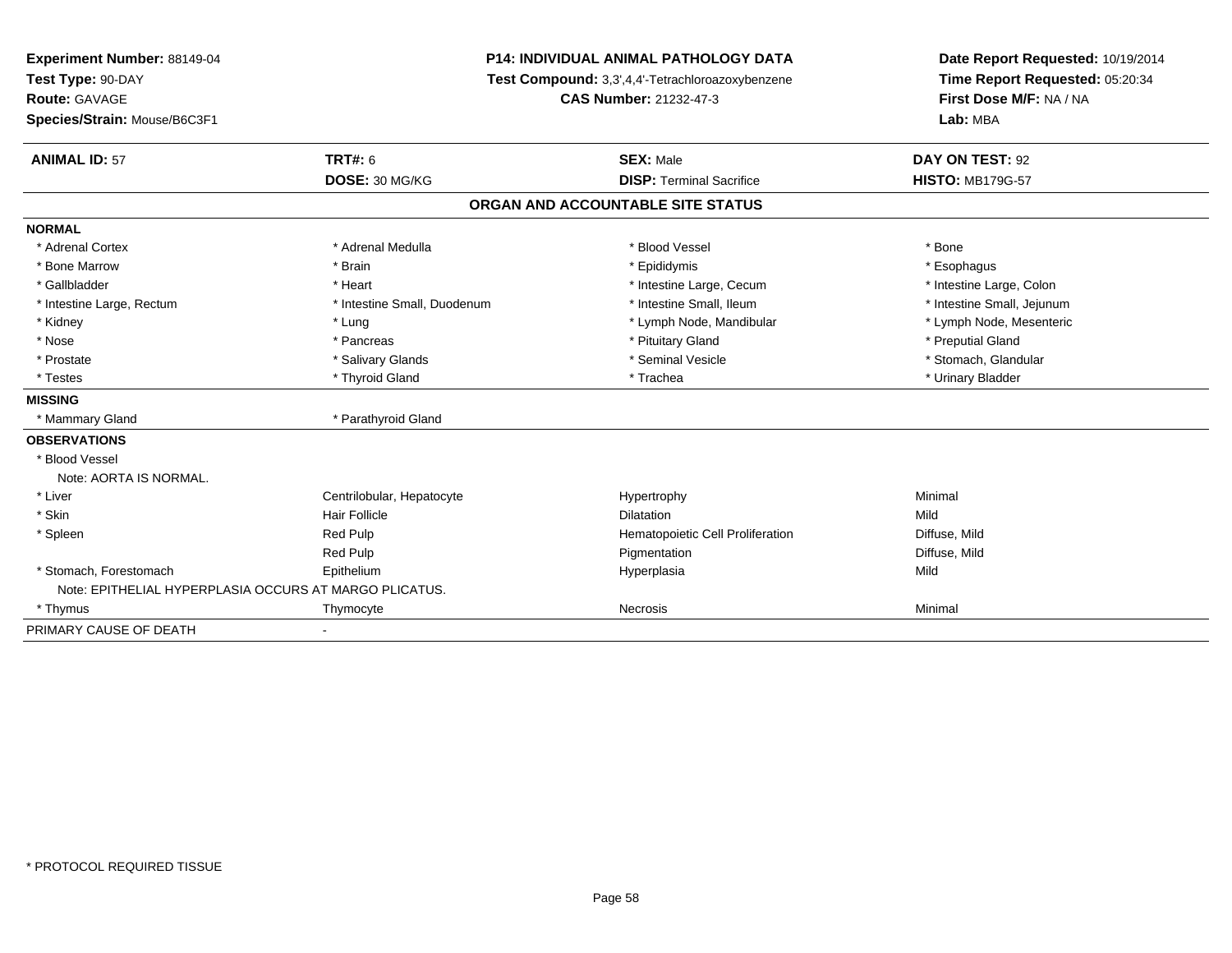**Experiment Number:** 88149-04
**Test Type:** 90-DAY
**Route:** GAVAGE
**Species/Strain:** Mouse/B6C3F1

**P14: INDIVIDUAL ANIMAL PATHOLOGY DATA**
**Test Compound:** 3,3',4,4'-Tetrachloroazoxybenzene
**CAS Number:** 21232-47-3

**Date Report Requested:** 10/19/2014
**Time Report Requested:** 05:20:34
**First Dose M/F:** NA / NA
**Lab:** MBA

| **ANIMAL ID:** 57 | **TRT#:** 6 | **SEX:** Male | **DAY ON TEST:** 92 |
|---|---|---|---|
| | **DOSE:** 30 MG/KG | **DISP:** Terminal Sacrifice | **HISTO:** MB179G-57 |

## ORGAN AND ACCOUNTABLE SITE STATUS

| | | | |
|---|---|---|---|
| **NORMAL** | | | |
| * Adrenal Cortex | * Adrenal Medulla | * Blood Vessel | * Bone |
| * Bone Marrow | * Brain | * Epididymis | * Esophagus |
| * Gallbladder | * Heart | * Intestine Large, Cecum | * Intestine Large, Colon |
| * Intestine Large, Rectum | * Intestine Small, Duodenum | * Intestine Small, Ileum | * Intestine Small, Jejunum |
| * Kidney | * Lung | * Lymph Node, Mandibular | * Lymph Node, Mesenteric |
| * Nose | * Pancreas | * Pituitary Gland | * Preputial Gland |
| * Prostate | * Salivary Glands | * Seminal Vesicle | * Stomach, Glandular |
| * Testes | * Thyroid Gland | * Trachea | * Urinary Bladder |
| **MISSING** | | | |
| * Mammary Gland | * Parathyroid Gland | | |
| **OBSERVATIONS** | | | |
| * Blood Vessel | | | |
| Note: AORTA IS NORMAL. | | | |
| * Liver | Centrilobular, Hepatocyte | Hypertrophy | Minimal |
| * Skin | Hair Follicle | Dilatation | Mild |
| * Spleen | Red Pulp | Hematopoietic Cell Proliferation | Diffuse, Mild |
| | Red Pulp | Pigmentation | Diffuse, Mild |
| * Stomach, Forestomach | Epithelium | Hyperplasia | Mild |
| Note: EPITHELIAL HYPERPLASIA OCCURS AT MARGO PLICATUS. | | | |
| * Thymus | Thymocyte | Necrosis | Minimal |
| PRIMARY CAUSE OF DEATH | - | | |

* PROTOCOL REQUIRED TISSUE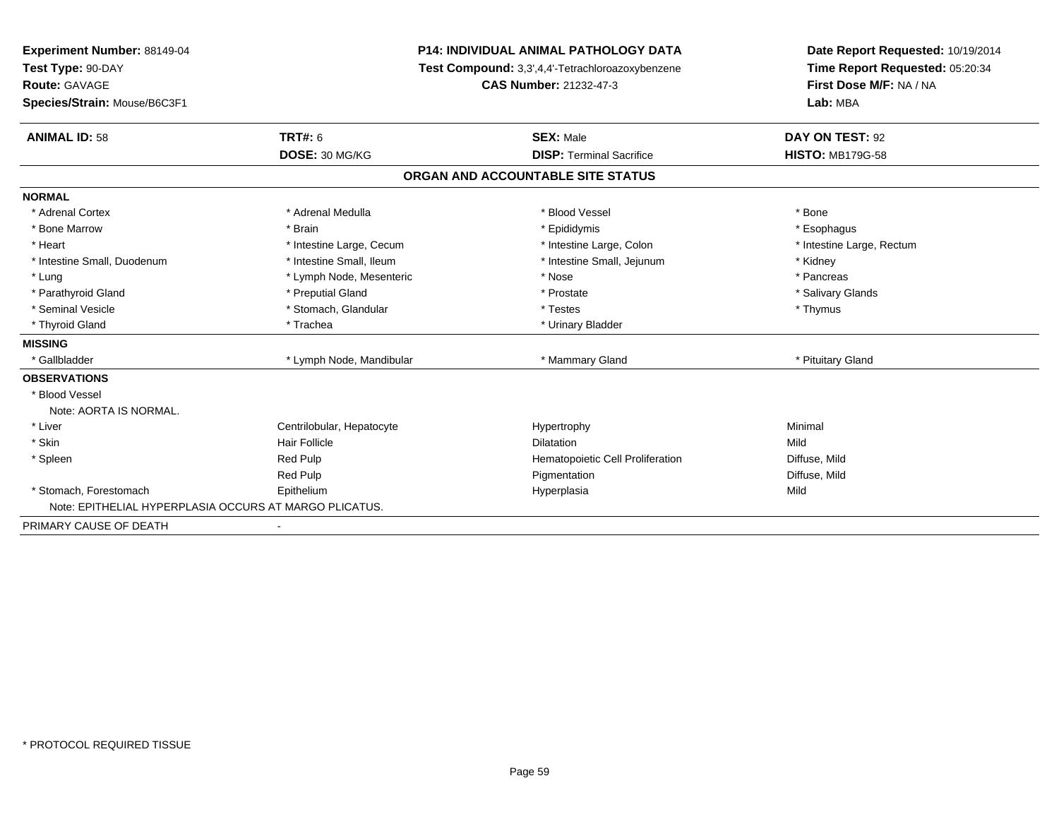**Experiment Number:** 88149-04
**Test Type:** 90-DAY
**Route:** GAVAGE
**Species/Strain:** Mouse/B6C3F1

**P14: INDIVIDUAL ANIMAL PATHOLOGY DATA**
**Test Compound:** 3,3',4,4'-Tetrachloroazoxybenzene
**CAS Number:** 21232-47-3

**Date Report Requested:** 10/19/2014
**Time Report Requested:** 05:20:34
**First Dose M/F:** NA / NA
**Lab:** MBA

| **ANIMAL ID:** 58 | **TRT#:** 6 | **SEX:** Male | **DAY ON TEST:** 92 |
|---|---|---|---|
| | **DOSE:** 30 MG/KG | **DISP:** Terminal Sacrifice | **HISTO:** MB179G-58 |

## ORGAN AND ACCOUNTABLE SITE STATUS

| | | | |
|---|---|---|---|
| **NORMAL** | | | |
| * Adrenal Cortex | * Adrenal Medulla | * Blood Vessel | * Bone |
| * Bone Marrow | * Brain | * Epididymis | * Esophagus |
| * Heart | * Intestine Large, Cecum | * Intestine Large, Colon | * Intestine Large, Rectum |
| * Intestine Small, Duodenum | * Intestine Small, Ileum | * Intestine Small, Jejunum | * Kidney |
| * Lung | * Lymph Node, Mesenteric | * Nose | * Pancreas |
| * Parathyroid Gland | * Preputial Gland | * Prostate | * Salivary Glands |
| * Seminal Vesicle | * Stomach, Glandular | * Testes | * Thymus |
| * Thyroid Gland | * Trachea | * Urinary Bladder | |
| **MISSING** | | | |
| * Gallbladder | * Lymph Node, Mandibular | * Mammary Gland | * Pituitary Gland |
| **OBSERVATIONS** | | | |
| * Blood Vessel | | | |
| Note: AORTA IS NORMAL. | | | |
| * Liver | Centrilobular, Hepatocyte | Hypertrophy | Minimal |
| * Skin | Hair Follicle | Dilatation | Mild |
| * Spleen | Red Pulp | Hematopoietic Cell Proliferation | Diffuse, Mild |
| | Red Pulp | Pigmentation | Diffuse, Mild |
| * Stomach, Forestomach | Epithelium | Hyperplasia | Mild |
| Note: EPITHELIAL HYPERPLASIA OCCURS AT MARGO PLICATUS. | | | |
| PRIMARY CAUSE OF DEATH | - | | |

* PROTOCOL REQUIRED TISSUE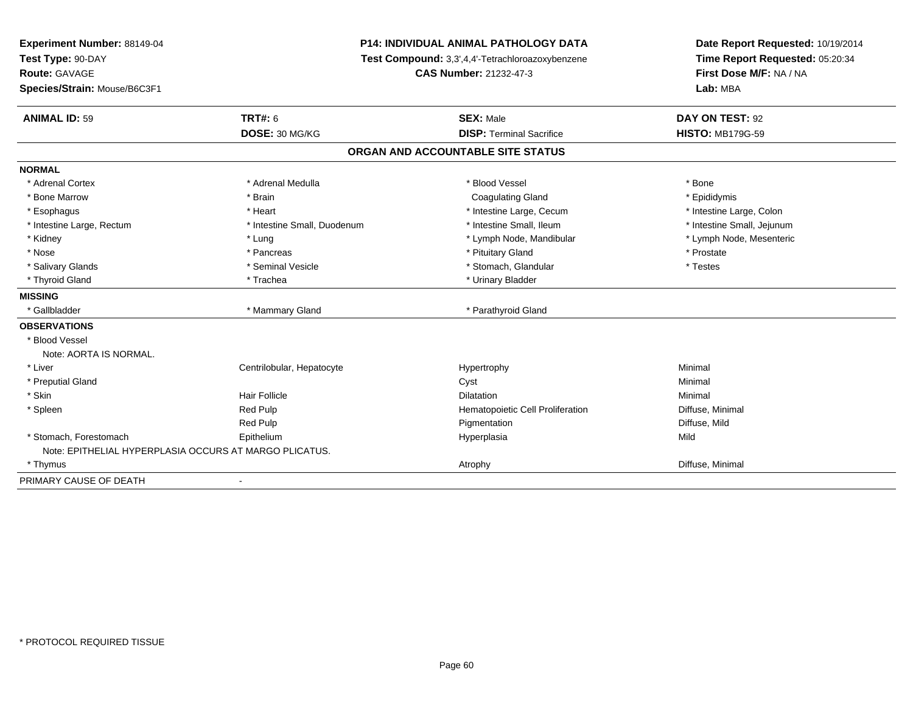**Experiment Number:** 88149-04
**Test Type:** 90-DAY
**Route:** GAVAGE
**Species/Strain:** Mouse/B6C3F1

**P14: INDIVIDUAL ANIMAL PATHOLOGY DATA**
**Test Compound:** 3,3',4,4'-Tetrachloroazoxybenzene
**CAS Number:** 21232-47-3

**Date Report Requested:** 10/19/2014
**Time Report Requested:** 05:20:34
**First Dose M/F:** NA / NA
**Lab:** MBA

| **ANIMAL ID:** 59 | **TRT#:** 6 | **SEX:** Male | **DAY ON TEST:** 92 |
|---|---|---|---|
| | **DOSE:** 30 MG/KG | **DISP:** Terminal Sacrifice | **HISTO:** MB179G-59 |

## ORGAN AND ACCOUNTABLE SITE STATUS

| | | | |
|---|---|---|---|
| **NORMAL** | | | |
| * Adrenal Cortex | * Adrenal Medulla | * Blood Vessel | * Bone |
| * Bone Marrow | * Brain | Coagulating Gland | * Epididymis |
| * Esophagus | * Heart | * Intestine Large, Cecum | * Intestine Large, Colon |
| * Intestine Large, Rectum | * Intestine Small, Duodenum | * Intestine Small, Ileum | * Intestine Small, Jejunum |
| * Kidney | * Lung | * Lymph Node, Mandibular | * Lymph Node, Mesenteric |
| * Nose | * Pancreas | * Pituitary Gland | * Prostate |
| * Salivary Glands | * Seminal Vesicle | * Stomach, Glandular | * Testes |
| * Thyroid Gland | * Trachea | * Urinary Bladder | |
| **MISSING** | | | |
| * Gallbladder | * Mammary Gland | * Parathyroid Gland | |
| **OBSERVATIONS** | | | |
| * Blood Vessel | | | |
| Note: AORTA IS NORMAL. | | | |
| * Liver | Centrilobular, Hepatocyte | Hypertrophy | Minimal |
| * Preputial Gland | | Cyst | Minimal |
| * Skin | Hair Follicle | Dilatation | Minimal |
| * Spleen | Red Pulp | Hematopoietic Cell Proliferation | Diffuse, Minimal |
| | Red Pulp | Pigmentation | Diffuse, Mild |
| * Stomach, Forestomach | Epithelium | Hyperplasia | Mild |
| Note: EPITHELIAL HYPERPLASIA OCCURS AT MARGO PLICATUS. | | | |
| * Thymus | | Atrophy | Diffuse, Minimal |
| PRIMARY CAUSE OF DEATH | - | | |

* PROTOCOL REQUIRED TISSUE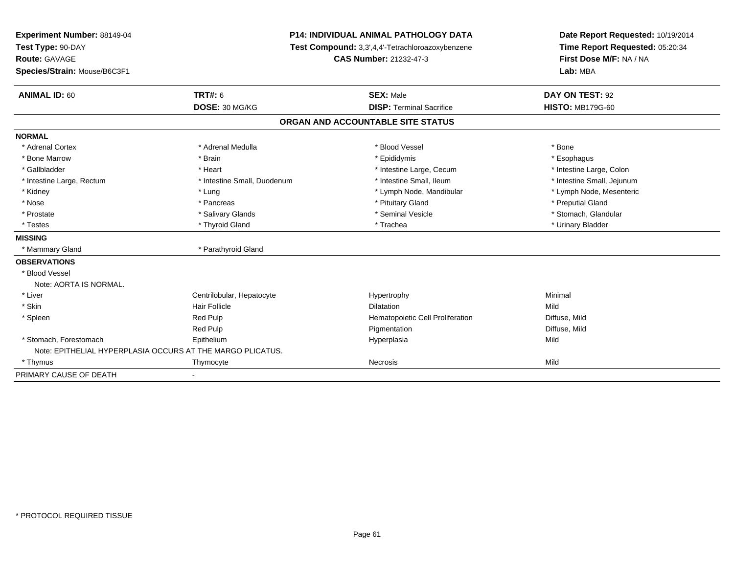**Experiment Number:** 88149-04
**Test Type:** 90-DAY
**Route:** GAVAGE
**Species/Strain:** Mouse/B6C3F1

**P14: INDIVIDUAL ANIMAL PATHOLOGY DATA**
**Test Compound:** 3,3',4,4'-Tetrachloroazoxybenzene
**CAS Number:** 21232-47-3

**Date Report Requested:** 10/19/2014
**Time Report Requested:** 05:20:34
**First Dose M/F:** NA / NA
**Lab:** MBA

| **ANIMAL ID:** 60 | **TRT#:** 6 | **SEX:** Male | **DAY ON TEST:** 92 |
|---|---|---|---|
| | **DOSE:** 30 MG/KG | **DISP:** Terminal Sacrifice | **HISTO:** MB179G-60 |

## ORGAN AND ACCOUNTABLE SITE STATUS

**NORMAL**

| | | | |
|---|---|---|---|
| * Adrenal Cortex | * Adrenal Medulla | * Blood Vessel | * Bone |
| * Bone Marrow | * Brain | * Epididymis | * Esophagus |
| * Gallbladder | * Heart | * Intestine Large, Cecum | * Intestine Large, Colon |
| * Intestine Large, Rectum | * Intestine Small, Duodenum | * Intestine Small, Ileum | * Intestine Small, Jejunum |
| * Kidney | * Lung | * Lymph Node, Mandibular | * Lymph Node, Mesenteric |
| * Nose | * Pancreas | * Pituitary Gland | * Preputial Gland |
| * Prostate | * Salivary Glands | * Seminal Vesicle | * Stomach, Glandular |
| * Testes | * Thyroid Gland | * Trachea | * Urinary Bladder |

**MISSING**

| | |
|---|---|
| * Mammary Gland | * Parathyroid Gland |

**OBSERVATIONS**

| | | | |
|---|---|---|---|
| * Blood Vessel | | | |
| Note: AORTA IS NORMAL. | | | |
| * Liver | Centrilobular, Hepatocyte | Hypertrophy | Minimal |
| * Skin | Hair Follicle | Dilatation | Mild |
| * Spleen | Red Pulp | Hematopoietic Cell Proliferation | Diffuse, Mild |
| | Red Pulp | Pigmentation | Diffuse, Mild |
| * Stomach, Forestomach | Epithelium | Hyperplasia | Mild |
| Note: EPITHELIAL HYPERPLASIA OCCURS AT THE MARGO PLICATUS. | | | |
| * Thymus | Thymocyte | Necrosis | Mild |

PRIMARY CAUSE OF DEATH -

* PROTOCOL REQUIRED TISSUE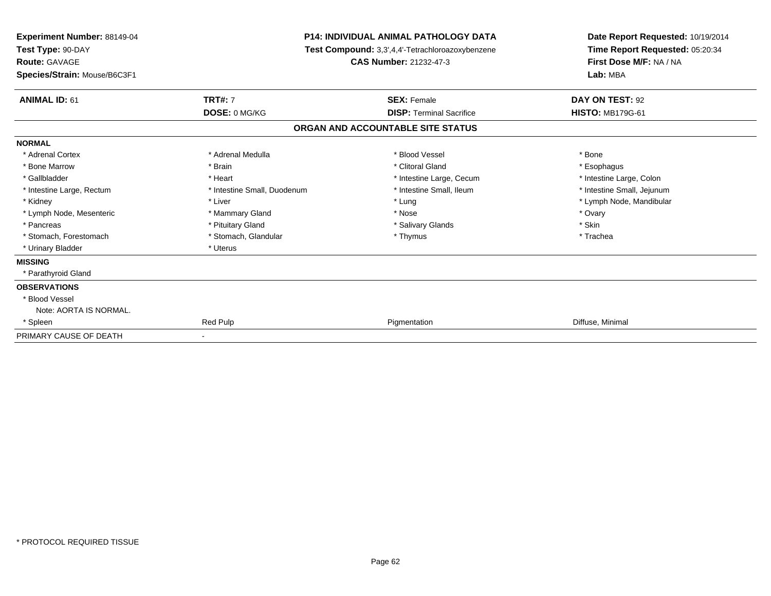**Experiment Number:** 88149-04
**Test Type:** 90-DAY
**Route:** GAVAGE
**Species/Strain:** Mouse/B6C3F1

**P14: INDIVIDUAL ANIMAL PATHOLOGY DATA**
**Test Compound:** 3,3',4,4'-Tetrachloroazoxybenzene
**CAS Number:** 21232-47-3

**Date Report Requested:** 10/19/2014
**Time Report Requested:** 05:20:34
**First Dose M/F:** NA / NA
**Lab:** MBA

| **ANIMAL ID:** 61 | **TRT#:** 7 | **SEX:** Female | **DAY ON TEST:** 92 |
|---|---|---|---|
| | **DOSE:** 0 MG/KG | **DISP:** Terminal Sacrifice | **HISTO:** MB179G-61 |

## ORGAN AND ACCOUNTABLE SITE STATUS

| | | | |
|---|---|---|---|
| **NORMAL** | | | |
| * Adrenal Cortex | * Adrenal Medulla | * Blood Vessel | * Bone |
| * Bone Marrow | * Brain | * Clitoral Gland | * Esophagus |
| * Gallbladder | * Heart | * Intestine Large, Cecum | * Intestine Large, Colon |
| * Intestine Large, Rectum | * Intestine Small, Duodenum | * Intestine Small, Ileum | * Intestine Small, Jejunum |
| * Kidney | * Liver | * Lung | * Lymph Node, Mandibular |
| * Lymph Node, Mesenteric | * Mammary Gland | * Nose | * Ovary |
| * Pancreas | * Pituitary Gland | * Salivary Glands | * Skin |
| * Stomach, Forestomach | * Stomach, Glandular | * Thymus | * Trachea |
| * Urinary Bladder | * Uterus | | |
| **MISSING** | | | |
| * Parathyroid Gland | | | |
| **OBSERVATIONS** | | | |
| * Blood Vessel | | | |
| Note: AORTA IS NORMAL. | | | |
| * Spleen | Red Pulp | Pigmentation | Diffuse, Minimal |
| PRIMARY CAUSE OF DEATH | - | | |

* PROTOCOL REQUIRED TISSUE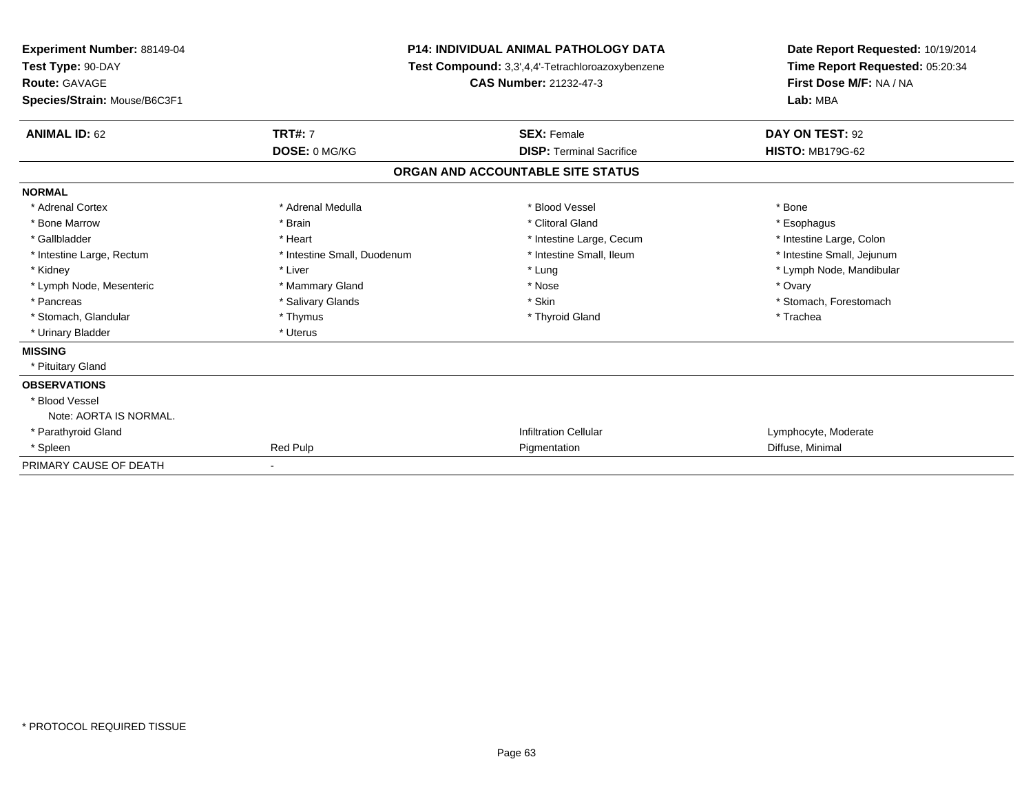**Experiment Number:** 88149-04
**Test Type:** 90-DAY
**Route:** GAVAGE
**Species/Strain:** Mouse/B6C3F1

**P14: INDIVIDUAL ANIMAL PATHOLOGY DATA**
**Test Compound:** 3,3',4,4'-Tetrachloroazoxybenzene
**CAS Number:** 21232-47-3

**Date Report Requested:** 10/19/2014
**Time Report Requested:** 05:20:34
**First Dose M/F:** NA / NA
**Lab:** MBA

| **ANIMAL ID:** 62 | **TRT#:** 7 | **SEX:** Female | **DAY ON TEST:** 92 |
|---|---|---|---|
| | **DOSE:** 0 MG/KG | **DISP:** Terminal Sacrifice | **HISTO:** MB179G-62 |

## ORGAN AND ACCOUNTABLE SITE STATUS

| | | | |
|---|---|---|---|
| **NORMAL** | | | |
| * Adrenal Cortex | * Adrenal Medulla | * Blood Vessel | * Bone |
| * Bone Marrow | * Brain | * Clitoral Gland | * Esophagus |
| * Gallbladder | * Heart | * Intestine Large, Cecum | * Intestine Large, Colon |
| * Intestine Large, Rectum | * Intestine Small, Duodenum | * Intestine Small, Ileum | * Intestine Small, Jejunum |
| * Kidney | * Liver | * Lung | * Lymph Node, Mandibular |
| * Lymph Node, Mesenteric | * Mammary Gland | * Nose | * Ovary |
| * Pancreas | * Salivary Glands | * Skin | * Stomach, Forestomach |
| * Stomach, Glandular | * Thymus | * Thyroid Gland | * Trachea |
| * Urinary Bladder | * Uterus | | |
| **MISSING** | | | |
| * Pituitary Gland | | | |
| **OBSERVATIONS** | | | |
| * Blood Vessel | | | |
| Note: AORTA IS NORMAL. | | | |
| * Parathyroid Gland | | Infiltration Cellular | Lymphocyte, Moderate |
| * Spleen | Red Pulp | Pigmentation | Diffuse, Minimal |
| PRIMARY CAUSE OF DEATH | - | | |

* PROTOCOL REQUIRED TISSUE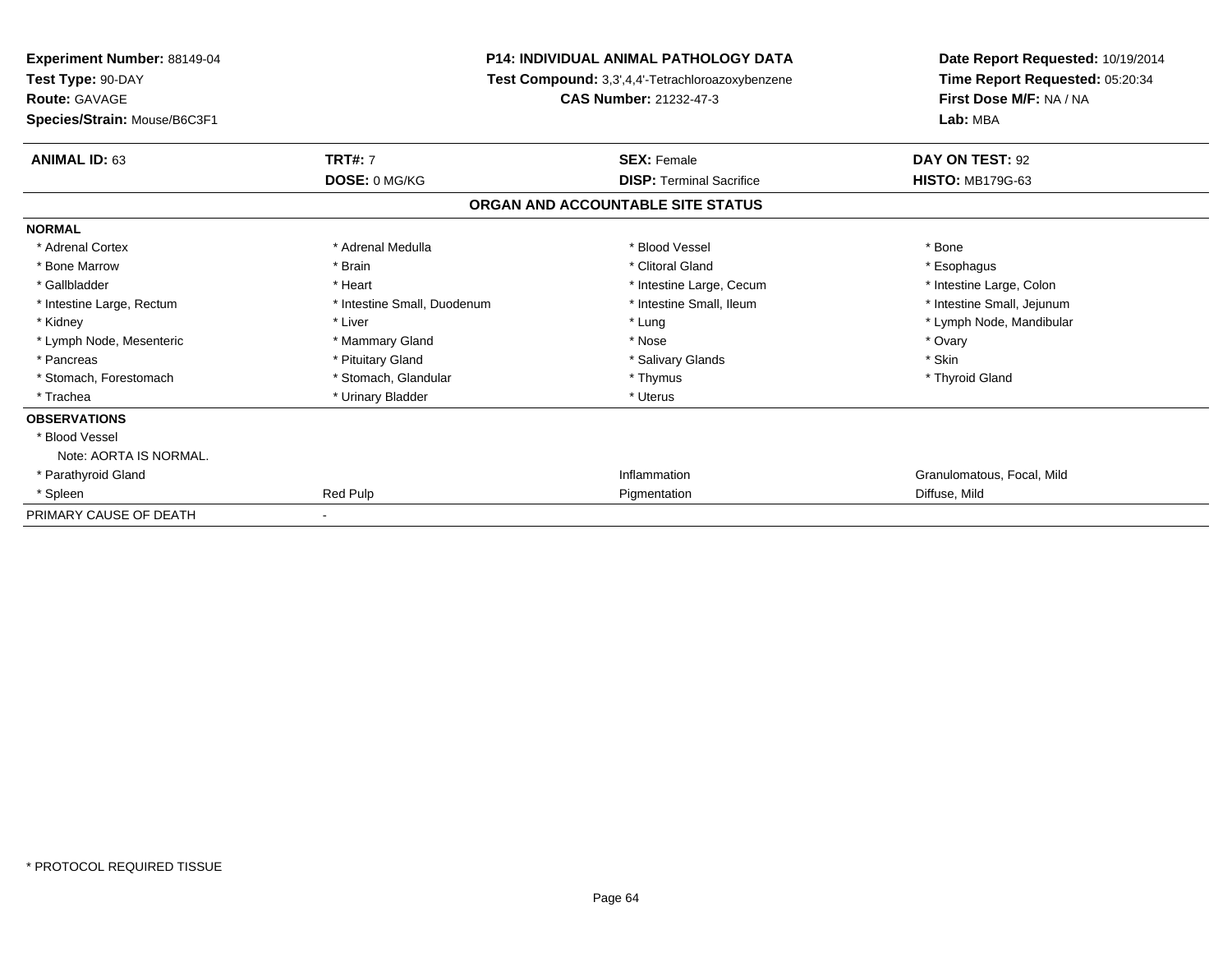**Experiment Number:** 88149-04
**Test Type:** 90-DAY
**Route:** GAVAGE
**Species/Strain:** Mouse/B6C3F1

**P14: INDIVIDUAL ANIMAL PATHOLOGY DATA**
**Test Compound:** 3,3',4,4'-Tetrachloroazoxybenzene
**CAS Number:** 21232-47-3

**Date Report Requested:** 10/19/2014
**Time Report Requested:** 05:20:34
**First Dose M/F:** NA / NA
**Lab:** MBA

| **ANIMAL ID:** 63 | **TRT#:** 7 | **SEX:** Female | **DAY ON TEST:** 92 |
|---|---|---|---|
| | **DOSE:** 0 MG/KG | **DISP:** Terminal Sacrifice | **HISTO:** MB179G-63 |

**ORGAN AND ACCOUNTABLE SITE STATUS**

| **NORMAL** | | | |
|---|---|---|---|
| * Adrenal Cortex | * Adrenal Medulla | * Blood Vessel | * Bone |
| * Bone Marrow | * Brain | * Clitoral Gland | * Esophagus |
| * Gallbladder | * Heart | * Intestine Large, Cecum | * Intestine Large, Colon |
| * Intestine Large, Rectum | * Intestine Small, Duodenum | * Intestine Small, Ileum | * Intestine Small, Jejunum |
| * Kidney | * Liver | * Lung | * Lymph Node, Mandibular |
| * Lymph Node, Mesenteric | * Mammary Gland | * Nose | * Ovary |
| * Pancreas | * Pituitary Gland | * Salivary Glands | * Skin |
| * Stomach, Forestomach | * Stomach, Glandular | * Thymus | * Thyroid Gland |
| * Trachea | * Urinary Bladder | * Uterus | |
| **OBSERVATIONS** | | | |
| * Blood Vessel | | | |
| Note: AORTA IS NORMAL. | | | |
| * Parathyroid Gland | | Inflammation | Granulomatous, Focal, Mild |
| * Spleen | Red Pulp | Pigmentation | Diffuse, Mild |
| PRIMARY CAUSE OF DEATH | - | | |

* PROTOCOL REQUIRED TISSUE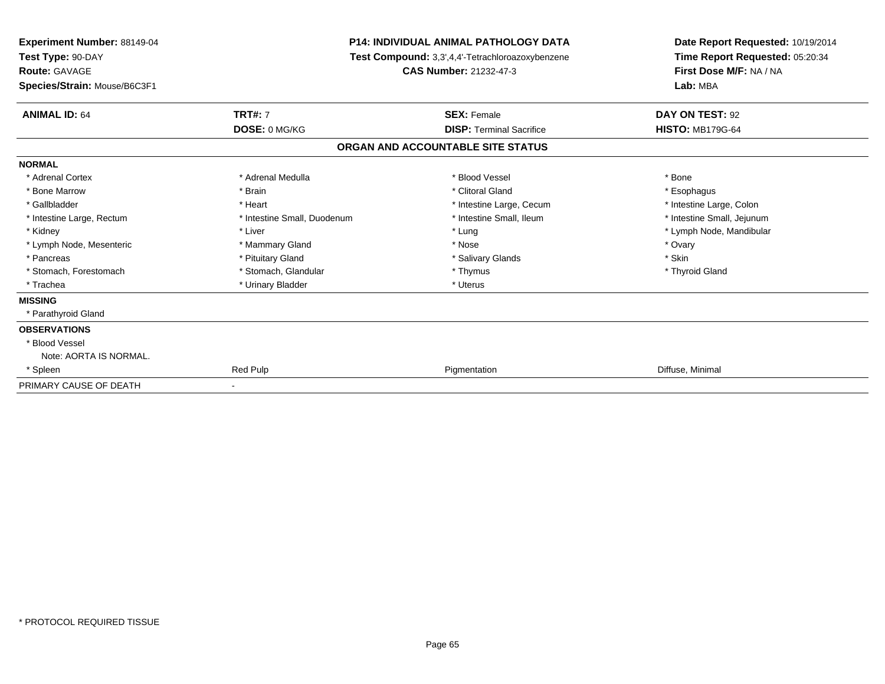**Experiment Number:** 88149-04
**Test Type:** 90-DAY
**Route:** GAVAGE
**Species/Strain:** Mouse/B6C3F1

**P14: INDIVIDUAL ANIMAL PATHOLOGY DATA**
**Test Compound:** 3,3',4,4'-Tetrachloroazoxybenzene
**CAS Number:** 21232-47-3

**Date Report Requested:** 10/19/2014
**Time Report Requested:** 05:20:34
**First Dose M/F:** NA / NA
**Lab:** MBA

| **ANIMAL ID:** 64 | **TRT#:** 7 | **SEX:** Female | **DAY ON TEST:** 92 |
|---|---|---|---|
| | **DOSE:** 0 MG/KG | **DISP:** Terminal Sacrifice | **HISTO:** MB179G-64 |

## ORGAN AND ACCOUNTABLE SITE STATUS

| | | | |
|---|---|---|---|
| **NORMAL** | | | |
| * Adrenal Cortex | * Adrenal Medulla | * Blood Vessel | * Bone |
| * Bone Marrow | * Brain | * Clitoral Gland | * Esophagus |
| * Gallbladder | * Heart | * Intestine Large, Cecum | * Intestine Large, Colon |
| * Intestine Large, Rectum | * Intestine Small, Duodenum | * Intestine Small, Ileum | * Intestine Small, Jejunum |
| * Kidney | * Liver | * Lung | * Lymph Node, Mandibular |
| * Lymph Node, Mesenteric | * Mammary Gland | * Nose | * Ovary |
| * Pancreas | * Pituitary Gland | * Salivary Glands | * Skin |
| * Stomach, Forestomach | * Stomach, Glandular | * Thymus | * Thyroid Gland |
| * Trachea | * Urinary Bladder | * Uterus | |
| **MISSING** | | | |
| * Parathyroid Gland | | | |
| **OBSERVATIONS** | | | |
| * Blood Vessel | | | |
| Note: AORTA IS NORMAL. | | | |
| * Spleen | Red Pulp | Pigmentation | Diffuse, Minimal |
| PRIMARY CAUSE OF DEATH | - | | |

* PROTOCOL REQUIRED TISSUE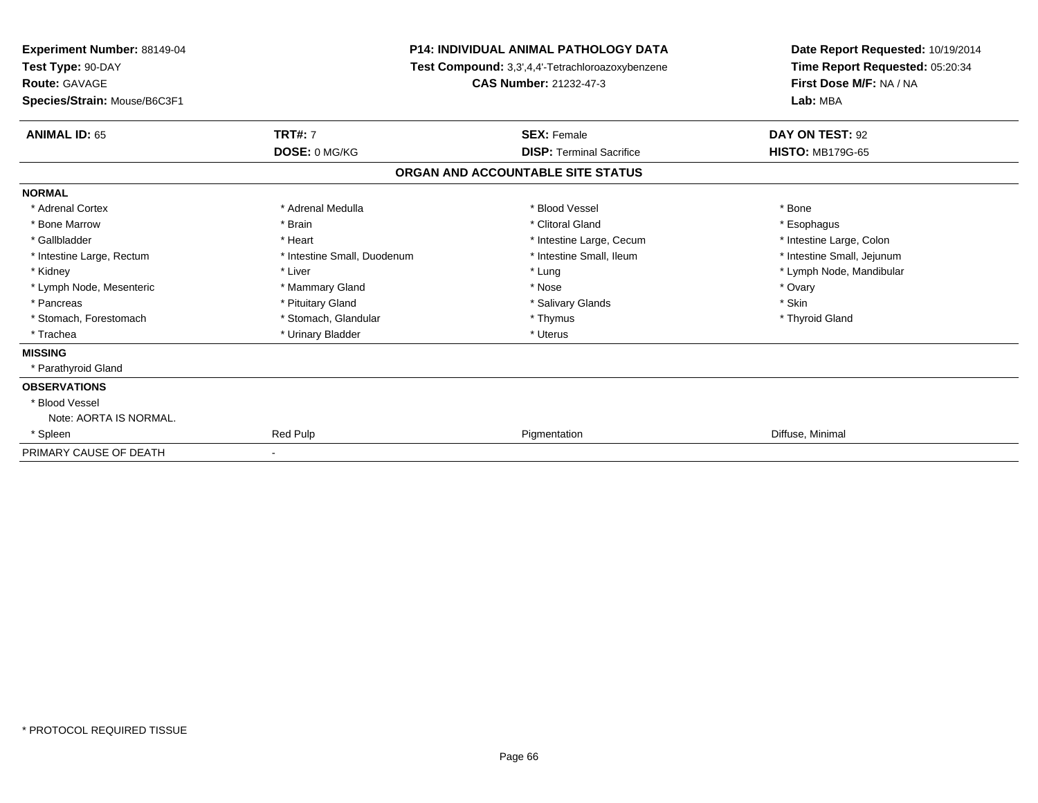**Experiment Number:** 88149-04
**Test Type:** 90-DAY
**Route:** GAVAGE
**Species/Strain:** Mouse/B6C3F1

**P14: INDIVIDUAL ANIMAL PATHOLOGY DATA**
**Test Compound:** 3,3',4,4'-Tetrachloroazoxybenzene
**CAS Number:** 21232-47-3

**Date Report Requested:** 10/19/2014
**Time Report Requested:** 05:20:34
**First Dose M/F:** NA / NA
**Lab:** MBA

| **ANIMAL ID:** 65 | **TRT#:** 7 | **SEX:** Female | **DAY ON TEST:** 92 |
|---|---|---|---|
| | **DOSE:** 0 MG/KG | **DISP:** Terminal Sacrifice | **HISTO:** MB179G-65 |

## ORGAN AND ACCOUNTABLE SITE STATUS

| | | | |
|---|---|---|---|
| **NORMAL** | | | |
| * Adrenal Cortex | * Adrenal Medulla | * Blood Vessel | * Bone |
| * Bone Marrow | * Brain | * Clitoral Gland | * Esophagus |
| * Gallbladder | * Heart | * Intestine Large, Cecum | * Intestine Large, Colon |
| * Intestine Large, Rectum | * Intestine Small, Duodenum | * Intestine Small, Ileum | * Intestine Small, Jejunum |
| * Kidney | * Liver | * Lung | * Lymph Node, Mandibular |
| * Lymph Node, Mesenteric | * Mammary Gland | * Nose | * Ovary |
| * Pancreas | * Pituitary Gland | * Salivary Glands | * Skin |
| * Stomach, Forestomach | * Stomach, Glandular | * Thymus | * Thyroid Gland |
| * Trachea | * Urinary Bladder | * Uterus | |
| **MISSING** | | | |
| * Parathyroid Gland | | | |
| **OBSERVATIONS** | | | |
| * Blood Vessel | | | |
| Note: AORTA IS NORMAL. | | | |
| * Spleen | Red Pulp | Pigmentation | Diffuse, Minimal |
| PRIMARY CAUSE OF DEATH | - | | |

* PROTOCOL REQUIRED TISSUE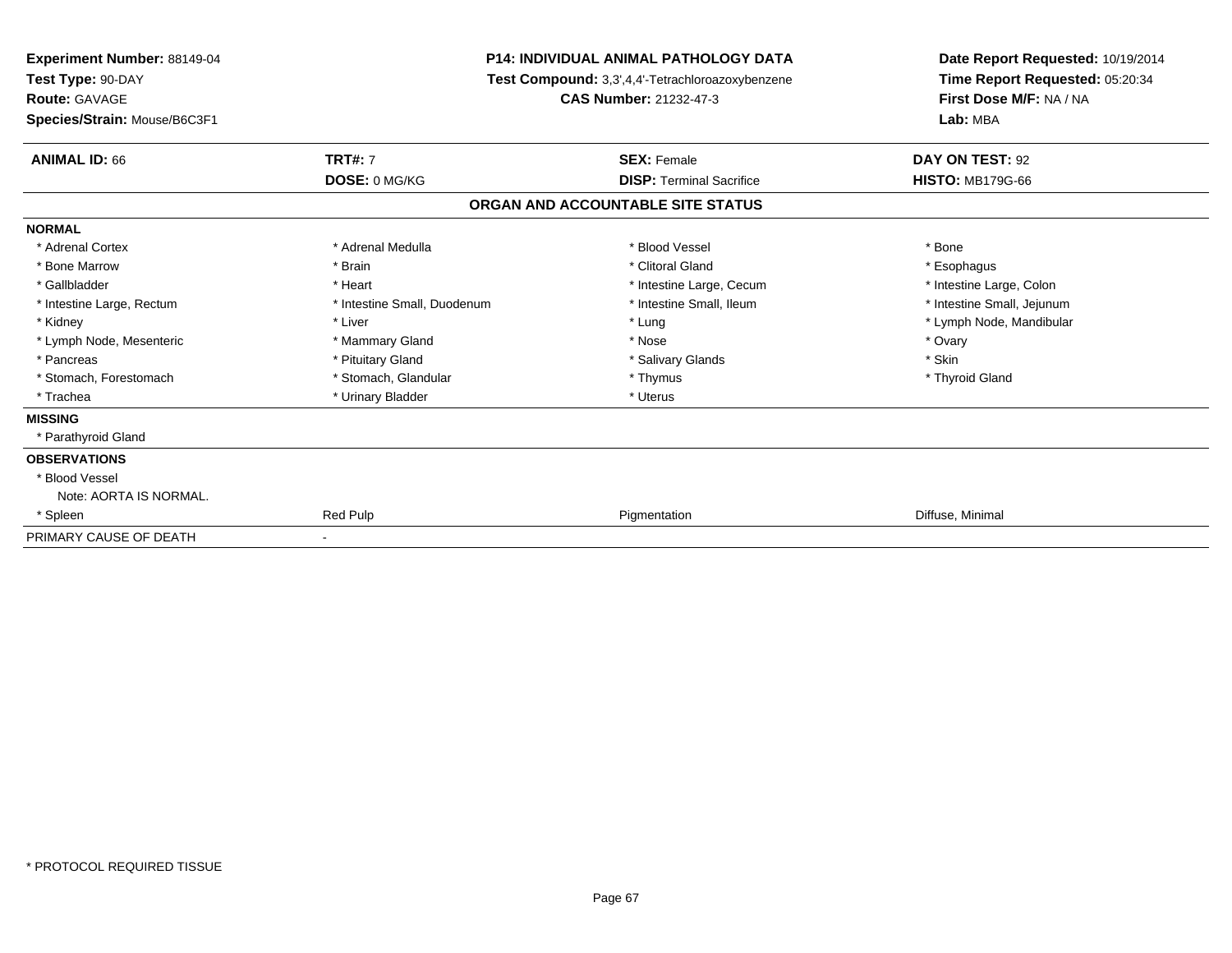**Experiment Number:** 88149-04
**Test Type:** 90-DAY
**Route:** GAVAGE
**Species/Strain:** Mouse/B6C3F1

**P14: INDIVIDUAL ANIMAL PATHOLOGY DATA**
**Test Compound:** 3,3',4,4'-Tetrachloroazoxybenzene
**CAS Number:** 21232-47-3

**Date Report Requested:** 10/19/2014
**Time Report Requested:** 05:20:34
**First Dose M/F:** NA / NA
**Lab:** MBA

| **ANIMAL ID:** 66 | **TRT#:** 7 | **SEX:** Female | **DAY ON TEST:** 92 |
|---|---|---|---|
| | **DOSE:** 0 MG/KG | **DISP:** Terminal Sacrifice | **HISTO:** MB179G-66 |

## ORGAN AND ACCOUNTABLE SITE STATUS

| | | | |
|---|---|---|---|
| **NORMAL** | | | |
| * Adrenal Cortex | * Adrenal Medulla | * Blood Vessel | * Bone |
| * Bone Marrow | * Brain | * Clitoral Gland | * Esophagus |
| * Gallbladder | * Heart | * Intestine Large, Cecum | * Intestine Large, Colon |
| * Intestine Large, Rectum | * Intestine Small, Duodenum | * Intestine Small, Ileum | * Intestine Small, Jejunum |
| * Kidney | * Liver | * Lung | * Lymph Node, Mandibular |
| * Lymph Node, Mesenteric | * Mammary Gland | * Nose | * Ovary |
| * Pancreas | * Pituitary Gland | * Salivary Glands | * Skin |
| * Stomach, Forestomach | * Stomach, Glandular | * Thymus | * Thyroid Gland |
| * Trachea | * Urinary Bladder | * Uterus | |
| **MISSING** | | | |
| * Parathyroid Gland | | | |
| **OBSERVATIONS** | | | |
| * Blood Vessel | | | |
| Note: AORTA IS NORMAL. | | | |
| * Spleen | Red Pulp | Pigmentation | Diffuse, Minimal |
| PRIMARY CAUSE OF DEATH | - | | |

* PROTOCOL REQUIRED TISSUE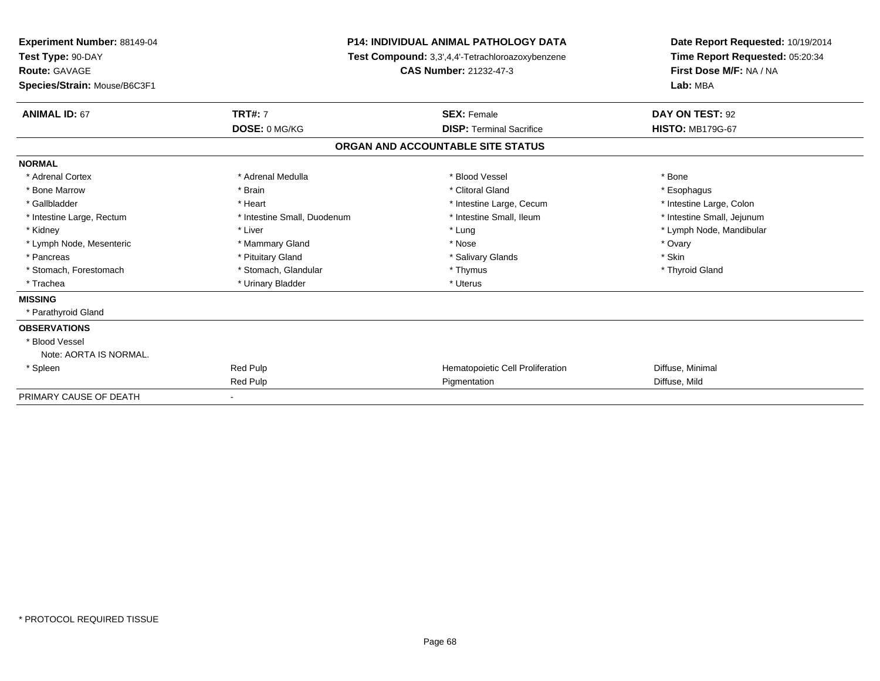**Experiment Number:** 88149-04
**Test Type:** 90-DAY
**Route:** GAVAGE
**Species/Strain:** Mouse/B6C3F1

**P14: INDIVIDUAL ANIMAL PATHOLOGY DATA**
**Test Compound:** 3,3',4,4'-Tetrachloroazoxybenzene
**CAS Number:** 21232-47-3

**Date Report Requested:** 10/19/2014
**Time Report Requested:** 05:20:34
**First Dose M/F:** NA / NA
**Lab:** MBA

| **ANIMAL ID:** 67 | **TRT#:** 7 | **SEX:** Female | **DAY ON TEST:** 92 |
|---|---|---|---|
| | **DOSE:** 0 MG/KG | **DISP:** Terminal Sacrifice | **HISTO:** MB179G-67 |

## ORGAN AND ACCOUNTABLE SITE STATUS

**NORMAL**

| | | | |
|---|---|---|---|
| * Adrenal Cortex | * Adrenal Medulla | * Blood Vessel | * Bone |
| * Bone Marrow | * Brain | * Clitoral Gland | * Esophagus |
| * Gallbladder | * Heart | * Intestine Large, Cecum | * Intestine Large, Colon |
| * Intestine Large, Rectum | * Intestine Small, Duodenum | * Intestine Small, Ileum | * Intestine Small, Jejunum |
| * Kidney | * Liver | * Lung | * Lymph Node, Mandibular |
| * Lymph Node, Mesenteric | * Mammary Gland | * Nose | * Ovary |
| * Pancreas | * Pituitary Gland | * Salivary Glands | * Skin |
| * Stomach, Forestomach | * Stomach, Glandular | * Thymus | * Thyroid Gland |
| * Trachea | * Urinary Bladder | * Uterus | |

**MISSING**

* Parathyroid Gland

**OBSERVATIONS**

* Blood Vessel
  Note: AORTA IS NORMAL.

| | | | |
|---|---|---|---|
| * Spleen | Red Pulp | Hematopoietic Cell Proliferation | Diffuse, Minimal |
| | Red Pulp | Pigmentation | Diffuse, Mild |

PRIMARY CAUSE OF DEATH -

* PROTOCOL REQUIRED TISSUE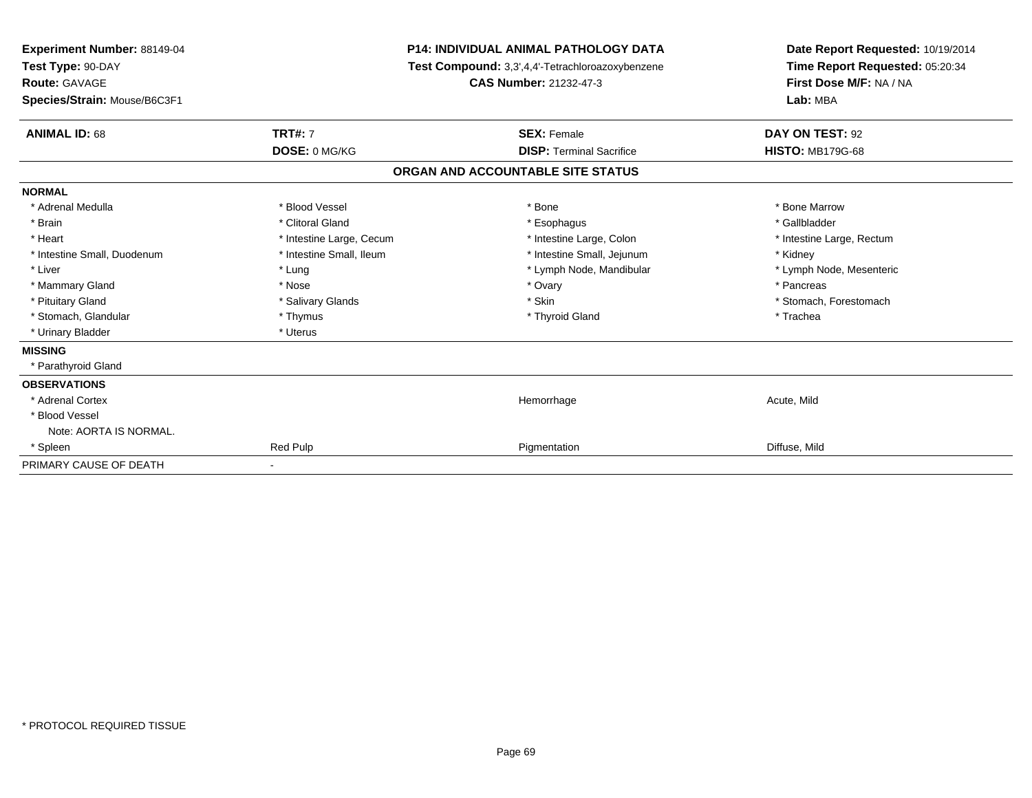**Experiment Number:** 88149-04
**Test Type:** 90-DAY
**Route:** GAVAGE
**Species/Strain:** Mouse/B6C3F1

**P14: INDIVIDUAL ANIMAL PATHOLOGY DATA**
**Test Compound:** 3,3',4,4'-Tetrachloroazoxybenzene
**CAS Number:** 21232-47-3

**Date Report Requested:** 10/19/2014
**Time Report Requested:** 05:20:34
**First Dose M/F:** NA / NA
**Lab:** MBA

| **ANIMAL ID:** 68 | **TRT#:** 7 | **SEX:** Female | **DAY ON TEST:** 92 |
|---|---|---|---|
| | **DOSE:** 0 MG/KG | **DISP:** Terminal Sacrifice | **HISTO:** MB179G-68 |

## ORGAN AND ACCOUNTABLE SITE STATUS

**NORMAL**

| | | | |
|---|---|---|---|
| * Adrenal Medulla | * Blood Vessel | * Bone | * Bone Marrow |
| * Brain | * Clitoral Gland | * Esophagus | * Gallbladder |
| * Heart | * Intestine Large, Cecum | * Intestine Large, Colon | * Intestine Large, Rectum |
| * Intestine Small, Duodenum | * Intestine Small, Ileum | * Intestine Small, Jejunum | * Kidney |
| * Liver | * Lung | * Lymph Node, Mandibular | * Lymph Node, Mesenteric |
| * Mammary Gland | * Nose | * Ovary | * Pancreas |
| * Pituitary Gland | * Salivary Glands | * Skin | * Stomach, Forestomach |
| * Stomach, Glandular | * Thymus | * Thyroid Gland | * Trachea |
| * Urinary Bladder | * Uterus | | |

**MISSING**

* Parathyroid Gland

**OBSERVATIONS**

| | | | |
|---|---|---|---|
| * Adrenal Cortex | | Hemorrhage | Acute, Mild |
| * Blood Vessel | | | |
| Note: AORTA IS NORMAL. | | | |
| * Spleen | Red Pulp | Pigmentation | Diffuse, Mild |

| PRIMARY CAUSE OF DEATH | - |
|---|---|

* PROTOCOL REQUIRED TISSUE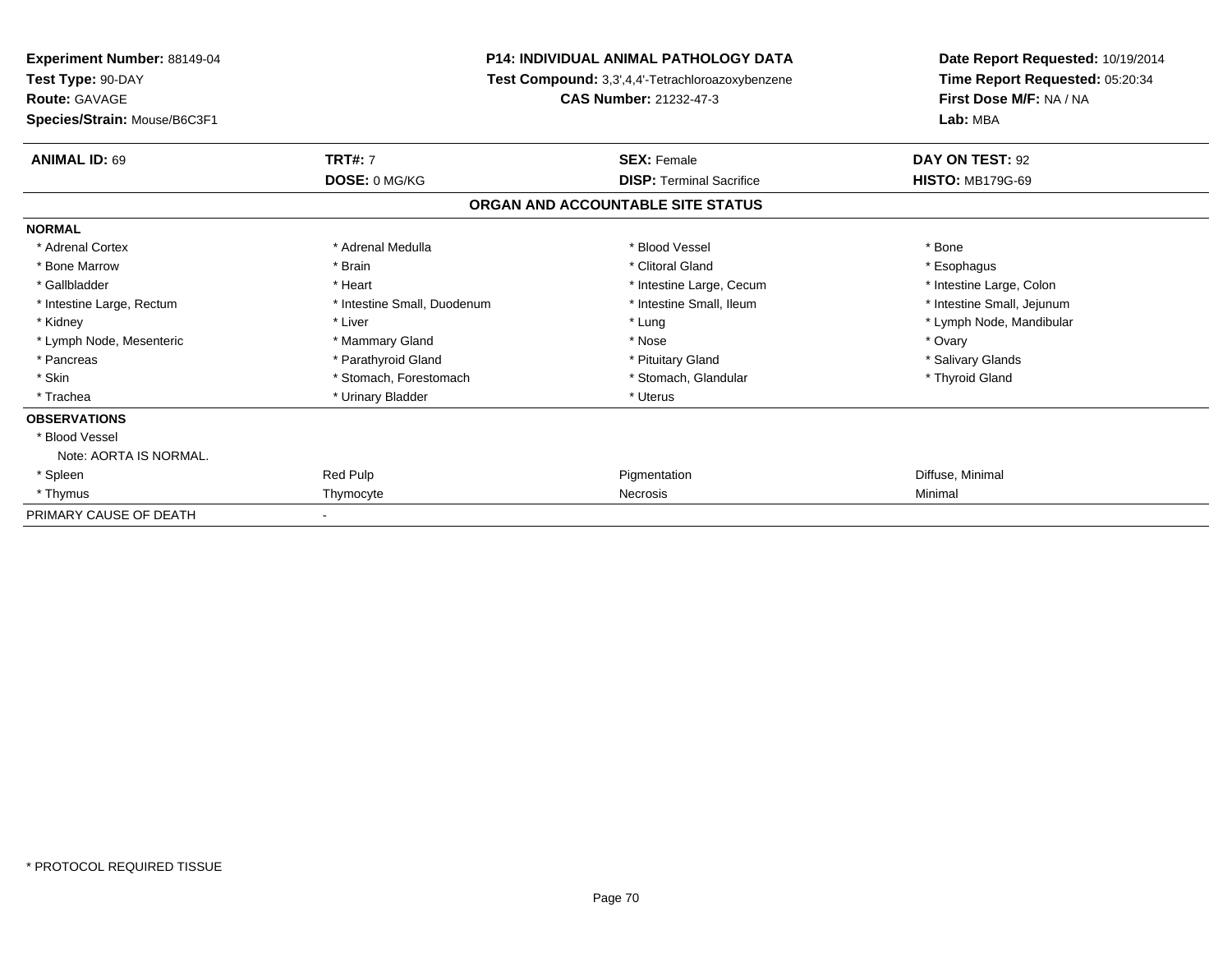**Experiment Number:** 88149-04
**Test Type:** 90-DAY
**Route:** GAVAGE
**Species/Strain:** Mouse/B6C3F1

**P14: INDIVIDUAL ANIMAL PATHOLOGY DATA**
**Test Compound:** 3,3',4,4'-Tetrachloroazoxybenzene
**CAS Number:** 21232-47-3

**Date Report Requested:** 10/19/2014
**Time Report Requested:** 05:20:34
**First Dose M/F:** NA / NA
**Lab:** MBA

| **ANIMAL ID:** 69 | **TRT#:** 7 | **SEX:** Female | **DAY ON TEST:** 92 |
|---|---|---|---|
| | **DOSE:** 0 MG/KG | **DISP:** Terminal Sacrifice | **HISTO:** MB179G-69 |

**ORGAN AND ACCOUNTABLE SITE STATUS**

| | | | |
|---|---|---|---|
| **NORMAL** | | | |
| * Adrenal Cortex | * Adrenal Medulla | * Blood Vessel | * Bone |
| * Bone Marrow | * Brain | * Clitoral Gland | * Esophagus |
| * Gallbladder | * Heart | * Intestine Large, Cecum | * Intestine Large, Colon |
| * Intestine Large, Rectum | * Intestine Small, Duodenum | * Intestine Small, Ileum | * Intestine Small, Jejunum |
| * Kidney | * Liver | * Lung | * Lymph Node, Mandibular |
| * Lymph Node, Mesenteric | * Mammary Gland | * Nose | * Ovary |
| * Pancreas | * Parathyroid Gland | * Pituitary Gland | * Salivary Glands |
| * Skin | * Stomach, Forestomach | * Stomach, Glandular | * Thyroid Gland |
| * Trachea | * Urinary Bladder | * Uterus | |
| **OBSERVATIONS** | | | |
| * Blood Vessel | | | |
| Note: AORTA IS NORMAL. | | | |
| * Spleen | Red Pulp | Pigmentation | Diffuse, Minimal |
| * Thymus | Thymocyte | Necrosis | Minimal |
| PRIMARY CAUSE OF DEATH | - | | |

* PROTOCOL REQUIRED TISSUE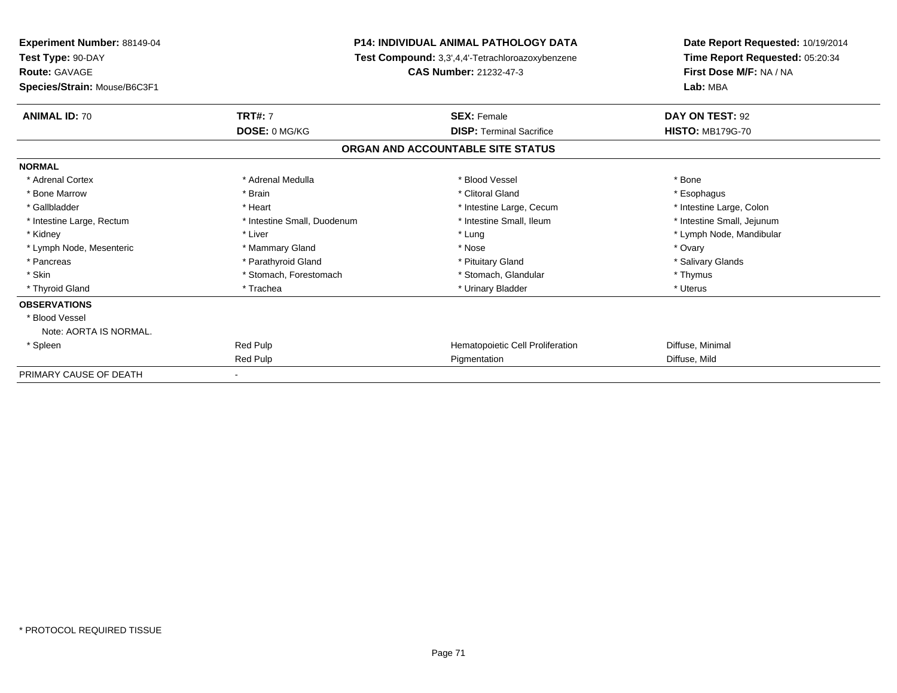**Experiment Number:** 88149-04
**Test Type:** 90-DAY
**Route:** GAVAGE
**Species/Strain:** Mouse/B6C3F1

**P14: INDIVIDUAL ANIMAL PATHOLOGY DATA**
**Test Compound:** 3,3',4,4'-Tetrachloroazoxybenzene
**CAS Number:** 21232-47-3

**Date Report Requested:** 10/19/2014
**Time Report Requested:** 05:20:34
**First Dose M/F:** NA / NA
**Lab:** MBA

| **ANIMAL ID:** 70 | **TRT#:** 7 | **SEX:** Female | **DAY ON TEST:** 92 |
|---|---|---|---|
| | **DOSE:** 0 MG/KG | **DISP:** Terminal Sacrifice | **HISTO:** MB179G-70 |

**ORGAN AND ACCOUNTABLE SITE STATUS**

**NORMAL**

| | | | |
|---|---|---|---|
| * Adrenal Cortex | * Adrenal Medulla | * Blood Vessel | * Bone |
| * Bone Marrow | * Brain | * Clitoral Gland | * Esophagus |
| * Gallbladder | * Heart | * Intestine Large, Cecum | * Intestine Large, Colon |
| * Intestine Large, Rectum | * Intestine Small, Duodenum | * Intestine Small, Ileum | * Intestine Small, Jejunum |
| * Kidney | * Liver | * Lung | * Lymph Node, Mandibular |
| * Lymph Node, Mesenteric | * Mammary Gland | * Nose | * Ovary |
| * Pancreas | * Parathyroid Gland | * Pituitary Gland | * Salivary Glands |
| * Skin | * Stomach, Forestomach | * Stomach, Glandular | * Thymus |
| * Thyroid Gland | * Trachea | * Urinary Bladder | * Uterus |

**OBSERVATIONS**

| | | | |
|---|---|---|---|
| * Blood Vessel | | | |
| Note: AORTA IS NORMAL. | | | |
| * Spleen | Red Pulp | Hematopoietic Cell Proliferation | Diffuse, Minimal |
| | Red Pulp | Pigmentation | Diffuse, Mild |

PRIMARY CAUSE OF DEATH -

* PROTOCOL REQUIRED TISSUE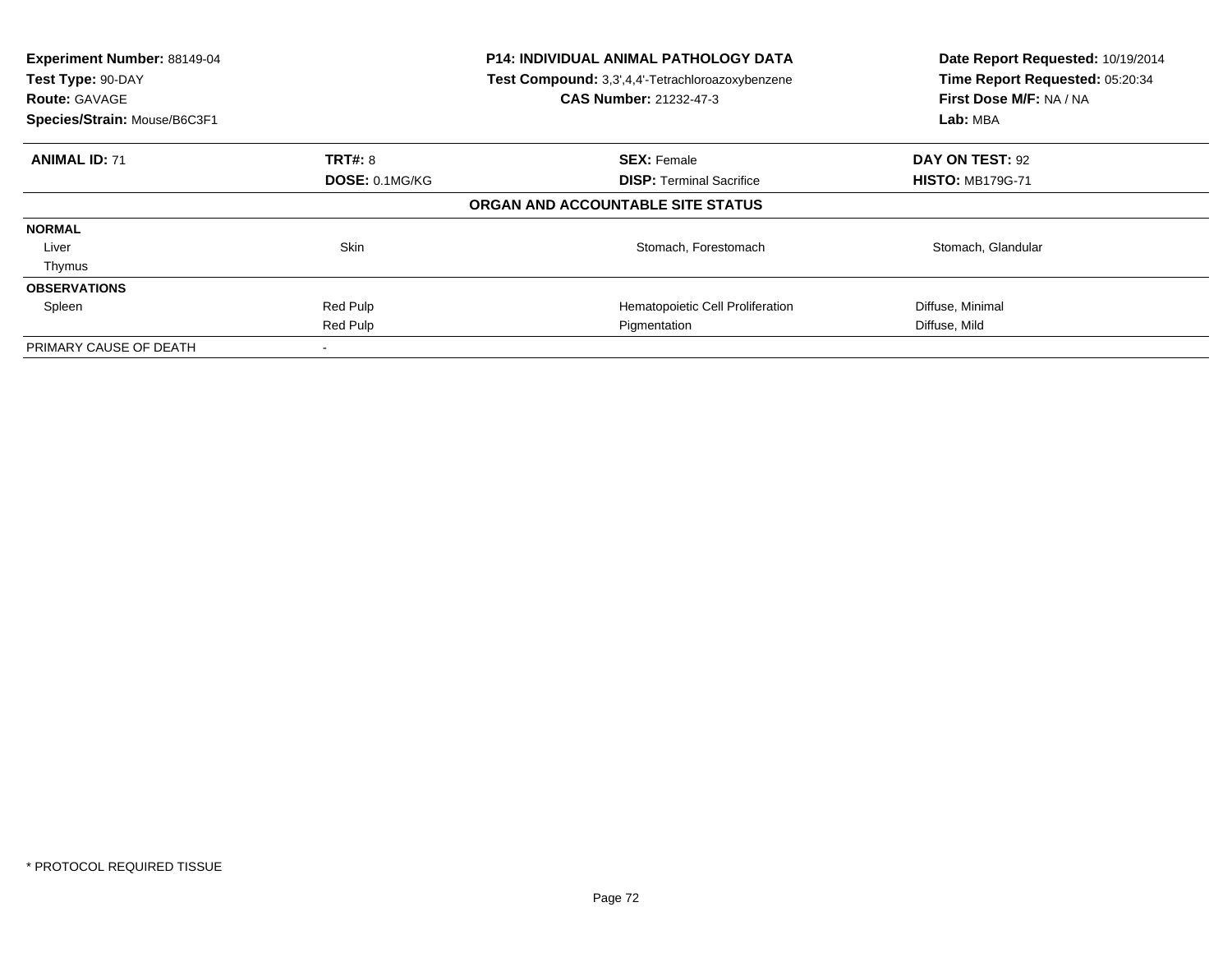**Experiment Number:** 88149-04
**Test Type:** 90-DAY
**Route:** GAVAGE
**Species/Strain:** Mouse/B6C3F1

**P14: INDIVIDUAL ANIMAL PATHOLOGY DATA**
**Test Compound:** 3,3',4,4'-Tetrachloroazoxybenzene
**CAS Number:** 21232-47-3

**Date Report Requested:** 10/19/2014
**Time Report Requested:** 05:20:34
**First Dose M/F:** NA / NA
**Lab:** MBA

| **ANIMAL ID:** 71 | **TRT#:** 8 | **SEX:** Female | **DAY ON TEST:** 92 |
|---|---|---|---|
| | **DOSE:** 0.1MG/KG | **DISP:** Terminal Sacrifice | **HISTO:** MB179G-71 |

**ORGAN AND ACCOUNTABLE SITE STATUS**

| | | | |
|---|---|---|---|
| **NORMAL** | | | |
| Liver | Skin | Stomach, Forestomach | Stomach, Glandular |
| Thymus | | | |
| **OBSERVATIONS** | | | |
| Spleen | Red Pulp | Hematopoietic Cell Proliferation | Diffuse, Minimal |
| | Red Pulp | Pigmentation | Diffuse, Mild |
| PRIMARY CAUSE OF DEATH | - | | |

* PROTOCOL REQUIRED TISSUE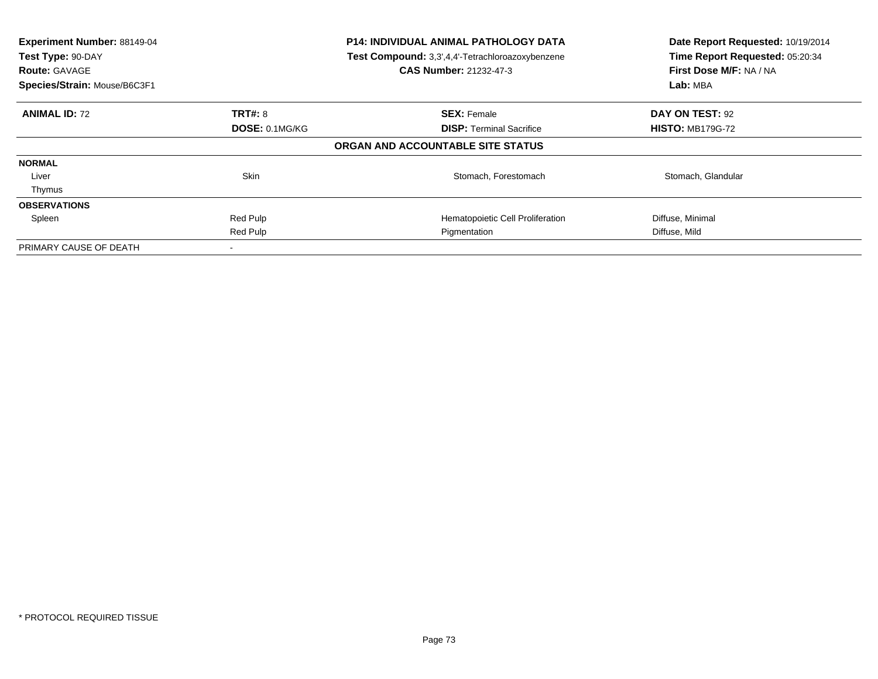**Experiment Number:** 88149-04
**Test Type:** 90-DAY
**Route:** GAVAGE
**Species/Strain:** Mouse/B6C3F1

**P14: INDIVIDUAL ANIMAL PATHOLOGY DATA**
**Test Compound:** 3,3',4,4'-Tetrachloroazoxybenzene
**CAS Number:** 21232-47-3

**Date Report Requested:** 10/19/2014
**Time Report Requested:** 05:20:34
**First Dose M/F:** NA / NA
**Lab:** MBA

| **ANIMAL ID:** 72 | **TRT#:** 8 | **SEX:** Female | **DAY ON TEST:** 92 |
|---|---|---|---|
| | **DOSE:** 0.1MG/KG | **DISP:** Terminal Sacrifice | **HISTO:** MB179G-72 |

**ORGAN AND ACCOUNTABLE SITE STATUS**

| | | | |
|---|---|---|---|
| **NORMAL** | | | |
| Liver | Skin | Stomach, Forestomach | Stomach, Glandular |
| Thymus | | | |
| **OBSERVATIONS** | | | |
| Spleen | Red Pulp | Hematopoietic Cell Proliferation | Diffuse, Minimal |
| | Red Pulp | Pigmentation | Diffuse, Mild |
| PRIMARY CAUSE OF DEATH | - | | |

\* PROTOCOL REQUIRED TISSUE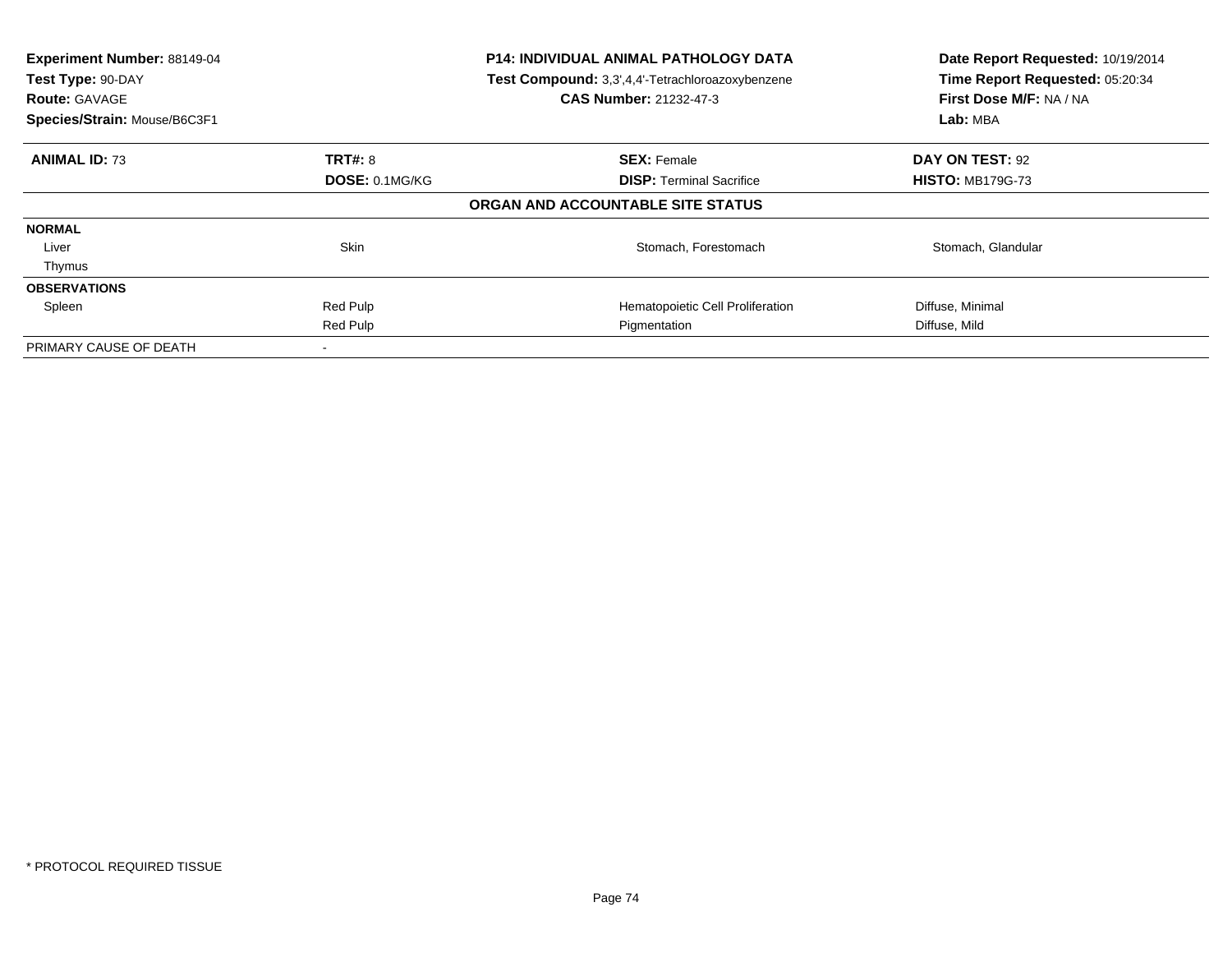| **Experiment Number:** 88149-04 | **P14: INDIVIDUAL ANIMAL PATHOLOGY DATA** | **Date Report Requested:** 10/19/2014 |
|---|---|---|
| **Test Type:** 90-DAY | **Test Compound:** 3,3',4,4'-Tetrachloroazoxybenzene | **Time Report Requested:** 05:20:34 |
| **Route:** GAVAGE | **CAS Number:** 21232-47-3 | **First Dose M/F:** NA / NA |
| **Species/Strain:** Mouse/B6C3F1 | | **Lab:** MBA |

| **ANIMAL ID:** 73 | **TRT#:** 8 | **SEX:** Female | **DAY ON TEST:** 92 |
|---|---|---|---|
| | **DOSE:** 0.1MG/KG | **DISP:** Terminal Sacrifice | **HISTO:** MB179G-73 |

**ORGAN AND ACCOUNTABLE SITE STATUS**

| | | | |
|---|---|---|---|
| **NORMAL** | | | |
| Liver | Skin | Stomach, Forestomach | Stomach, Glandular |
| Thymus | | | |
| **OBSERVATIONS** | | | |
| Spleen | Red Pulp | Hematopoietic Cell Proliferation | Diffuse, Minimal |
| | Red Pulp | Pigmentation | Diffuse, Mild |
| PRIMARY CAUSE OF DEATH | - | | |

* PROTOCOL REQUIRED TISSUE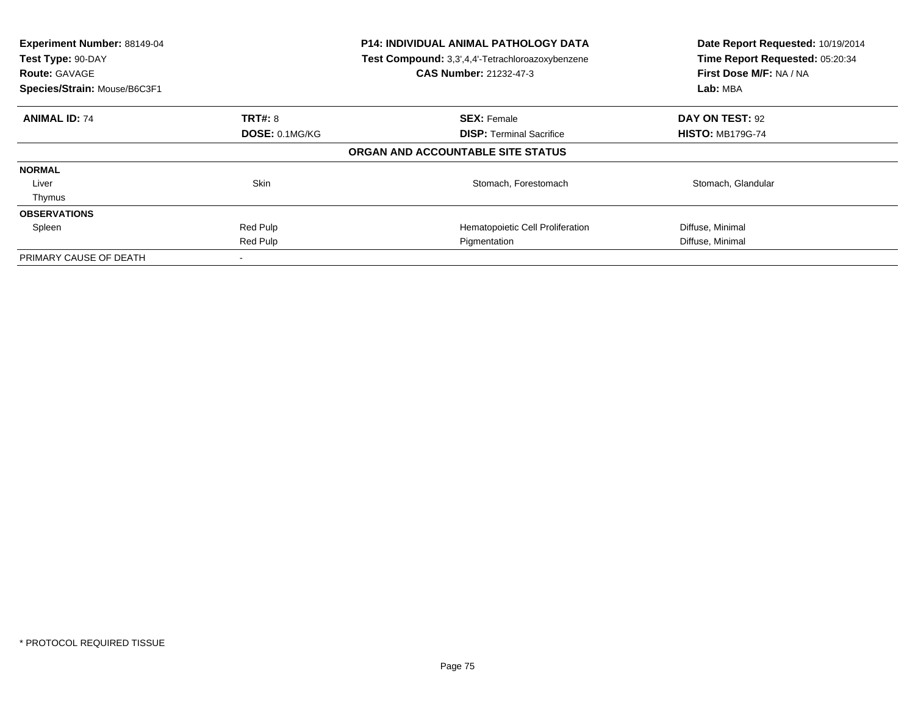**Experiment Number:** 88149-04
**Test Type:** 90-DAY
**Route:** GAVAGE
**Species/Strain:** Mouse/B6C3F1

**P14: INDIVIDUAL ANIMAL PATHOLOGY DATA**
**Test Compound:** 3,3',4,4'-Tetrachloroazoxybenzene
**CAS Number:** 21232-47-3

**Date Report Requested:** 10/19/2014
**Time Report Requested:** 05:20:34
**First Dose M/F:** NA / NA
**Lab:** MBA

| **ANIMAL ID:** 74 | **TRT#:** 8 | **SEX:** Female | **DAY ON TEST:** 92 |
|---|---|---|---|
| | **DOSE:** 0.1MG/KG | **DISP:** Terminal Sacrifice | **HISTO:** MB179G-74 |

**ORGAN AND ACCOUNTABLE SITE STATUS**

| | | | |
|---|---|---|---|
| **NORMAL** | | | |
| Liver | Skin | Stomach, Forestomach | Stomach, Glandular |
| Thymus | | | |
| **OBSERVATIONS** | | | |
| Spleen | Red Pulp | Hematopoietic Cell Proliferation | Diffuse, Minimal |
| | Red Pulp | Pigmentation | Diffuse, Minimal |
| PRIMARY CAUSE OF DEATH | - | | |

\* PROTOCOL REQUIRED TISSUE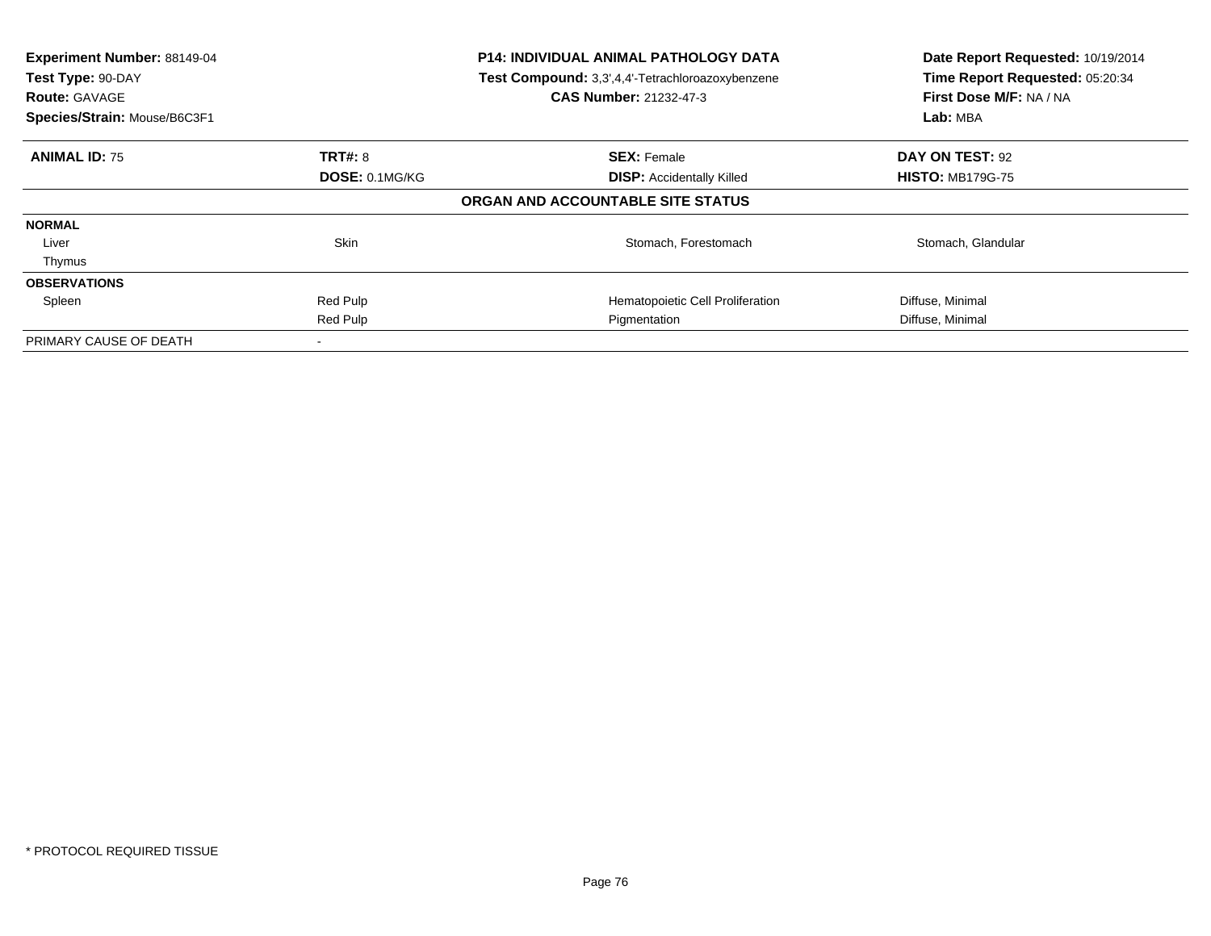**Experiment Number:** 88149-04
**Test Type:** 90-DAY
**Route:** GAVAGE
**Species/Strain:** Mouse/B6C3F1

**P14: INDIVIDUAL ANIMAL PATHOLOGY DATA**
**Test Compound:** 3,3',4,4'-Tetrachloroazoxybenzene
**CAS Number:** 21232-47-3

**Date Report Requested:** 10/19/2014
**Time Report Requested:** 05:20:34
**First Dose M/F:** NA / NA
**Lab:** MBA

| **ANIMAL ID:** 75 | **TRT#:** 8 | **SEX:** Female | **DAY ON TEST:** 92 |
|---|---|---|---|
| | **DOSE:** 0.1MG/KG | **DISP:** Accidentally Killed | **HISTO:** MB179G-75 |

**ORGAN AND ACCOUNTABLE SITE STATUS**

| | | | |
|---|---|---|---|
| **NORMAL** | | | |
| Liver | Skin | Stomach, Forestomach | Stomach, Glandular |
| Thymus | | | |
| **OBSERVATIONS** | | | |
| Spleen | Red Pulp | Hematopoietic Cell Proliferation | Diffuse, Minimal |
| | Red Pulp | Pigmentation | Diffuse, Minimal |
| PRIMARY CAUSE OF DEATH | - | | |

* PROTOCOL REQUIRED TISSUE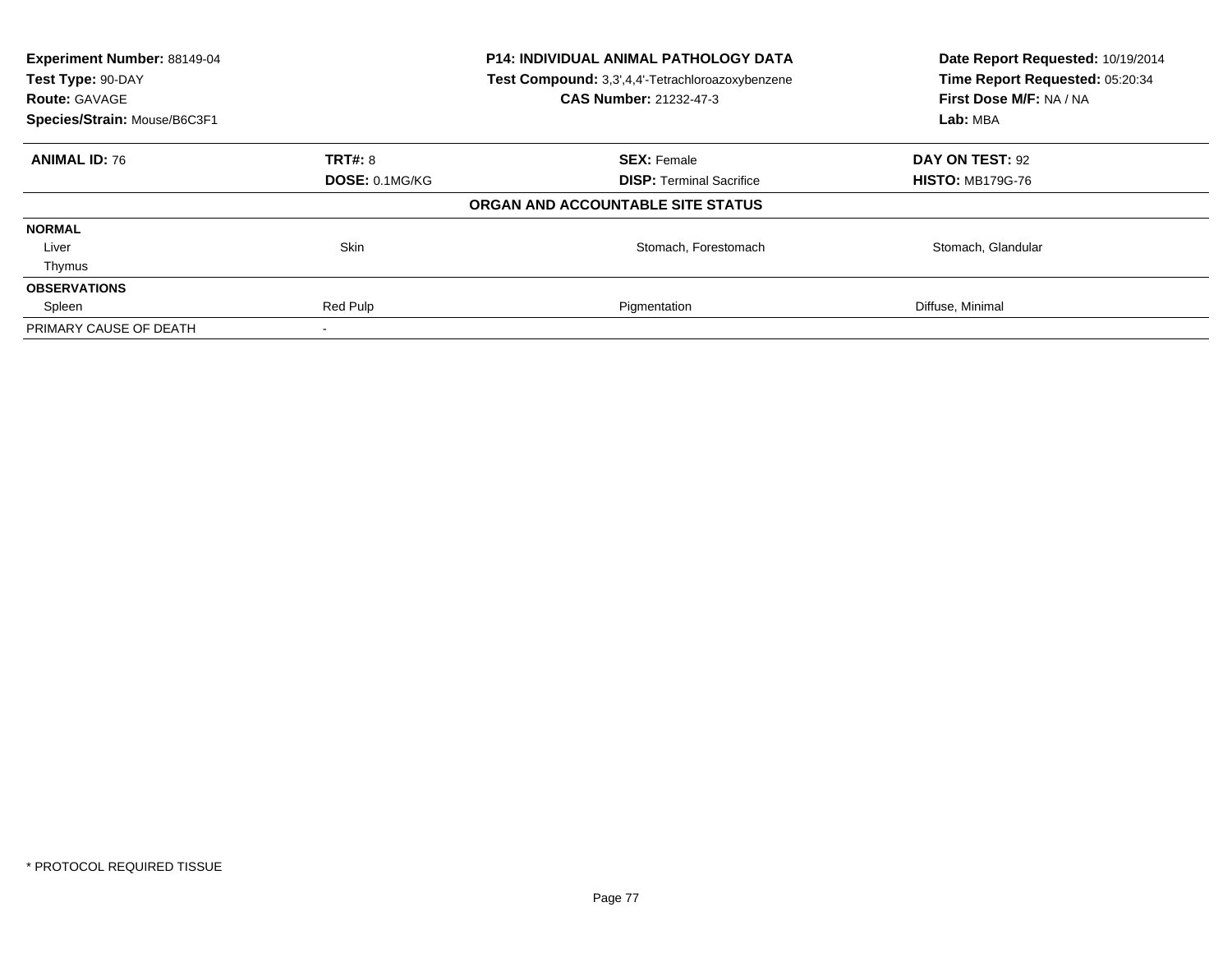| **Experiment Number:** 88149-04 | **P14: INDIVIDUAL ANIMAL PATHOLOGY DATA** | **Date Report Requested:** 10/19/2014 |
|---|---|---|
| **Test Type:** 90-DAY | **Test Compound:** 3,3',4,4'-Tetrachloroazoxybenzene | **Time Report Requested:** 05:20:34 |
| **Route:** GAVAGE | **CAS Number:** 21232-47-3 | **First Dose M/F:** NA / NA |
| **Species/Strain:** Mouse/B6C3F1 | | **Lab:** MBA |

| **ANIMAL ID:** 76 | **TRT#:** 8 | **SEX:** Female | **DAY ON TEST:** 92 |
|---|---|---|---|
| | **DOSE:** 0.1MG/KG | **DISP:** Terminal Sacrifice | **HISTO:** MB179G-76 |

**ORGAN AND ACCOUNTABLE SITE STATUS**

| | | | |
|---|---|---|---|
| **NORMAL** | | | |
| Liver | Skin | Stomach, Forestomach | Stomach, Glandular |
| Thymus | | | |
| **OBSERVATIONS** | | | |
| Spleen | Red Pulp | Pigmentation | Diffuse, Minimal |
| PRIMARY CAUSE OF DEATH | - | | |

* PROTOCOL REQUIRED TISSUE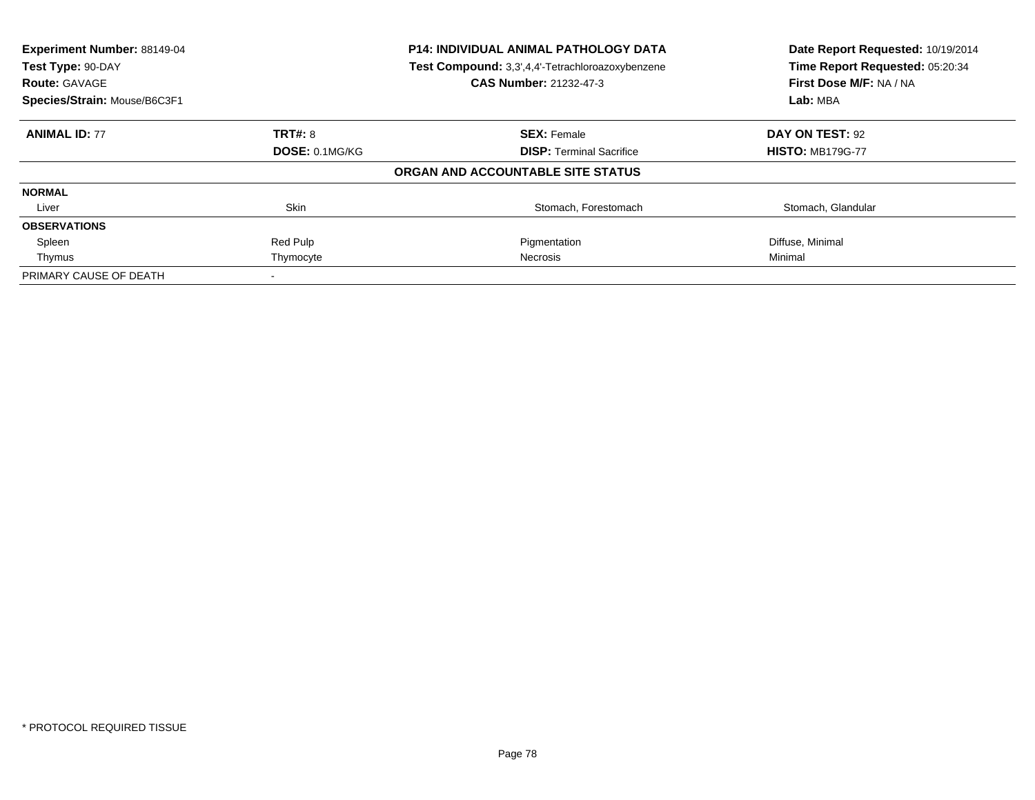| **Experiment Number:** 88149-04 | **P14: INDIVIDUAL ANIMAL PATHOLOGY DATA** | **Date Report Requested:** 10/19/2014 |
|---|---|---|
| **Test Type:** 90-DAY | **Test Compound:** 3,3',4,4'-Tetrachloroazoxybenzene | **Time Report Requested:** 05:20:34 |
| **Route:** GAVAGE | **CAS Number:** 21232-47-3 | **First Dose M/F:** NA / NA |
| **Species/Strain:** Mouse/B6C3F1 | | **Lab:** MBA |

| **ANIMAL ID:** 77 | **TRT#:** 8 | **SEX:** Female | **DAY ON TEST:** 92 |
|---|---|---|---|
| | **DOSE:** 0.1MG/KG | **DISP:** Terminal Sacrifice | **HISTO:** MB179G-77 |
| | | **ORGAN AND ACCOUNTABLE SITE STATUS** | |
| **NORMAL** | | | |
| Liver | Skin | Stomach, Forestomach | Stomach, Glandular |
| **OBSERVATIONS** | | | |
| Spleen | Red Pulp | Pigmentation | Diffuse, Minimal |
| Thymus | Thymocyte | Necrosis | Minimal |
| PRIMARY CAUSE OF DEATH | - | | |

* PROTOCOL REQUIRED TISSUE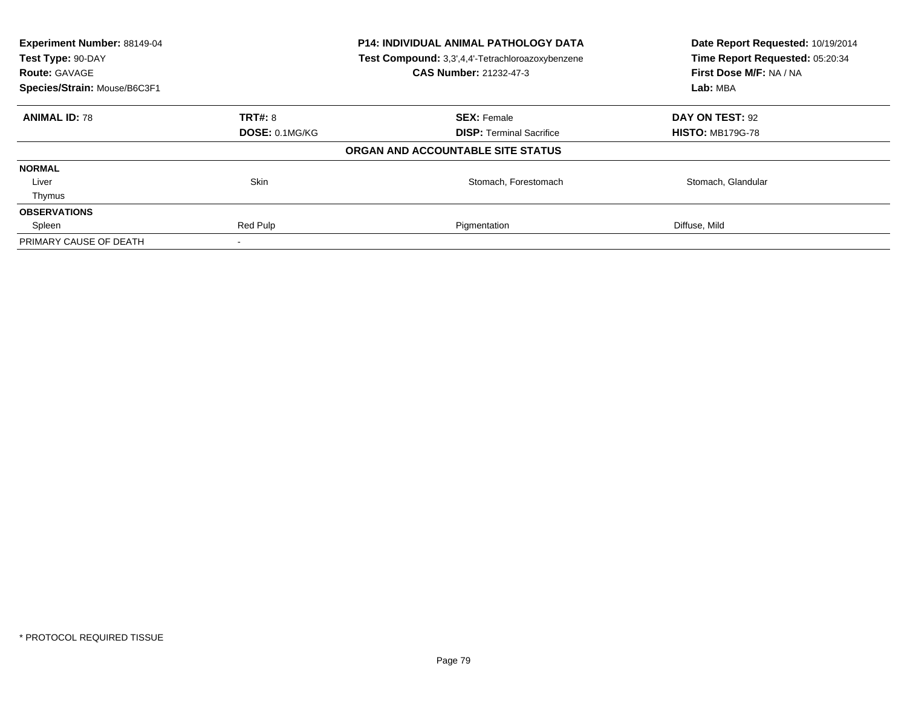| **Experiment Number:** 88149-04 | **P14: INDIVIDUAL ANIMAL PATHOLOGY DATA** | **Date Report Requested:** 10/19/2014 |
|---|---|---|
| **Test Type:** 90-DAY | **Test Compound:** 3,3',4,4'-Tetrachloroazoxybenzene | **Time Report Requested:** 05:20:34 |
| **Route:** GAVAGE | **CAS Number:** 21232-47-3 | **First Dose M/F:** NA / NA |
| **Species/Strain:** Mouse/B6C3F1 | | **Lab:** MBA |

| **ANIMAL ID:** 78 | **TRT#:** 8 | **SEX:** Female | **DAY ON TEST:** 92 |
|---|---|---|---|
| | **DOSE:** 0.1MG/KG | **DISP:** Terminal Sacrifice | **HISTO:** MB179G-78 |
| | | **ORGAN AND ACCOUNTABLE SITE STATUS** | |
| **NORMAL** | | | |
| Liver | Skin | Stomach, Forestomach | Stomach, Glandular |
| Thymus | | | |
| **OBSERVATIONS** | | | |
| Spleen | Red Pulp | Pigmentation | Diffuse, Mild |
| PRIMARY CAUSE OF DEATH | - | | |

* PROTOCOL REQUIRED TISSUE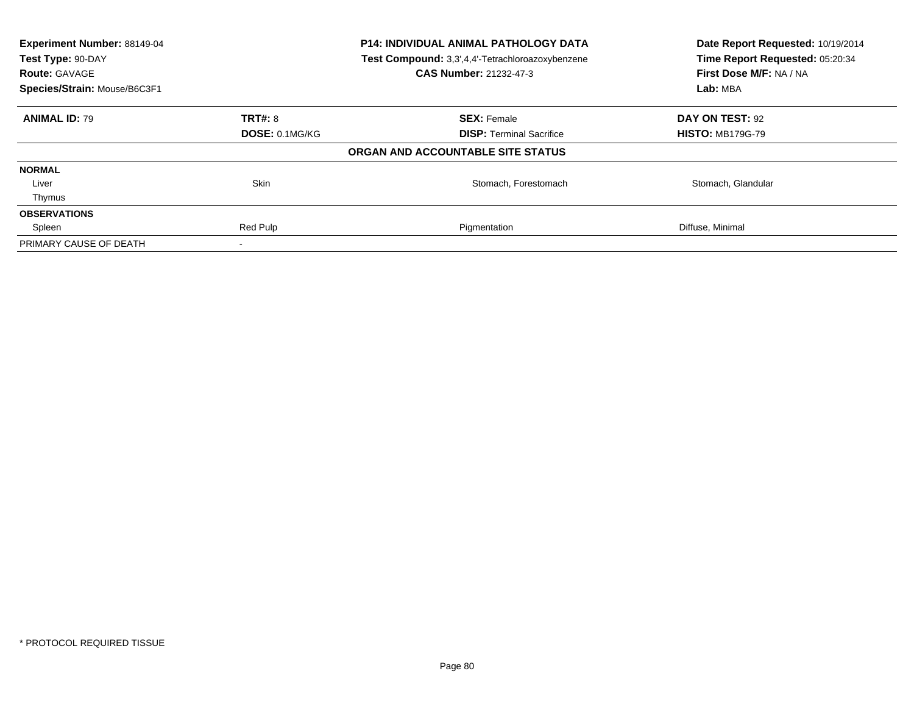**Experiment Number:** 88149-04
**Test Type:** 90-DAY
**Route:** GAVAGE
**Species/Strain:** Mouse/B6C3F1

**P14: INDIVIDUAL ANIMAL PATHOLOGY DATA**
**Test Compound:** 3,3',4,4'-Tetrachloroazoxybenzene
**CAS Number:** 21232-47-3

**Date Report Requested:** 10/19/2014
**Time Report Requested:** 05:20:34
**First Dose M/F:** NA / NA
**Lab:** MBA

| **ANIMAL ID:** 79 | **TRT#:** 8 | **SEX:** Female | **DAY ON TEST:** 92 |
|---|---|---|---|
| | **DOSE:** 0.1MG/KG | **DISP:** Terminal Sacrifice | **HISTO:** MB179G-79 |

**ORGAN AND ACCOUNTABLE SITE STATUS**

| | | | |
|---|---|---|---|
| **NORMAL** | | | |
| Liver | Skin | Stomach, Forestomach | Stomach, Glandular |
| Thymus | | | |
| **OBSERVATIONS** | | | |
| Spleen | Red Pulp | Pigmentation | Diffuse, Minimal |
| PRIMARY CAUSE OF DEATH | - | | |

* PROTOCOL REQUIRED TISSUE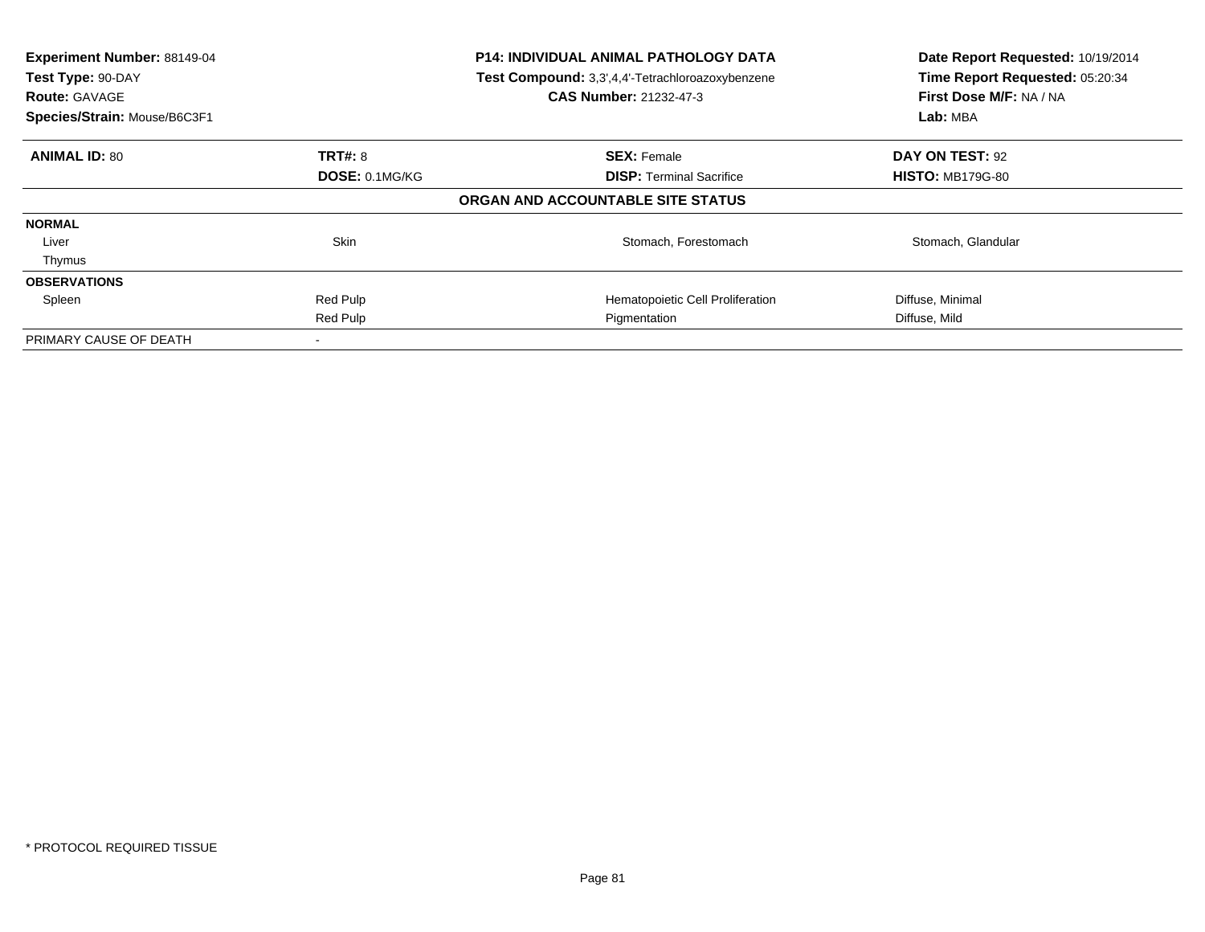| **Experiment Number:** 88149-04 | **P14: INDIVIDUAL ANIMAL PATHOLOGY DATA** | **Date Report Requested:** 10/19/2014 |
|---|---|---|
| **Test Type:** 90-DAY | **Test Compound:** 3,3',4,4'-Tetrachloroazoxybenzene | **Time Report Requested:** 05:20:34 |
| **Route:** GAVAGE | **CAS Number:** 21232-47-3 | **First Dose M/F:** NA / NA |
| **Species/Strain:** Mouse/B6C3F1 | | **Lab:** MBA |

| **ANIMAL ID:** 80 | **TRT#:** 8 | **SEX:** Female | **DAY ON TEST:** 92 |
|---|---|---|---|
| | **DOSE:** 0.1MG/KG | **DISP:** Terminal Sacrifice | **HISTO:** MB179G-80 |
| **ORGAN AND ACCOUNTABLE SITE STATUS** | | | |
| **NORMAL** | | | |
| Liver | Skin | Stomach, Forestomach | Stomach, Glandular |
| Thymus | | | |
| **OBSERVATIONS** | | | |
| Spleen | Red Pulp | Hematopoietic Cell Proliferation | Diffuse, Minimal |
| | Red Pulp | Pigmentation | Diffuse, Mild |
| PRIMARY CAUSE OF DEATH | - | | |

* PROTOCOL REQUIRED TISSUE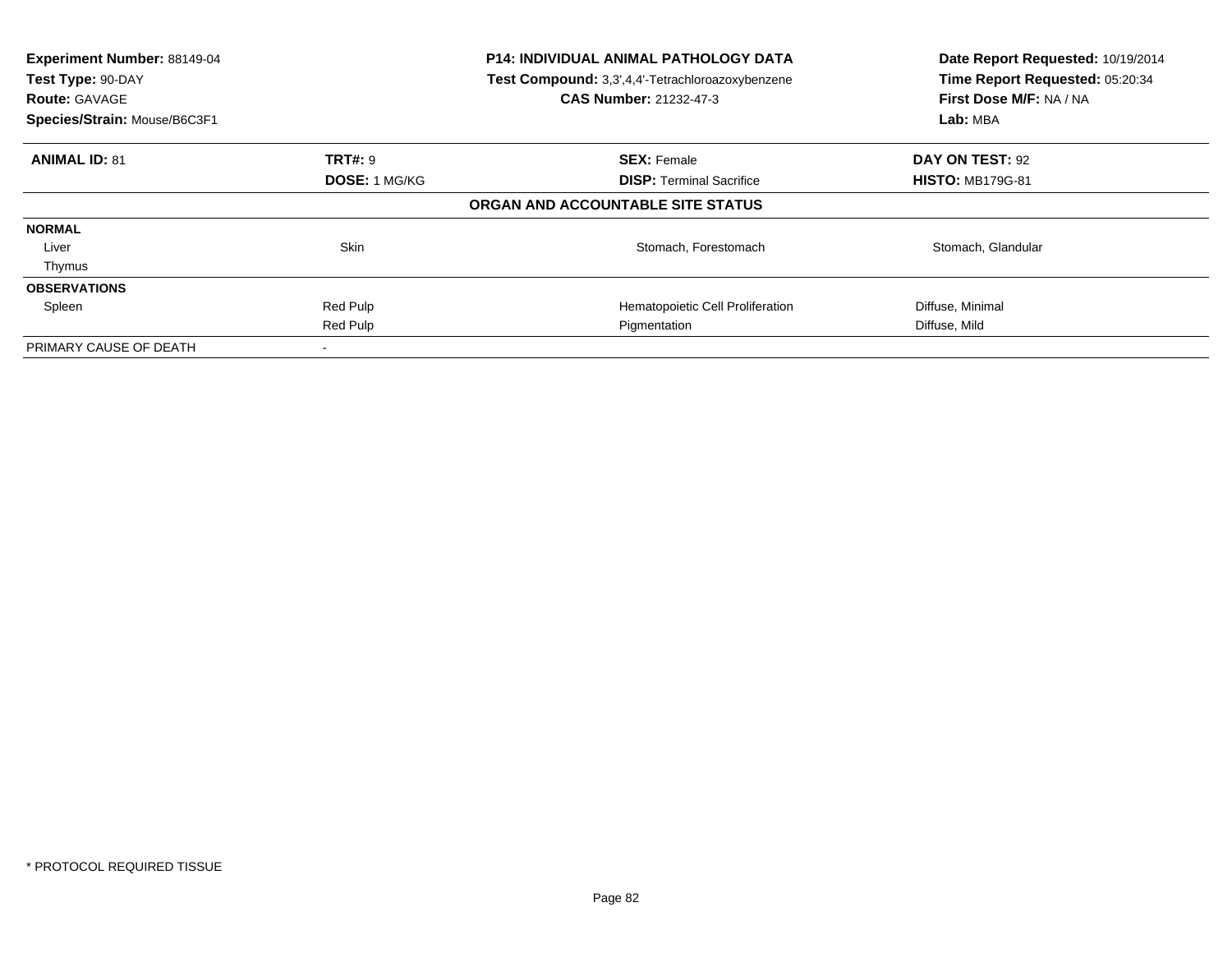**Experiment Number:** 88149-04
**Test Type:** 90-DAY
**Route:** GAVAGE
**Species/Strain:** Mouse/B6C3F1

**P14: INDIVIDUAL ANIMAL PATHOLOGY DATA**
**Test Compound:** 3,3',4,4'-Tetrachloroazoxybenzene
**CAS Number:** 21232-47-3

**Date Report Requested:** 10/19/2014
**Time Report Requested:** 05:20:34
**First Dose M/F:** NA / NA
**Lab:** MBA

| **ANIMAL ID:** 81 | **TRT#:** 9 | **SEX:** Female | **DAY ON TEST:** 92 |
|---|---|---|---|
| | **DOSE:** 1 MG/KG | **DISP:** Terminal Sacrifice | **HISTO:** MB179G-81 |

**ORGAN AND ACCOUNTABLE SITE STATUS**

| | | | |
|---|---|---|---|
| **NORMAL** | | | |
| Liver | Skin | Stomach, Forestomach | Stomach, Glandular |
| Thymus | | | |
| **OBSERVATIONS** | | | |
| Spleen | Red Pulp | Hematopoietic Cell Proliferation | Diffuse, Minimal |
| | Red Pulp | Pigmentation | Diffuse, Mild |
| PRIMARY CAUSE OF DEATH | - | | |

* PROTOCOL REQUIRED TISSUE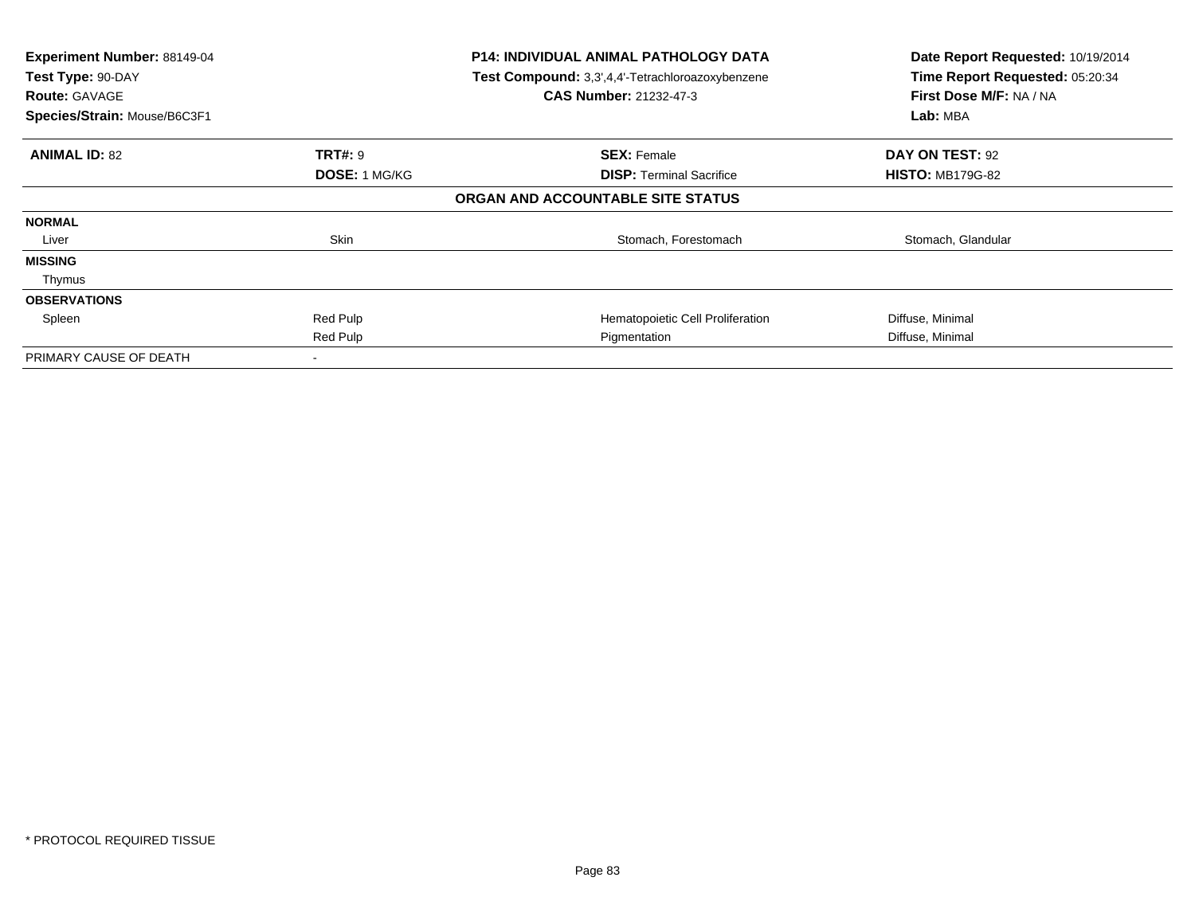**Experiment Number:** 88149-04
**Test Type:** 90-DAY
**Route:** GAVAGE
**Species/Strain:** Mouse/B6C3F1

**P14: INDIVIDUAL ANIMAL PATHOLOGY DATA**
**Test Compound:** 3,3',4,4'-Tetrachloroazoxybenzene
**CAS Number:** 21232-47-3

**Date Report Requested:** 10/19/2014
**Time Report Requested:** 05:20:34
**First Dose M/F:** NA / NA
**Lab:** MBA

| **ANIMAL ID:** 82 | **TRT#:** 9 | **SEX:** Female | **DAY ON TEST:** 92 |
|---|---|---|---|
| | **DOSE:** 1 MG/KG | **DISP:** Terminal Sacrifice | **HISTO:** MB179G-82 |
| | | **ORGAN AND ACCOUNTABLE SITE STATUS** | |
| **NORMAL** | | | |
| Liver | Skin | Stomach, Forestomach | Stomach, Glandular |
| **MISSING** | | | |
| Thymus | | | |
| **OBSERVATIONS** | | | |
| Spleen | Red Pulp | Hematopoietic Cell Proliferation | Diffuse, Minimal |
| | Red Pulp | Pigmentation | Diffuse, Minimal |
| PRIMARY CAUSE OF DEATH | - | | |

* PROTOCOL REQUIRED TISSUE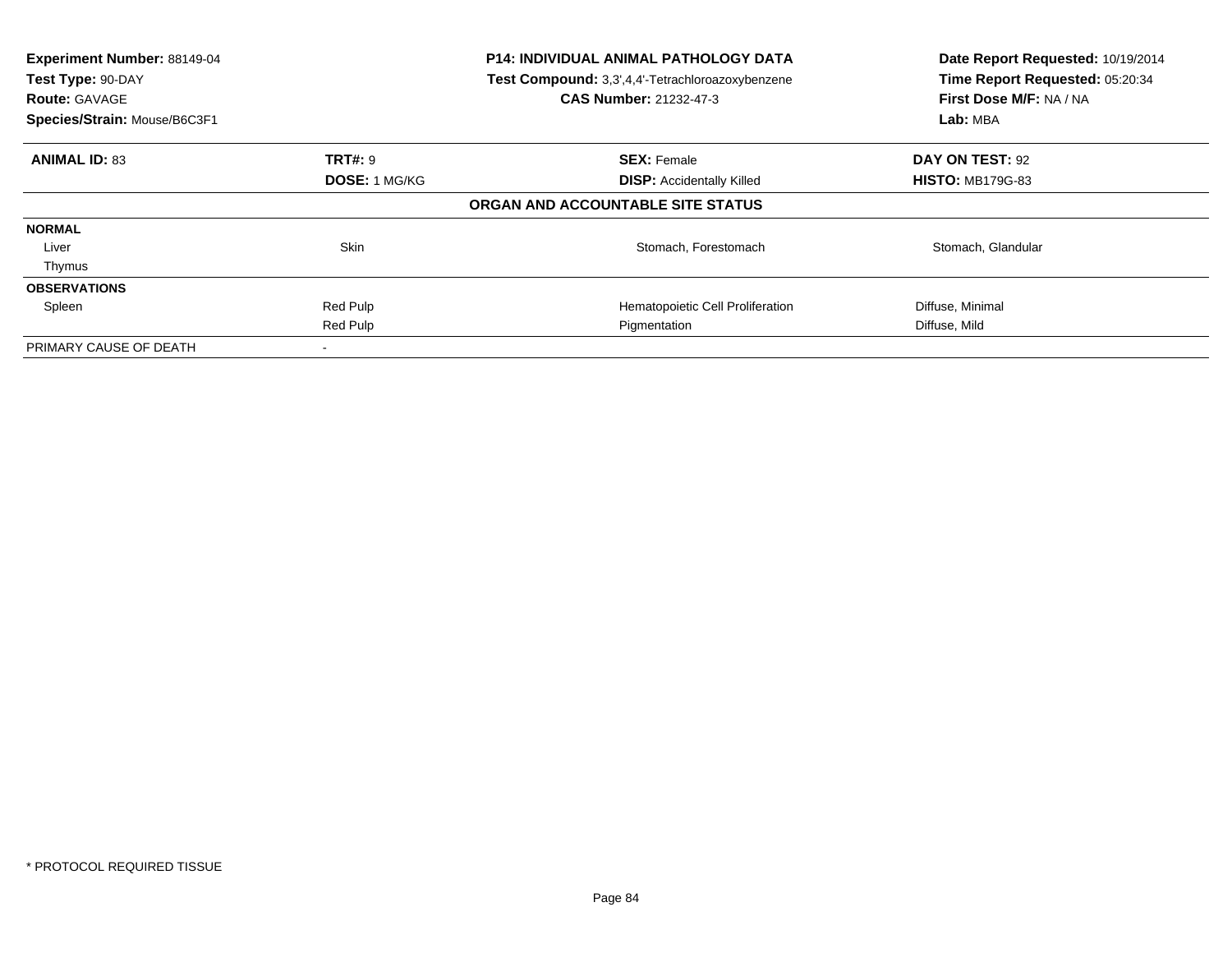**Experiment Number:** 88149-04
**Test Type:** 90-DAY
**Route:** GAVAGE
**Species/Strain:** Mouse/B6C3F1

**P14: INDIVIDUAL ANIMAL PATHOLOGY DATA**
**Test Compound:** 3,3',4,4'-Tetrachloroazoxybenzene
**CAS Number:** 21232-47-3

**Date Report Requested:** 10/19/2014
**Time Report Requested:** 05:20:34
**First Dose M/F:** NA / NA
**Lab:** MBA

| **ANIMAL ID:** 83 | **TRT#:** 9 | **SEX:** Female | **DAY ON TEST:** 92 |
|---|---|---|---|
| | **DOSE:** 1 MG/KG | **DISP:** Accidentally Killed | **HISTO:** MB179G-83 |

**ORGAN AND ACCOUNTABLE SITE STATUS**

| | | | |
|---|---|---|---|
| **NORMAL** | | | |
| Liver | Skin | Stomach, Forestomach | Stomach, Glandular |
| Thymus | | | |
| **OBSERVATIONS** | | | |
| Spleen | Red Pulp | Hematopoietic Cell Proliferation | Diffuse, Minimal |
| | Red Pulp | Pigmentation | Diffuse, Mild |
| PRIMARY CAUSE OF DEATH | - | | |

* PROTOCOL REQUIRED TISSUE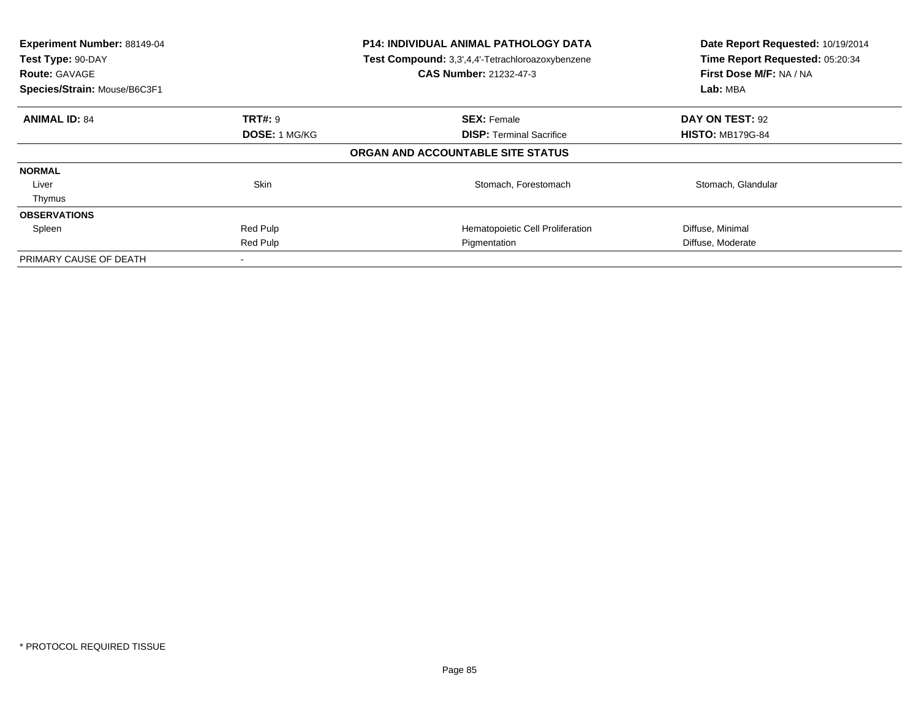| **Experiment Number:** 88149-04 | **P14: INDIVIDUAL ANIMAL PATHOLOGY DATA** | **Date Report Requested:** 10/19/2014 |
|---|---|---|
| **Test Type:** 90-DAY | **Test Compound:** 3,3',4,4'-Tetrachloroazoxybenzene | **Time Report Requested:** 05:20:34 |
| **Route:** GAVAGE | **CAS Number:** 21232-47-3 | **First Dose M/F:** NA / NA |
| **Species/Strain:** Mouse/B6C3F1 | | **Lab:** MBA |

| **ANIMAL ID:** 84 | **TRT#:** 9 | **SEX:** Female | **DAY ON TEST:** 92 |
|---|---|---|---|
| | **DOSE:** 1 MG/KG | **DISP:** Terminal Sacrifice | **HISTO:** MB179G-84 |
| **ORGAN AND ACCOUNTABLE SITE STATUS** | | | |
| **NORMAL** | | | |
| Liver | Skin | Stomach, Forestomach | Stomach, Glandular |
| Thymus | | | |
| **OBSERVATIONS** | | | |
| Spleen | Red Pulp | Hematopoietic Cell Proliferation | Diffuse, Minimal |
| | Red Pulp | Pigmentation | Diffuse, Moderate |
| PRIMARY CAUSE OF DEATH | - | | |

* PROTOCOL REQUIRED TISSUE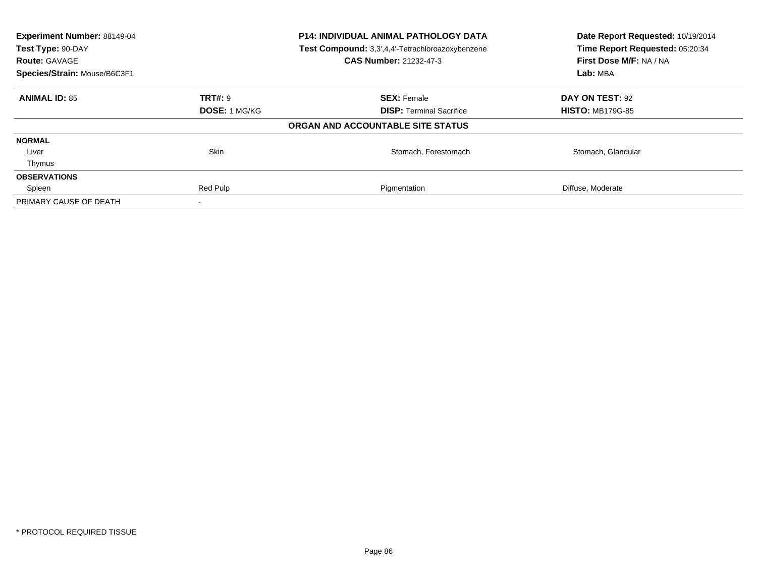**Experiment Number:** 88149-04
**Test Type:** 90-DAY
**Route:** GAVAGE
**Species/Strain:** Mouse/B6C3F1

**P14: INDIVIDUAL ANIMAL PATHOLOGY DATA**
**Test Compound:** 3,3',4,4'-Tetrachloroazoxybenzene
**CAS Number:** 21232-47-3

**Date Report Requested:** 10/19/2014
**Time Report Requested:** 05:20:34
**First Dose M/F:** NA / NA
**Lab:** MBA

| **ANIMAL ID:** 85 | **TRT#:** 9 | **SEX:** Female | **DAY ON TEST:** 92 |
|---|---|---|---|
| | **DOSE:** 1 MG/KG | **DISP:** Terminal Sacrifice | **HISTO:** MB179G-85 |

**ORGAN AND ACCOUNTABLE SITE STATUS**

| | | | |
|---|---|---|---|
| **NORMAL** | | | |
| Liver | Skin | Stomach, Forestomach | Stomach, Glandular |
| Thymus | | | |
| **OBSERVATIONS** | | | |
| Spleen | Red Pulp | Pigmentation | Diffuse, Moderate |
| PRIMARY CAUSE OF DEATH | - | | |

* PROTOCOL REQUIRED TISSUE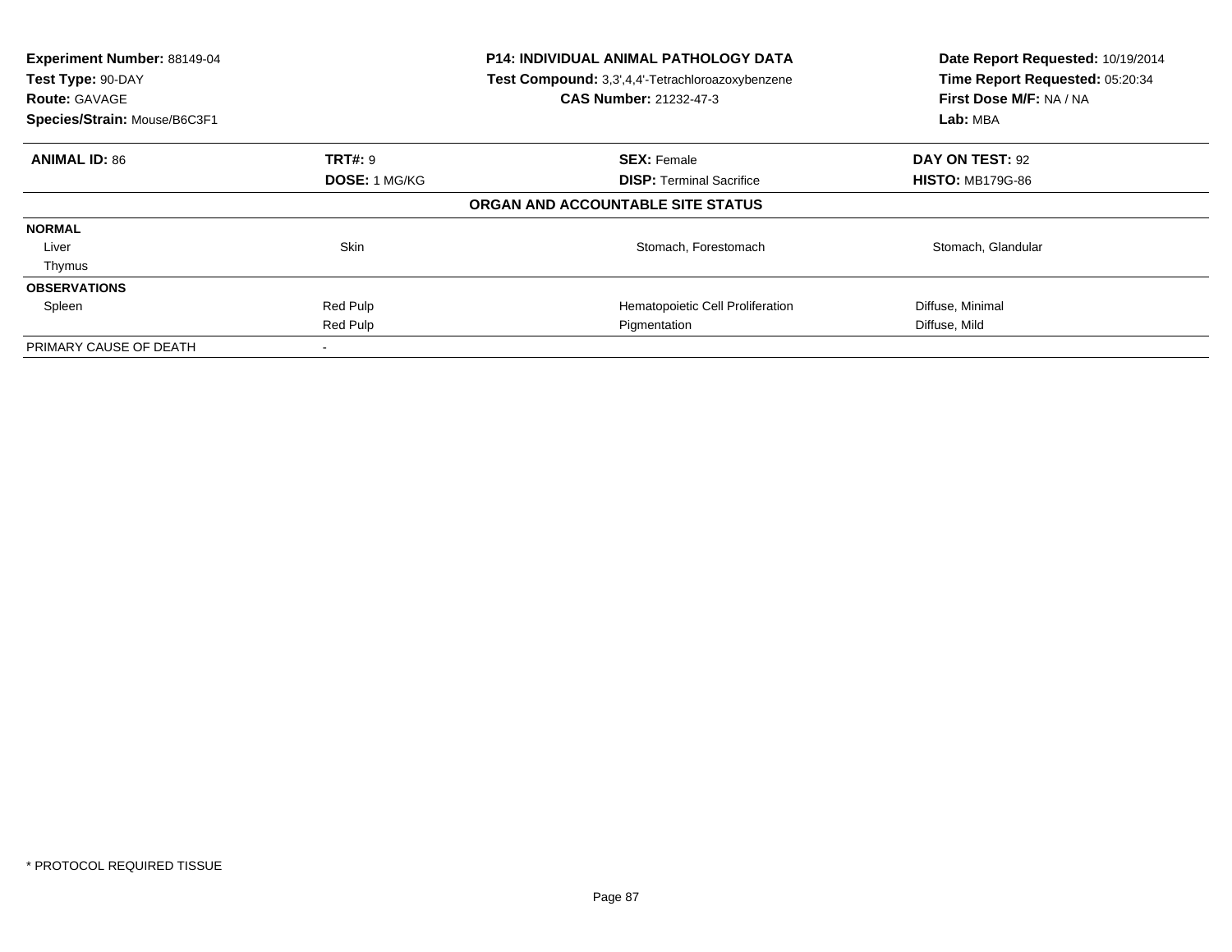| Experiment Number: 88149-04 | P14: INDIVIDUAL ANIMAL PATHOLOGY DATA | Date Report Requested: 10/19/2014 |
|---|---|---|
| Test Type: 90-DAY | Test Compound: 3,3',4,4'-Tetrachloroazoxybenzene | Time Report Requested: 05:20:34 |
| Route: GAVAGE | CAS Number: 21232-47-3 | First Dose M/F: NA / NA |
| Species/Strain: Mouse/B6C3F1 | | Lab: MBA |

| ANIMAL ID: 86 | TRT#: 9 | SEX: Female | DAY ON TEST: 92 |
|---|---|---|---|
| | DOSE: 1 MG/KG | DISP: Terminal Sacrifice | HISTO: MB179G-86 |

**ORGAN AND ACCOUNTABLE SITE STATUS**

| | | | |
|---|---|---|---|
| **NORMAL** | | | |
| Liver | Skin | Stomach, Forestomach | Stomach, Glandular |
| Thymus | | | |
| **OBSERVATIONS** | | | |
| Spleen | Red Pulp | Hematopoietic Cell Proliferation | Diffuse, Minimal |
| | Red Pulp | Pigmentation | Diffuse, Mild |
| PRIMARY CAUSE OF DEATH | - | | |

* PROTOCOL REQUIRED TISSUE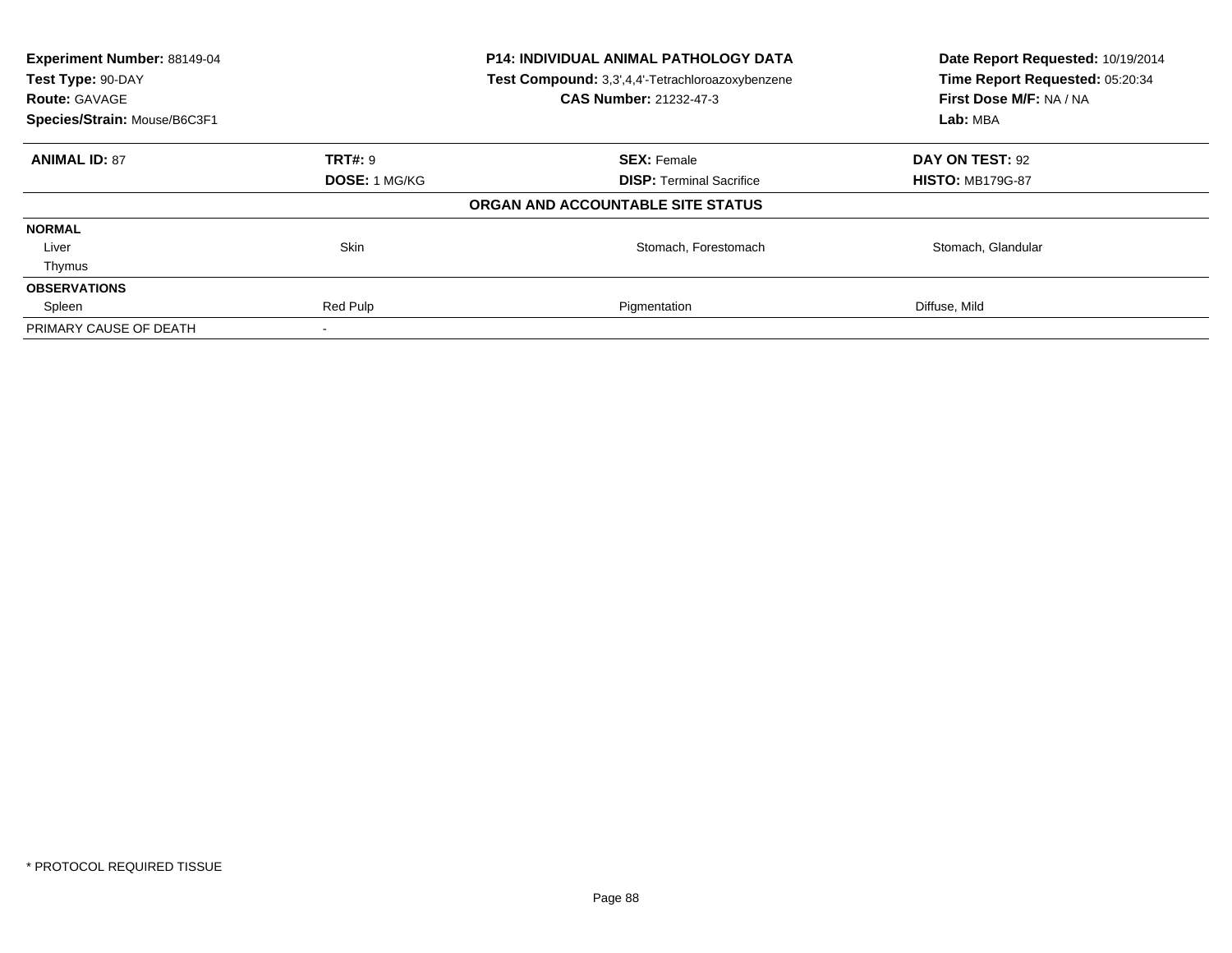**Experiment Number:** 88149-04
**Test Type:** 90-DAY
**Route:** GAVAGE
**Species/Strain:** Mouse/B6C3F1

**P14: INDIVIDUAL ANIMAL PATHOLOGY DATA**
**Test Compound:** 3,3',4,4'-Tetrachloroazoxybenzene
**CAS Number:** 21232-47-3

**Date Report Requested:** 10/19/2014
**Time Report Requested:** 05:20:34
**First Dose M/F:** NA / NA
**Lab:** MBA

| **ANIMAL ID:** 87 | **TRT#:** 9 | **SEX:** Female | **DAY ON TEST:** 92 |
|---|---|---|---|
| | **DOSE:** 1 MG/KG | **DISP:** Terminal Sacrifice | **HISTO:** MB179G-87 |
| | | **ORGAN AND ACCOUNTABLE SITE STATUS** | |
| **NORMAL** | | | |
| Liver | Skin | Stomach, Forestomach | Stomach, Glandular |
| Thymus | | | |
| **OBSERVATIONS** | | | |
| Spleen | Red Pulp | Pigmentation | Diffuse, Mild |
| PRIMARY CAUSE OF DEATH | - | | |

\* PROTOCOL REQUIRED TISSUE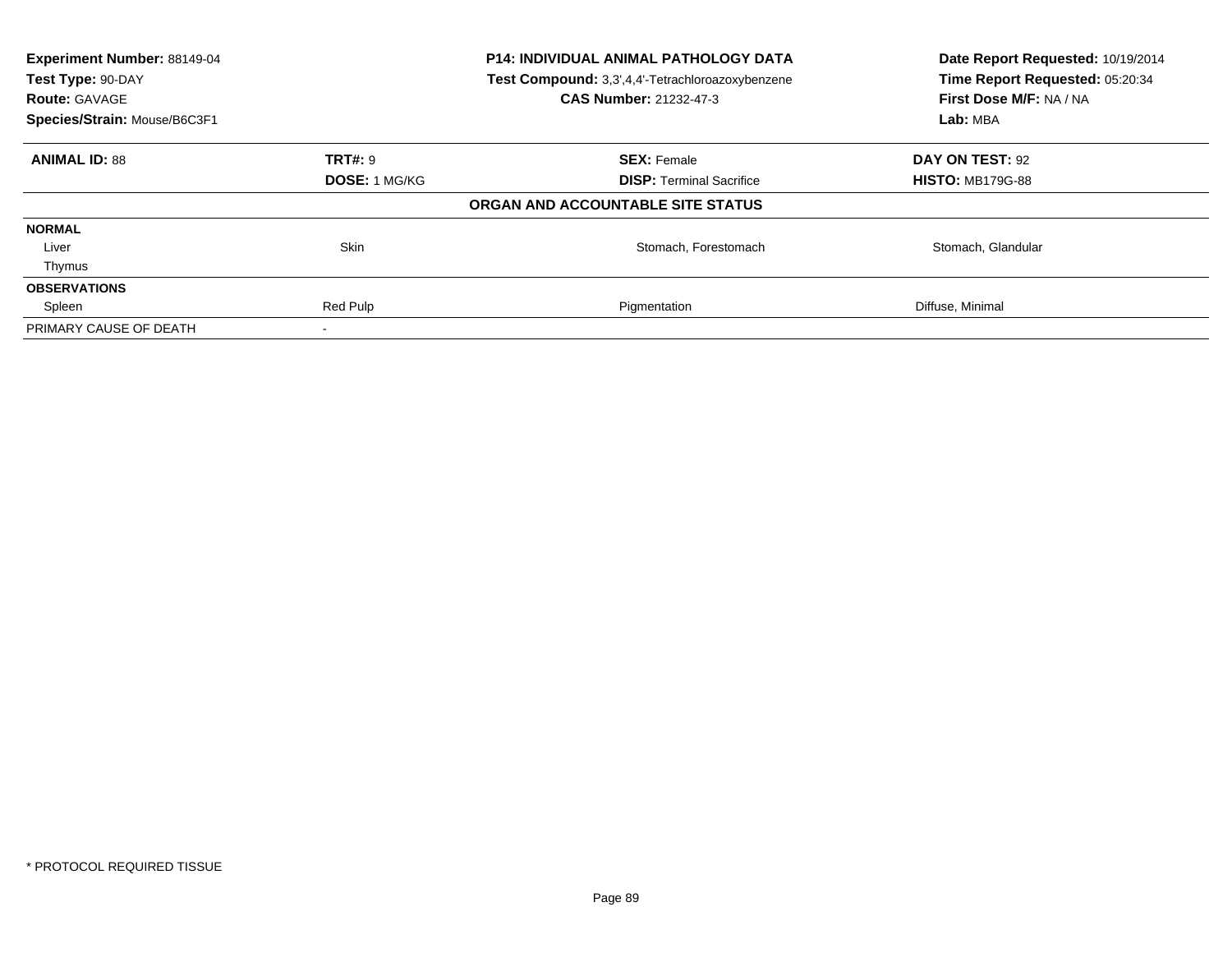**Experiment Number:** 88149-04
**Test Type:** 90-DAY
**Route:** GAVAGE
**Species/Strain:** Mouse/B6C3F1

**P14: INDIVIDUAL ANIMAL PATHOLOGY DATA**
**Test Compound:** 3,3',4,4'-Tetrachloroazoxybenzene
**CAS Number:** 21232-47-3

**Date Report Requested:** 10/19/2014
**Time Report Requested:** 05:20:34
**First Dose M/F:** NA / NA
**Lab:** MBA

| **ANIMAL ID:** 88 | **TRT#:** 9 | **SEX:** Female | **DAY ON TEST:** 92 |
|---|---|---|---|
| | **DOSE:** 1 MG/KG | **DISP:** Terminal Sacrifice | **HISTO:** MB179G-88 |

**ORGAN AND ACCOUNTABLE SITE STATUS**

| | | | |
|---|---|---|---|
| **NORMAL** | | | |
| Liver | Skin | Stomach, Forestomach | Stomach, Glandular |
| Thymus | | | |
| **OBSERVATIONS** | | | |
| Spleen | Red Pulp | Pigmentation | Diffuse, Minimal |
| PRIMARY CAUSE OF DEATH | - | | |

* PROTOCOL REQUIRED TISSUE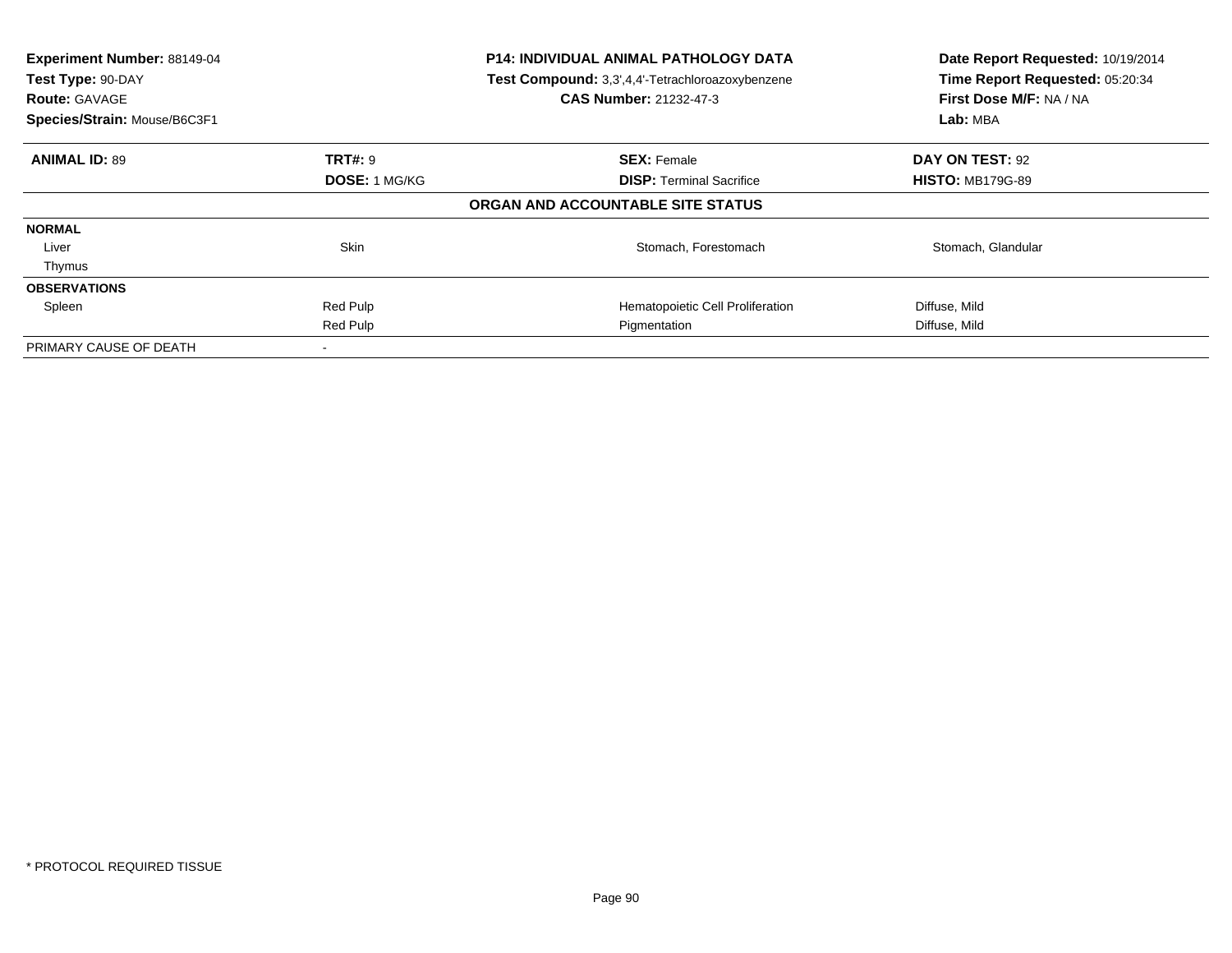**Experiment Number:** 88149-04
**Test Type:** 90-DAY
**Route:** GAVAGE
**Species/Strain:** Mouse/B6C3F1

**P14: INDIVIDUAL ANIMAL PATHOLOGY DATA**
**Test Compound:** 3,3',4,4'-Tetrachloroazoxybenzene
**CAS Number:** 21232-47-3

**Date Report Requested:** 10/19/2014
**Time Report Requested:** 05:20:34
**First Dose M/F:** NA / NA
**Lab:** MBA

| **ANIMAL ID:** 89 | **TRT#:** 9 | **SEX:** Female | **DAY ON TEST:** 92 |
|---|---|---|---|
| | **DOSE:** 1 MG/KG | **DISP:** Terminal Sacrifice | **HISTO:** MB179G-89 |

**ORGAN AND ACCOUNTABLE SITE STATUS**

| | | | |
|---|---|---|---|
| **NORMAL** | | | |
| Liver | Skin | Stomach, Forestomach | Stomach, Glandular |
| Thymus | | | |
| **OBSERVATIONS** | | | |
| Spleen | Red Pulp | Hematopoietic Cell Proliferation | Diffuse, Mild |
| | Red Pulp | Pigmentation | Diffuse, Mild |
| PRIMARY CAUSE OF DEATH | - | | |

\* PROTOCOL REQUIRED TISSUE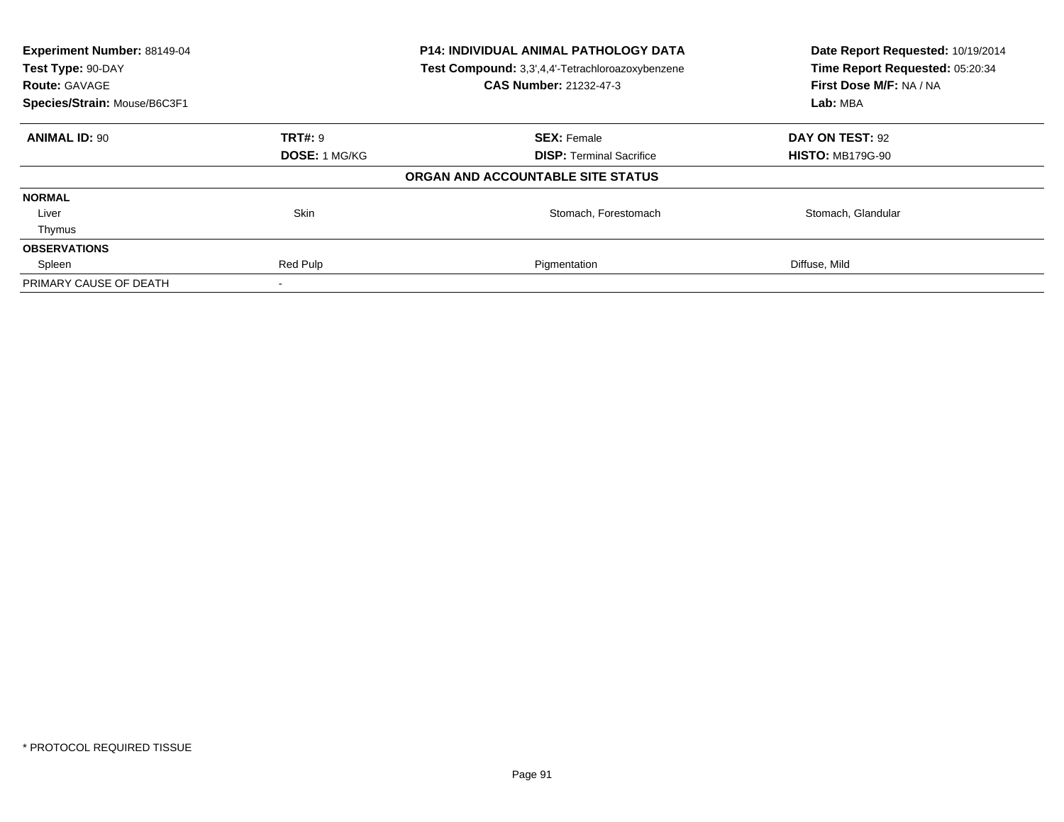**Experiment Number:** 88149-04
**Test Type:** 90-DAY
**Route:** GAVAGE
**Species/Strain:** Mouse/B6C3F1

**P14: INDIVIDUAL ANIMAL PATHOLOGY DATA**
**Test Compound:** 3,3',4,4'-Tetrachloroazoxybenzene
**CAS Number:** 21232-47-3

**Date Report Requested:** 10/19/2014
**Time Report Requested:** 05:20:34
**First Dose M/F:** NA / NA
**Lab:** MBA

| **ANIMAL ID:** 90 | **TRT#:** 9 | **SEX:** Female | **DAY ON TEST:** 92 |
|---|---|---|---|
| | **DOSE:** 1 MG/KG | **DISP:** Terminal Sacrifice | **HISTO:** MB179G-90 |
| | | **ORGAN AND ACCOUNTABLE SITE STATUS** | |
| **NORMAL** | | | |
| Liver | Skin | Stomach, Forestomach | Stomach, Glandular |
| Thymus | | | |
| **OBSERVATIONS** | | | |
| Spleen | Red Pulp | Pigmentation | Diffuse, Mild |
| PRIMARY CAUSE OF DEATH | - | | |

* PROTOCOL REQUIRED TISSUE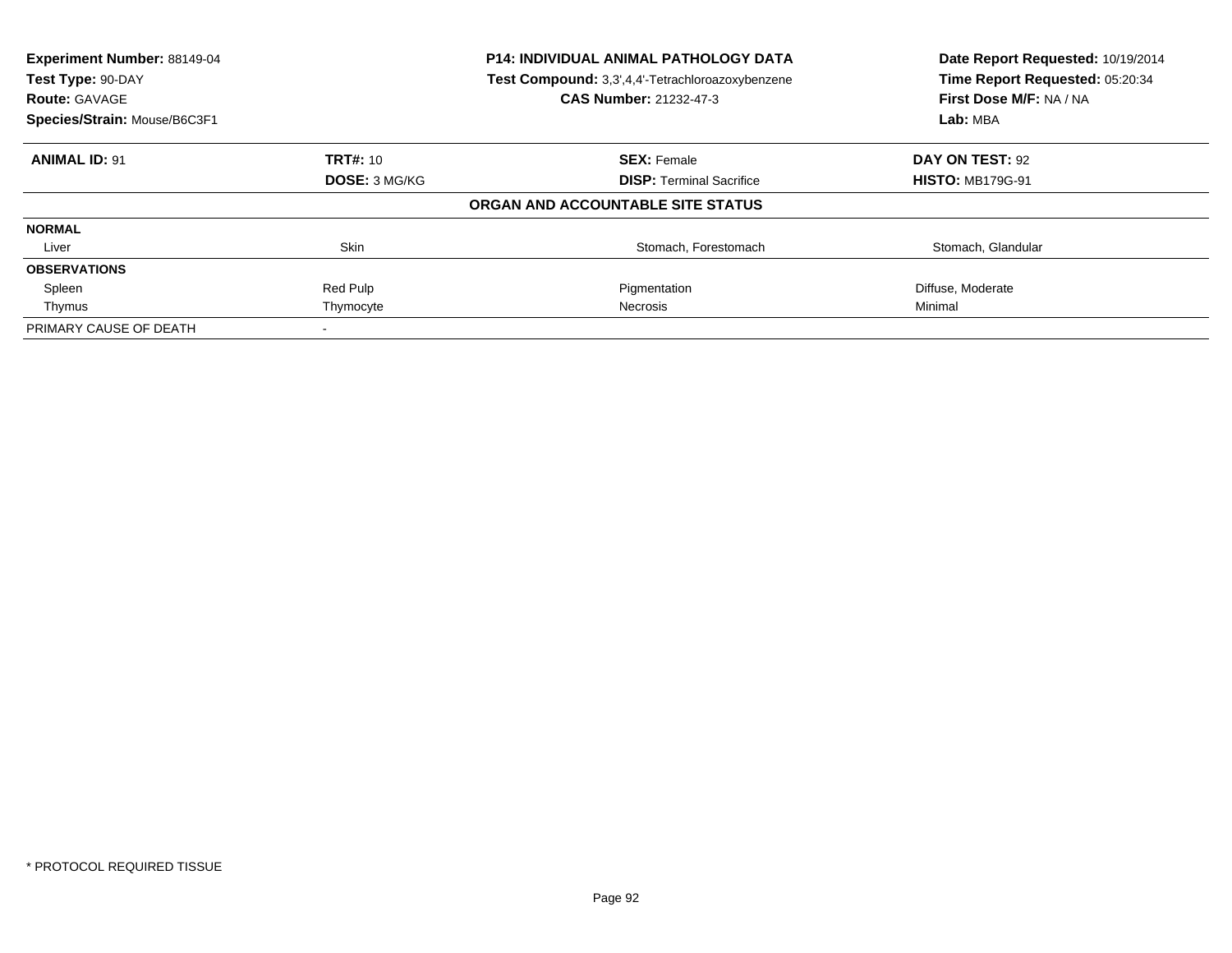**Experiment Number:** 88149-04
**Test Type:** 90-DAY
**Route:** GAVAGE
**Species/Strain:** Mouse/B6C3F1

**P14: INDIVIDUAL ANIMAL PATHOLOGY DATA**
**Test Compound:** 3,3',4,4'-Tetrachloroazoxybenzene
**CAS Number:** 21232-47-3

**Date Report Requested:** 10/19/2014
**Time Report Requested:** 05:20:34
**First Dose M/F:** NA / NA
**Lab:** MBA

| **ANIMAL ID:** 91 | **TRT#:** 10 | **SEX:** Female | **DAY ON TEST:** 92 |
|---|---|---|---|
| | **DOSE:** 3 MG/KG | **DISP:** Terminal Sacrifice | **HISTO:** MB179G-91 |
| | | **ORGAN AND ACCOUNTABLE SITE STATUS** | |
| **NORMAL** | | | |
| Liver | Skin | Stomach, Forestomach | Stomach, Glandular |
| **OBSERVATIONS** | | | |
| Spleen | Red Pulp | Pigmentation | Diffuse, Moderate |
| Thymus | Thymocyte | Necrosis | Minimal |
| PRIMARY CAUSE OF DEATH | - | | |

\* PROTOCOL REQUIRED TISSUE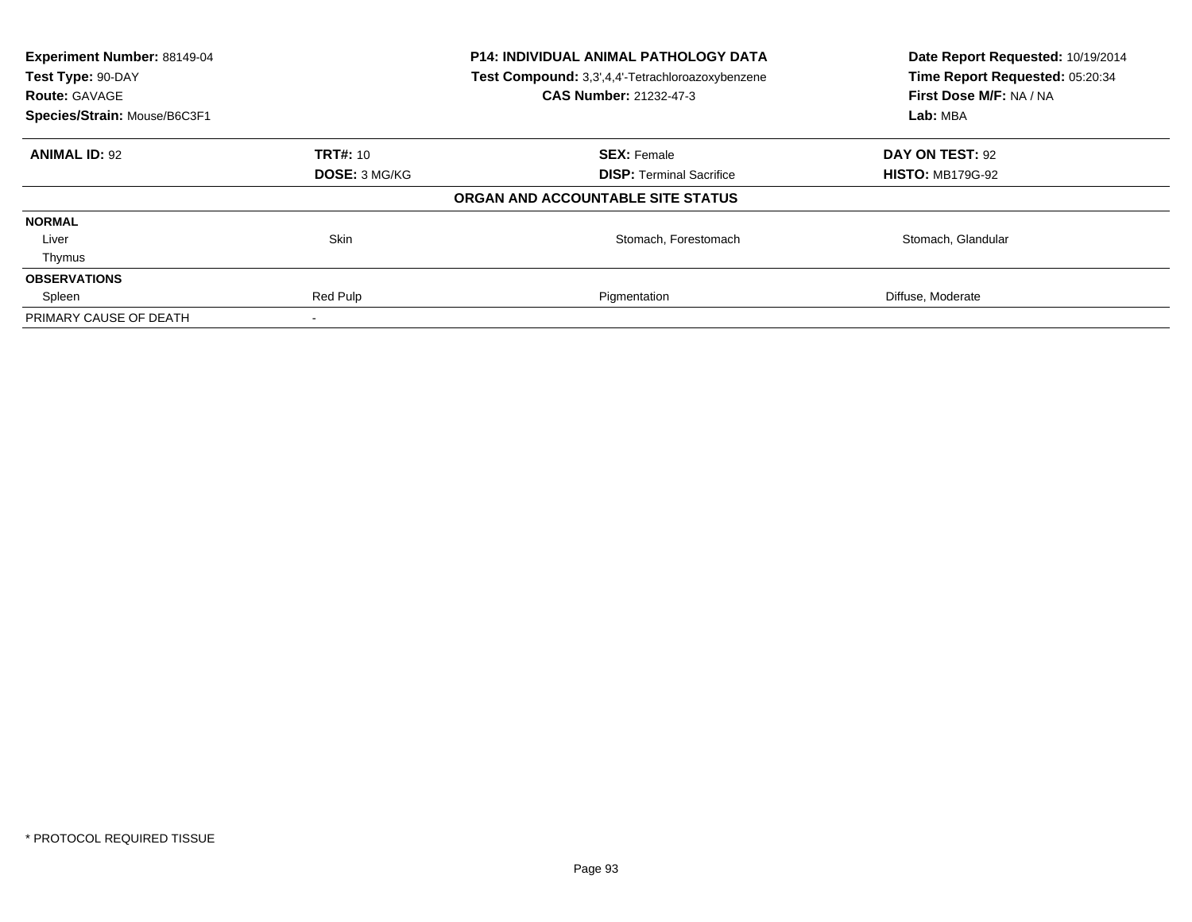| **Experiment Number:** 88149-04 | **P14: INDIVIDUAL ANIMAL PATHOLOGY DATA** | **Date Report Requested:** 10/19/2014 |
|---|---|---|
| **Test Type:** 90-DAY | **Test Compound:** 3,3',4,4'-Tetrachloroazoxybenzene | **Time Report Requested:** 05:20:34 |
| **Route:** GAVAGE | **CAS Number:** 21232-47-3 | **First Dose M/F:** NA / NA |
| **Species/Strain:** Mouse/B6C3F1 | | **Lab:** MBA |

| **ANIMAL ID:** 92 | **TRT#:** 10 | **SEX:** Female | **DAY ON TEST:** 92 |
|---|---|---|---|
| | **DOSE:** 3 MG/KG | **DISP:** Terminal Sacrifice | **HISTO:** MB179G-92 |
| | | **ORGAN AND ACCOUNTABLE SITE STATUS** | |
| **NORMAL** | | | |
| Liver | Skin | Stomach, Forestomach | Stomach, Glandular |
| Thymus | | | |
| **OBSERVATIONS** | | | |
| Spleen | Red Pulp | Pigmentation | Diffuse, Moderate |
| PRIMARY CAUSE OF DEATH | - | | |

* PROTOCOL REQUIRED TISSUE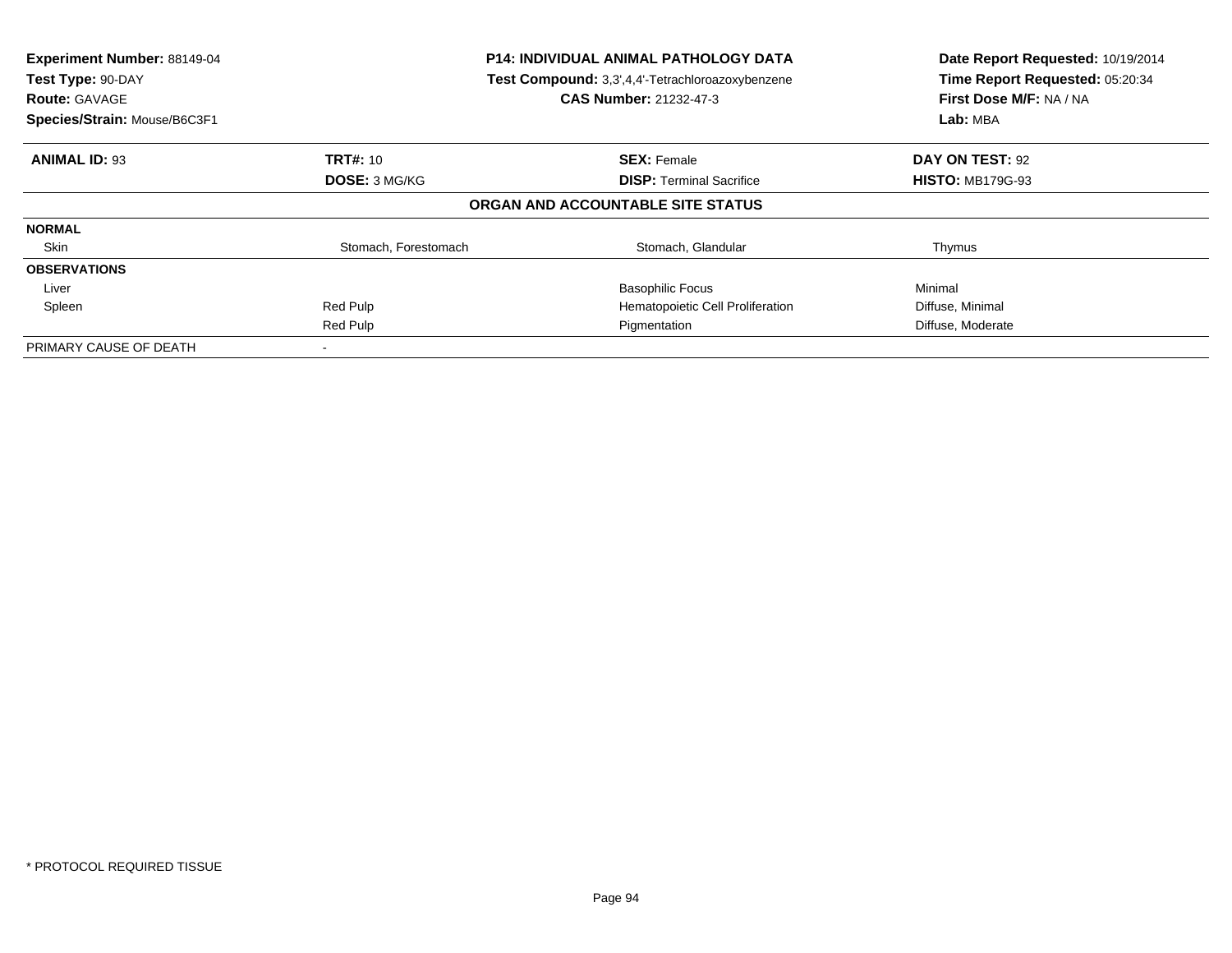**Experiment Number:** 88149-04
**Test Type:** 90-DAY
**Route:** GAVAGE
**Species/Strain:** Mouse/B6C3F1

**P14: INDIVIDUAL ANIMAL PATHOLOGY DATA**
**Test Compound:** 3,3',4,4'-Tetrachloroazoxybenzene
**CAS Number:** 21232-47-3

**Date Report Requested:** 10/19/2014
**Time Report Requested:** 05:20:34
**First Dose M/F:** NA / NA
**Lab:** MBA

| **ANIMAL ID:** 93 | **TRT#:** 10 | **SEX:** Female | **DAY ON TEST:** 92 |
|---|---|---|---|
| | **DOSE:** 3 MG/KG | **DISP:** Terminal Sacrifice | **HISTO:** MB179G-93 |

**ORGAN AND ACCOUNTABLE SITE STATUS**

| | | | |
|---|---|---|---|
| **NORMAL** | | | |
| Skin | Stomach, Forestomach | Stomach, Glandular | Thymus |
| **OBSERVATIONS** | | | |
| Liver | | Basophilic Focus | Minimal |
| Spleen | Red Pulp | Hematopoietic Cell Proliferation | Diffuse, Minimal |
| | Red Pulp | Pigmentation | Diffuse, Moderate |
| PRIMARY CAUSE OF DEATH | - | | |

\* PROTOCOL REQUIRED TISSUE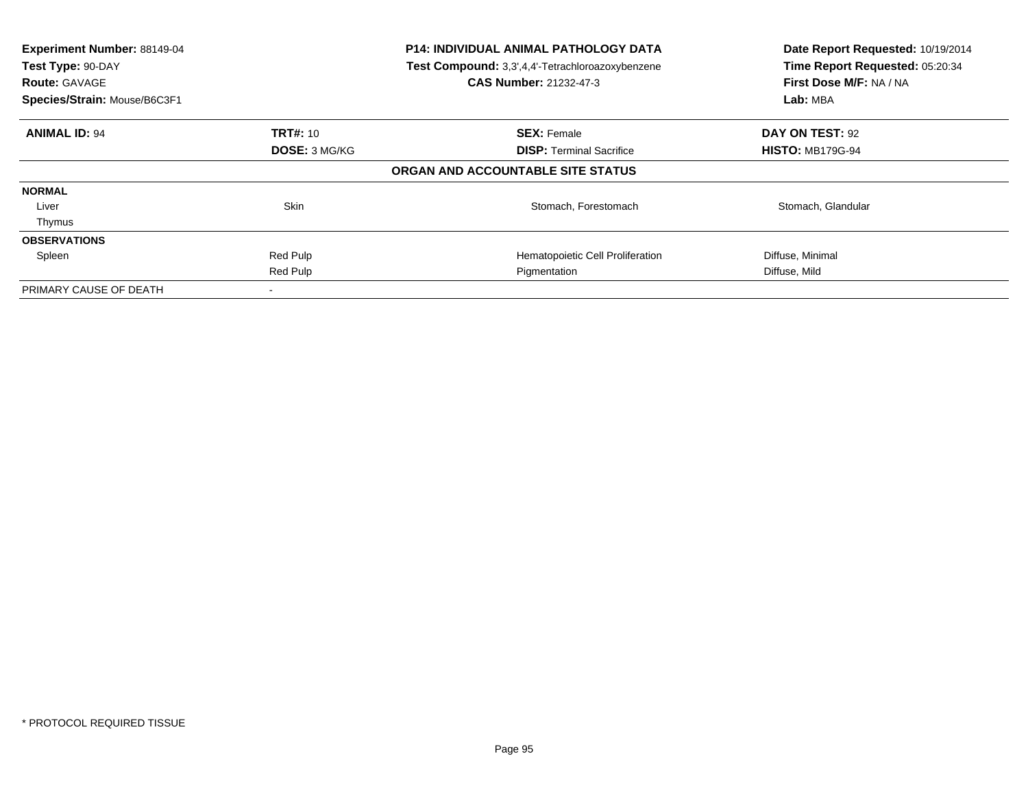**Experiment Number:** 88149-04
**Test Type:** 90-DAY
**Route:** GAVAGE
**Species/Strain:** Mouse/B6C3F1

**P14: INDIVIDUAL ANIMAL PATHOLOGY DATA**
**Test Compound:** 3,3',4,4'-Tetrachloroazoxybenzene
**CAS Number:** 21232-47-3

**Date Report Requested:** 10/19/2014
**Time Report Requested:** 05:20:34
**First Dose M/F:** NA / NA
**Lab:** MBA

| **ANIMAL ID:** 94 | **TRT#:** 10 | **SEX:** Female | **DAY ON TEST:** 92 |
|---|---|---|---|
| | **DOSE:** 3 MG/KG | **DISP:** Terminal Sacrifice | **HISTO:** MB179G-94 |

**ORGAN AND ACCOUNTABLE SITE STATUS**

| | | | |
|---|---|---|---|
| **NORMAL** | | | |
| Liver | Skin | Stomach, Forestomach | Stomach, Glandular |
| Thymus | | | |
| **OBSERVATIONS** | | | |
| Spleen | Red Pulp | Hematopoietic Cell Proliferation | Diffuse, Minimal |
| | Red Pulp | Pigmentation | Diffuse, Mild |
| PRIMARY CAUSE OF DEATH | - | | |

\* PROTOCOL REQUIRED TISSUE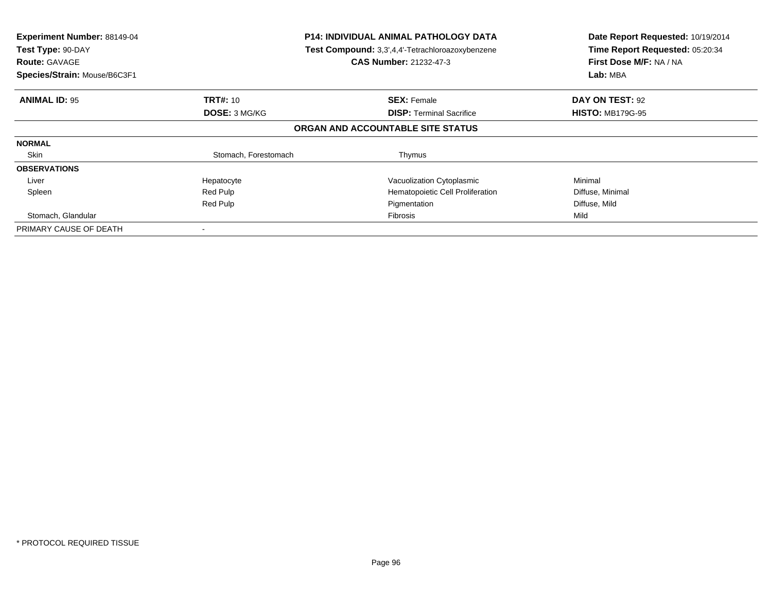**Experiment Number:** 88149-04
**Test Type:** 90-DAY
**Route:** GAVAGE
**Species/Strain:** Mouse/B6C3F1

**P14: INDIVIDUAL ANIMAL PATHOLOGY DATA**
**Test Compound:** 3,3',4,4'-Tetrachloroazoxybenzene
**CAS Number:** 21232-47-3

**Date Report Requested:** 10/19/2014
**Time Report Requested:** 05:20:34
**First Dose M/F:** NA / NA
**Lab:** MBA

| **ANIMAL ID:** 95 | **TRT#:** 10 | **SEX:** Female | **DAY ON TEST:** 92 |
|---|---|---|---|
| | **DOSE:** 3 MG/KG | **DISP:** Terminal Sacrifice | **HISTO:** MB179G-95 |

**ORGAN AND ACCOUNTABLE SITE STATUS**

| | | | |
|---|---|---|---|
| **NORMAL** | | | |
| Skin | Stomach, Forestomach | Thymus | |
| **OBSERVATIONS** | | | |
| Liver | Hepatocyte | Vacuolization Cytoplasmic | Minimal |
| Spleen | Red Pulp | Hematopoietic Cell Proliferation | Diffuse, Minimal |
| | Red Pulp | Pigmentation | Diffuse, Mild |
| Stomach, Glandular | | Fibrosis | Mild |
| PRIMARY CAUSE OF DEATH | - | | |

\* PROTOCOL REQUIRED TISSUE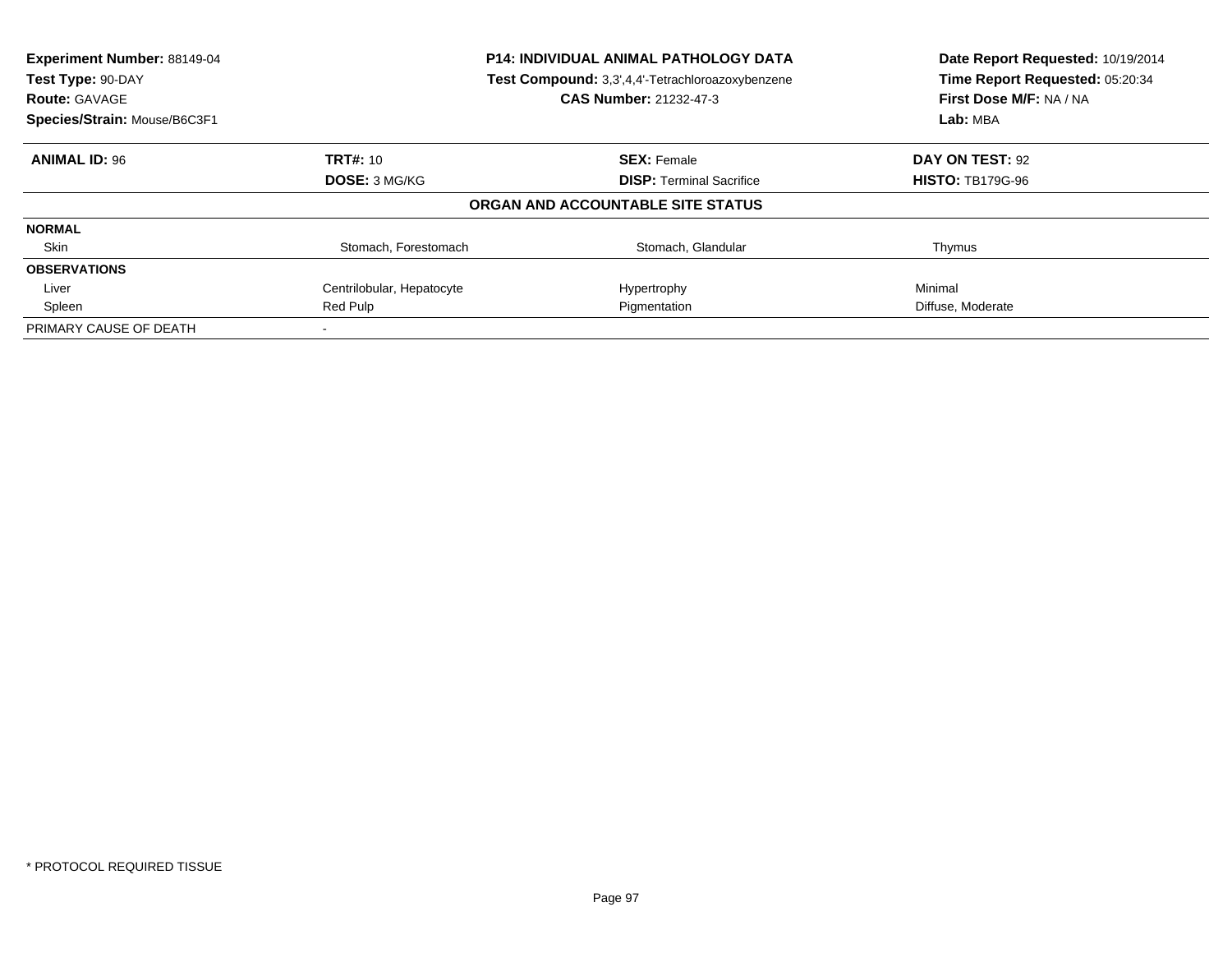**Experiment Number:** 88149-04
**Test Type:** 90-DAY
**Route:** GAVAGE
**Species/Strain:** Mouse/B6C3F1

**P14: INDIVIDUAL ANIMAL PATHOLOGY DATA**
**Test Compound:** 3,3',4,4'-Tetrachloroazoxybenzene
**CAS Number:** 21232-47-3

**Date Report Requested:** 10/19/2014
**Time Report Requested:** 05:20:34
**First Dose M/F:** NA / NA
**Lab:** MBA

| **ANIMAL ID:** 96 | **TRT#:** 10 | **SEX:** Female | **DAY ON TEST:** 92 |
|---|---|---|---|
| | **DOSE:** 3 MG/KG | **DISP:** Terminal Sacrifice | **HISTO:** TB179G-96 |

**ORGAN AND ACCOUNTABLE SITE STATUS**

| | | | |
|---|---|---|---|
| **NORMAL** | | | |
| Skin | Stomach, Forestomach | Stomach, Glandular | Thymus |
| **OBSERVATIONS** | | | |
| Liver | Centrilobular, Hepatocyte | Hypertrophy | Minimal |
| Spleen | Red Pulp | Pigmentation | Diffuse, Moderate |
| PRIMARY CAUSE OF DEATH | - | | |

\* PROTOCOL REQUIRED TISSUE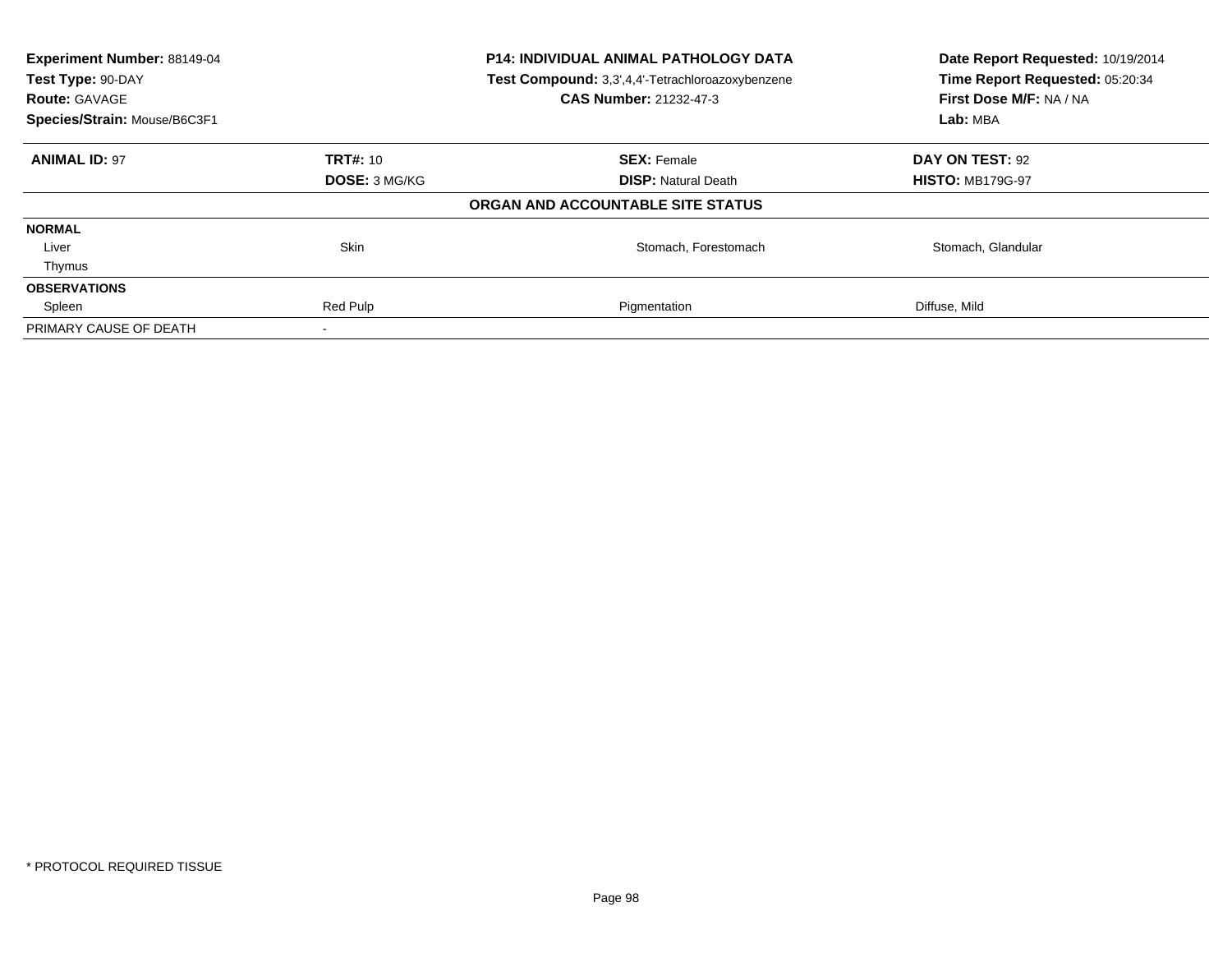**Experiment Number:** 88149-04
**Test Type:** 90-DAY
**Route:** GAVAGE
**Species/Strain:** Mouse/B6C3F1

**P14: INDIVIDUAL ANIMAL PATHOLOGY DATA**
**Test Compound:** 3,3',4,4'-Tetrachloroazoxybenzene
**CAS Number:** 21232-47-3

**Date Report Requested:** 10/19/2014
**Time Report Requested:** 05:20:34
**First Dose M/F:** NA / NA
**Lab:** MBA

| **ANIMAL ID:** 97 | **TRT#:** 10 | **SEX:** Female | **DAY ON TEST:** 92 |
|---|---|---|---|
| | **DOSE:** 3 MG/KG | **DISP:** Natural Death | **HISTO:** MB179G-97 |
| | | **ORGAN AND ACCOUNTABLE SITE STATUS** | |
| **NORMAL** | | | |
| Liver | Skin | Stomach, Forestomach | Stomach, Glandular |
| Thymus | | | |
| **OBSERVATIONS** | | | |
| Spleen | Red Pulp | Pigmentation | Diffuse, Mild |
| PRIMARY CAUSE OF DEATH | - | | |

* PROTOCOL REQUIRED TISSUE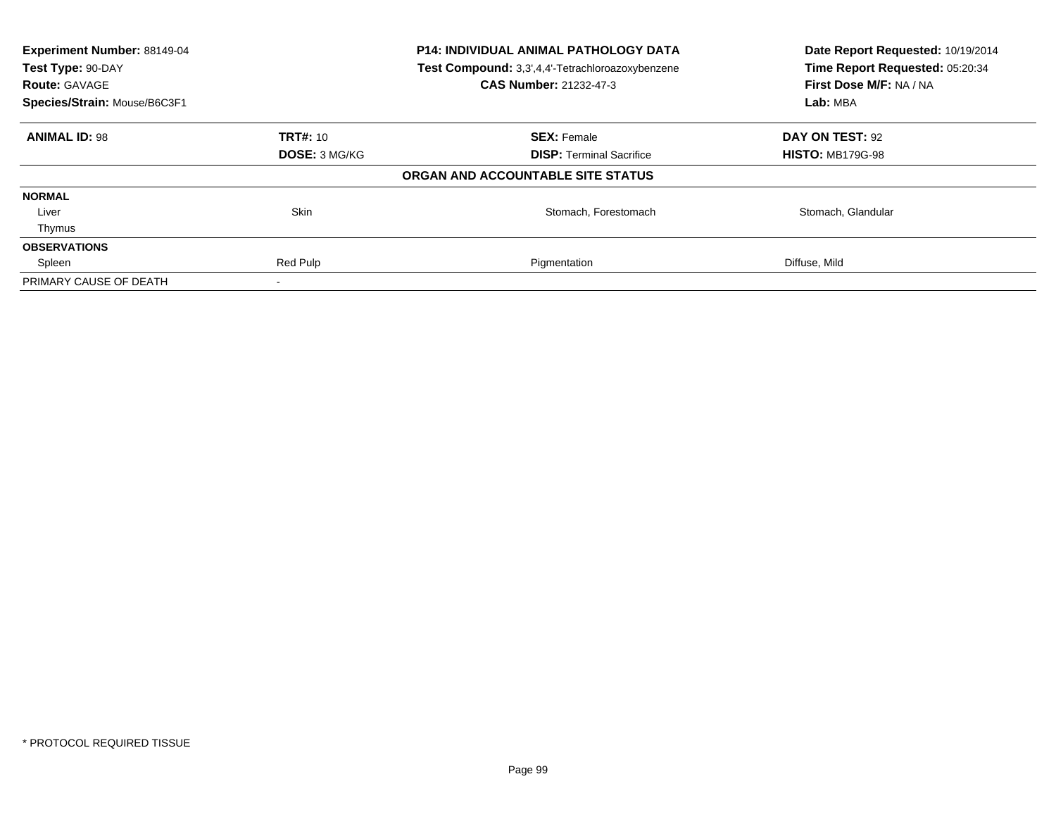**Experiment Number:** 88149-04
**Test Type:** 90-DAY
**Route:** GAVAGE
**Species/Strain:** Mouse/B6C3F1

**P14: INDIVIDUAL ANIMAL PATHOLOGY DATA**
**Test Compound:** 3,3',4,4'-Tetrachloroazoxybenzene
**CAS Number:** 21232-47-3

**Date Report Requested:** 10/19/2014
**Time Report Requested:** 05:20:34
**First Dose M/F:** NA / NA
**Lab:** MBA

| **ANIMAL ID:** 98 | **TRT#:** 10 | **SEX:** Female | **DAY ON TEST:** 92 |
|---|---|---|---|
| | **DOSE:** 3 MG/KG | **DISP:** Terminal Sacrifice | **HISTO:** MB179G-98 |

**ORGAN AND ACCOUNTABLE SITE STATUS**

| | | | |
|---|---|---|---|
| **NORMAL** | | | |
| Liver | Skin | Stomach, Forestomach | Stomach, Glandular |
| Thymus | | | |
| **OBSERVATIONS** | | | |
| Spleen | Red Pulp | Pigmentation | Diffuse, Mild |
| PRIMARY CAUSE OF DEATH | - | | |

* PROTOCOL REQUIRED TISSUE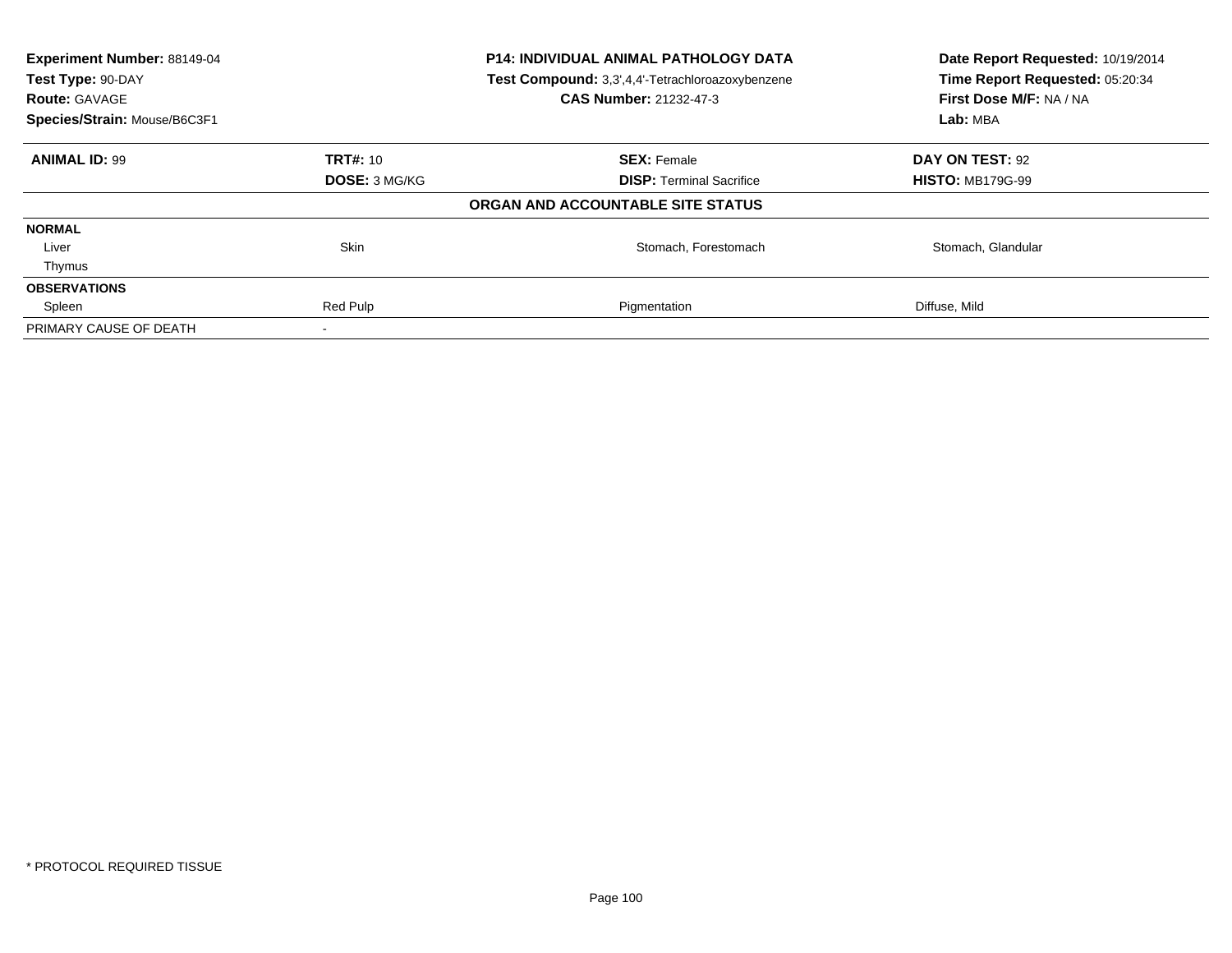**Experiment Number:** 88149-04
**Test Type:** 90-DAY
**Route:** GAVAGE
**Species/Strain:** Mouse/B6C3F1

**P14: INDIVIDUAL ANIMAL PATHOLOGY DATA**
**Test Compound:** 3,3',4,4'-Tetrachloroazoxybenzene
**CAS Number:** 21232-47-3

**Date Report Requested:** 10/19/2014
**Time Report Requested:** 05:20:34
**First Dose M/F:** NA / NA
**Lab:** MBA

| **ANIMAL ID:** 99 | **TRT#:** 10 | **SEX:** Female | **DAY ON TEST:** 92 |
|---|---|---|---|
| | **DOSE:** 3 MG/KG | **DISP:** Terminal Sacrifice | **HISTO:** MB179G-99 |
| | | **ORGAN AND ACCOUNTABLE SITE STATUS** | |
| **NORMAL** | | | |
| Liver | Skin | Stomach, Forestomach | Stomach, Glandular |
| Thymus | | | |
| **OBSERVATIONS** | | | |
| Spleen | Red Pulp | Pigmentation | Diffuse, Mild |
| PRIMARY CAUSE OF DEATH | - | | |

* PROTOCOL REQUIRED TISSUE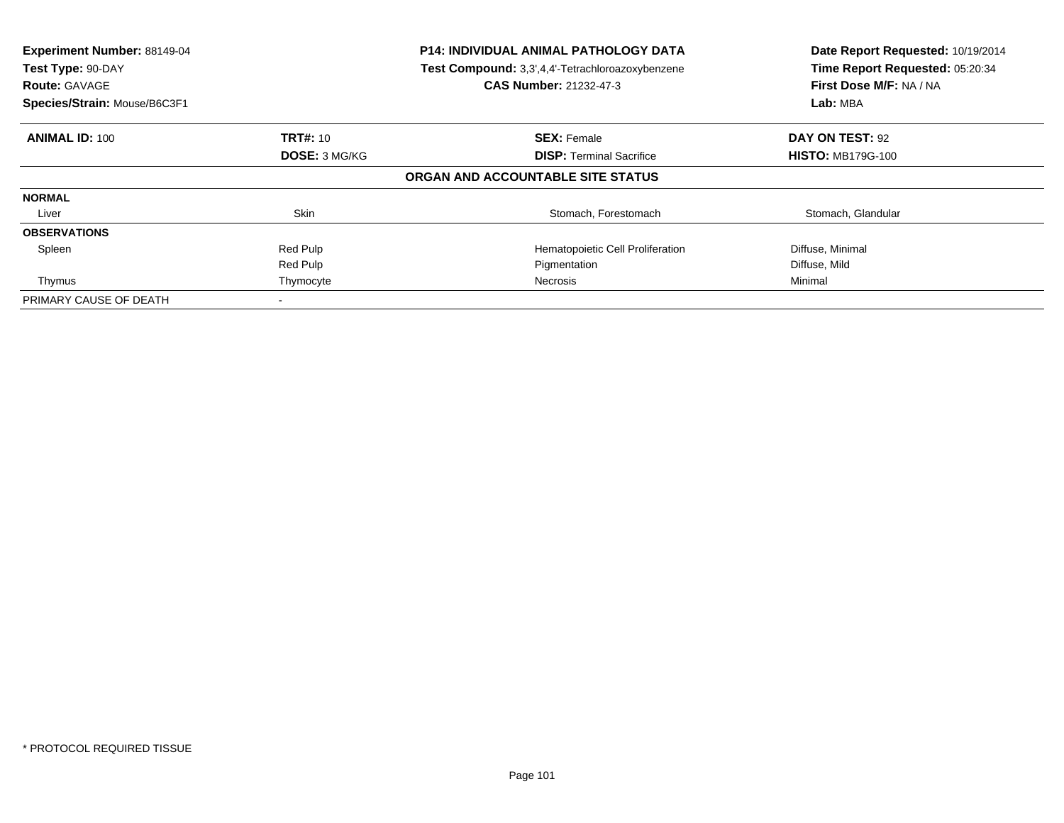**Experiment Number:** 88149-04
**Test Type:** 90-DAY
**Route:** GAVAGE
**Species/Strain:** Mouse/B6C3F1

**P14: INDIVIDUAL ANIMAL PATHOLOGY DATA**
**Test Compound:** 3,3',4,4'-Tetrachloroazoxybenzene
**CAS Number:** 21232-47-3

**Date Report Requested:** 10/19/2014
**Time Report Requested:** 05:20:34
**First Dose M/F:** NA / NA
**Lab:** MBA

| **ANIMAL ID:** 100 | **TRT#:** 10 | **SEX:** Female | **DAY ON TEST:** 92 |
|---|---|---|---|
| | **DOSE:** 3 MG/KG | **DISP:** Terminal Sacrifice | **HISTO:** MB179G-100 |

**ORGAN AND ACCOUNTABLE SITE STATUS**

| | | | |
|---|---|---|---|
| **NORMAL** | | | |
| Liver | Skin | Stomach, Forestomach | Stomach, Glandular |
| **OBSERVATIONS** | | | |
| Spleen | Red Pulp | Hematopoietic Cell Proliferation | Diffuse, Minimal |
| | Red Pulp | Pigmentation | Diffuse, Mild |
| Thymus | Thymocyte | Necrosis | Minimal |
| PRIMARY CAUSE OF DEATH | - | | |

* PROTOCOL REQUIRED TISSUE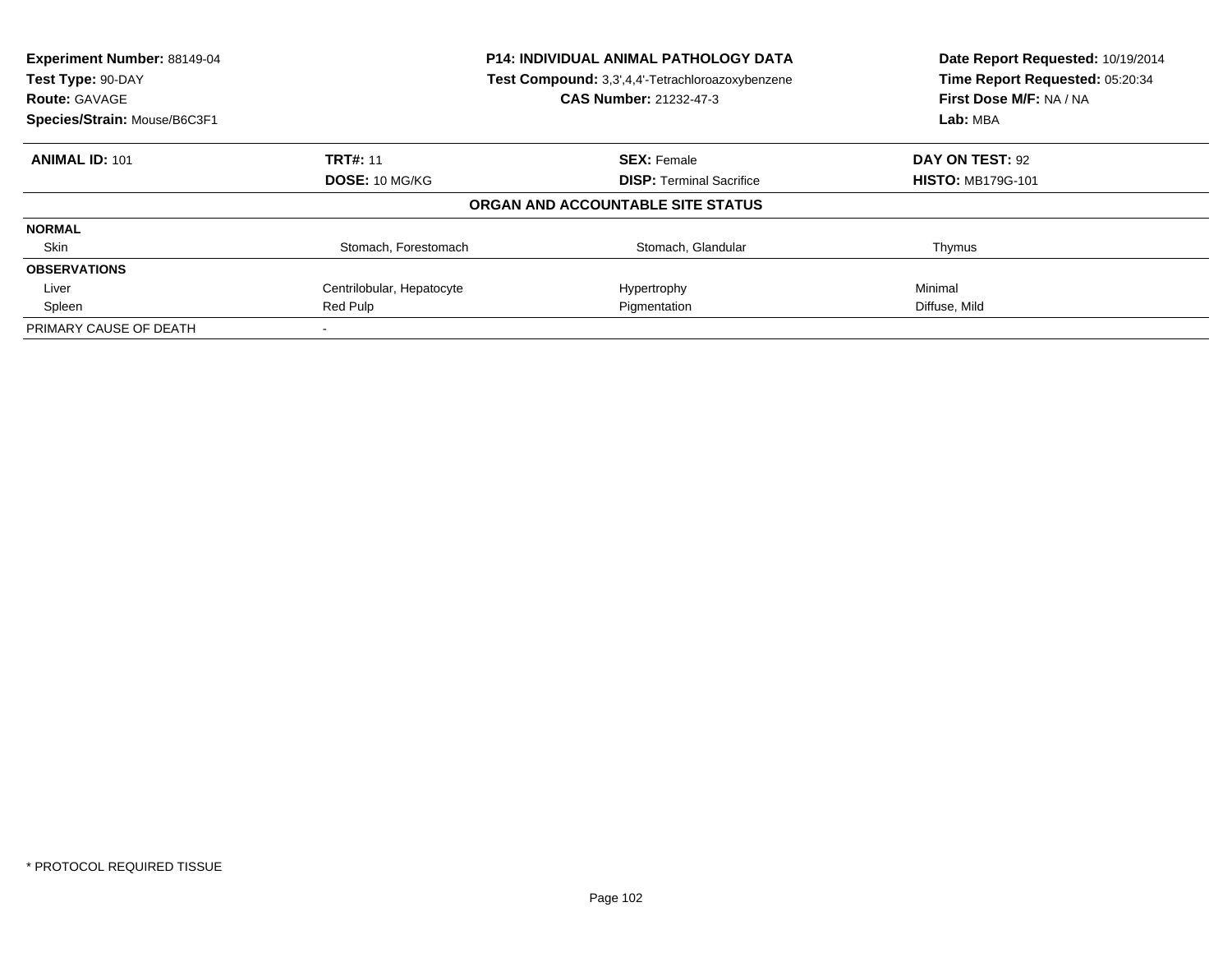| **Experiment Number:** 88149-04 | **P14: INDIVIDUAL ANIMAL PATHOLOGY DATA** | **Date Report Requested:** 10/19/2014 |
|---|---|---|
| **Test Type:** 90-DAY | **Test Compound:** 3,3',4,4'-Tetrachloroazoxybenzene | **Time Report Requested:** 05:20:34 |
| **Route:** GAVAGE | **CAS Number:** 21232-47-3 | **First Dose M/F:** NA / NA |
| **Species/Strain:** Mouse/B6C3F1 | | **Lab:** MBA |

| **ANIMAL ID:** 101 | **TRT#:** 11 | **SEX:** Female | **DAY ON TEST:** 92 |
|---|---|---|---|
| | **DOSE:** 10 MG/KG | **DISP:** Terminal Sacrifice | **HISTO:** MB179G-101 |

**ORGAN AND ACCOUNTABLE SITE STATUS**

| | | | |
|---|---|---|---|
| **NORMAL** | | | |
| Skin | Stomach, Forestomach | Stomach, Glandular | Thymus |
| **OBSERVATIONS** | | | |
| Liver | Centrilobular, Hepatocyte | Hypertrophy | Minimal |
| Spleen | Red Pulp | Pigmentation | Diffuse, Mild |
| PRIMARY CAUSE OF DEATH | - | | |

* PROTOCOL REQUIRED TISSUE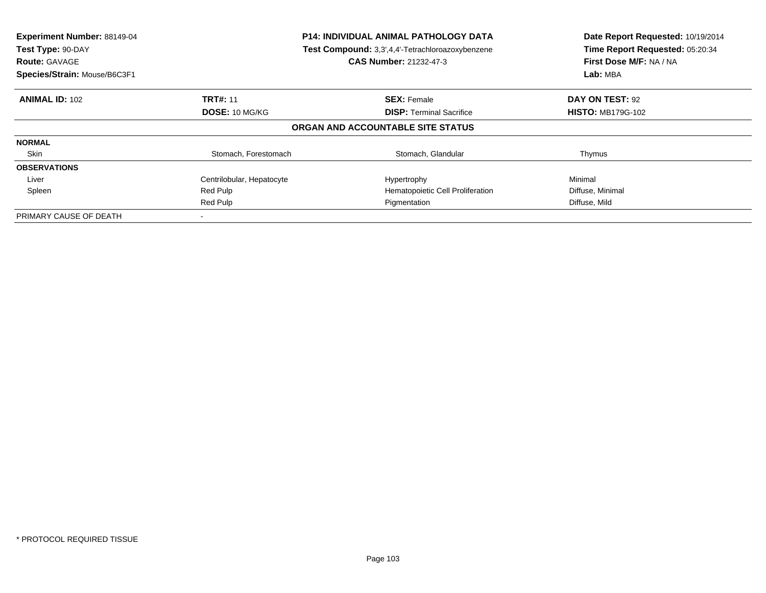**Experiment Number:** 88149-04
**Test Type:** 90-DAY
**Route:** GAVAGE
**Species/Strain:** Mouse/B6C3F1

**P14: INDIVIDUAL ANIMAL PATHOLOGY DATA**
**Test Compound:** 3,3',4,4'-Tetrachloroazoxybenzene
**CAS Number:** 21232-47-3

**Date Report Requested:** 10/19/2014
**Time Report Requested:** 05:20:34
**First Dose M/F:** NA / NA
**Lab:** MBA

| **ANIMAL ID:** 102 | **TRT#:** 11 | **SEX:** Female | **DAY ON TEST:** 92 |
|---|---|---|---|
| | **DOSE:** 10 MG/KG | **DISP:** Terminal Sacrifice | **HISTO:** MB179G-102 |

**ORGAN AND ACCOUNTABLE SITE STATUS**

| | | | |
|---|---|---|---|
| **NORMAL** | | | |
| Skin | Stomach, Forestomach | Stomach, Glandular | Thymus |
| **OBSERVATIONS** | | | |
| Liver | Centrilobular, Hepatocyte | Hypertrophy | Minimal |
| Spleen | Red Pulp | Hematopoietic Cell Proliferation | Diffuse, Minimal |
| | Red Pulp | Pigmentation | Diffuse, Mild |
| PRIMARY CAUSE OF DEATH | - | | |

* PROTOCOL REQUIRED TISSUE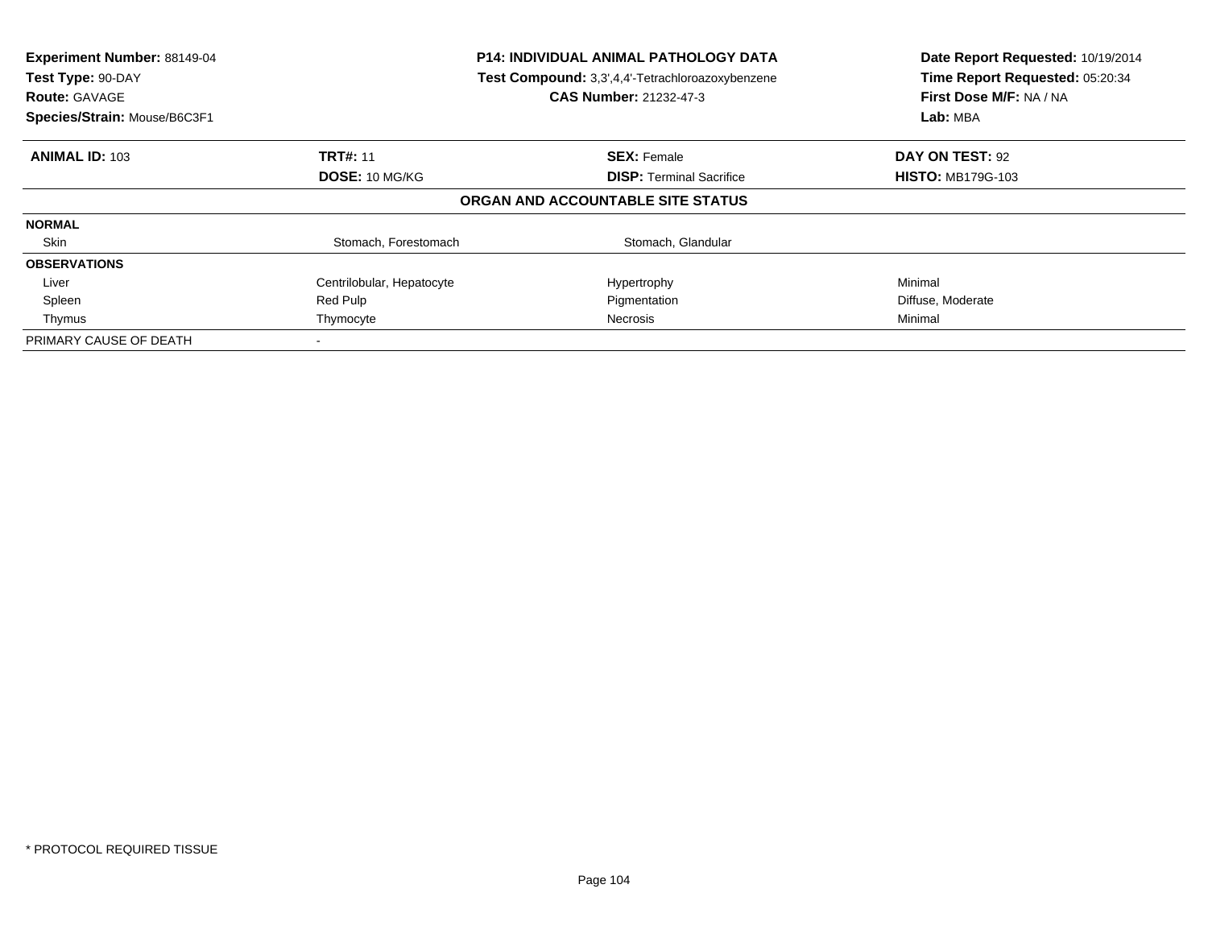**Experiment Number:** 88149-04
**Test Type:** 90-DAY
**Route:** GAVAGE
**Species/Strain:** Mouse/B6C3F1

**P14: INDIVIDUAL ANIMAL PATHOLOGY DATA**
**Test Compound:** 3,3',4,4'-Tetrachloroazoxybenzene
**CAS Number:** 21232-47-3

**Date Report Requested:** 10/19/2014
**Time Report Requested:** 05:20:34
**First Dose M/F:** NA / NA
**Lab:** MBA

| **ANIMAL ID:** 103 | **TRT#:** 11 | **SEX:** Female | **DAY ON TEST:** 92 |
|---|---|---|---|
| | **DOSE:** 10 MG/KG | **DISP:** Terminal Sacrifice | **HISTO:** MB179G-103 |

**ORGAN AND ACCOUNTABLE SITE STATUS**

| | | | |
|---|---|---|---|
| **NORMAL** | | | |
| Skin | Stomach, Forestomach | Stomach, Glandular | |
| **OBSERVATIONS** | | | |
| Liver | Centrilobular, Hepatocyte | Hypertrophy | Minimal |
| Spleen | Red Pulp | Pigmentation | Diffuse, Moderate |
| Thymus | Thymocyte | Necrosis | Minimal |
| PRIMARY CAUSE OF DEATH | - | | |

* PROTOCOL REQUIRED TISSUE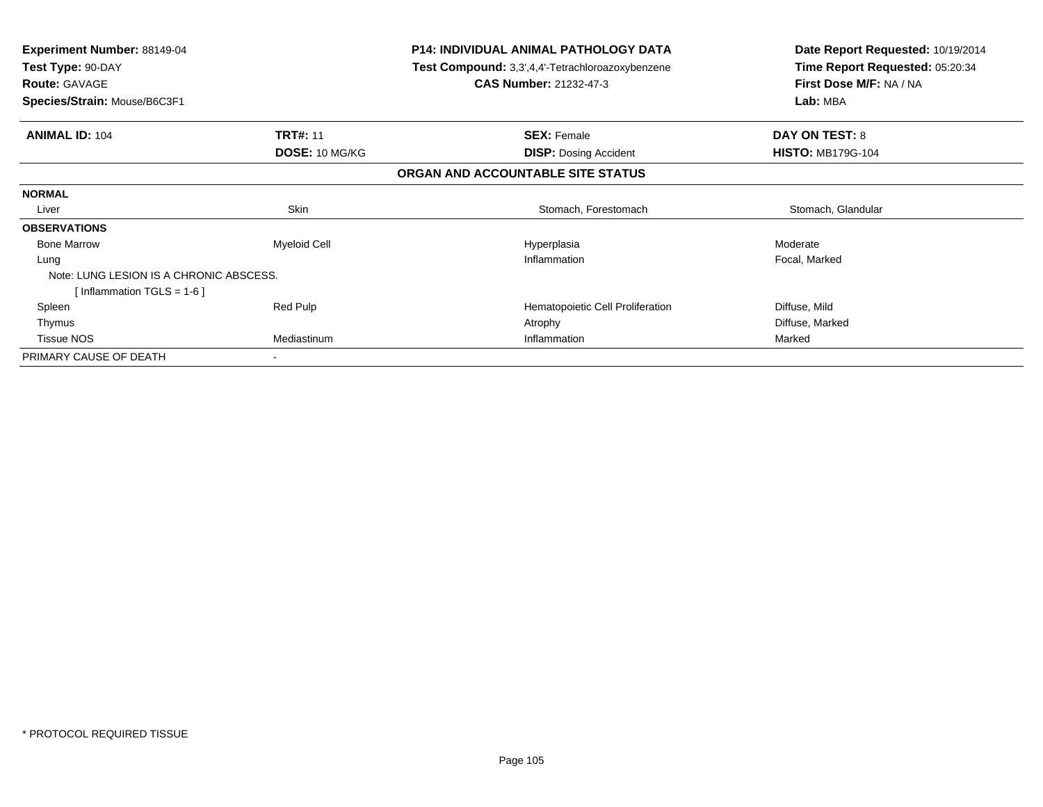**Experiment Number:** 88149-04
**Test Type:** 90-DAY
**Route:** GAVAGE
**Species/Strain:** Mouse/B6C3F1

**P14: INDIVIDUAL ANIMAL PATHOLOGY DATA**
**Test Compound:** 3,3',4,4'-Tetrachloroazoxybenzene
**CAS Number:** 21232-47-3

**Date Report Requested:** 10/19/2014
**Time Report Requested:** 05:20:34
**First Dose M/F:** NA / NA
**Lab:** MBA

| **ANIMAL ID:** 104 | **TRT#:** 11 | **SEX:** Female | **DAY ON TEST:** 8 |
|---|---|---|---|
| | **DOSE:** 10 MG/KG | **DISP:** Dosing Accident | **HISTO:** MB179G-104 |

**ORGAN AND ACCOUNTABLE SITE STATUS**

| | | | |
|---|---|---|---|
| **NORMAL** | | | |
| Liver | Skin | Stomach, Forestomach | Stomach, Glandular |
| **OBSERVATIONS** | | | |
| Bone Marrow | Myeloid Cell | Hyperplasia | Moderate |
| Lung | | Inflammation | Focal, Marked |
| Note: LUNG LESION IS A CHRONIC ABSCESS. | | | |
| [ Inflammation TGLS = 1-6 ] | | | |
| Spleen | Red Pulp | Hematopoietic Cell Proliferation | Diffuse, Mild |
| Thymus | | Atrophy | Diffuse, Marked |
| Tissue NOS | Mediastinum | Inflammation | Marked |
| PRIMARY CAUSE OF DEATH | - | | |

* PROTOCOL REQUIRED TISSUE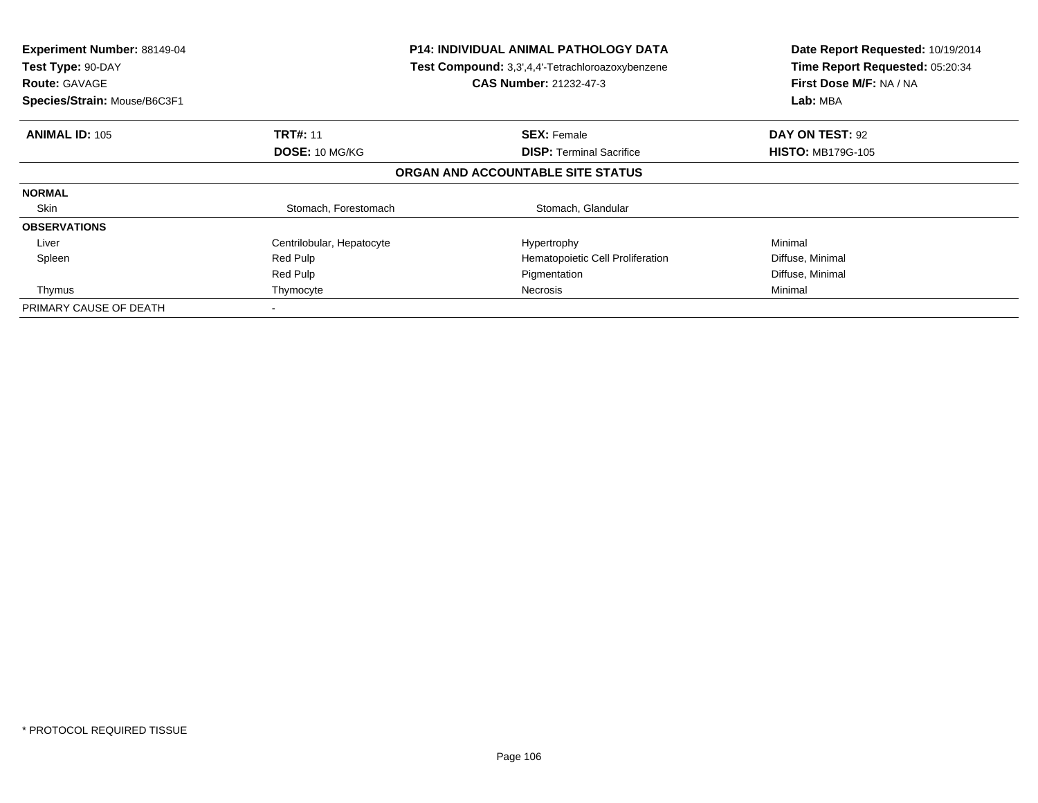**Experiment Number:** 88149-04
**Test Type:** 90-DAY
**Route:** GAVAGE
**Species/Strain:** Mouse/B6C3F1

**P14: INDIVIDUAL ANIMAL PATHOLOGY DATA**
**Test Compound:** 3,3',4,4'-Tetrachloroazoxybenzene
**CAS Number:** 21232-47-3

**Date Report Requested:** 10/19/2014
**Time Report Requested:** 05:20:34
**First Dose M/F:** NA / NA
**Lab:** MBA

| **ANIMAL ID:** 105 | **TRT#:** 11 | **SEX:** Female | **DAY ON TEST:** 92 |
|---|---|---|---|
| | **DOSE:** 10 MG/KG | **DISP:** Terminal Sacrifice | **HISTO:** MB179G-105 |

**ORGAN AND ACCOUNTABLE SITE STATUS**

| | | | |
|---|---|---|---|
| **NORMAL** | | | |
| Skin | Stomach, Forestomach | Stomach, Glandular | |
| **OBSERVATIONS** | | | |
| Liver | Centrilobular, Hepatocyte | Hypertrophy | Minimal |
| Spleen | Red Pulp | Hematopoietic Cell Proliferation | Diffuse, Minimal |
| | Red Pulp | Pigmentation | Diffuse, Minimal |
| Thymus | Thymocyte | Necrosis | Minimal |
| PRIMARY CAUSE OF DEATH | - | | |

* PROTOCOL REQUIRED TISSUE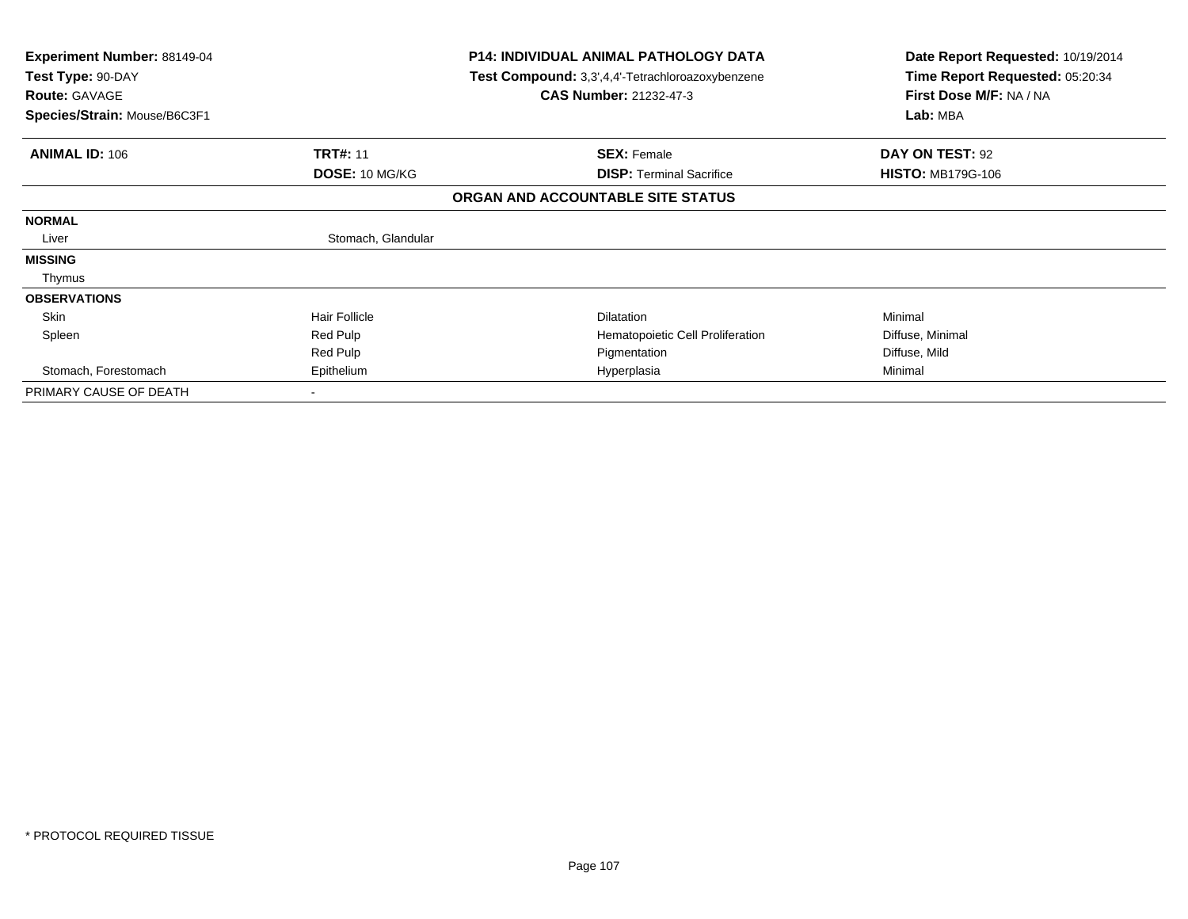**Experiment Number:** 88149-04
**Test Type:** 90-DAY
**Route:** GAVAGE
**Species/Strain:** Mouse/B6C3F1

**P14: INDIVIDUAL ANIMAL PATHOLOGY DATA**
**Test Compound:** 3,3',4,4'-Tetrachloroazoxybenzene
**CAS Number:** 21232-47-3

**Date Report Requested:** 10/19/2014
**Time Report Requested:** 05:20:34
**First Dose M/F:** NA / NA
**Lab:** MBA

| **ANIMAL ID:** 106 | **TRT#:** 11 | **SEX:** Female | **DAY ON TEST:** 92 |
|---|---|---|---|
| | **DOSE:** 10 MG/KG | **DISP:** Terminal Sacrifice | **HISTO:** MB179G-106 |

**ORGAN AND ACCOUNTABLE SITE STATUS**

| | | | |
|---|---|---|---|
| **NORMAL** | | | |
| Liver | Stomach, Glandular | | |
| **MISSING** | | | |
| Thymus | | | |
| **OBSERVATIONS** | | | |
| Skin | Hair Follicle | Dilatation | Minimal |
| Spleen | Red Pulp | Hematopoietic Cell Proliferation | Diffuse, Minimal |
| | Red Pulp | Pigmentation | Diffuse, Mild |
| Stomach, Forestomach | Epithelium | Hyperplasia | Minimal |
| PRIMARY CAUSE OF DEATH | - | | |

* PROTOCOL REQUIRED TISSUE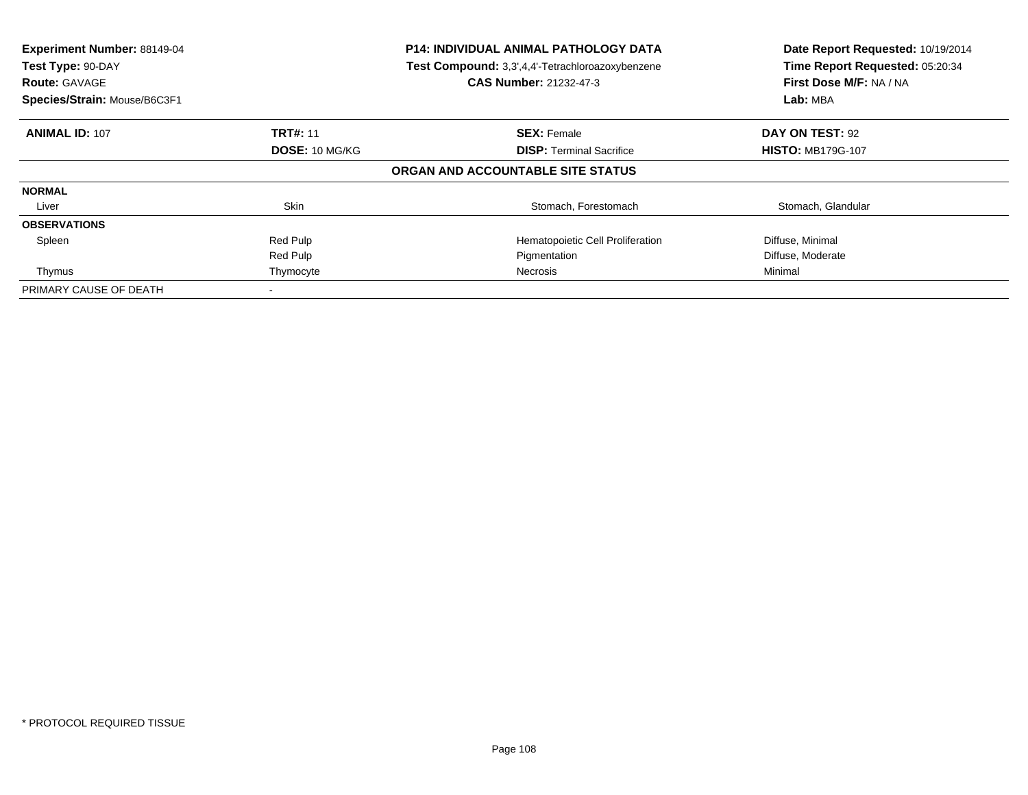**Experiment Number:** 88149-04
**Test Type:** 90-DAY
**Route:** GAVAGE
**Species/Strain:** Mouse/B6C3F1

**P14: INDIVIDUAL ANIMAL PATHOLOGY DATA**
**Test Compound:** 3,3',4,4'-Tetrachloroazoxybenzene
**CAS Number:** 21232-47-3

**Date Report Requested:** 10/19/2014
**Time Report Requested:** 05:20:34
**First Dose M/F:** NA / NA
**Lab:** MBA

| **ANIMAL ID:** 107 | **TRT#:** 11 | **SEX:** Female | **DAY ON TEST:** 92 |
|---|---|---|---|
| | **DOSE:** 10 MG/KG | **DISP:** Terminal Sacrifice | **HISTO:** MB179G-107 |

**ORGAN AND ACCOUNTABLE SITE STATUS**

| | | | |
|---|---|---|---|
| **NORMAL** | | | |
| Liver | Skin | Stomach, Forestomach | Stomach, Glandular |
| **OBSERVATIONS** | | | |
| Spleen | Red Pulp | Hematopoietic Cell Proliferation | Diffuse, Minimal |
| | Red Pulp | Pigmentation | Diffuse, Moderate |
| Thymus | Thymocyte | Necrosis | Minimal |
| PRIMARY CAUSE OF DEATH | - | | |

\* PROTOCOL REQUIRED TISSUE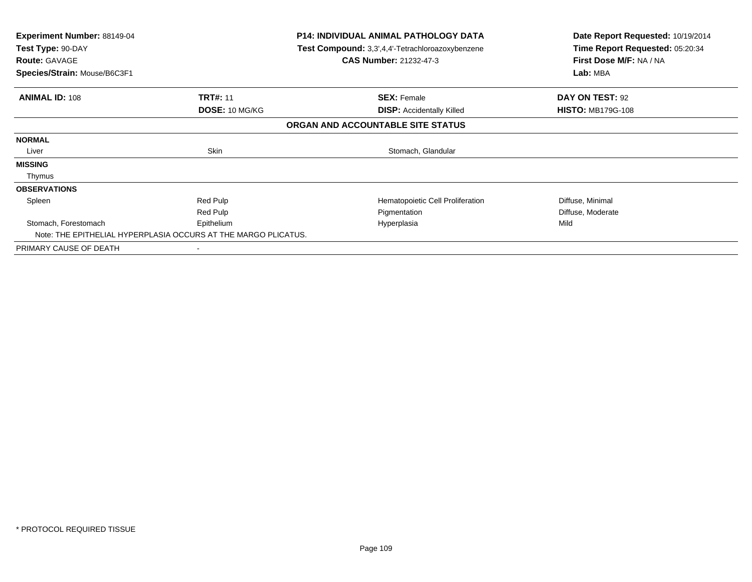**Experiment Number:** 88149-04
**Test Type:** 90-DAY
**Route:** GAVAGE
**Species/Strain:** Mouse/B6C3F1

**P14: INDIVIDUAL ANIMAL PATHOLOGY DATA**
**Test Compound:** 3,3',4,4'-Tetrachloroazoxybenzene
**CAS Number:** 21232-47-3

**Date Report Requested:** 10/19/2014
**Time Report Requested:** 05:20:34
**First Dose M/F:** NA / NA
**Lab:** MBA

| **ANIMAL ID:** 108 | **TRT#:** 11 | **SEX:** Female | **DAY ON TEST:** 92 |
|---|---|---|---|
| | **DOSE:** 10 MG/KG | **DISP:** Accidentally Killed | **HISTO:** MB179G-108 |

**ORGAN AND ACCOUNTABLE SITE STATUS**

| | | | |
|---|---|---|---|
| **NORMAL** | | | |
| Liver | Skin | Stomach, Glandular | |
| **MISSING** | | | |
| Thymus | | | |
| **OBSERVATIONS** | | | |
| Spleen | Red Pulp | Hematopoietic Cell Proliferation | Diffuse, Minimal |
| | Red Pulp | Pigmentation | Diffuse, Moderate |
| Stomach, Forestomach | Epithelium | Hyperplasia | Mild |
| Note: THE EPITHELIAL HYPERPLASIA OCCURS AT THE MARGO PLICATUS. | | | |
| PRIMARY CAUSE OF DEATH | - | | |

* PROTOCOL REQUIRED TISSUE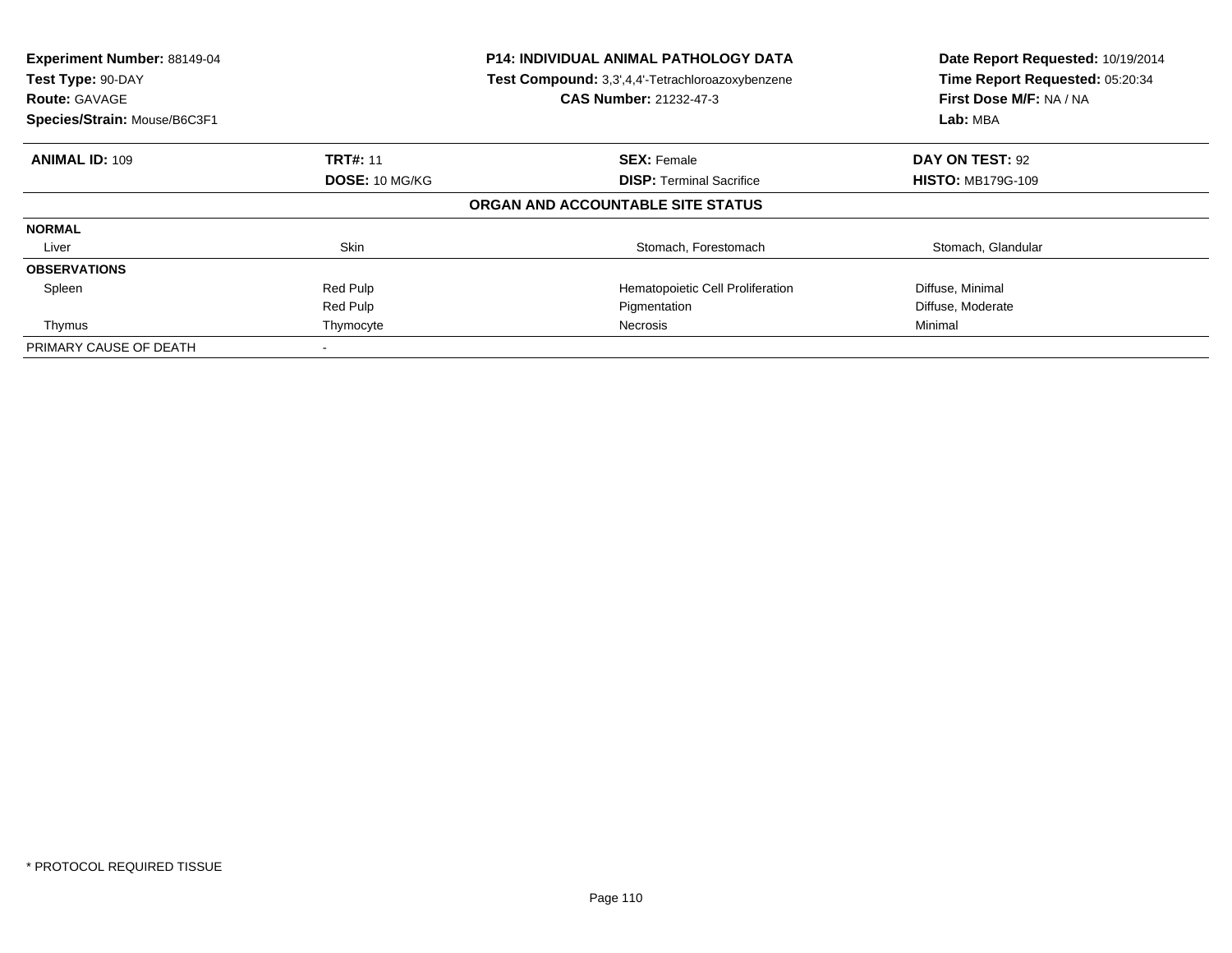**Experiment Number:** 88149-04
**Test Type:** 90-DAY
**Route:** GAVAGE
**Species/Strain:** Mouse/B6C3F1

**P14: INDIVIDUAL ANIMAL PATHOLOGY DATA**
**Test Compound:** 3,3',4,4'-Tetrachloroazoxybenzene
**CAS Number:** 21232-47-3

**Date Report Requested:** 10/19/2014
**Time Report Requested:** 05:20:34
**First Dose M/F:** NA / NA
**Lab:** MBA

| **ANIMAL ID:** 109 | **TRT#:** 11 | **SEX:** Female | **DAY ON TEST:** 92 |
|---|---|---|---|
| | **DOSE:** 10 MG/KG | **DISP:** Terminal Sacrifice | **HISTO:** MB179G-109 |

**ORGAN AND ACCOUNTABLE SITE STATUS**

| | | | |
|---|---|---|---|
| **NORMAL** | | | |
| Liver | Skin | Stomach, Forestomach | Stomach, Glandular |
| **OBSERVATIONS** | | | |
| Spleen | Red Pulp | Hematopoietic Cell Proliferation | Diffuse, Minimal |
| | Red Pulp | Pigmentation | Diffuse, Moderate |
| Thymus | Thymocyte | Necrosis | Minimal |
| PRIMARY CAUSE OF DEATH | - | | |

\* PROTOCOL REQUIRED TISSUE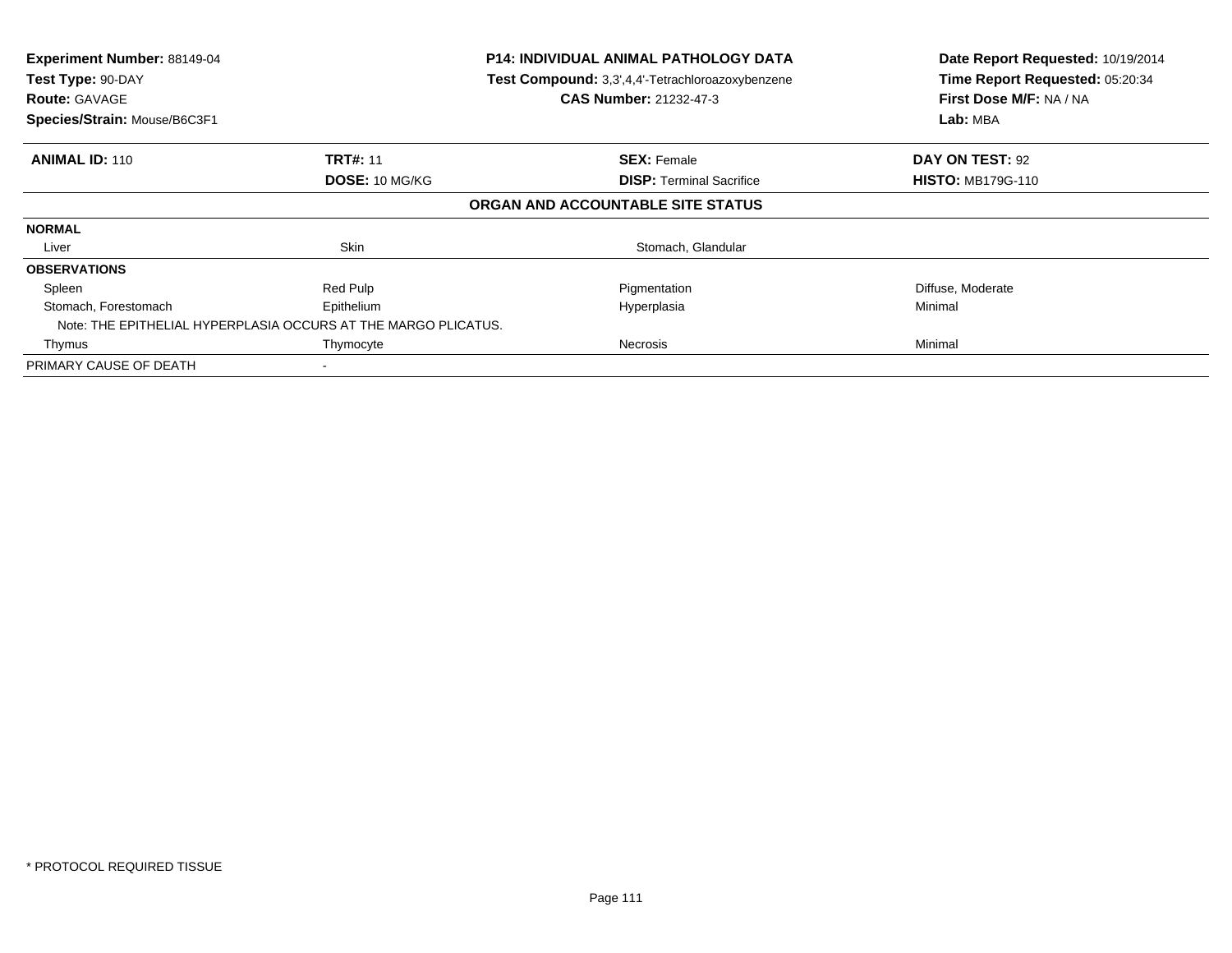**Experiment Number:** 88149-04
**Test Type:** 90-DAY
**Route:** GAVAGE
**Species/Strain:** Mouse/B6C3F1

**P14: INDIVIDUAL ANIMAL PATHOLOGY DATA**
**Test Compound:** 3,3',4,4'-Tetrachloroazoxybenzene
**CAS Number:** 21232-47-3

**Date Report Requested:** 10/19/2014
**Time Report Requested:** 05:20:34
**First Dose M/F:** NA / NA
**Lab:** MBA

| **ANIMAL ID:** 110 | **TRT#:** 11 | **SEX:** Female | **DAY ON TEST:** 92 |
|---|---|---|---|
| | **DOSE:** 10 MG/KG | **DISP:** Terminal Sacrifice | **HISTO:** MB179G-110 |

**ORGAN AND ACCOUNTABLE SITE STATUS**

| | | | |
|---|---|---|---|
| **NORMAL** | | | |
| Liver | Skin | Stomach, Glandular | |
| **OBSERVATIONS** | | | |
| Spleen | Red Pulp | Pigmentation | Diffuse, Moderate |
| Stomach, Forestomach | Epithelium | Hyperplasia | Minimal |
| Note: THE EPITHELIAL HYPERPLASIA OCCURS AT THE MARGO PLICATUS. | | | |
| Thymus | Thymocyte | Necrosis | Minimal |
| PRIMARY CAUSE OF DEATH | - | | |

* PROTOCOL REQUIRED TISSUE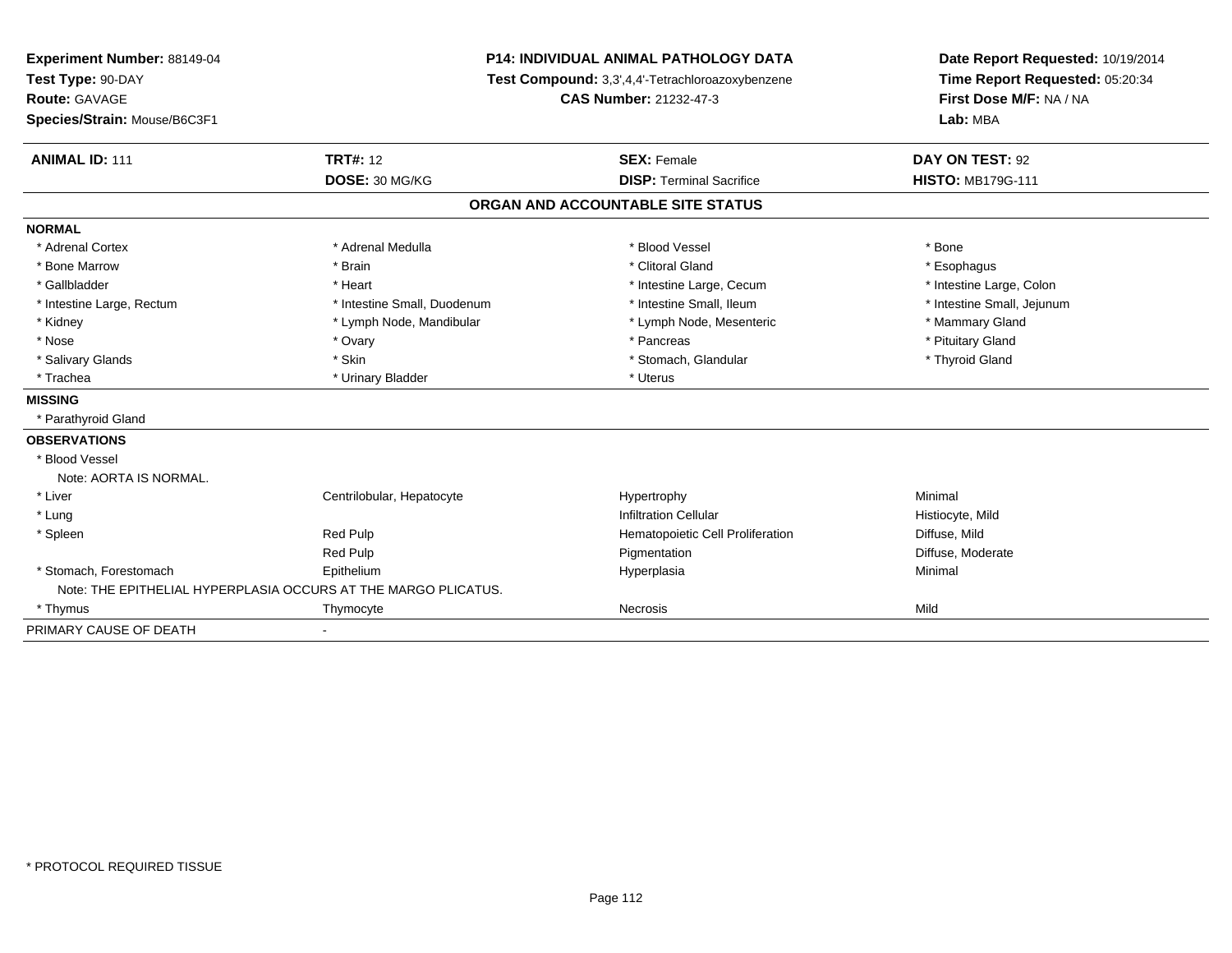**Experiment Number:** 88149-04
**Test Type:** 90-DAY
**Route:** GAVAGE
**Species/Strain:** Mouse/B6C3F1

**P14: INDIVIDUAL ANIMAL PATHOLOGY DATA**
**Test Compound:** 3,3',4,4'-Tetrachloroazoxybenzene
**CAS Number:** 21232-47-3

**Date Report Requested:** 10/19/2014
**Time Report Requested:** 05:20:34
**First Dose M/F:** NA / NA
**Lab:** MBA

| **ANIMAL ID:** 111 | **TRT#:** 12 | **SEX:** Female | **DAY ON TEST:** 92 |
|---|---|---|---|
| | **DOSE:** 30 MG/KG | **DISP:** Terminal Sacrifice | **HISTO:** MB179G-111 |

## ORGAN AND ACCOUNTABLE SITE STATUS

**NORMAL**

| | | | |
|---|---|---|---|
| * Adrenal Cortex | * Adrenal Medulla | * Blood Vessel | * Bone |
| * Bone Marrow | * Brain | * Clitoral Gland | * Esophagus |
| * Gallbladder | * Heart | * Intestine Large, Cecum | * Intestine Large, Colon |
| * Intestine Large, Rectum | * Intestine Small, Duodenum | * Intestine Small, Ileum | * Intestine Small, Jejunum |
| * Kidney | * Lymph Node, Mandibular | * Lymph Node, Mesenteric | * Mammary Gland |
| * Nose | * Ovary | * Pancreas | * Pituitary Gland |
| * Salivary Glands | * Skin | * Stomach, Glandular | * Thyroid Gland |
| * Trachea | * Urinary Bladder | * Uterus | |

**MISSING**

* Parathyroid Gland

**OBSERVATIONS**

| | | | |
|---|---|---|---|
| * Blood Vessel | | | |
| Note: AORTA IS NORMAL. | | | |
| * Liver | Centrilobular, Hepatocyte | Hypertrophy | Minimal |
| * Lung | | Infiltration Cellular | Histiocyte, Mild |
| * Spleen | Red Pulp | Hematopoietic Cell Proliferation | Diffuse, Mild |
| | Red Pulp | Pigmentation | Diffuse, Moderate |
| * Stomach, Forestomach | Epithelium | Hyperplasia | Minimal |
| Note: THE EPITHELIAL HYPERPLASIA OCCURS AT THE MARGO PLICATUS. | | | |
| * Thymus | Thymocyte | Necrosis | Mild |

PRIMARY CAUSE OF DEATH -

* PROTOCOL REQUIRED TISSUE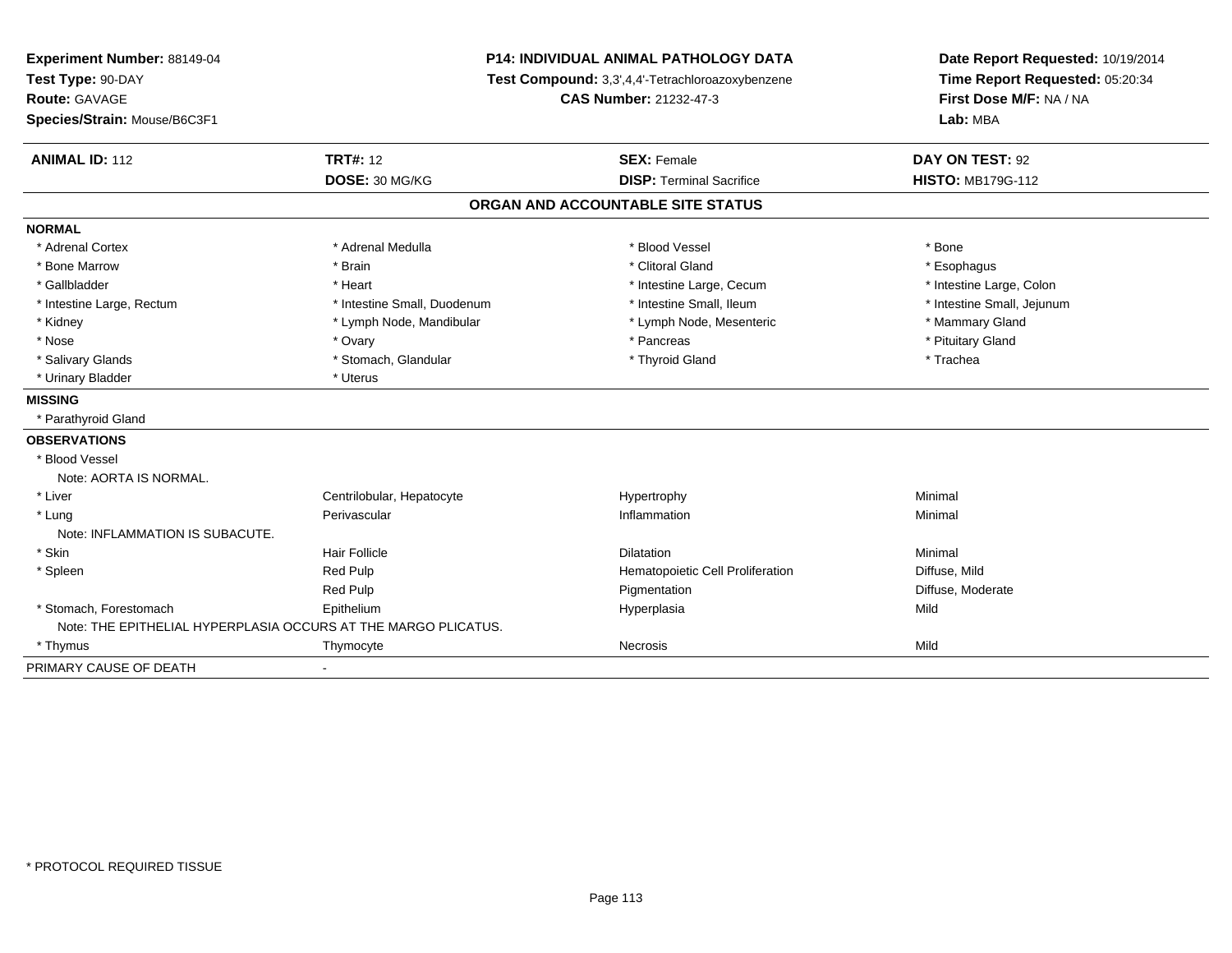**Experiment Number:** 88149-04
**Test Type:** 90-DAY
**Route:** GAVAGE
**Species/Strain:** Mouse/B6C3F1

**P14: INDIVIDUAL ANIMAL PATHOLOGY DATA**
**Test Compound:** 3,3',4,4'-Tetrachloroazoxybenzene
**CAS Number:** 21232-47-3

**Date Report Requested:** 10/19/2014
**Time Report Requested:** 05:20:34
**First Dose M/F:** NA / NA
**Lab:** MBA

| **ANIMAL ID:** 112 | **TRT#:** 12 | **SEX:** Female | **DAY ON TEST:** 92 |
|---|---|---|---|
| | **DOSE:** 30 MG/KG | **DISP:** Terminal Sacrifice | **HISTO:** MB179G-112 |

## ORGAN AND ACCOUNTABLE SITE STATUS

**NORMAL**

| | | | |
|---|---|---|---|
| * Adrenal Cortex | * Adrenal Medulla | * Blood Vessel | * Bone |
| * Bone Marrow | * Brain | * Clitoral Gland | * Esophagus |
| * Gallbladder | * Heart | * Intestine Large, Cecum | * Intestine Large, Colon |
| * Intestine Large, Rectum | * Intestine Small, Duodenum | * Intestine Small, Ileum | * Intestine Small, Jejunum |
| * Kidney | * Lymph Node, Mandibular | * Lymph Node, Mesenteric | * Mammary Gland |
| * Nose | * Ovary | * Pancreas | * Pituitary Gland |
| * Salivary Glands | * Stomach, Glandular | * Thyroid Gland | * Trachea |
| * Urinary Bladder | * Uterus | | |

**MISSING**

* Parathyroid Gland

**OBSERVATIONS**

| | | | |
|---|---|---|---|
| * Blood Vessel | | | |
| Note: AORTA IS NORMAL. | | | |
| * Liver | Centrilobular, Hepatocyte | Hypertrophy | Minimal |
| * Lung | Perivascular | Inflammation | Minimal |
| Note: INFLAMMATION IS SUBACUTE. | | | |
| * Skin | Hair Follicle | Dilatation | Minimal |
| * Spleen | Red Pulp | Hematopoietic Cell Proliferation | Diffuse, Mild |
| | Red Pulp | Pigmentation | Diffuse, Moderate |
| * Stomach, Forestomach | Epithelium | Hyperplasia | Mild |
| Note: THE EPITHELIAL HYPERPLASIA OCCURS AT THE MARGO PLICATUS. | | | |
| * Thymus | Thymocyte | Necrosis | Mild |

PRIMARY CAUSE OF DEATH -

* PROTOCOL REQUIRED TISSUE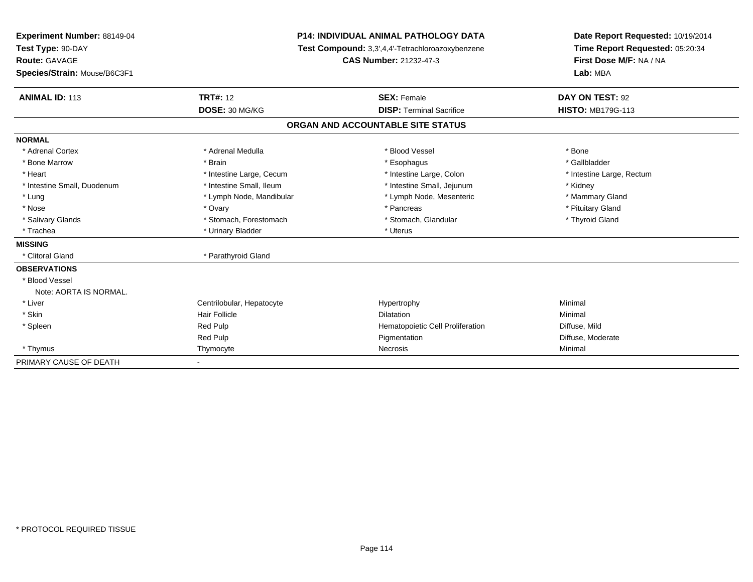**Experiment Number:** 88149-04
**Test Type:** 90-DAY
**Route:** GAVAGE
**Species/Strain:** Mouse/B6C3F1

**P14: INDIVIDUAL ANIMAL PATHOLOGY DATA**
**Test Compound:** 3,3',4,4'-Tetrachloroazoxybenzene
**CAS Number:** 21232-47-3

**Date Report Requested:** 10/19/2014
**Time Report Requested:** 05:20:34
**First Dose M/F:** NA / NA
**Lab:** MBA

| **ANIMAL ID:** 113 | **TRT#:** 12 | **SEX:** Female | **DAY ON TEST:** 92 |
|---|---|---|---|
| | **DOSE:** 30 MG/KG | **DISP:** Terminal Sacrifice | **HISTO:** MB179G-113 |

## ORGAN AND ACCOUNTABLE SITE STATUS

| | | | |
|---|---|---|---|
| **NORMAL** | | | |
| * Adrenal Cortex | * Adrenal Medulla | * Blood Vessel | * Bone |
| * Bone Marrow | * Brain | * Esophagus | * Gallbladder |
| * Heart | * Intestine Large, Cecum | * Intestine Large, Colon | * Intestine Large, Rectum |
| * Intestine Small, Duodenum | * Intestine Small, Ileum | * Intestine Small, Jejunum | * Kidney |
| * Lung | * Lymph Node, Mandibular | * Lymph Node, Mesenteric | * Mammary Gland |
| * Nose | * Ovary | * Pancreas | * Pituitary Gland |
| * Salivary Glands | * Stomach, Forestomach | * Stomach, Glandular | * Thyroid Gland |
| * Trachea | * Urinary Bladder | * Uterus | |
| **MISSING** | | | |
| * Clitoral Gland | * Parathyroid Gland | | |
| **OBSERVATIONS** | | | |
| * Blood Vessel | | | |
| Note: AORTA IS NORMAL. | | | |
| * Liver | Centrilobular, Hepatocyte | Hypertrophy | Minimal |
| * Skin | Hair Follicle | Dilatation | Minimal |
| * Spleen | Red Pulp | Hematopoietic Cell Proliferation | Diffuse, Mild |
| | Red Pulp | Pigmentation | Diffuse, Moderate |
| * Thymus | Thymocyte | Necrosis | Minimal |
| PRIMARY CAUSE OF DEATH | - | | |

* PROTOCOL REQUIRED TISSUE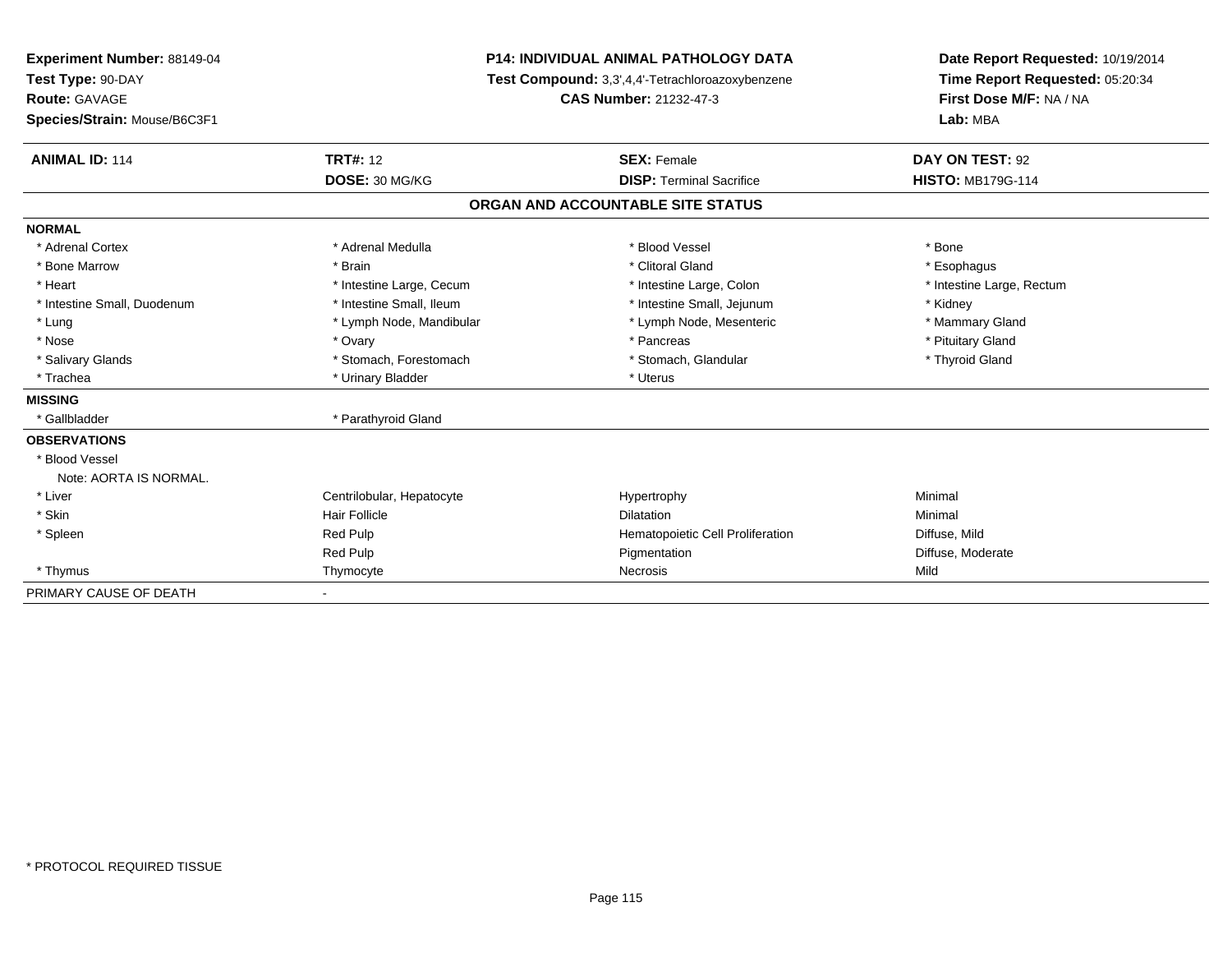**Experiment Number:** 88149-04
**Test Type:** 90-DAY
**Route:** GAVAGE
**Species/Strain:** Mouse/B6C3F1

**P14: INDIVIDUAL ANIMAL PATHOLOGY DATA**
**Test Compound:** 3,3',4,4'-Tetrachloroazoxybenzene
**CAS Number:** 21232-47-3

**Date Report Requested:** 10/19/2014
**Time Report Requested:** 05:20:34
**First Dose M/F:** NA / NA
**Lab:** MBA

| **ANIMAL ID:** 114 | **TRT#:** 12 | **SEX:** Female | **DAY ON TEST:** 92 |
|---|---|---|---|
| | **DOSE:** 30 MG/KG | **DISP:** Terminal Sacrifice | **HISTO:** MB179G-114 |

**ORGAN AND ACCOUNTABLE SITE STATUS**

| | | | |
|---|---|---|---|
| **NORMAL** | | | |
| * Adrenal Cortex | * Adrenal Medulla | * Blood Vessel | * Bone |
| * Bone Marrow | * Brain | * Clitoral Gland | * Esophagus |
| * Heart | * Intestine Large, Cecum | * Intestine Large, Colon | * Intestine Large, Rectum |
| * Intestine Small, Duodenum | * Intestine Small, Ileum | * Intestine Small, Jejunum | * Kidney |
| * Lung | * Lymph Node, Mandibular | * Lymph Node, Mesenteric | * Mammary Gland |
| * Nose | * Ovary | * Pancreas | * Pituitary Gland |
| * Salivary Glands | * Stomach, Forestomach | * Stomach, Glandular | * Thyroid Gland |
| * Trachea | * Urinary Bladder | * Uterus | |
| **MISSING** | | | |
| * Gallbladder | * Parathyroid Gland | | |
| **OBSERVATIONS** | | | |
| * Blood Vessel | | | |
| Note: AORTA IS NORMAL. | | | |
| * Liver | Centrilobular, Hepatocyte | Hypertrophy | Minimal |
| * Skin | Hair Follicle | Dilatation | Minimal |
| * Spleen | Red Pulp | Hematopoietic Cell Proliferation | Diffuse, Mild |
| | Red Pulp | Pigmentation | Diffuse, Moderate |
| * Thymus | Thymocyte | Necrosis | Mild |
| PRIMARY CAUSE OF DEATH | - | | |

* PROTOCOL REQUIRED TISSUE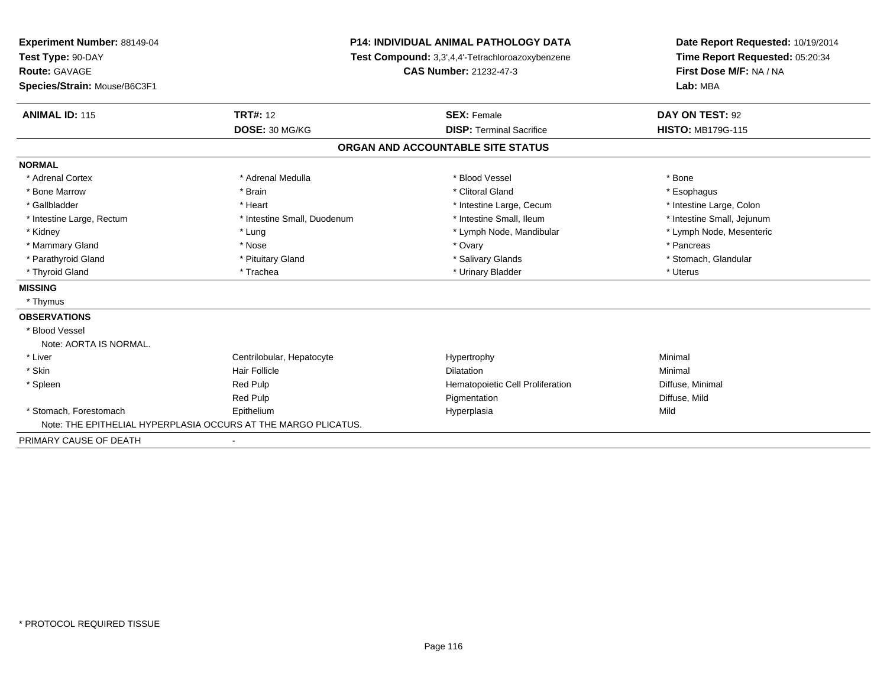**Experiment Number:** 88149-04
**Test Type:** 90-DAY
**Route:** GAVAGE
**Species/Strain:** Mouse/B6C3F1

**P14: INDIVIDUAL ANIMAL PATHOLOGY DATA**
**Test Compound:** 3,3',4,4'-Tetrachloroazoxybenzene
**CAS Number:** 21232-47-3

**Date Report Requested:** 10/19/2014
**Time Report Requested:** 05:20:34
**First Dose M/F:** NA / NA
**Lab:** MBA

| **ANIMAL ID:** 115 | **TRT#:** 12 | **SEX:** Female | **DAY ON TEST:** 92 |
|---|---|---|---|
| | **DOSE:** 30 MG/KG | **DISP:** Terminal Sacrifice | **HISTO:** MB179G-115 |

## ORGAN AND ACCOUNTABLE SITE STATUS

**NORMAL**

| | | | |
|---|---|---|---|
| * Adrenal Cortex | * Adrenal Medulla | * Blood Vessel | * Bone |
| * Bone Marrow | * Brain | * Clitoral Gland | * Esophagus |
| * Gallbladder | * Heart | * Intestine Large, Cecum | * Intestine Large, Colon |
| * Intestine Large, Rectum | * Intestine Small, Duodenum | * Intestine Small, Ileum | * Intestine Small, Jejunum |
| * Kidney | * Lung | * Lymph Node, Mandibular | * Lymph Node, Mesenteric |
| * Mammary Gland | * Nose | * Ovary | * Pancreas |
| * Parathyroid Gland | * Pituitary Gland | * Salivary Glands | * Stomach, Glandular |
| * Thyroid Gland | * Trachea | * Urinary Bladder | * Uterus |

**MISSING**

* Thymus

**OBSERVATIONS**

* Blood Vessel
  Note: AORTA IS NORMAL.

| | | | |
|---|---|---|---|
| * Liver | Centrilobular, Hepatocyte | Hypertrophy | Minimal |
| * Skin | Hair Follicle | Dilatation | Minimal |
| * Spleen | Red Pulp | Hematopoietic Cell Proliferation | Diffuse, Minimal |
| | Red Pulp | Pigmentation | Diffuse, Mild |
| * Stomach, Forestomach | Epithelium | Hyperplasia | Mild |

Note: THE EPITHELIAL HYPERPLASIA OCCURS AT THE MARGO PLICATUS.

PRIMARY CAUSE OF DEATH -

* PROTOCOL REQUIRED TISSUE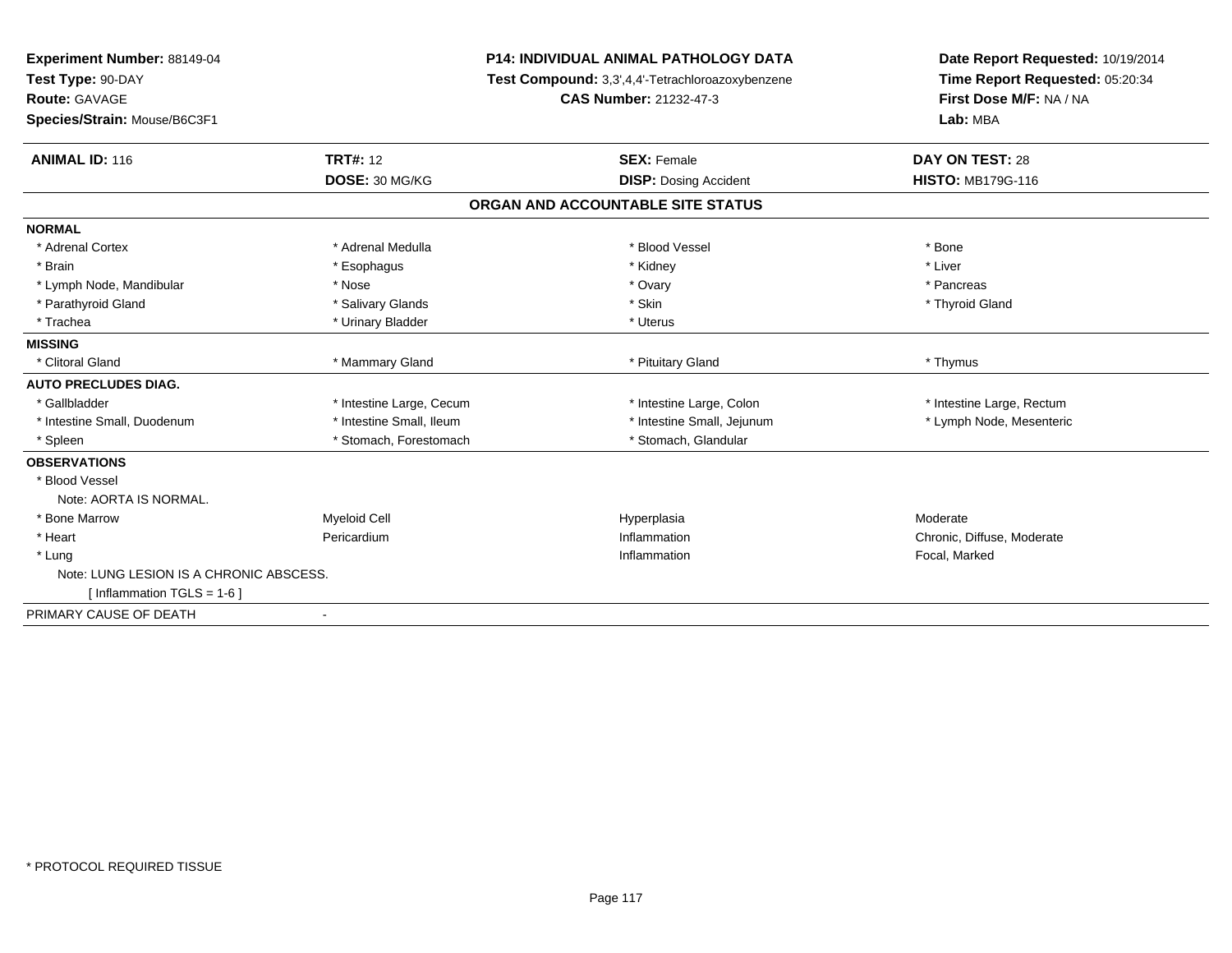**Experiment Number:** 88149-04
**Test Type:** 90-DAY
**Route:** GAVAGE
**Species/Strain:** Mouse/B6C3F1

**P14: INDIVIDUAL ANIMAL PATHOLOGY DATA**
**Test Compound:** 3,3',4,4'-Tetrachloroazoxybenzene
**CAS Number:** 21232-47-3

**Date Report Requested:** 10/19/2014
**Time Report Requested:** 05:20:34
**First Dose M/F:** NA / NA
**Lab:** MBA

| **ANIMAL ID:** 116 | **TRT#:** 12 | **SEX:** Female | **DAY ON TEST:** 28 |
|---|---|---|---|
| | **DOSE:** 30 MG/KG | **DISP:** Dosing Accident | **HISTO:** MB179G-116 |

## ORGAN AND ACCOUNTABLE SITE STATUS

| | | | |
|---|---|---|---|
| **NORMAL** | | | |
| * Adrenal Cortex | * Adrenal Medulla | * Blood Vessel | * Bone |
| * Brain | * Esophagus | * Kidney | * Liver |
| * Lymph Node, Mandibular | * Nose | * Ovary | * Pancreas |
| * Parathyroid Gland | * Salivary Glands | * Skin | * Thyroid Gland |
| * Trachea | * Urinary Bladder | * Uterus | |
| **MISSING** | | | |
| * Clitoral Gland | * Mammary Gland | * Pituitary Gland | * Thymus |
| **AUTO PRECLUDES DIAG.** | | | |
| * Gallbladder | * Intestine Large, Cecum | * Intestine Large, Colon | * Intestine Large, Rectum |
| * Intestine Small, Duodenum | * Intestine Small, Ileum | * Intestine Small, Jejunum | * Lymph Node, Mesenteric |
| * Spleen | * Stomach, Forestomach | * Stomach, Glandular | |
| **OBSERVATIONS** | | | |
| * Blood Vessel | | | |
| Note: AORTA IS NORMAL. | | | |
| * Bone Marrow | Myeloid Cell | Hyperplasia | Moderate |
| * Heart | Pericardium | Inflammation | Chronic, Diffuse, Moderate |
| * Lung | | Inflammation | Focal, Marked |
| Note: LUNG LESION IS A CHRONIC ABSCESS. | | | |
| [ Inflammation TGLS = 1-6 ] | | | |
| PRIMARY CAUSE OF DEATH | - | | |

* PROTOCOL REQUIRED TISSUE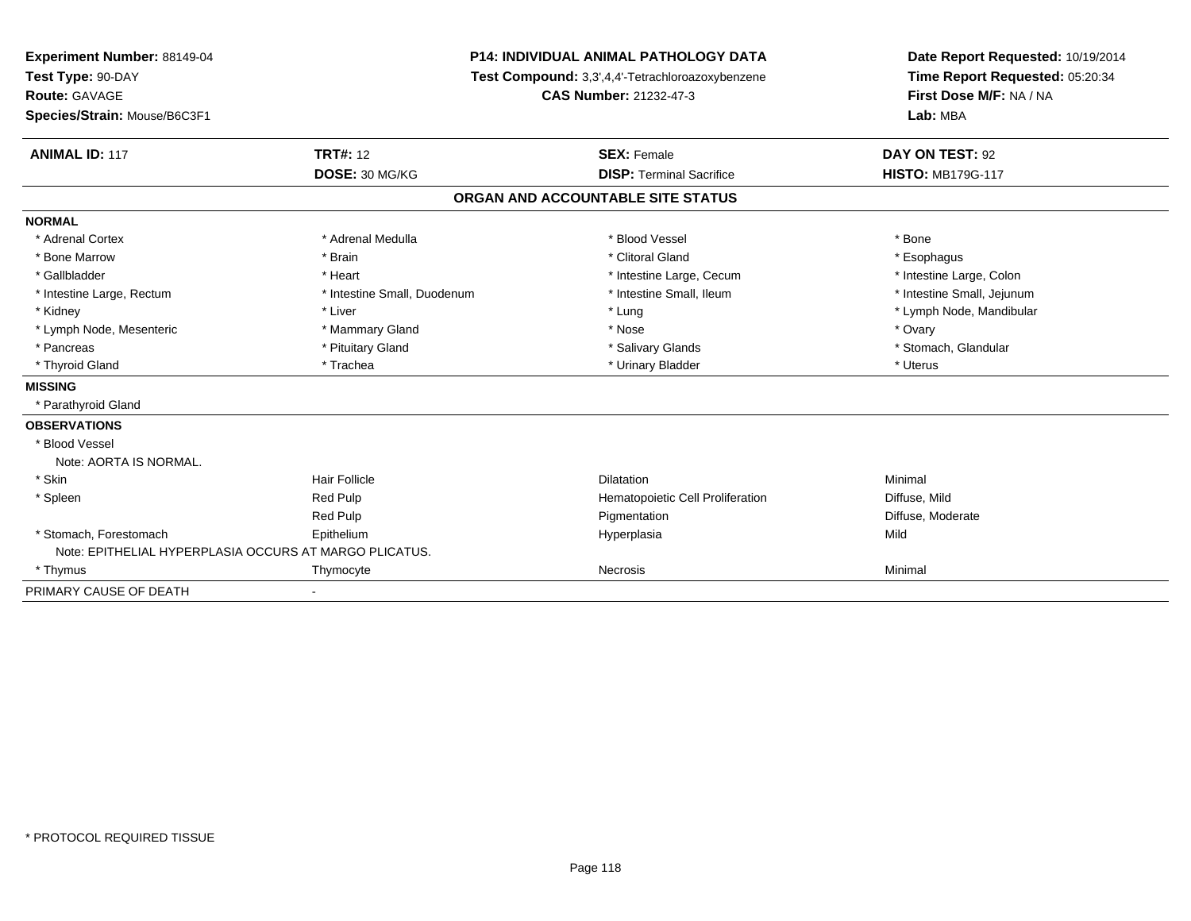**Experiment Number:** 88149-04
**Test Type:** 90-DAY
**Route:** GAVAGE
**Species/Strain:** Mouse/B6C3F1

**P14: INDIVIDUAL ANIMAL PATHOLOGY DATA**
**Test Compound:** 3,3',4,4'-Tetrachloroazoxybenzene
**CAS Number:** 21232-47-3

**Date Report Requested:** 10/19/2014
**Time Report Requested:** 05:20:34
**First Dose M/F:** NA / NA
**Lab:** MBA

| **ANIMAL ID:** 117 | **TRT#:** 12 | **SEX:** Female | **DAY ON TEST:** 92 |
|---|---|---|---|
| | **DOSE:** 30 MG/KG | **DISP:** Terminal Sacrifice | **HISTO:** MB179G-117 |

## ORGAN AND ACCOUNTABLE SITE STATUS

| | | | |
|---|---|---|---|
| **NORMAL** | | | |
| * Adrenal Cortex | * Adrenal Medulla | * Blood Vessel | * Bone |
| * Bone Marrow | * Brain | * Clitoral Gland | * Esophagus |
| * Gallbladder | * Heart | * Intestine Large, Cecum | * Intestine Large, Colon |
| * Intestine Large, Rectum | * Intestine Small, Duodenum | * Intestine Small, Ileum | * Intestine Small, Jejunum |
| * Kidney | * Liver | * Lung | * Lymph Node, Mandibular |
| * Lymph Node, Mesenteric | * Mammary Gland | * Nose | * Ovary |
| * Pancreas | * Pituitary Gland | * Salivary Glands | * Stomach, Glandular |
| * Thyroid Gland | * Trachea | * Urinary Bladder | * Uterus |
| **MISSING** | | | |
| * Parathyroid Gland | | | |
| **OBSERVATIONS** | | | |
| * Blood Vessel | | | |
| Note: AORTA IS NORMAL. | | | |
| * Skin | Hair Follicle | Dilatation | Minimal |
| * Spleen | Red Pulp | Hematopoietic Cell Proliferation | Diffuse, Mild |
| | Red Pulp | Pigmentation | Diffuse, Moderate |
| * Stomach, Forestomach | Epithelium | Hyperplasia | Mild |
| Note: EPITHELIAL HYPERPLASIA OCCURS AT MARGO PLICATUS. | | | |
| * Thymus | Thymocyte | Necrosis | Minimal |
| PRIMARY CAUSE OF DEATH | - | | |

* PROTOCOL REQUIRED TISSUE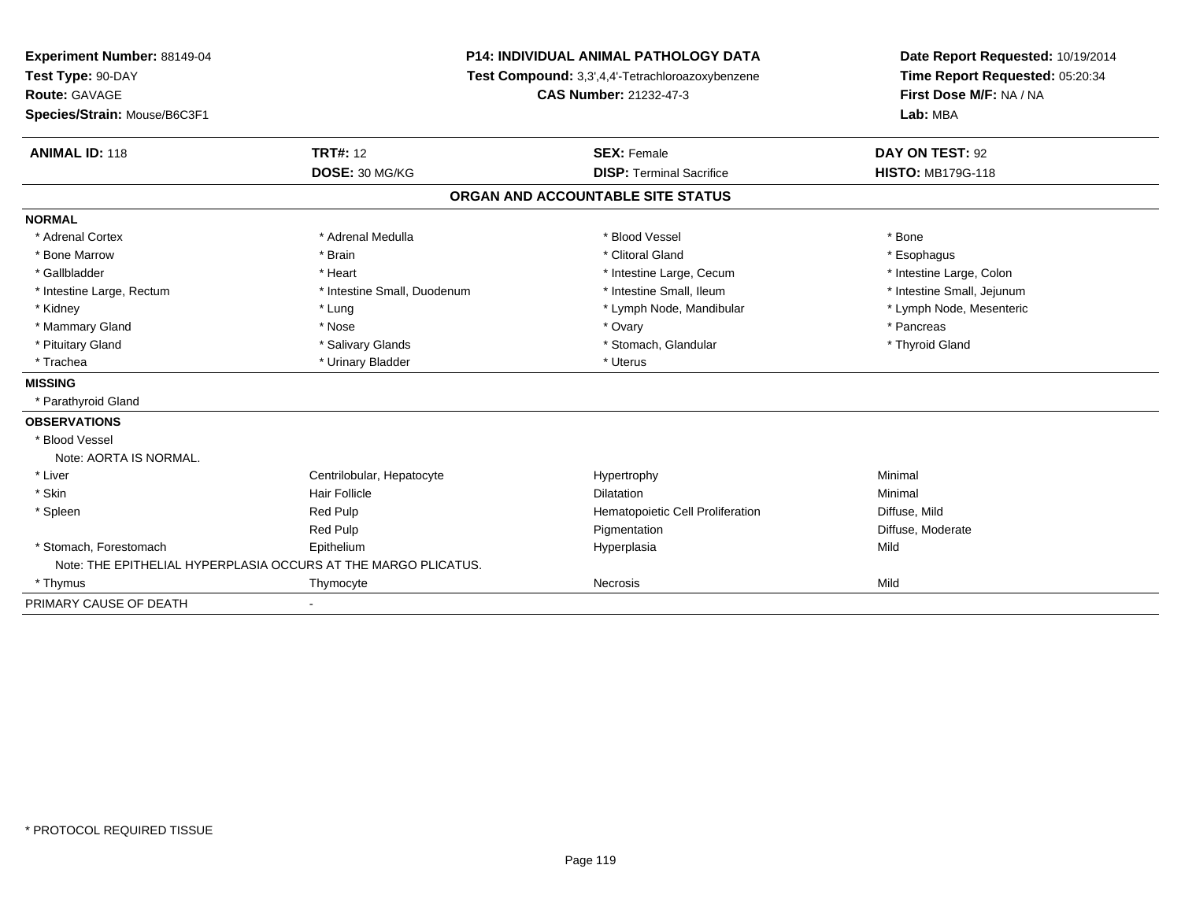**Experiment Number:** 88149-04
**Test Type:** 90-DAY
**Route:** GAVAGE
**Species/Strain:** Mouse/B6C3F1

**P14: INDIVIDUAL ANIMAL PATHOLOGY DATA**
**Test Compound:** 3,3',4,4'-Tetrachloroazoxybenzene
**CAS Number:** 21232-47-3

**Date Report Requested:** 10/19/2014
**Time Report Requested:** 05:20:34
**First Dose M/F:** NA / NA
**Lab:** MBA

| **ANIMAL ID:** 118 | **TRT#:** 12 | **SEX:** Female | **DAY ON TEST:** 92 |
|---|---|---|---|
| | **DOSE:** 30 MG/KG | **DISP:** Terminal Sacrifice | **HISTO:** MB179G-118 |

## ORGAN AND ACCOUNTABLE SITE STATUS

**NORMAL**

| | | | |
|---|---|---|---|
| * Adrenal Cortex | * Adrenal Medulla | * Blood Vessel | * Bone |
| * Bone Marrow | * Brain | * Clitoral Gland | * Esophagus |
| * Gallbladder | * Heart | * Intestine Large, Cecum | * Intestine Large, Colon |
| * Intestine Large, Rectum | * Intestine Small, Duodenum | * Intestine Small, Ileum | * Intestine Small, Jejunum |
| * Kidney | * Lung | * Lymph Node, Mandibular | * Lymph Node, Mesenteric |
| * Mammary Gland | * Nose | * Ovary | * Pancreas |
| * Pituitary Gland | * Salivary Glands | * Stomach, Glandular | * Thyroid Gland |
| * Trachea | * Urinary Bladder | * Uterus | |

**MISSING**

* Parathyroid Gland

**OBSERVATIONS**

| | | | |
|---|---|---|---|
| * Blood Vessel | | | |
| Note: AORTA IS NORMAL. | | | |
| * Liver | Centrilobular, Hepatocyte | Hypertrophy | Minimal |
| * Skin | Hair Follicle | Dilatation | Minimal |
| * Spleen | Red Pulp | Hematopoietic Cell Proliferation | Diffuse, Mild |
| | Red Pulp | Pigmentation | Diffuse, Moderate |
| * Stomach, Forestomach | Epithelium | Hyperplasia | Mild |
| Note: THE EPITHELIAL HYPERPLASIA OCCURS AT THE MARGO PLICATUS. | | | |
| * Thymus | Thymocyte | Necrosis | Mild |

PRIMARY CAUSE OF DEATH -

* PROTOCOL REQUIRED TISSUE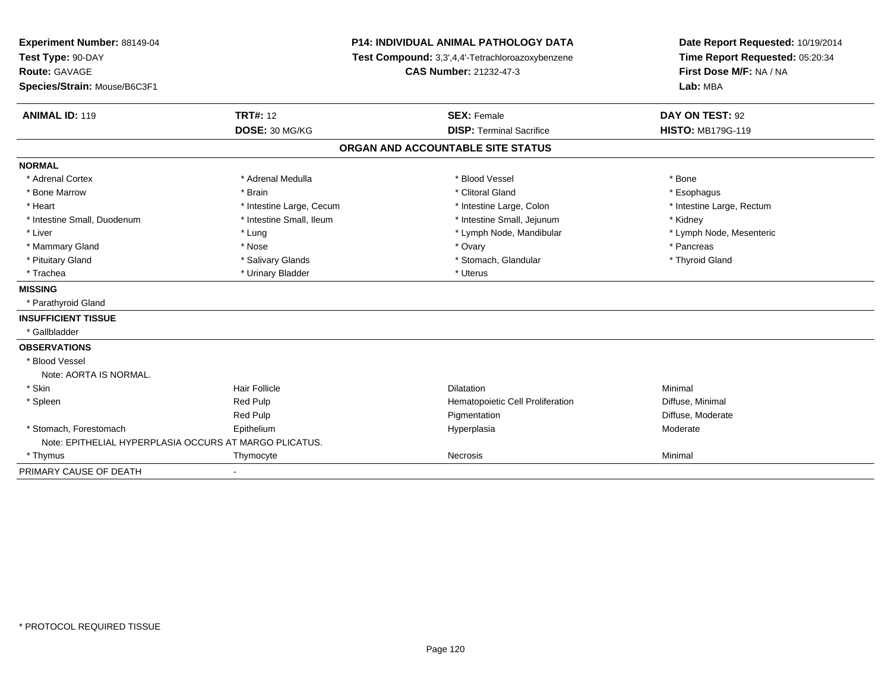**Experiment Number:** 88149-04
**Test Type:** 90-DAY
**Route:** GAVAGE
**Species/Strain:** Mouse/B6C3F1

**P14: INDIVIDUAL ANIMAL PATHOLOGY DATA**
**Test Compound:** 3,3',4,4'-Tetrachloroazoxybenzene
**CAS Number:** 21232-47-3

**Date Report Requested:** 10/19/2014
**Time Report Requested:** 05:20:34
**First Dose M/F:** NA / NA
**Lab:** MBA

| **ANIMAL ID:** 119 | **TRT#:** 12 | **SEX:** Female | **DAY ON TEST:** 92 |
|---|---|---|---|
| | **DOSE:** 30 MG/KG | **DISP:** Terminal Sacrifice | **HISTO:** MB179G-119 |

## ORGAN AND ACCOUNTABLE SITE STATUS

| | | | |
|---|---|---|---|
| **NORMAL** | | | |
| * Adrenal Cortex | * Adrenal Medulla | * Blood Vessel | * Bone |
| * Bone Marrow | * Brain | * Clitoral Gland | * Esophagus |
| * Heart | * Intestine Large, Cecum | * Intestine Large, Colon | * Intestine Large, Rectum |
| * Intestine Small, Duodenum | * Intestine Small, Ileum | * Intestine Small, Jejunum | * Kidney |
| * Liver | * Lung | * Lymph Node, Mandibular | * Lymph Node, Mesenteric |
| * Mammary Gland | * Nose | * Ovary | * Pancreas |
| * Pituitary Gland | * Salivary Glands | * Stomach, Glandular | * Thyroid Gland |
| * Trachea | * Urinary Bladder | * Uterus | |
| **MISSING** | | | |
| * Parathyroid Gland | | | |
| **INSUFFICIENT TISSUE** | | | |
| * Gallbladder | | | |
| **OBSERVATIONS** | | | |
| * Blood Vessel | | | |
| Note: AORTA IS NORMAL. | | | |
| * Skin | Hair Follicle | Dilatation | Minimal |
| * Spleen | Red Pulp | Hematopoietic Cell Proliferation | Diffuse, Minimal |
| | Red Pulp | Pigmentation | Diffuse, Moderate |
| * Stomach, Forestomach | Epithelium | Hyperplasia | Moderate |
| Note: EPITHELIAL HYPERPLASIA OCCURS AT MARGO PLICATUS. | | | |
| * Thymus | Thymocyte | Necrosis | Minimal |
| PRIMARY CAUSE OF DEATH | - | | |

* PROTOCOL REQUIRED TISSUE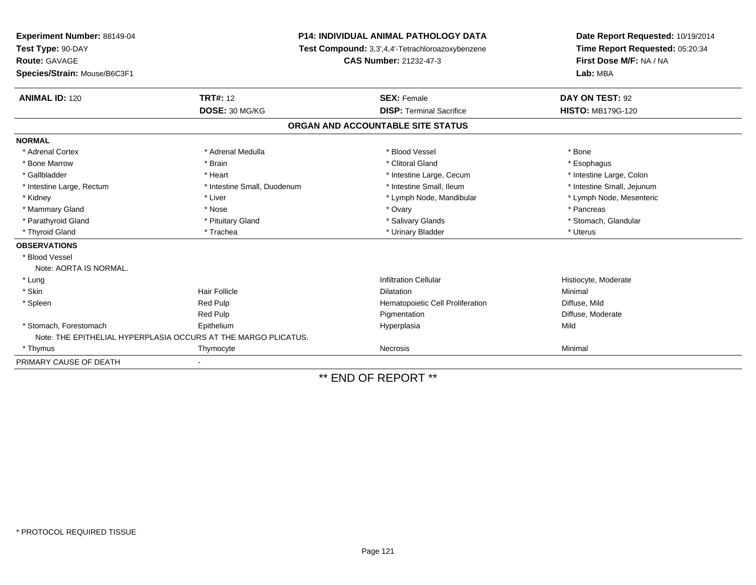**Experiment Number:** 88149-04
**Test Type:** 90-DAY
**Route:** GAVAGE
**Species/Strain:** Mouse/B6C3F1

**P14: INDIVIDUAL ANIMAL PATHOLOGY DATA**
**Test Compound:** 3,3',4,4'-Tetrachloroazoxybenzene
**CAS Number:** 21232-47-3

**Date Report Requested:** 10/19/2014
**Time Report Requested:** 05:20:34
**First Dose M/F:** NA / NA
**Lab:** MBA

| | | | |
|---|---|---|---|
| **ANIMAL ID:** 120 | **TRT#:** 12 | **SEX:** Female | **DAY ON TEST:** 92 |
| | **DOSE:** 30 MG/KG | **DISP:** Terminal Sacrifice | **HISTO:** MB179G-120 |

## ORGAN AND ACCOUNTABLE SITE STATUS

**NORMAL**

| | | | |
|---|---|---|---|
| * Adrenal Cortex | * Adrenal Medulla | * Blood Vessel | * Bone |
| * Bone Marrow | * Brain | * Clitoral Gland | * Esophagus |
| * Gallbladder | * Heart | * Intestine Large, Cecum | * Intestine Large, Colon |
| * Intestine Large, Rectum | * Intestine Small, Duodenum | * Intestine Small, Ileum | * Intestine Small, Jejunum |
| * Kidney | * Liver | * Lymph Node, Mandibular | * Lymph Node, Mesenteric |
| * Mammary Gland | * Nose | * Ovary | * Pancreas |
| * Parathyroid Gland | * Pituitary Gland | * Salivary Glands | * Stomach, Glandular |
| * Thyroid Gland | * Trachea | * Urinary Bladder | * Uterus |

**OBSERVATIONS**

| | | | |
|---|---|---|---|
| * Blood Vessel | | | |
| Note: AORTA IS NORMAL. | | | |
| * Lung | | Infiltration Cellular | Histiocyte, Moderate |
| * Skin | Hair Follicle | Dilatation | Minimal |
| * Spleen | Red Pulp | Hematopoietic Cell Proliferation | Diffuse, Mild |
| | Red Pulp | Pigmentation | Diffuse, Moderate |
| * Stomach, Forestomach | Epithelium | Hyperplasia | Mild |
| Note: THE EPITHELIAL HYPERPLASIA OCCURS AT THE MARGO PLICATUS. | | | |
| * Thymus | Thymocyte | Necrosis | Minimal |

PRIMARY CAUSE OF DEATH -

** END OF REPORT **

* PROTOCOL REQUIRED TISSUE